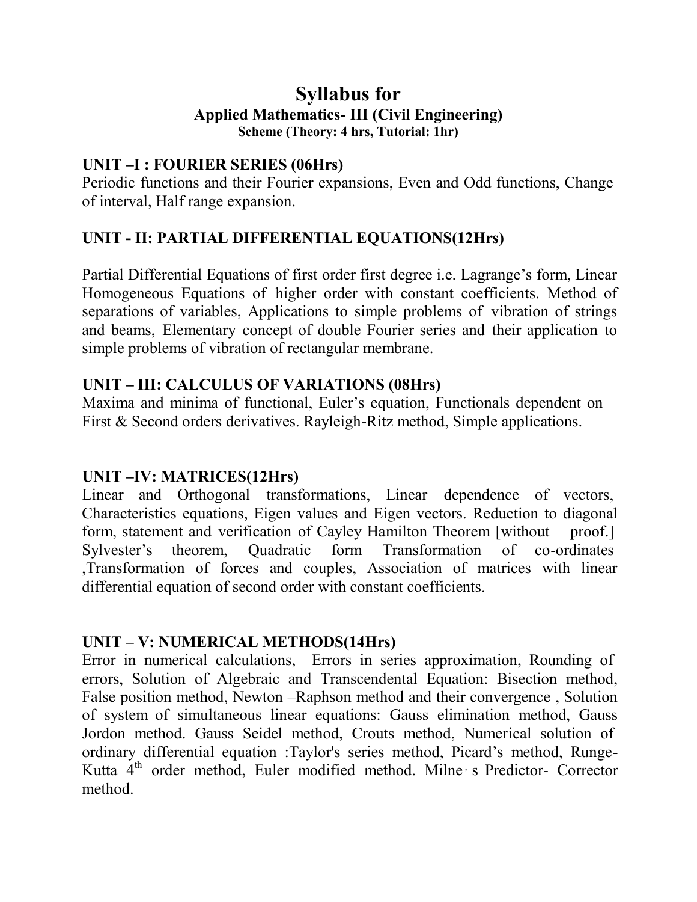# Syllabus for

## Applied Mathematics- III (Civil Engineering)

**Scheme (Theory: 4 hrs, Tutorial: 1hr)**

### UNIT –I : FOURIER SERIES (06Hrs)

Periodic functions and their Fourier expansions, Even and Odd functions, Change of interval, Half range expansion.

### UNIT - II: PARTIAL DIFFERENTIAL EQUATIONS(12Hrs)

Partial Differential Equations of first order first degree i.e. Lagrange's form, Linear Homogeneous Equations of higher order with constant coefficients. Method of separations of variables, Applications to simple problems of vibration of strings and beams, Elementary concept of double Fourier series and their application to simple problems of vibration of rectangular membrane.

### UNIT – III: CALCULUS OF VARIATIONS (08Hrs)

Maxima and minima of functional, Euler's equation, Functionals dependent on First & Second orders derivatives. Rayleigh-Ritz method, Simple applications.

### UNIT –IV: MATRICES(12Hrs)

Linear and Orthogonal transformations, Linear dependence of vectors, Characteristics equations, Eigen values and Eigen vectors. Reduction to diagonal form, statement and verification of Cayley Hamilton Theorem [without proof.] Sylvester's theorem, Quadratic form Transformation of co-ordinates ,Transformation of forces and couples, Association of matrices with linear differential equation of second order with constant coefficients.

### UNIT – V: NUMERICAL METHODS(14Hrs)

Error in numerical calculations, Errors in series approximation, Rounding of errors, Solution of Algebraic and Transcendental Equation: Bisection method, False position method, Newton –Raphson method and their convergence , Solution of system of simultaneous linear equations: Gauss elimination method, Gauss Jordon method. Gauss Seidel method, Crouts method, Numerical solution of ordinary differential equation :Taylor's series method, Picard's method, Runge-Kutta $4^{th}$ order method, Euler modified method. Milne's Predictor- Corrector method.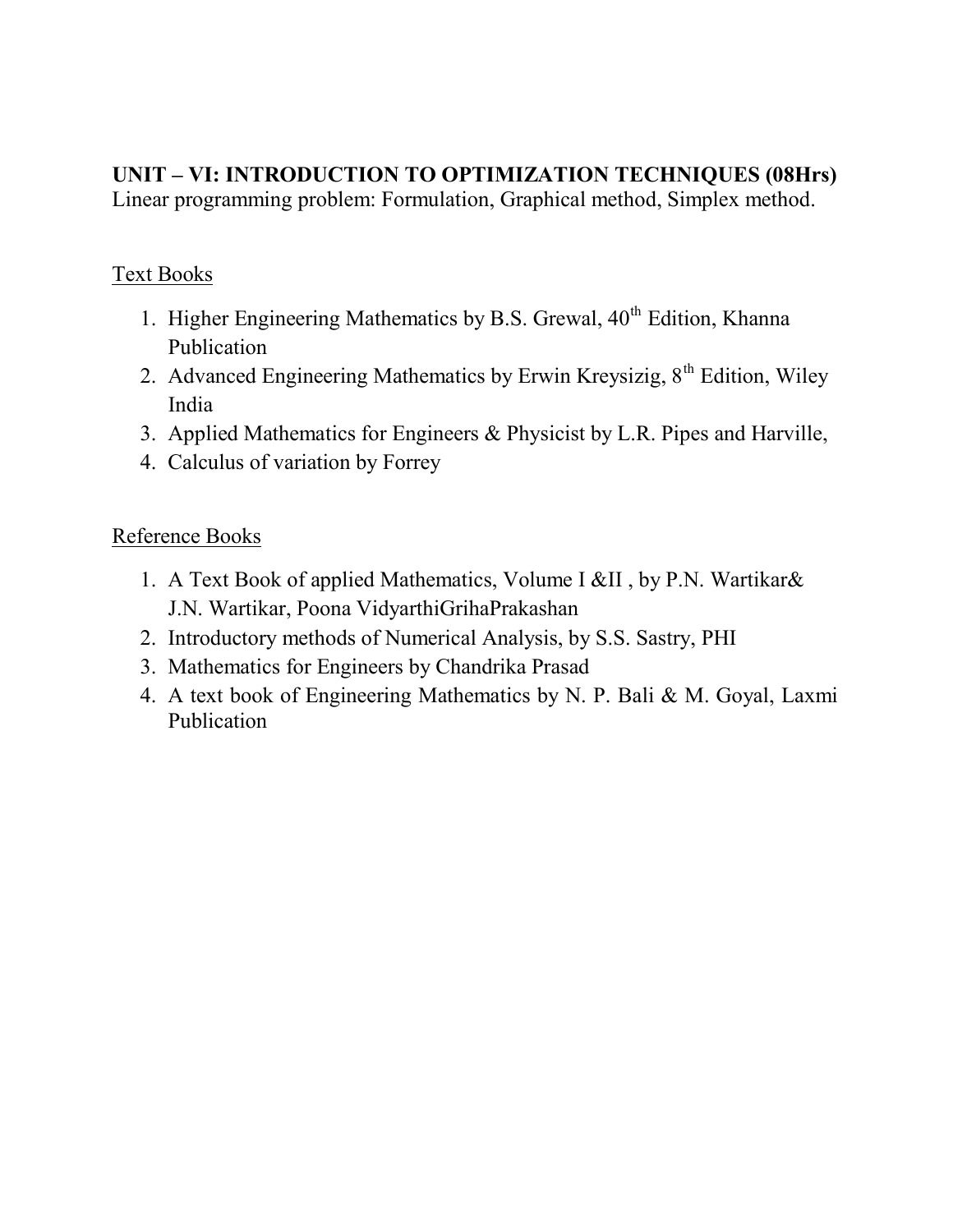**UNIT – VI: INTRODUCTION TO OPTIMIZATION TECHNIQUES (08Hrs)**
Linear programming problem: Formulation, Graphical method, Simplex method.

Text Books

1. Higher Engineering Mathematics by B.S. Grewal, 40th Edition, Khanna Publication
2. Advanced Engineering Mathematics by Erwin Kreysizig, 8th Edition, Wiley India
3. Applied Mathematics for Engineers & Physicist by L.R. Pipes and Harville,
4. Calculus of variation by Forrey

Reference Books

1. A Text Book of applied Mathematics, Volume I &II , by P.N. Wartikar& J.N. Wartikar, Poona VidyarthiGrihaPrakashan
2. Introductory methods of Numerical Analysis, by S.S. Sastry, PHI
3. Mathematics for Engineers by Chandrika Prasad
4. A text book of Engineering Mathematics by N. P. Bali & M. Goyal, Laxmi Publication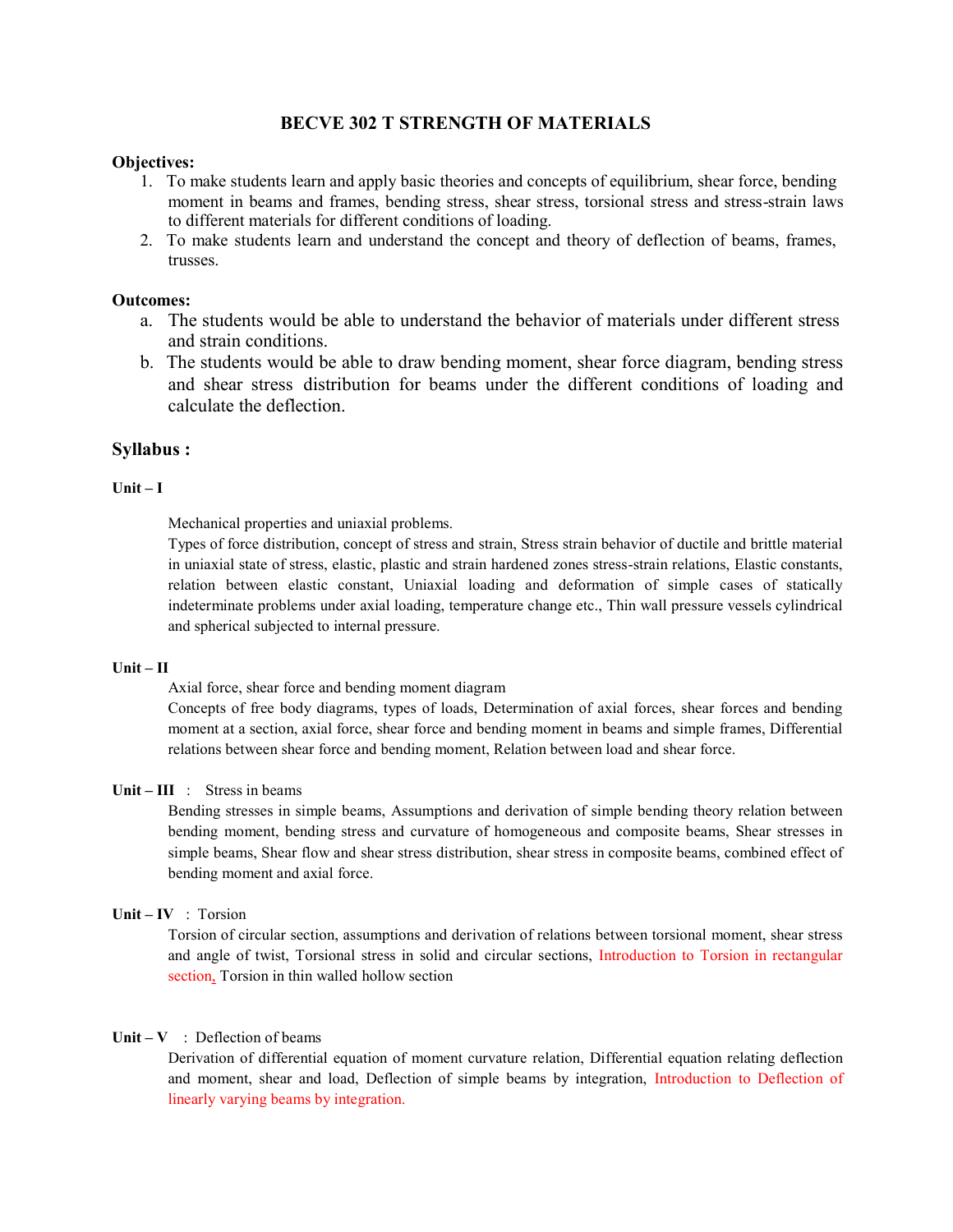# BECVE 302 T STRENGTH OF MATERIALS

**Objectives:**

1. To make students learn and apply basic theories and concepts of equilibrium, shear force, bending moment in beams and frames, bending stress, shear stress, torsional stress and stress-strain laws to different materials for different conditions of loading.
2. To make students learn and understand the concept and theory of deflection of beams, frames, trusses.

**Outcomes:**

a. The students would be able to understand the behavior of materials under different stress and strain conditions.

b. The students would be able to draw bending moment, shear force diagram, bending stress and shear stress distribution for beams under the different conditions of loading and calculate the deflection.

## Syllabus :

**Unit – I**

Mechanical properties and uniaxial problems.

Types of force distribution, concept of stress and strain, Stress strain behavior of ductile and brittle material in uniaxial state of stress, elastic, plastic and strain hardened zones stress-strain relations, Elastic constants, relation between elastic constant, Uniaxial loading and deformation of simple cases of statically indeterminate problems under axial loading, temperature change etc., Thin wall pressure vessels cylindrical and spherical subjected to internal pressure.

**Unit – II**

Axial force, shear force and bending moment diagram

Concepts of free body diagrams, types of loads, Determination of axial forces, shear forces and bending moment at a section, axial force, shear force and bending moment in beams and simple frames, Differential relations between shear force and bending moment, Relation between load and shear force.

**Unit – III** : Stress in beams

Bending stresses in simple beams, Assumptions and derivation of simple bending theory relation between bending moment, bending stress and curvature of homogeneous and composite beams, Shear stresses in simple beams, Shear flow and shear stress distribution, shear stress in composite beams, combined effect of bending moment and axial force.

**Unit – IV** : Torsion

Torsion of circular section, assumptions and derivation of relations between torsional moment, shear stress and angle of twist, Torsional stress in solid and circular sections, Introduction to Torsion in rectangular section, Torsion in thin walled hollow section

**Unit – V** : Deflection of beams

Derivation of differential equation of moment curvature relation, Differential equation relating deflection and moment, shear and load, Deflection of simple beams by integration, Introduction to Deflection of linearly varying beams by integration.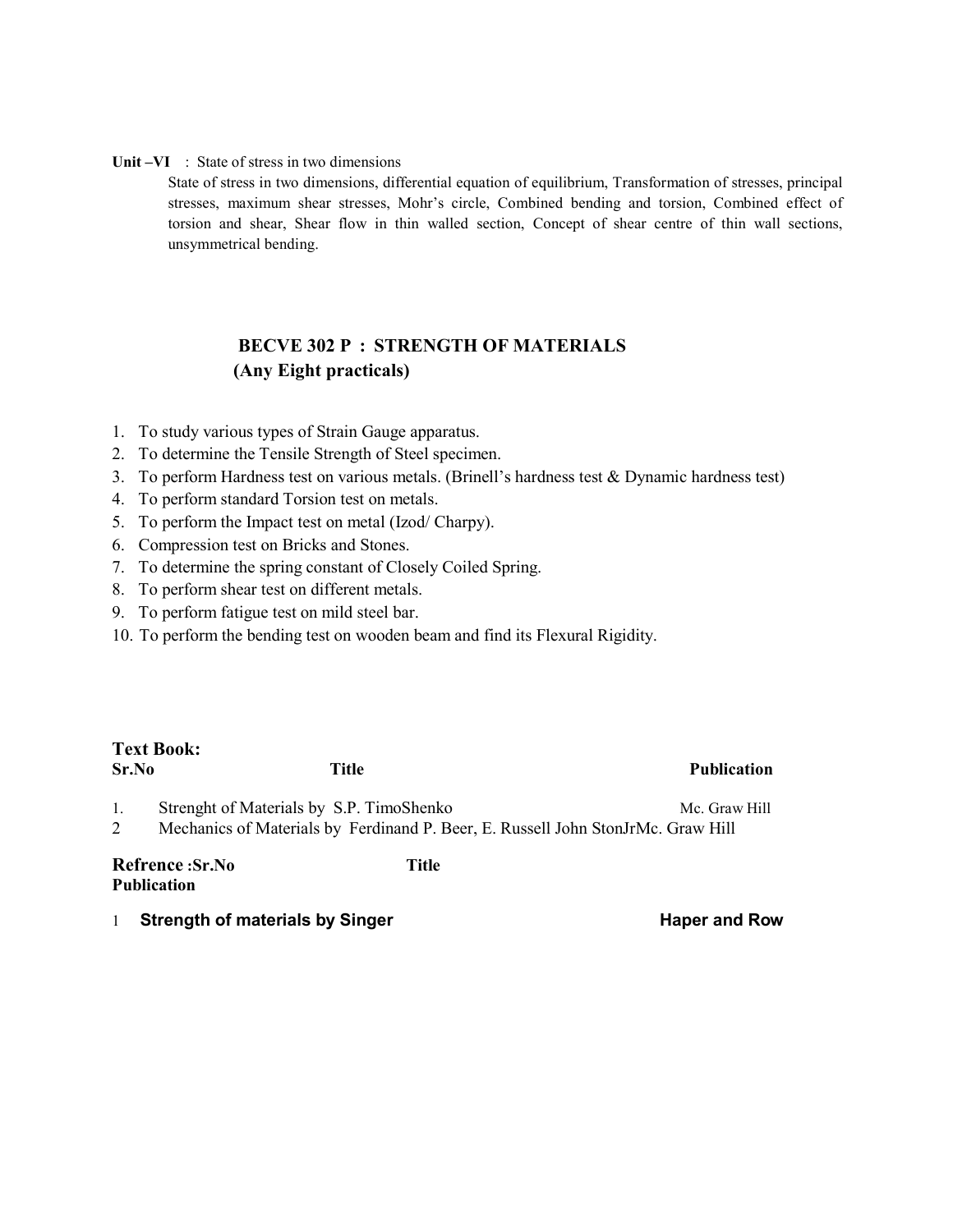**Unit –VI** : State of stress in two dimensions

State of stress in two dimensions, differential equation of equilibrium, Transformation of stresses, principal stresses, maximum shear stresses, Mohr's circle, Combined bending and torsion, Combined effect of torsion and shear, Shear flow in thin walled section, Concept of shear centre of thin wall sections, unsymmetrical bending.

## BECVE 302 P : STRENGTH OF MATERIALS
### (Any Eight practicals)

1. To study various types of Strain Gauge apparatus.
2. To determine the Tensile Strength of Steel specimen.
3. To perform Hardness test on various metals. (Brinell's hardness test & Dynamic hardness test)
4. To perform standard Torsion test on metals.
5. To perform the Impact test on metal (Izod/ Charpy).
6. Compression test on Bricks and Stones.
7. To determine the spring constant of Closely Coiled Spring.
8. To perform shear test on different metals.
9. To perform fatigue test on mild steel bar.
10. To perform the bending test on wooden beam and find its Flexural Rigidity.

### Text Book:

| Sr.No | Title | Publication |
|---|---|---|
| 1. | Strenght of Materials by S.P. TimoShenko | Mc. Graw Hill |
| 2 | Mechanics of Materials by Ferdinand P. Beer, E. Russell John StonJr | Mc. Graw Hill |

### Refrence :

| Sr.No | Title | Publication |
|---|---|---|
| 1 | **Strength of materials by Singer** | **Haper and Row** |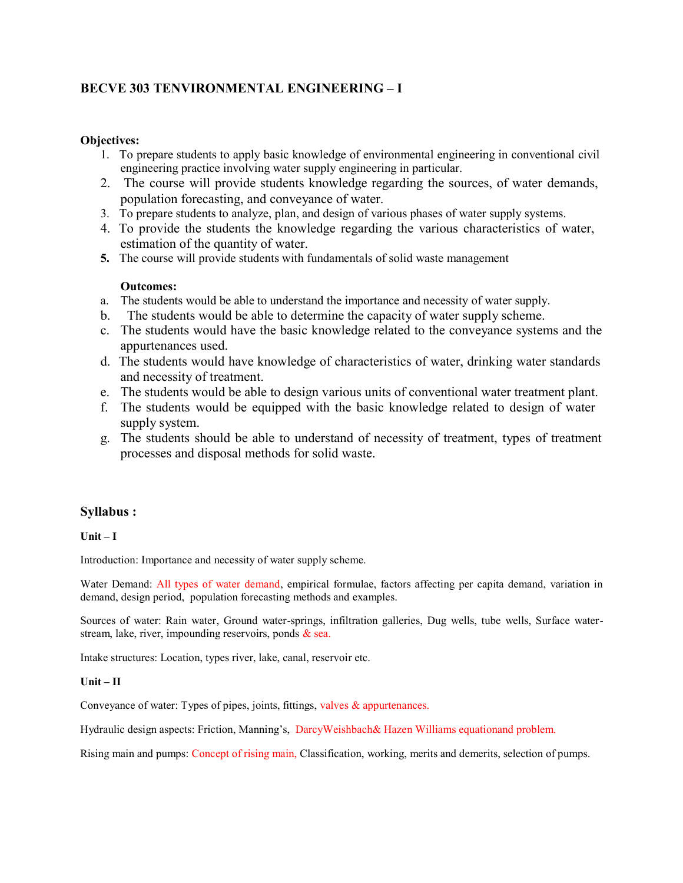## BECVE 303 TENVIRONMENTAL ENGINEERING – I

**Objectives:**

1. To prepare students to apply basic knowledge of environmental engineering in conventional civil engineering practice involving water supply engineering in particular.
2. The course will provide students knowledge regarding the sources, of water demands, population forecasting, and conveyance of water.
3. To prepare students to analyze, plan, and design of various phases of water supply systems.
4. To provide the students the knowledge regarding the various characteristics of water, estimation of the quantity of water.
5. The course will provide students with fundamentals of solid waste management

**Outcomes:**

a. The students would be able to understand the importance and necessity of water supply.
b. The students would be able to determine the capacity of water supply scheme.
c. The students would have the basic knowledge related to the conveyance systems and the appurtenances used.
d. The students would have knowledge of characteristics of water, drinking water standards and necessity of treatment.
e. The students would be able to design various units of conventional water treatment plant.
f. The students would be equipped with the basic knowledge related to design of water supply system.
g. The students should be able to understand of necessity of treatment, types of treatment processes and disposal methods for solid waste.

### Syllabus :

**Unit – I**

Introduction: Importance and necessity of water supply scheme.

Water Demand: All types of water demand, empirical formulae, factors affecting per capita demand, variation in demand, design period, population forecasting methods and examples.

Sources of water: Rain water, Ground water-springs, infiltration galleries, Dug wells, tube wells, Surface water-stream, lake, river, impounding reservoirs, ponds & sea.

Intake structures: Location, types river, lake, canal, reservoir etc.

**Unit – II**

Conveyance of water: Types of pipes, joints, fittings, valves & appurtenances.

Hydraulic design aspects: Friction, Manning's, DarcyWeishbach& Hazen Williams equationand problem.

Rising main and pumps: Concept of rising main, Classification, working, merits and demerits, selection of pumps.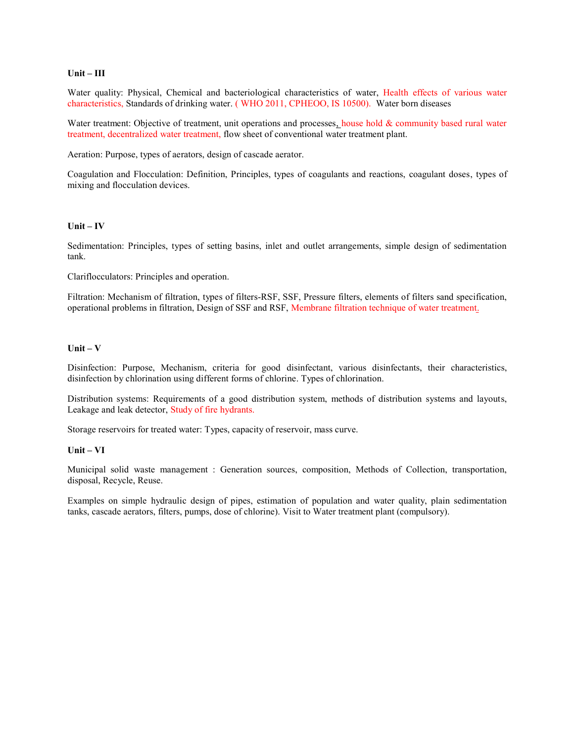**Unit – III**

Water quality: Physical, Chemical and bacteriological characteristics of water, Health effects of various water characteristics, Standards of drinking water. ( WHO 2011, CPHEOO, IS 10500). Water born diseases

Water treatment: Objective of treatment, unit operations and processes, house hold & community based rural water treatment, decentralized water treatment, flow sheet of conventional water treatment plant.

Aeration: Purpose, types of aerators, design of cascade aerator.

Coagulation and Flocculation: Definition, Principles, types of coagulants and reactions, coagulant doses, types of mixing and flocculation devices.

**Unit – IV**

Sedimentation: Principles, types of setting basins, inlet and outlet arrangements, simple design of sedimentation tank.

Clariflocculators: Principles and operation.

Filtration: Mechanism of filtration, types of filters-RSF, SSF, Pressure filters, elements of filters sand specification, operational problems in filtration, Design of SSF and RSF, Membrane filtration technique of water treatment.

**Unit – V**

Disinfection: Purpose, Mechanism, criteria for good disinfectant, various disinfectants, their characteristics, disinfection by chlorination using different forms of chlorine. Types of chlorination.

Distribution systems: Requirements of a good distribution system, methods of distribution systems and layouts, Leakage and leak detector, Study of fire hydrants.

Storage reservoirs for treated water: Types, capacity of reservoir, mass curve.

**Unit – VI**

Municipal solid waste management : Generation sources, composition, Methods of Collection, transportation, disposal, Recycle, Reuse.

Examples on simple hydraulic design of pipes, estimation of population and water quality, plain sedimentation tanks, cascade aerators, filters, pumps, dose of chlorine). Visit to Water treatment plant (compulsory).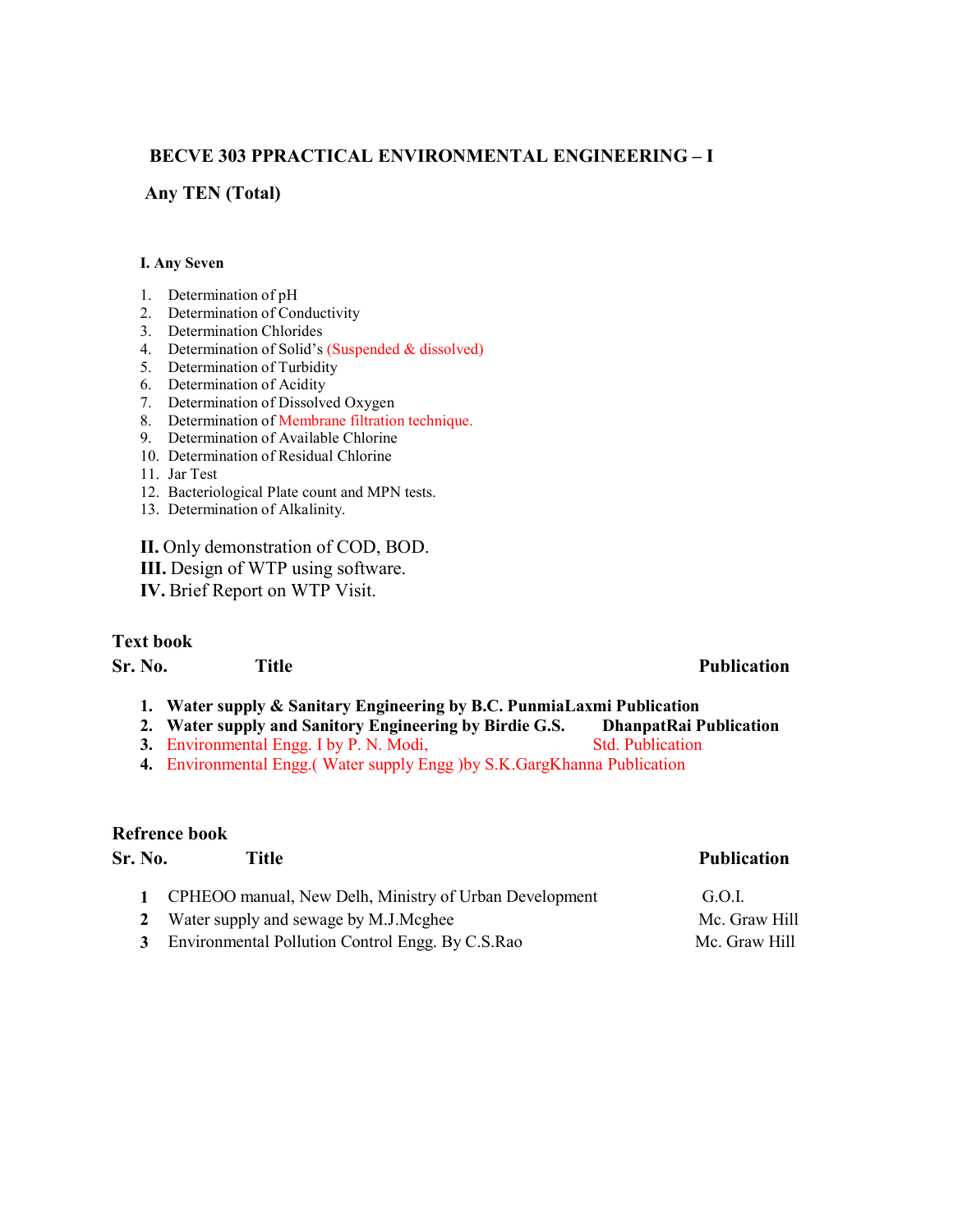## BECVE 303 PPRACTICAL ENVIRONMENTAL ENGINEERING – I

### Any TEN (Total)

**I. Any Seven**

1. Determination of pH
2. Determination of Conductivity
3. Determination Chlorides
4. Determination of Solid's (Suspended & dissolved)
5. Determination of Turbidity
6. Determination of Acidity
7. Determination of Dissolved Oxygen
8. Determination of Membrane filtration technique.
9. Determination of Available Chlorine
10. Determination of Residual Chlorine
11. Jar Test
12. Bacteriological Plate count and MPN tests.
13. Determination of Alkalinity.

**II.** Only demonstration of COD, BOD.
**III.** Design of WTP using software.
**IV.** Brief Report on WTP Visit.

**Text book**

| Sr. No. | Title | Publication |
|---|---|---|
| **1.** | **Water supply & Sanitary Engineering by B.C. Punmia** | **Laxmi Publication** |
| **2.** | **Water supply and Sanitory Engineering by Birdie G.S.** | **DhanpatRai Publication** |
| **3.** | Environmental Engg. I by P. N. Modi, | Std. Publication |
| **4.** | Environmental Engg.( Water supply Engg )by S.K.Garg | Khanna Publication |

**Refrence book**

| Sr. No. | Title | Publication |
|---|---|---|
| **1** | CPHEOO manual, New Delh, Ministry of Urban Development | G.O.I. |
| **2** | Water supply and sewage by M.J.Mcghee | Mc. Graw Hill |
| **3** | Environmental Pollution Control Engg. By C.S.Rao | Mc. Graw Hill |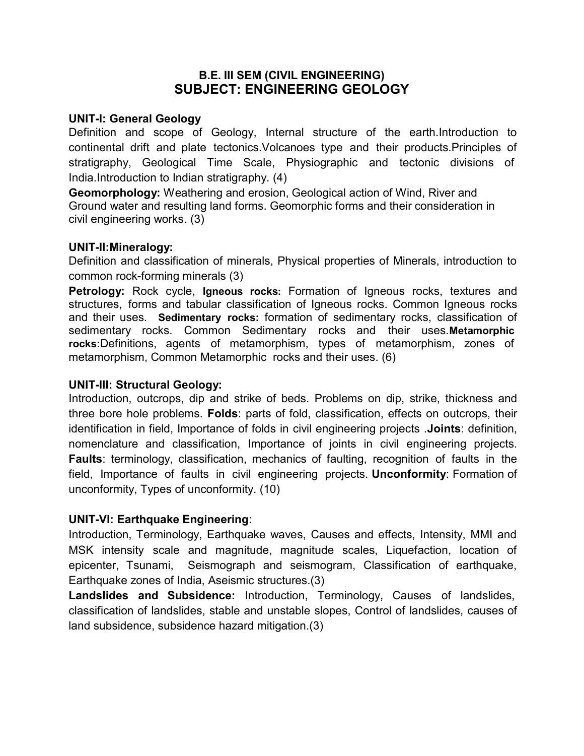## B.E. III SEM (CIVIL ENGINEERING)
# SUBJECT: ENGINEERING GEOLOGY

### UNIT-I: General Geology

Definition and scope of Geology, Internal structure of the earth.Introduction to continental drift and plate tectonics.Volcanoes type and their products.Principles of stratigraphy, Geological Time Scale, Physiographic and tectonic divisions of India.Introduction to Indian stratigraphy. (4)

**Geomorphology:** Weathering and erosion, Geological action of Wind, River and Ground water and resulting land forms. Geomorphic forms and their consideration in civil engineering works. (3)

### UNIT-II:Mineralogy:

Definition and classification of minerals, Physical properties of Minerals, introduction to common rock-forming minerals (3)

**Petrology:** Rock cycle, **Igneous rocks:** Formation of Igneous rocks, textures and structures, forms and tabular classification of Igneous rocks. Common Igneous rocks and their uses. **Sedimentary rocks:** formation of sedimentary rocks, classification of sedimentary rocks. Common Sedimentary rocks and their uses.**Metamorphic rocks:**Definitions, agents of metamorphism, types of metamorphism, zones of metamorphism, Common Metamorphic rocks and their uses. (6)

### UNIT-III: Structural Geology:

Introduction, outcrops, dip and strike of beds. Problems on dip, strike, thickness and three bore hole problems. **Folds**: parts of fold, classification, effects on outcrops, their identification in field, Importance of folds in civil engineering projects .**Joints**: definition, nomenclature and classification, Importance of joints in civil engineering projects. **Faults**: terminology, classification, mechanics of faulting, recognition of faults in the field, Importance of faults in civil engineering projects. **Unconformity**: Formation of unconformity, Types of unconformity. (10)

### UNIT-VI: Earthquake Engineering:

Introduction, Terminology, Earthquake waves, Causes and effects, Intensity, MMI and MSK intensity scale and magnitude, magnitude scales, Liquefaction, location of epicenter, Tsunami, Seismograph and seismogram, Classification of earthquake, Earthquake zones of India, Aseismic structures.(3)

**Landslides and Subsidence:** Introduction, Terminology, Causes of landslides, classification of landslides, stable and unstable slopes, Control of landslides, causes of land subsidence, subsidence hazard mitigation.(3)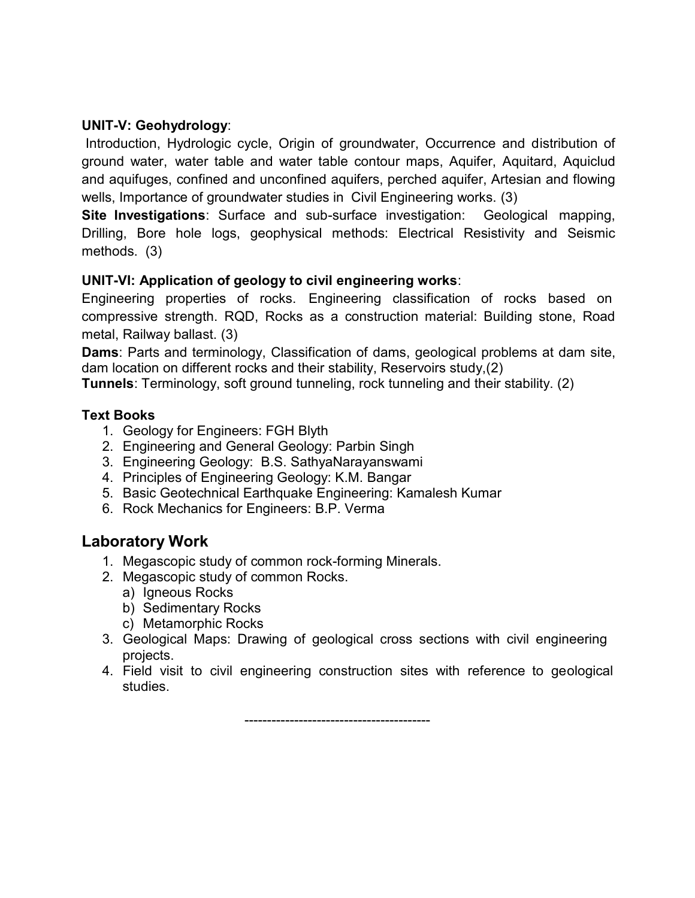**UNIT-V: Geohydrology**:

Introduction, Hydrologic cycle, Origin of groundwater, Occurrence and distribution of ground water, water table and water table contour maps, Aquifer, Aquitard, Aquiclud and aquifuges, confined and unconfined aquifers, perched aquifer, Artesian and flowing wells, Importance of groundwater studies in Civil Engineering works. (3)

**Site Investigations**: Surface and sub-surface investigation: Geological mapping, Drilling, Bore hole logs, geophysical methods: Electrical Resistivity and Seismic methods. (3)

**UNIT-VI: Application of geology to civil engineering works**:

Engineering properties of rocks. Engineering classification of rocks based on compressive strength. RQD, Rocks as a construction material: Building stone, Road metal, Railway ballast. (3)

**Dams**: Parts and terminology, Classification of dams, geological problems at dam site, dam location on different rocks and their stability, Reservoirs study,(2)

**Tunnels**: Terminology, soft ground tunneling, rock tunneling and their stability. (2)

**Text Books**

1. Geology for Engineers: FGH Blyth
2. Engineering and General Geology: Parbin Singh
3. Engineering Geology: B.S. SathyaNarayanswami
4. Principles of Engineering Geology: K.M. Bangar
5. Basic Geotechnical Earthquake Engineering: Kamalesh Kumar
6. Rock Mechanics for Engineers: B.P. Verma

## Laboratory Work

1. Megascopic study of common rock-forming Minerals.
2. Megascopic study of common Rocks.
   a) Igneous Rocks
   b) Sedimentary Rocks
   c) Metamorphic Rocks
3. Geological Maps: Drawing of geological cross sections with civil engineering projects.
4. Field visit to civil engineering construction sites with reference to geological studies.

----------------------------------------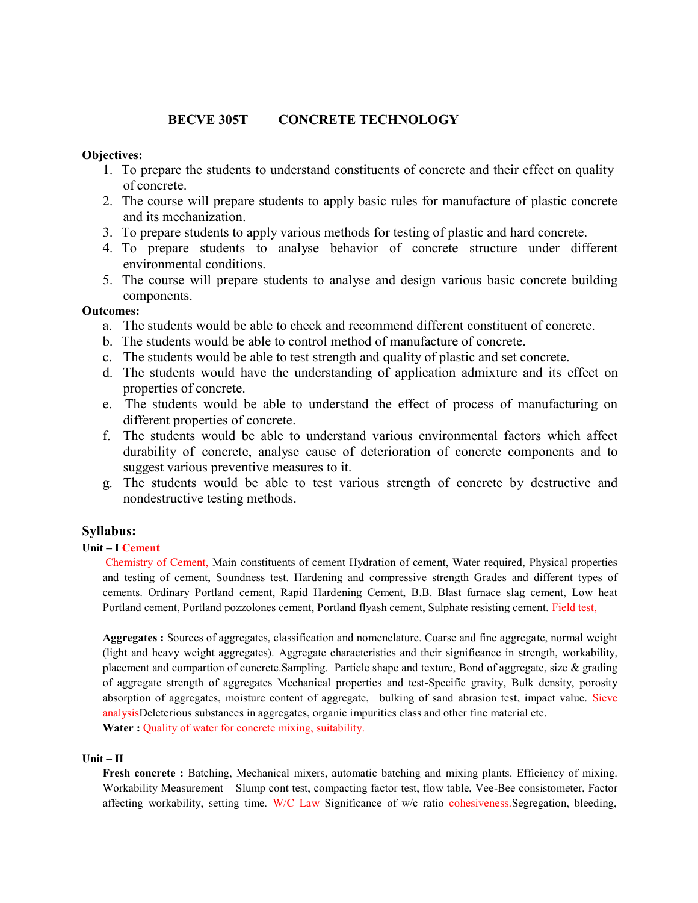**BECVE 305T CONCRETE TECHNOLOGY**

**Objectives:**

1. To prepare the students to understand constituents of concrete and their effect on quality of concrete.
2. The course will prepare students to apply basic rules for manufacture of plastic concrete and its mechanization.
3. To prepare students to apply various methods for testing of plastic and hard concrete.
4. To prepare students to analyse behavior of concrete structure under different environmental conditions.
5. The course will prepare students to analyse and design various basic concrete building components.

**Outcomes:**

a. The students would be able to check and recommend different constituent of concrete.
b. The students would be able to control method of manufacture of concrete.
c. The students would be able to test strength and quality of plastic and set concrete.
d. The students would have the understanding of application admixture and its effect on properties of concrete.
e. The students would be able to understand the effect of process of manufacturing on different properties of concrete.
f. The students would be able to understand various environmental factors which affect durability of concrete, analyse cause of deterioration of concrete components and to suggest various preventive measures to it.
g. The students would be able to test various strength of concrete by destructive and nondestructive testing methods.

## Syllabus:

**Unit – I Cement**

Chemistry of Cement, Main constituents of cement Hydration of cement, Water required, Physical properties and testing of cement, Soundness test. Hardening and compressive strength Grades and different types of cements. Ordinary Portland cement, Rapid Hardening Cement, B.B. Blast furnace slag cement, Low heat Portland cement, Portland pozzolones cement, Portland flyash cement, Sulphate resisting cement. Field test,

**Aggregates :** Sources of aggregates, classification and nomenclature. Coarse and fine aggregate, normal weight (light and heavy weight aggregates). Aggregate characteristics and their significance in strength, workability, placement and compartion of concrete.Sampling. Particle shape and texture, Bond of aggregate, size & grading of aggregate strength of aggregates Mechanical properties and test-Specific gravity, Bulk density, porosity absorption of aggregates, moisture content of aggregate, bulking of sand abrasion test, impact value. Sieve analysisDeleterious substances in aggregates, organic impurities class and other fine material etc.

**Water :** Quality of water for concrete mixing, suitability.

**Unit – II**

**Fresh concrete :** Batching, Mechanical mixers, automatic batching and mixing plants. Efficiency of mixing. Workability Measurement – Slump cont test, compacting factor test, flow table, Vee-Bee consistometer, Factor affecting workability, setting time. W/C Law Significance of w/c ratio cohesiveness.Segregation, bleeding,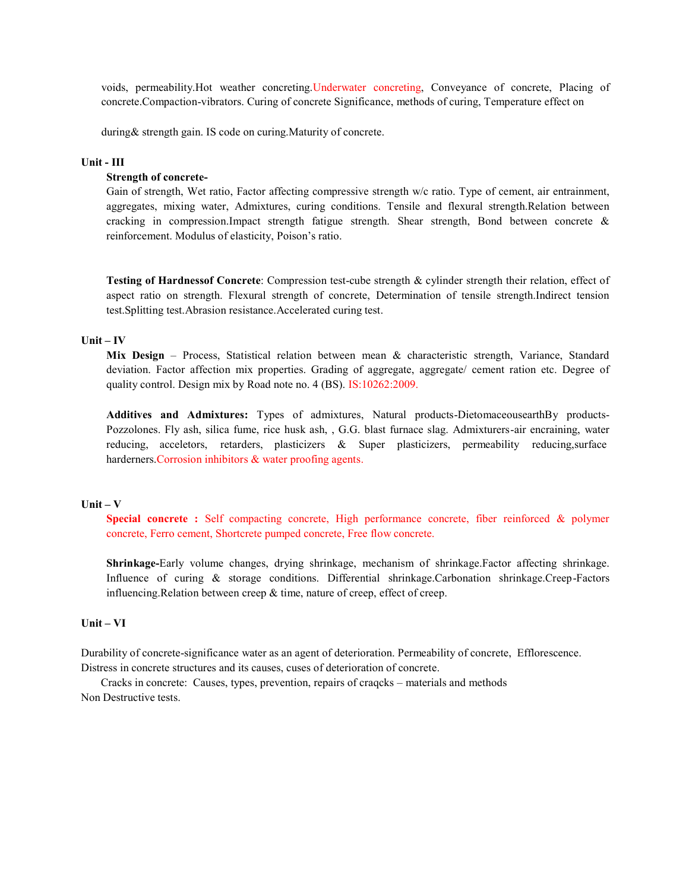voids, permeability.Hot weather concreting.Underwater concreting, Conveyance of concrete, Placing of concrete.Compaction-vibrators. Curing of concrete Significance, methods of curing, Temperature effect on

during& strength gain. IS code on curing.Maturity of concrete.

**Unit - III**

**Strength of concrete-**

Gain of strength, Wet ratio, Factor affecting compressive strength w/c ratio. Type of cement, air entrainment, aggregates, mixing water, Admixtures, curing conditions. Tensile and flexural strength.Relation between cracking in compression.Impact strength fatigue strength. Shear strength, Bond between concrete & reinforcement. Modulus of elasticity, Poison's ratio.

**Testing of Hardnessof Concrete**: Compression test-cube strength & cylinder strength their relation, effect of aspect ratio on strength. Flexural strength of concrete, Determination of tensile strength.Indirect tension test.Splitting test.Abrasion resistance.Accelerated curing test.

**Unit – IV**

**Mix Design** – Process, Statistical relation between mean & characteristic strength, Variance, Standard deviation. Factor affection mix properties. Grading of aggregate, aggregate/ cement ration etc. Degree of quality control. Design mix by Road note no. 4 (BS). IS:10262:2009.

**Additives and Admixtures:** Types of admixtures, Natural products-DietomaceousearthBy products-Pozzolones. Fly ash, silica fume, rice husk ash, , G.G. blast furnace slag. Admixturers-air encraining, water reducing, acceletors, retarders, plasticizers & Super plasticizers, permeability reducing,surface harderners.Corrosion inhibitors & water proofing agents.

**Unit – V**

**Special concrete :** Self compacting concrete, High performance concrete, fiber reinforced & polymer concrete, Ferro cement, Shortcrete pumped concrete, Free flow concrete.

**Shrinkage-**Early volume changes, drying shrinkage, mechanism of shrinkage.Factor affecting shrinkage. Influence of curing & storage conditions. Differential shrinkage.Carbonation shrinkage.Creep-Factors influencing.Relation between creep & time, nature of creep, effect of creep.

**Unit – VI**

Durability of concrete-significance water as an agent of deterioration. Permeability of concrete, Efflorescence. Distress in concrete structures and its causes, cuses of deterioration of concrete.

Cracks in concrete: Causes, types, prevention, repairs of craqcks – materials and methods

Non Destructive tests.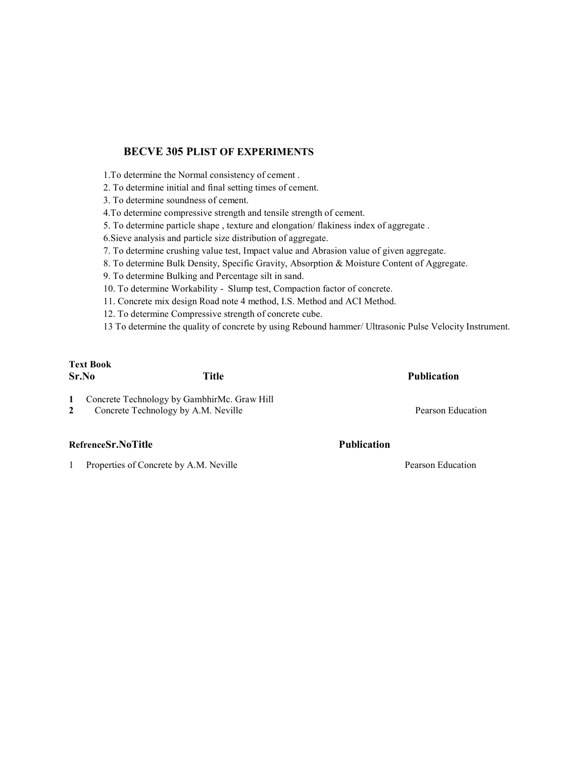## BECVE 305 PLIST OF EXPERIMENTS

1.To determine the Normal consistency of cement .
2. To determine initial and final setting times of cement.
3. To determine soundness of cement.
4.To determine compressive strength and tensile strength of cement.
5. To determine particle shape , texture and elongation/ flakiness index of aggregate .
6.Sieve analysis and particle size distribution of aggregate.
7. To determine crushing value test, Impact value and Abrasion value of given aggregate.
8. To determine Bulk Density, Specific Gravity, Absorption & Moisture Content of Aggregate.
9. To determine Bulking and Percentage silt in sand.
10. To determine Workability - Slump test, Compaction factor of concrete.
11. Concrete mix design Road note 4 method, I.S. Method and ACI Method.
12. To determine Compressive strength of concrete cube.
13 To determine the quality of concrete by using Rebound hammer/ Ultrasonic Pulse Velocity Instrument.

**Text Book**

| Sr.No | Title | Publication |
|---|---|---|
| 1 | Concrete Technology by GambhirMc. Graw Hill | |
| 2 | Concrete Technology by A.M. Neville | Pearson Education |

**RefrenceSr.NoTitle** **Publication**

| Sr.No | Title | Publication |
|---|---|---|
| 1 | Properties of Concrete by A.M. Neville | Pearson Education |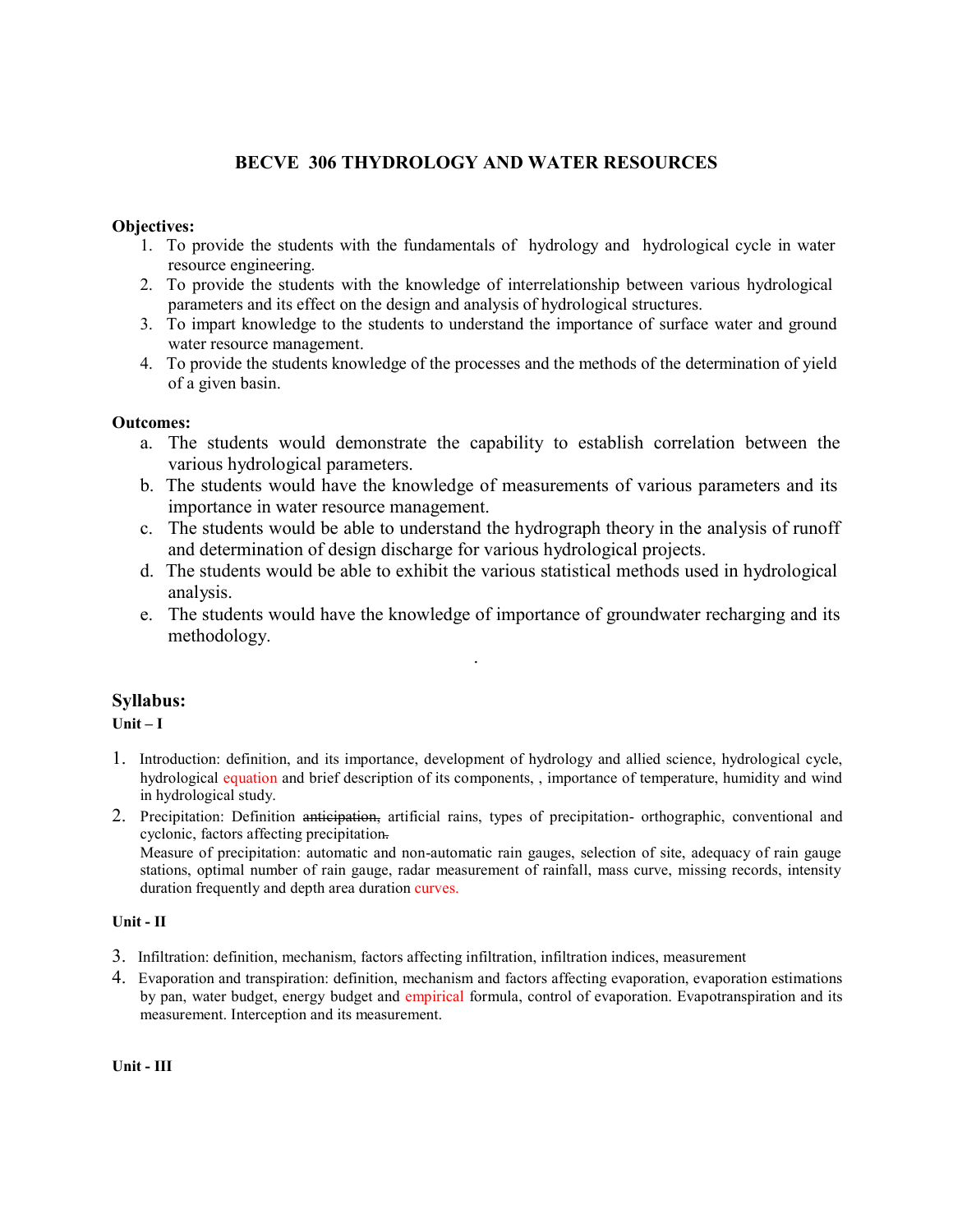# BECVE 306 THYDROLOGY AND WATER RESOURCES

**Objectives:**

1. To provide the students with the fundamentals of hydrology and hydrological cycle in water resource engineering.
2. To provide the students with the knowledge of interrelationship between various hydrological parameters and its effect on the design and analysis of hydrological structures.
3. To impart knowledge to the students to understand the importance of surface water and ground water resource management.
4. To provide the students knowledge of the processes and the methods of the determination of yield of a given basin.

**Outcomes:**

a. The students would demonstrate the capability to establish correlation between the various hydrological parameters.
b. The students would have the knowledge of measurements of various parameters and its importance in water resource management.
c. The students would be able to understand the hydrograph theory in the analysis of runoff and determination of design discharge for various hydrological projects.
d. The students would be able to exhibit the various statistical methods used in hydrological analysis.
e. The students would have the knowledge of importance of groundwater recharging and its methodology.

.

## Syllabus:

**Unit – I**

1. Introduction: definition, and its importance, development of hydrology and allied science, hydrological cycle, hydrological equation and brief description of its components, , importance of temperature, humidity and wind in hydrological study.
2. Precipitation: Definition ~~anticipation,~~ artificial rains, types of precipitation- orthographic, conventional and cyclonic, factors affecting precipitation~~.~~
   Measure of precipitation: automatic and non-automatic rain gauges, selection of site, adequacy of rain gauge stations, optimal number of rain gauge, radar measurement of rainfall, mass curve, missing records, intensity duration frequently and depth area duration curves.

**Unit - II**

3. Infiltration: definition, mechanism, factors affecting infiltration, infiltration indices, measurement
4. Evaporation and transpiration: definition, mechanism and factors affecting evaporation, evaporation estimations by pan, water budget, energy budget and empirical formula, control of evaporation. Evapotranspiration and its measurement. Interception and its measurement.

**Unit - III**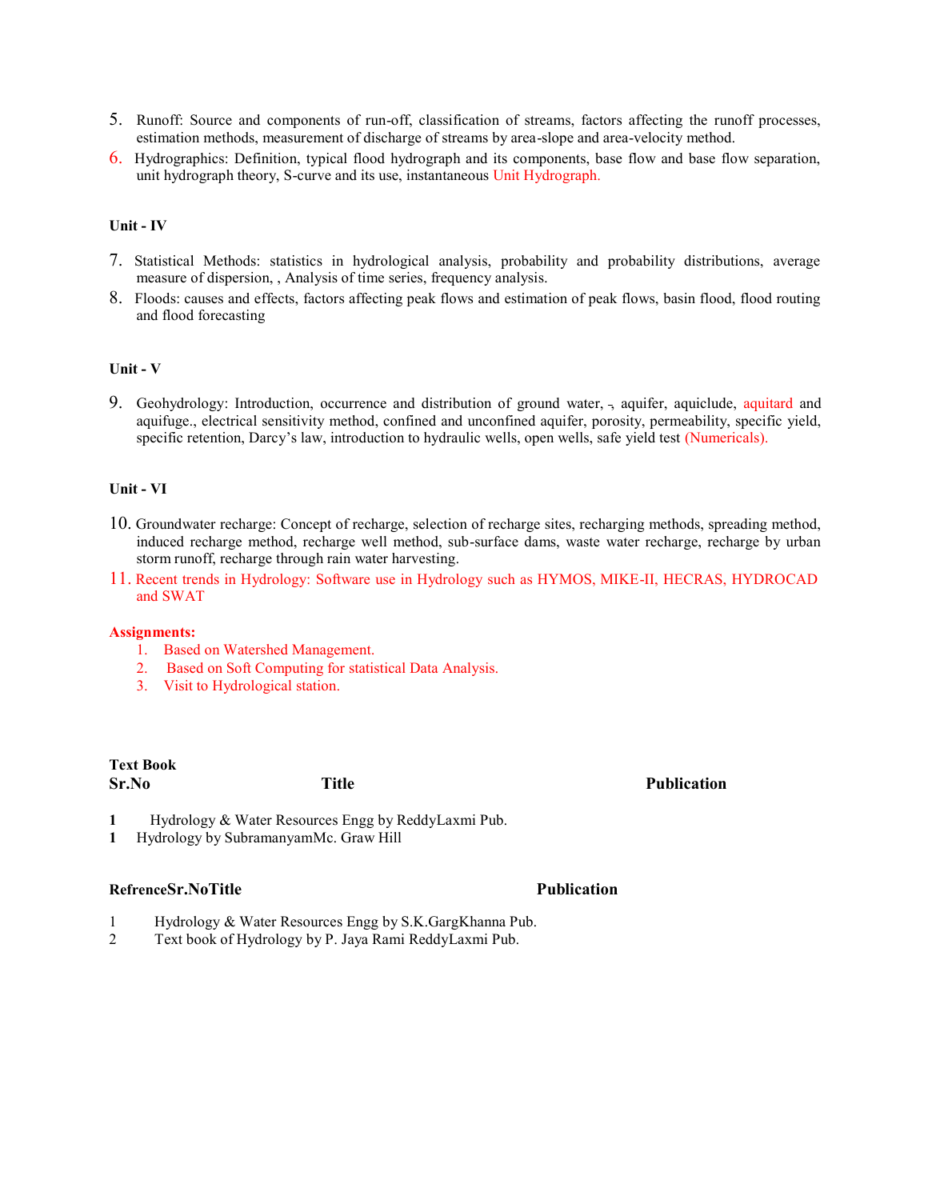5. Runoff: Source and components of run-off, classification of streams, factors affecting the runoff processes, estimation methods, measurement of discharge of streams by area-slope and area-velocity method.
6. Hydrographics: Definition, typical flood hydrograph and its components, base flow and base flow separation, unit hydrograph theory, S-curve and its use, instantaneous Unit Hydrograph.

**Unit - IV**

7. Statistical Methods: statistics in hydrological analysis, probability and probability distributions, average measure of dispersion, , Analysis of time series, frequency analysis.
8. Floods: causes and effects, factors affecting peak flows and estimation of peak flows, basin flood, flood routing and flood forecasting

**Unit - V**

9. Geohydrology: Introduction, occurrence and distribution of ground water, -, aquifer, aquiclude, aquitard and aquifuge., electrical sensitivity method, confined and unconfined aquifer, porosity, permeability, specific yield, specific retention, Darcy's law, introduction to hydraulic wells, open wells, safe yield test (Numericals).

**Unit - VI**

10. Groundwater recharge: Concept of recharge, selection of recharge sites, recharging methods, spreading method, induced recharge method, recharge well method, sub-surface dams, waste water recharge, recharge by urban storm runoff, recharge through rain water harvesting.
11. Recent trends in Hydrology: Software use in Hydrology such as HYMOS, MIKE-II, HECRAS, HYDROCAD and SWAT

**Assignments:**

1. Based on Watershed Management.
2. Based on Soft Computing for statistical Data Analysis.
3. Visit to Hydrological station.

**Text Book**

| **Sr.No** | **Title** | **Publication** |
|---|---|---|
| **1** | Hydrology & Water Resources Engg by Reddy | Laxmi Pub. |
| **1** | Hydrology by Subramanyam | Mc. Graw Hill |

**Refrence**

| **Sr.No** | **Title** | **Publication** |
|---|---|---|
| 1 | Hydrology & Water Resources Engg by S.K.Garg | Khanna Pub. |
| 2 | Text book of Hydrology by P. Jaya Rami Reddy | Laxmi Pub. |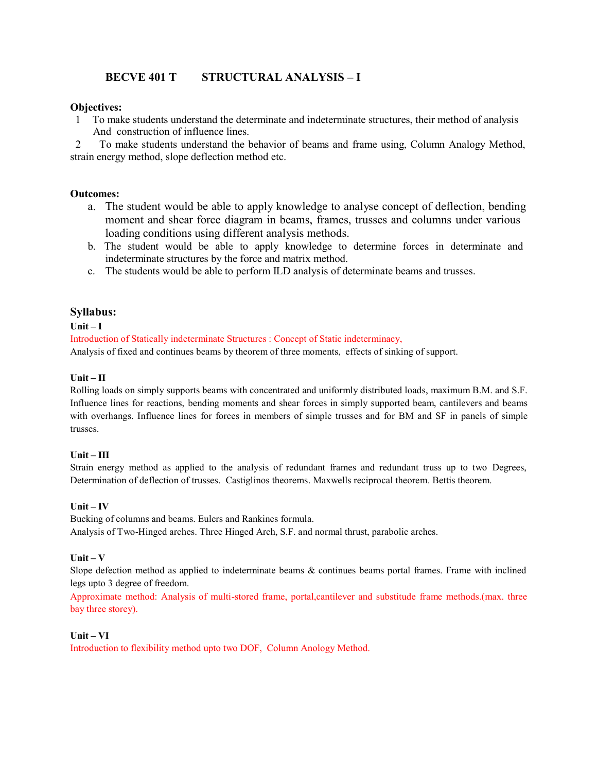# BECVE 401 T STRUCTURAL ANALYSIS – I

**Objectives:**

1. To make students understand the determinate and indeterminate structures, their method of analysis And construction of influence lines.
2. To make students understand the behavior of beams and frame using, Column Analogy Method, strain energy method, slope deflection method etc.

**Outcomes:**

a. The student would be able to apply knowledge to analyse concept of deflection, bending moment and shear force diagram in beams, frames, trusses and columns under various loading conditions using different analysis methods.

b. The student would be able to apply knowledge to determine forces in determinate and indeterminate structures by the force and matrix method.

c. The students would be able to perform ILD analysis of determinate beams and trusses.

## Syllabus:

**Unit – I**

Introduction of Statically indeterminate Structures : Concept of Static indeterminacy,

Analysis of fixed and continues beams by theorem of three moments, effects of sinking of support.

**Unit – II**

Rolling loads on simply supports beams with concentrated and uniformly distributed loads, maximum B.M. and S.F. Influence lines for reactions, bending moments and shear forces in simply supported beam, cantilevers and beams with overhangs. Influence lines for forces in members of simple trusses and for BM and SF in panels of simple trusses.

**Unit – III**

Strain energy method as applied to the analysis of redundant frames and redundant truss up to two Degrees, Determination of deflection of trusses. Castiglinos theorems. Maxwells reciprocal theorem. Bettis theorem.

**Unit – IV**

Bucking of columns and beams. Eulers and Rankines formula.

Analysis of Two-Hinged arches. Three Hinged Arch, S.F. and normal thrust, parabolic arches.

**Unit – V**

Slope defection method as applied to indeterminate beams & continues beams portal frames. Frame with inclined legs upto 3 degree of freedom.

Approximate method: Analysis of multi-stored frame, portal,cantilever and substitude frame methods.(max. three bay three storey).

**Unit – VI**

Introduction to flexibility method upto two DOF, Column Anology Method.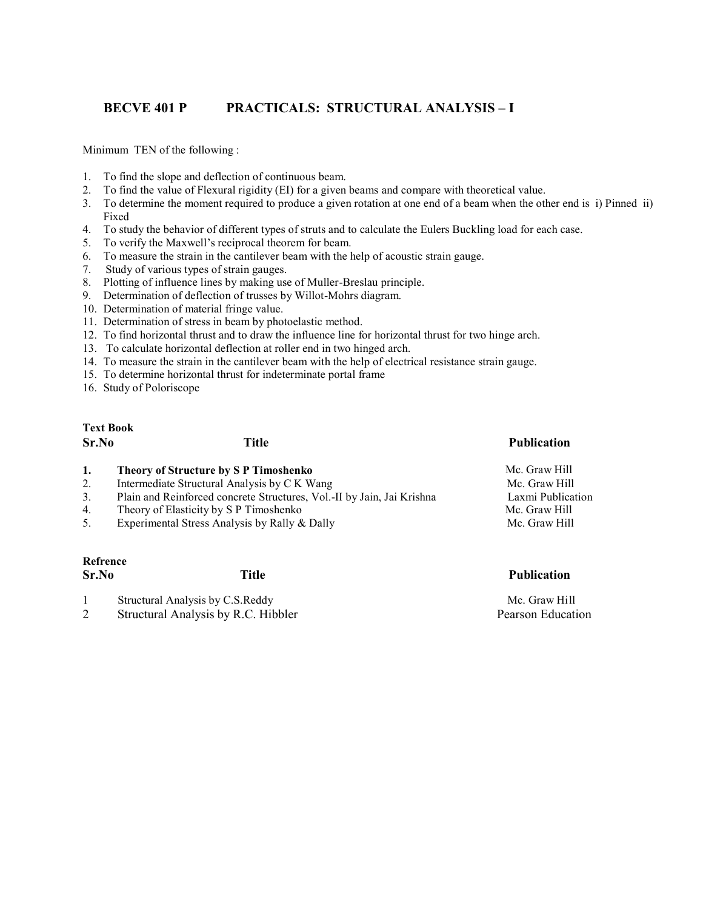## BECVE 401 P PRACTICALS: STRUCTURAL ANALYSIS – I

Minimum TEN of the following :

1. To find the slope and deflection of continuous beam.
2. To find the value of Flexural rigidity (EI) for a given beams and compare with theoretical value.
3. To determine the moment required to produce a given rotation at one end of a beam when the other end is i) Pinned ii) Fixed
4. To study the behavior of different types of struts and to calculate the Eulers Buckling load for each case.
5. To verify the Maxwell's reciprocal theorem for beam.
6. To measure the strain in the cantilever beam with the help of acoustic strain gauge.
7. Study of various types of strain gauges.
8. Plotting of influence lines by making use of Muller-Breslau principle.
9. Determination of deflection of trusses by Willot-Mohrs diagram.
10. Determination of material fringe value.
11. Determination of stress in beam by photoelastic method.
12. To find horizontal thrust and to draw the influence line for horizontal thrust for two hinge arch.
13. To calculate horizontal deflection at roller end in two hinged arch.
14. To measure the strain in the cantilever beam with the help of electrical resistance strain gauge.
15. To determine horizontal thrust for indeterminate portal frame
16. Study of Poloriscope

**Text Book**

| Sr.No | Title | Publication |
|---|---|---|
| **1.** | **Theory of Structure by S P Timoshenko** | Mc. Graw Hill |
| 2. | Intermediate Structural Analysis by C K Wang | Mc. Graw Hill |
| 3. | Plain and Reinforced concrete Structures, Vol.-II by Jain, Jai Krishna | Laxmi Publication |
| 4. | Theory of Elasticity by S P Timoshenko | Mc. Graw Hill |
| 5. | Experimental Stress Analysis by Rally & Dally | Mc. Graw Hill |

**Refrence**

| Sr.No | Title | Publication |
|---|---|---|
| 1 | Structural Analysis by C.S.Reddy | Mc. Graw Hill |
| 2 | Structural Analysis by R.C. Hibbler | Pearson Education |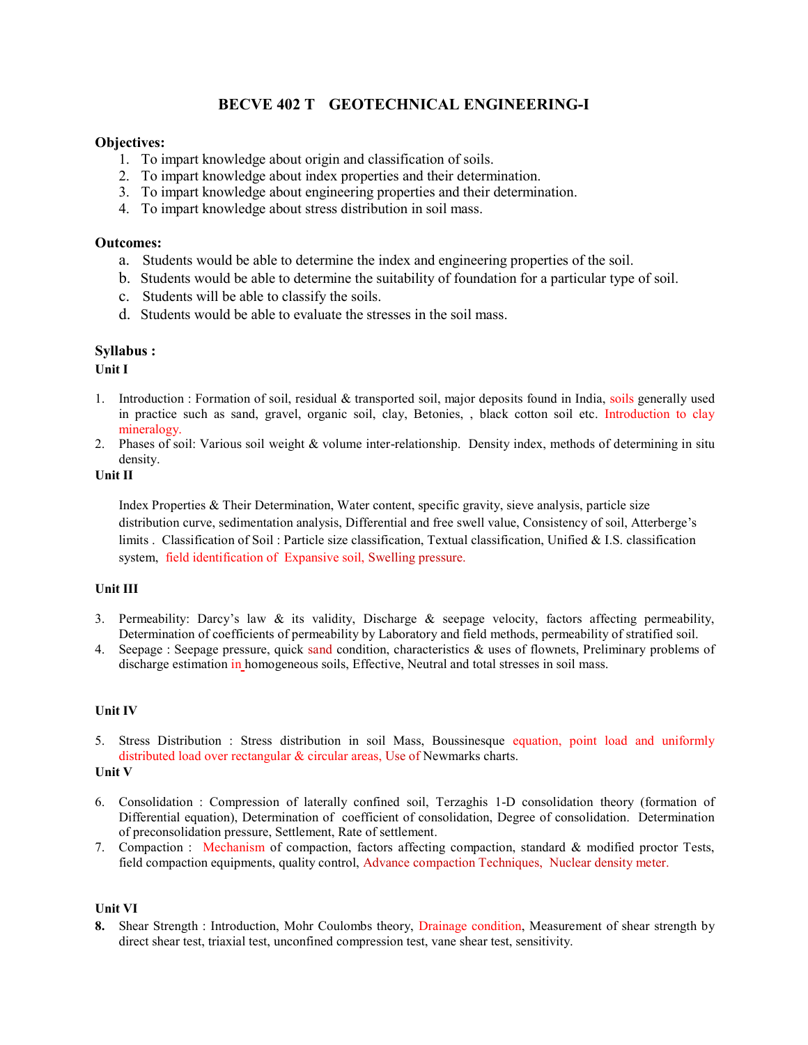# BECVE 402 T GEOTECHNICAL ENGINEERING-I

**Objectives:**

1. To impart knowledge about origin and classification of soils.
2. To impart knowledge about index properties and their determination.
3. To impart knowledge about engineering properties and their determination.
4. To impart knowledge about stress distribution in soil mass.

**Outcomes:**

a. Students would be able to determine the index and engineering properties of the soil.
b. Students would be able to determine the suitability of foundation for a particular type of soil.
c. Students will be able to classify the soils.
d. Students would be able to evaluate the stresses in the soil mass.

**Syllabus :**

**Unit I**

1. Introduction : Formation of soil, residual & transported soil, major deposits found in India, soils generally used in practice such as sand, gravel, organic soil, clay, Betonies, , black cotton soil etc. Introduction to clay mineralogy.
2. Phases of soil: Various soil weight & volume inter-relationship. Density index, methods of determining in situ density.

**Unit II**

Index Properties & Their Determination, Water content, specific gravity, sieve analysis, particle size distribution curve, sedimentation analysis, Differential and free swell value, Consistency of soil, Atterberge's limits . Classification of Soil : Particle size classification, Textual classification, Unified & I.S. classification system, field identification of Expansive soil, Swelling pressure.

**Unit III**

3. Permeability: Darcy's law & its validity, Discharge & seepage velocity, factors affecting permeability, Determination of coefficients of permeability by Laboratory and field methods, permeability of stratified soil.
4. Seepage : Seepage pressure, quick sand condition, characteristics & uses of flownets, Preliminary problems of discharge estimation in homogeneous soils, Effective, Neutral and total stresses in soil mass.

**Unit IV**

5. Stress Distribution : Stress distribution in soil Mass, Boussinesque equation, point load and uniformly distributed load over rectangular & circular areas, Use of Newmarks charts.

**Unit V**

6. Consolidation : Compression of laterally confined soil, Terzaghis 1-D consolidation theory (formation of Differential equation), Determination of coefficient of consolidation, Degree of consolidation. Determination of preconsolidation pressure, Settlement, Rate of settlement.
7. Compaction : Mechanism of compaction, factors affecting compaction, standard & modified proctor Tests, field compaction equipments, quality control, Advance compaction Techniques, Nuclear density meter.

**Unit VI**

8. Shear Strength : Introduction, Mohr Coulombs theory, Drainage condition, Measurement of shear strength by direct shear test, triaxial test, unconfined compression test, vane shear test, sensitivity.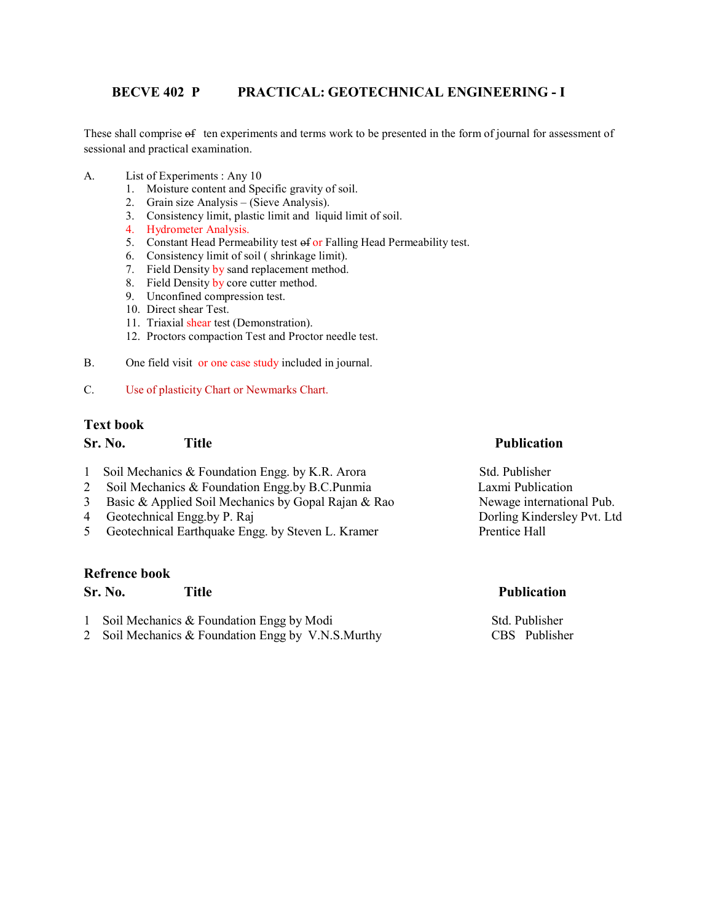# BECVE 402 P PRACTICAL: GEOTECHNICAL ENGINEERING - I

These shall comprise ~~of~~ ten experiments and terms work to be presented in the form of journal for assessment of sessional and practical examination.

A. List of Experiments : Any 10

1. Moisture content and Specific gravity of soil.
2. Grain size Analysis – (Sieve Analysis).
3. Consistency limit, plastic limit and liquid limit of soil.
4. Hydrometer Analysis.
5. Constant Head Permeability test ~~of~~ or Falling Head Permeability test.
6. Consistency limit of soil ( shrinkage limit).
7. Field Density by sand replacement method.
8. Field Density by core cutter method.
9. Unconfined compression test.
10. Direct shear Test.
11. Triaxial shear test (Demonstration).
12. Proctors compaction Test and Proctor needle test.

B. One field visit or one case study included in journal.

C. Use of plasticity Chart or Newmarks Chart.

## Text book

| Sr. No. | Title | Publication |
|---|---|---|
| 1 | Soil Mechanics & Foundation Engg. by K.R. Arora | Std. Publisher |
| 2 | Soil Mechanics & Foundation Engg.by B.C.Punmia | Laxmi Publication |
| 3 | Basic & Applied Soil Mechanics by Gopal Rajan & Rao | Newage international Pub. |
| 4 | Geotechnical Engg.by P. Raj | Dorling Kindersley Pvt. Ltd |
| 5 | Geotechnical Earthquake Engg. by Steven L. Kramer | Prentice Hall |

## Refrence book

| Sr. No. | Title | Publication |
|---|---|---|
| 1 | Soil Mechanics & Foundation Engg by Modi | Std. Publisher |
| 2 | Soil Mechanics & Foundation Engg by V.N.S.Murthy | CBS Publisher |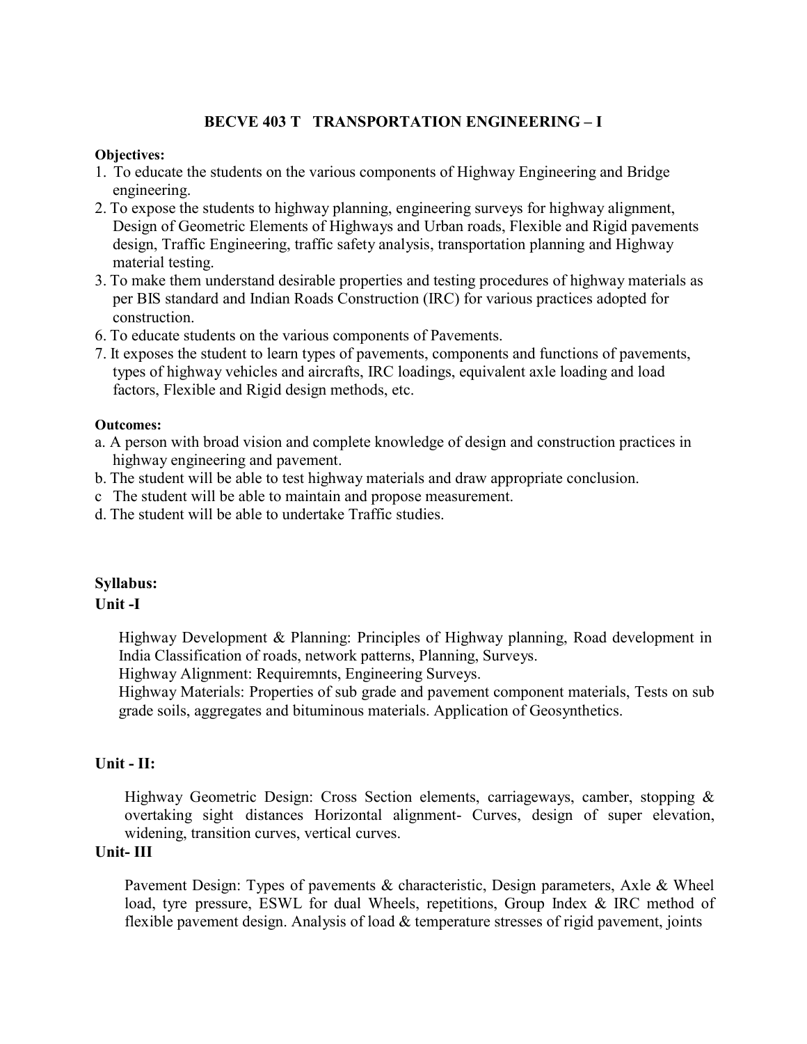## BECVE 403 T TRANSPORTATION ENGINEERING – I

**Objectives:**

1. To educate the students on the various components of Highway Engineering and Bridge engineering.
2. To expose the students to highway planning, engineering surveys for highway alignment, Design of Geometric Elements of Highways and Urban roads, Flexible and Rigid pavements design, Traffic Engineering, traffic safety analysis, transportation planning and Highway material testing.
3. To make them understand desirable properties and testing procedures of highway materials as per BIS standard and Indian Roads Construction (IRC) for various practices adopted for construction.
6. To educate students on the various components of Pavements.
7. It exposes the student to learn types of pavements, components and functions of pavements, types of highway vehicles and aircrafts, IRC loadings, equivalent axle loading and load factors, Flexible and Rigid design methods, etc.

**Outcomes:**

a. A person with broad vision and complete knowledge of design and construction practices in highway engineering and pavement.
b. The student will be able to test highway materials and draw appropriate conclusion.
c The student will be able to maintain and propose measurement.
d. The student will be able to undertake Traffic studies.

**Syllabus:**

**Unit -I**

Highway Development & Planning: Principles of Highway planning, Road development in India Classification of roads, network patterns, Planning, Surveys.
Highway Alignment: Requiremnts, Engineering Surveys.
Highway Materials: Properties of sub grade and pavement component materials, Tests on sub grade soils, aggregates and bituminous materials. Application of Geosynthetics.

**Unit - II:**

Highway Geometric Design: Cross Section elements, carriageways, camber, stopping & overtaking sight distances Horizontal alignment- Curves, design of super elevation, widening, transition curves, vertical curves.

**Unit- III**

Pavement Design: Types of pavements & characteristic, Design parameters, Axle & Wheel load, tyre pressure, ESWL for dual Wheels, repetitions, Group Index & IRC method of flexible pavement design. Analysis of load & temperature stresses of rigid pavement, joints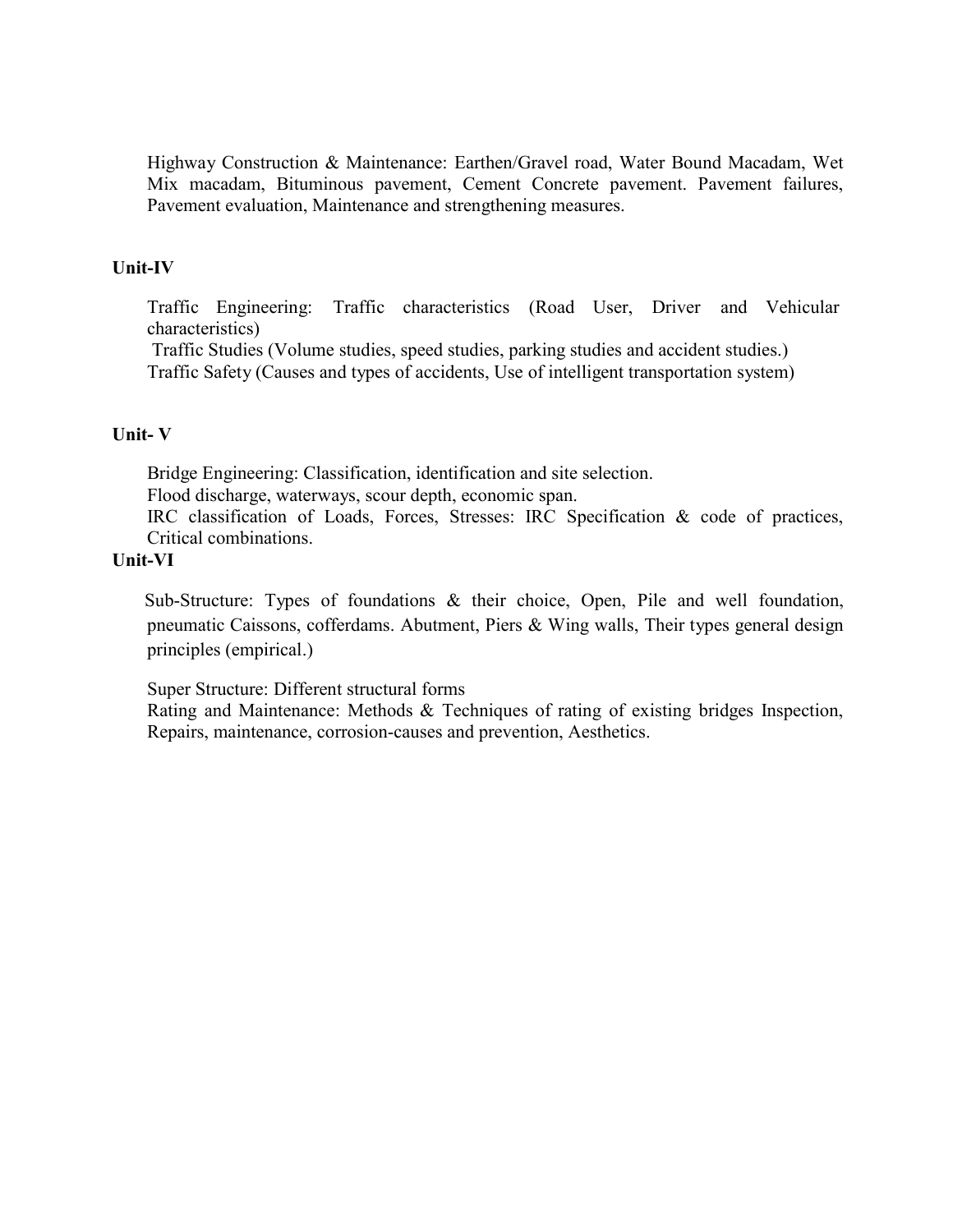Highway Construction & Maintenance: Earthen/Gravel road, Water Bound Macadam, Wet Mix macadam, Bituminous pavement, Cement Concrete pavement. Pavement failures, Pavement evaluation, Maintenance and strengthening measures.

**Unit-IV**

Traffic Engineering: Traffic characteristics (Road User, Driver and Vehicular characteristics)

Traffic Studies (Volume studies, speed studies, parking studies and accident studies.)

Traffic Safety (Causes and types of accidents, Use of intelligent transportation system)

**Unit- V**

Bridge Engineering: Classification, identification and site selection.

Flood discharge, waterways, scour depth, economic span.

IRC classification of Loads, Forces, Stresses: IRC Specification & code of practices, Critical combinations.

**Unit-VI**

Sub-Structure: Types of foundations & their choice, Open, Pile and well foundation, pneumatic Caissons, cofferdams. Abutment, Piers & Wing walls, Their types general design principles (empirical.)

Super Structure: Different structural forms

Rating and Maintenance: Methods & Techniques of rating of existing bridges Inspection, Repairs, maintenance, corrosion-causes and prevention, Aesthetics.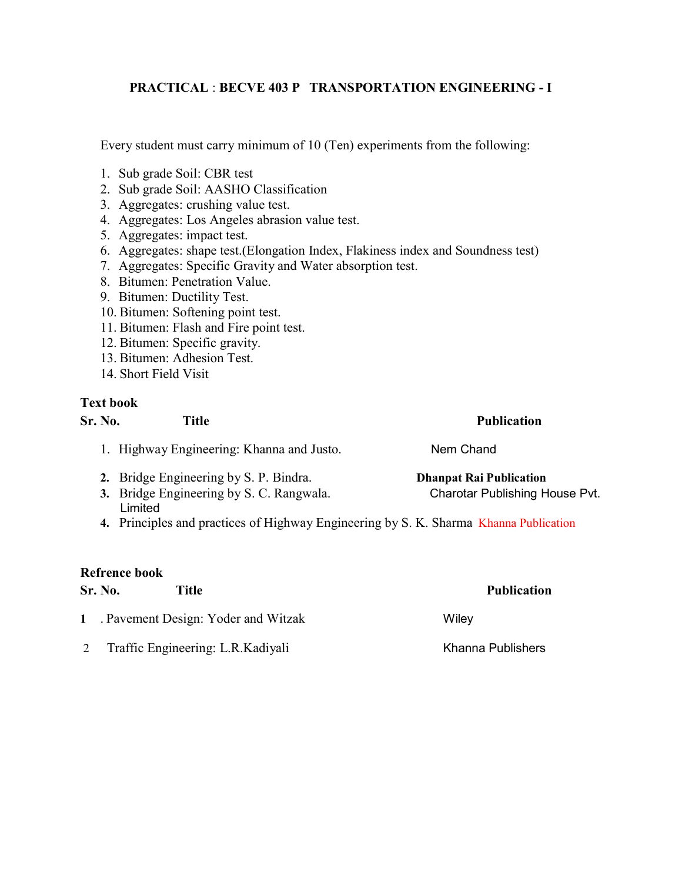## PRACTICAL : BECVE 403 P TRANSPORTATION ENGINEERING - I

Every student must carry minimum of 10 (Ten) experiments from the following:

1. Sub grade Soil: CBR test
2. Sub grade Soil: AASHO Classification
3. Aggregates: crushing value test.
4. Aggregates: Los Angeles abrasion value test.
5. Aggregates: impact test.
6. Aggregates: shape test.(Elongation Index, Flakiness index and Soundness test)
7. Aggregates: Specific Gravity and Water absorption test.
8. Bitumen: Penetration Value.
9. Bitumen: Ductility Test.
10. Bitumen: Softening point test.
11. Bitumen: Flash and Fire point test.
12. Bitumen: Specific gravity.
13. Bitumen: Adhesion Test.
14. Short Field Visit

### Text book

| Sr. No. | Title | Publication |
|---|---|---|
| 1. | Highway Engineering: Khanna and Justo. | Nem Chand |
| 2. | Bridge Engineering by S. P. Bindra. | Dhanpat Rai Publication |
| 3. | Bridge Engineering by S. C. Rangwala. | Charotar Publishing House Pvt. Limited |
| 4. | Principles and practices of Highway Engineering by S. K. Sharma | Khanna Publication |

### Refrence book

| Sr. No. | Title | Publication |
|---|---|---|
| 1 | . Pavement Design: Yoder and Witzak | Wiley |
| 2 | Traffic Engineering: L.R.Kadiyali | Khanna Publishers |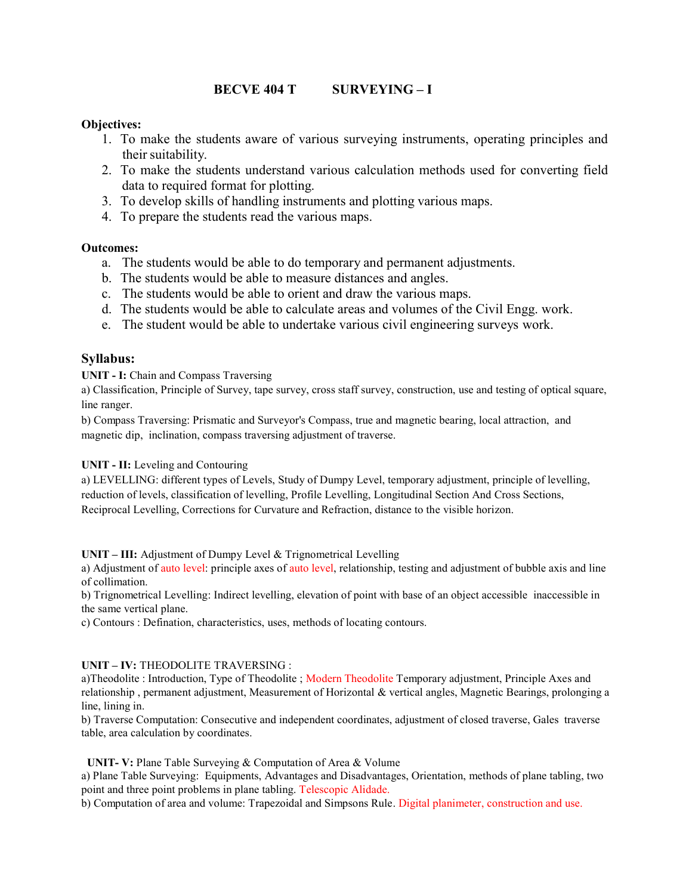# BECVE 404 T SURVEYING – I

**Objectives:**

1. To make the students aware of various surveying instruments, operating principles and their suitability.
2. To make the students understand various calculation methods used for converting field data to required format for plotting.
3. To develop skills of handling instruments and plotting various maps.
4. To prepare the students read the various maps.

**Outcomes:**

a. The students would be able to do temporary and permanent adjustments.
b. The students would be able to measure distances and angles.
c. The students would be able to orient and draw the various maps.
d. The students would be able to calculate areas and volumes of the Civil Engg. work.
e. The student would be able to undertake various civil engineering surveys work.

## Syllabus:

**UNIT - I:** Chain and Compass Traversing

a) Classification, Principle of Survey, tape survey, cross staff survey, construction, use and testing of optical square, line ranger.

b) Compass Traversing: Prismatic and Surveyor's Compass, true and magnetic bearing, local attraction, and magnetic dip, inclination, compass traversing adjustment of traverse.

**UNIT - II:** Leveling and Contouring

a) LEVELLING: different types of Levels, Study of Dumpy Level, temporary adjustment, principle of levelling, reduction of levels, classification of levelling, Profile Levelling, Longitudinal Section And Cross Sections, Reciprocal Levelling, Corrections for Curvature and Refraction, distance to the visible horizon.

**UNIT – III:** Adjustment of Dumpy Level & Trignometrical Levelling

a) Adjustment of auto level: principle axes of auto level, relationship, testing and adjustment of bubble axis and line of collimation.

b) Trignometrical Levelling: Indirect levelling, elevation of point with base of an object accessible inaccessible in the same vertical plane.

c) Contours : Defination, characteristics, uses, methods of locating contours.

**UNIT – IV:** THEODOLITE TRAVERSING :

a)Theodolite : Introduction, Type of Theodolite ; Modern Theodolite Temporary adjustment, Principle Axes and relationship , permanent adjustment, Measurement of Horizontal & vertical angles, Magnetic Bearings, prolonging a line, lining in.

b) Traverse Computation: Consecutive and independent coordinates, adjustment of closed traverse, Gales traverse table, area calculation by coordinates.

**UNIT- V:** Plane Table Surveying & Computation of Area & Volume

a) Plane Table Surveying: Equipments, Advantages and Disadvantages, Orientation, methods of plane tabling, two point and three point problems in plane tabling. Telescopic Alidade.

b) Computation of area and volume: Trapezoidal and Simpsons Rule. Digital planimeter, construction and use.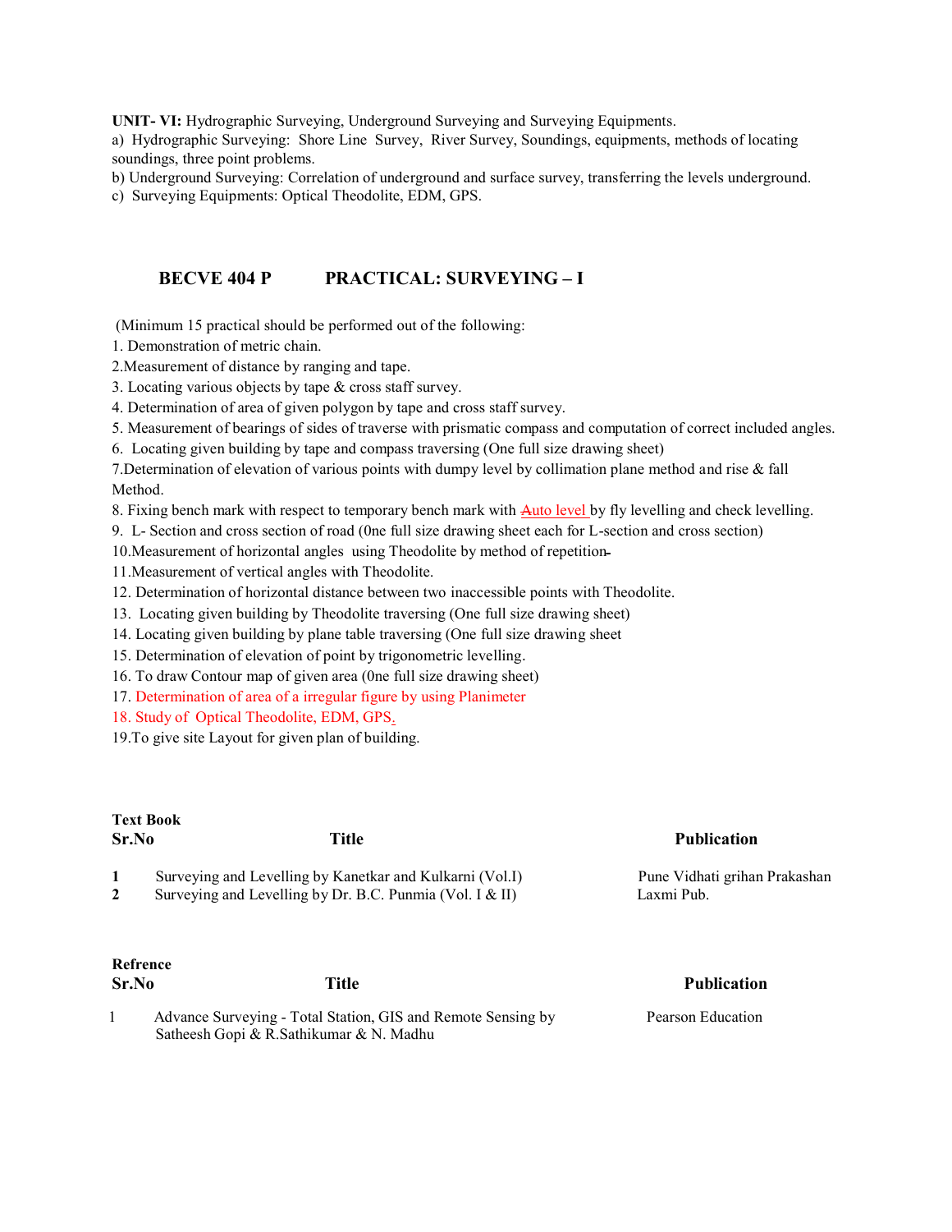**UNIT- VI:** Hydrographic Surveying, Underground Surveying and Surveying Equipments.

a) Hydrographic Surveying: Shore Line Survey, River Survey, Soundings, equipments, methods of locating soundings, three point problems.

b) Underground Surveying: Correlation of underground and surface survey, transferring the levels underground.

c) Surveying Equipments: Optical Theodolite, EDM, GPS.

## BECVE 404 P PRACTICAL: SURVEYING – I

(Minimum 15 practical should be performed out of the following:

1. Demonstration of metric chain.
2. Measurement of distance by ranging and tape.
3. Locating various objects by tape & cross staff survey.
4. Determination of area of given polygon by tape and cross staff survey.
5. Measurement of bearings of sides of traverse with prismatic compass and computation of correct included angles.
6. Locating given building by tape and compass traversing (One full size drawing sheet)
7. Determination of elevation of various points with dumpy level by collimation plane method and rise & fall Method.
8. Fixing bench mark with respect to temporary bench mark with Auto level by fly levelling and check levelling.
9. L- Section and cross section of road (0ne full size drawing sheet each for L-section and cross section)
10. Measurement of horizontal angles using Theodolite by method of repetition
11. Measurement of vertical angles with Theodolite.
12. Determination of horizontal distance between two inaccessible points with Theodolite.
13. Locating given building by Theodolite traversing (One full size drawing sheet)
14. Locating given building by plane table traversing (One full size drawing sheet
15. Determination of elevation of point by trigonometric levelling.
16. To draw Contour map of given area (0ne full size drawing sheet)
17. Determination of area of a irregular figure by using Planimeter
18. Study of Optical Theodolite, EDM, GPS.
19. To give site Layout for given plan of building.

**Text Book**

| Sr.No | Title | Publication |
|---|---|---|
| 1 | Surveying and Levelling by Kanetkar and Kulkarni (Vol.I) | Pune Vidhati grihan Prakashan |
| 2 | Surveying and Levelling by Dr. B.C. Punmia (Vol. I & II) | Laxmi Pub. |

**Refrence**

| Sr.No | Title | Publication |
|---|---|---|
| 1 | Advance Surveying - Total Station, GIS and Remote Sensing by Satheesh Gopi & R.Sathikumar & N. Madhu | Pearson Education |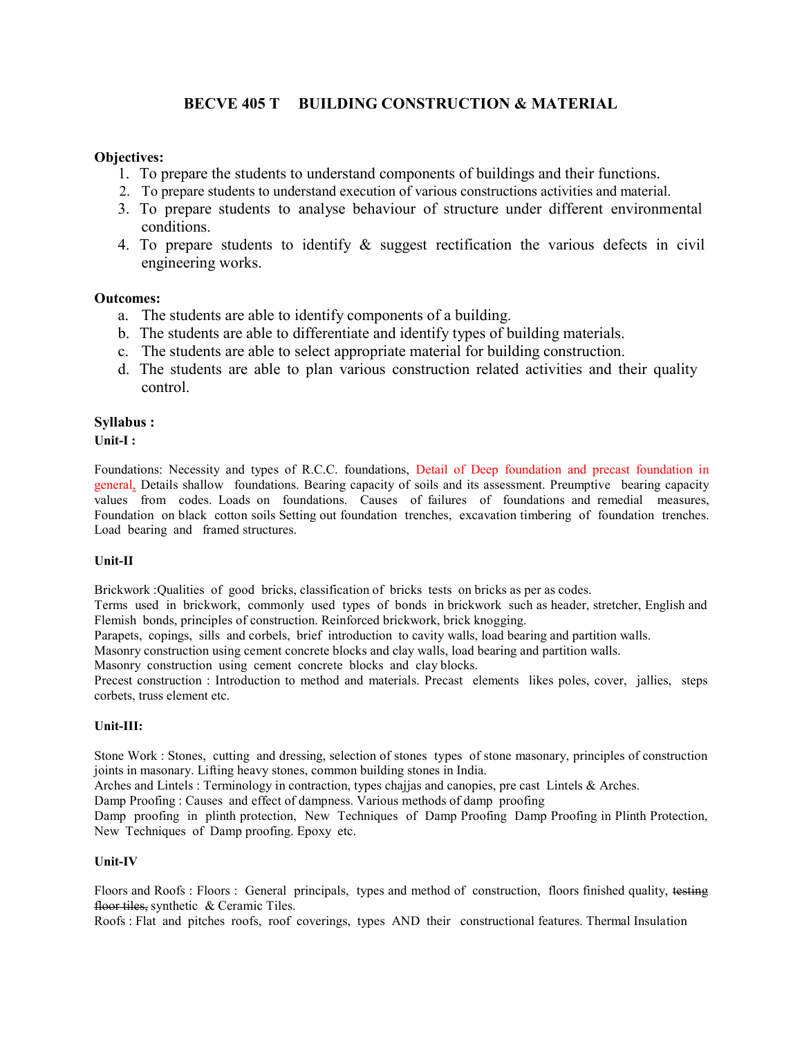## BECVE 405 T BUILDING CONSTRUCTION & MATERIAL

**Objectives:**

1. To prepare the students to understand components of buildings and their functions.
2. To prepare students to understand execution of various constructions activities and material.
3. To prepare students to analyse behaviour of structure under different environmental conditions.
4. To prepare students to identify & suggest rectification the various defects in civil engineering works.

**Outcomes:**

a. The students are able to identify components of a building.
b. The students are able to differentiate and identify types of building materials.
c. The students are able to select appropriate material for building construction.
d. The students are able to plan various construction related activities and their quality control.

**Syllabus :**

**Unit-I :**

Foundations: Necessity and types of R.C.C. foundations, Detail of Deep foundation and precast foundation in general, Details shallow foundations. Bearing capacity of soils and its assessment. Preumptive bearing capacity values from codes. Loads on foundations. Causes of failures of foundations and remedial measures, Foundation on black cotton soils Setting out foundation trenches, excavation timbering of foundation trenches. Load bearing and framed structures.

**Unit-II**

Brickwork :Qualities of good bricks, classification of bricks tests on bricks as per as codes.
Terms used in brickwork, commonly used types of bonds in brickwork such as header, stretcher, English and Flemish bonds, principles of construction. Reinforced brickwork, brick knogging.
Parapets, copings, sills and corbels, brief introduction to cavity walls, load bearing and partition walls.
Masonry construction using cement concrete blocks and clay walls, load bearing and partition walls.
Masonry construction using cement concrete blocks and clay blocks.
Precest construction : Introduction to method and materials. Precast elements likes poles, cover, jallies, steps corbets, truss element etc.

**Unit-III:**

Stone Work : Stones, cutting and dressing, selection of stones types of stone masonary, principles of construction joints in masonary. Lifting heavy stones, common building stones in India.
Arches and Lintels : Terminology in contraction, types chajjas and canopies, pre cast Lintels & Arches.
Damp Proofing : Causes and effect of dampness. Various methods of damp proofing
Damp proofing in plinth protection, New Techniques of Damp Proofing Damp Proofing in Plinth Protection, New Techniques of Damp proofing. Epoxy etc.

**Unit-IV**

Floors and Roofs : Floors : General principals, types and method of construction, floors finished quality, ~~testing floor tiles,~~ synthetic & Ceramic Tiles.
Roofs : Flat and pitches roofs, roof coverings, types AND their constructional features. Thermal Insulation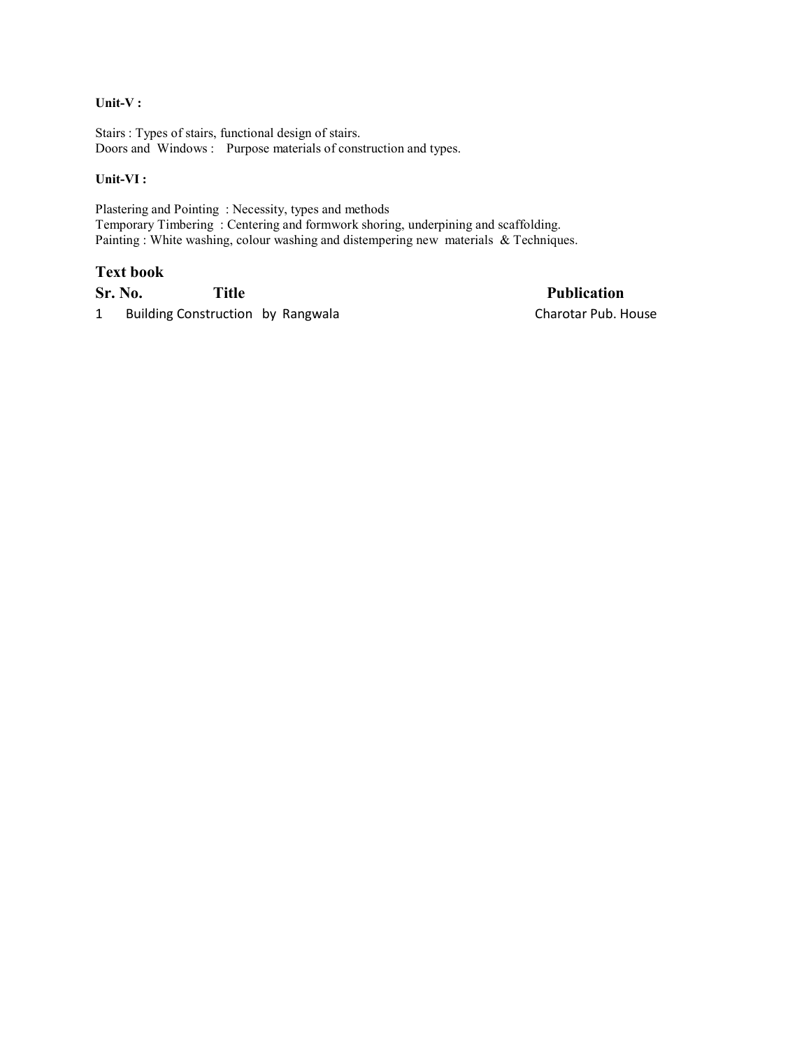**Unit-V :**

Stairs : Types of stairs, functional design of stairs.
Doors and Windows : Purpose materials of construction and types.

**Unit-VI :**

Plastering and Pointing : Necessity, types and methods
Temporary Timbering : Centering and formwork shoring, underpining and scaffolding.
Painting : White washing, colour washing and distempering new materials & Techniques.

### Text book

| Sr. No. | Title | Publication |
|---|---|---|
| 1 | Building Construction by Rangwala | Charotar Pub. House |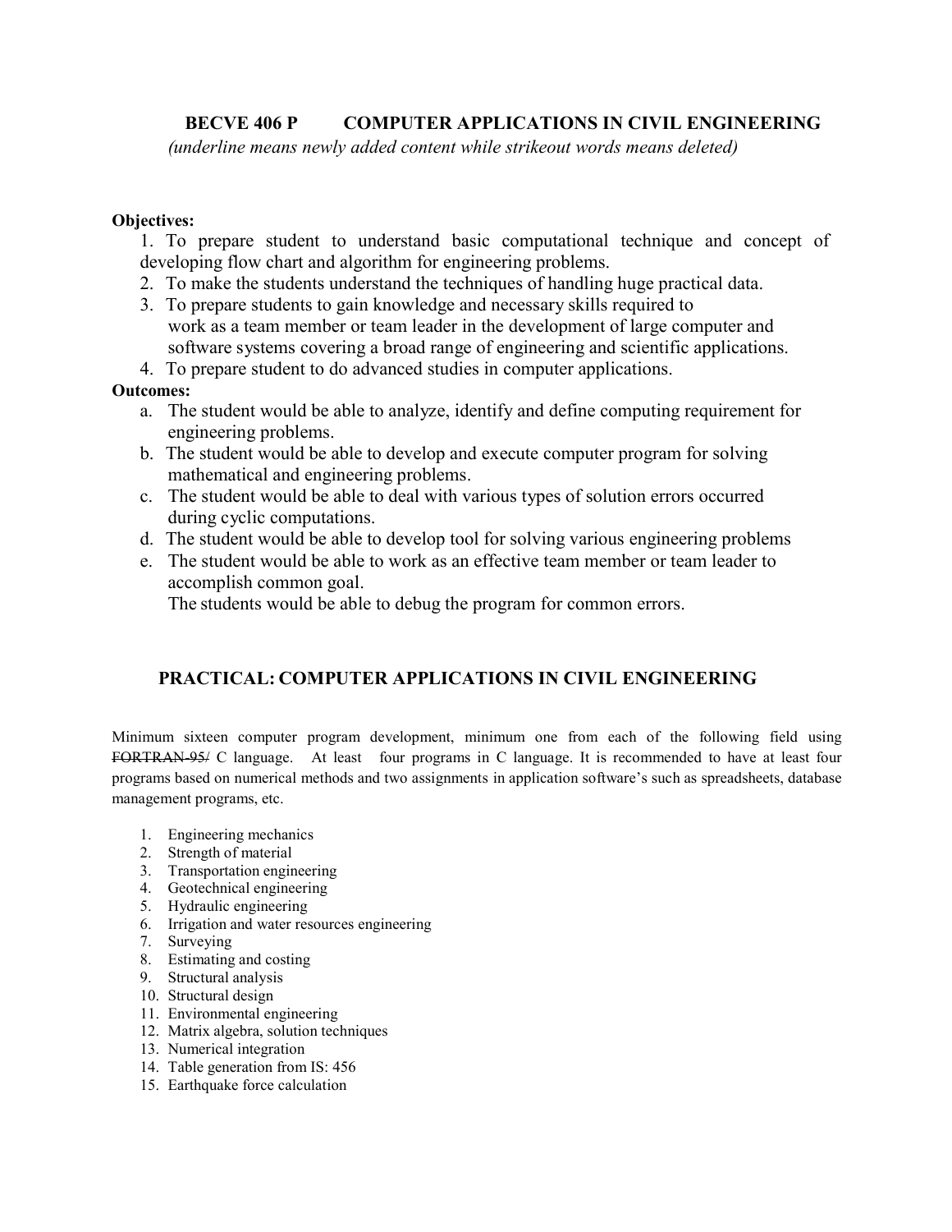## BECVE 406 P COMPUTER APPLICATIONS IN CIVIL ENGINEERING

*(underline means newly added content while strikeout words means deleted)*

**Objectives:**

1. To prepare student to understand basic computational technique and concept of developing flow chart and algorithm for engineering problems.
2. To make the students understand the techniques of handling huge practical data.
3. To prepare students to gain knowledge and necessary skills required to work as a team member or team leader in the development of large computer and software systems covering a broad range of engineering and scientific applications.
4. To prepare student to do advanced studies in computer applications.

**Outcomes:**

a. The student would be able to analyze, identify and define computing requirement for engineering problems.
b. The student would be able to develop and execute computer program for solving mathematical and engineering problems.
c. The student would be able to deal with various types of solution errors occurred during cyclic computations.
d. The student would be able to develop tool for solving various engineering problems
e. The student would be able to work as an effective team member or team leader to accomplish common goal.
The students would be able to debug the program for common errors.

## PRACTICAL: COMPUTER APPLICATIONS IN CIVIL ENGINEERING

Minimum sixteen computer program development, minimum one from each of the following field using ~~FORTRAN-95/~~ C language. At least four programs in C language. It is recommended to have at least four programs based on numerical methods and two assignments in application software's such as spreadsheets, database management programs, etc.

1. Engineering mechanics
2. Strength of material
3. Transportation engineering
4. Geotechnical engineering
5. Hydraulic engineering
6. Irrigation and water resources engineering
7. Surveying
8. Estimating and costing
9. Structural analysis
10. Structural design
11. Environmental engineering
12. Matrix algebra, solution techniques
13. Numerical integration
14. Table generation from IS: 456
15. Earthquake force calculation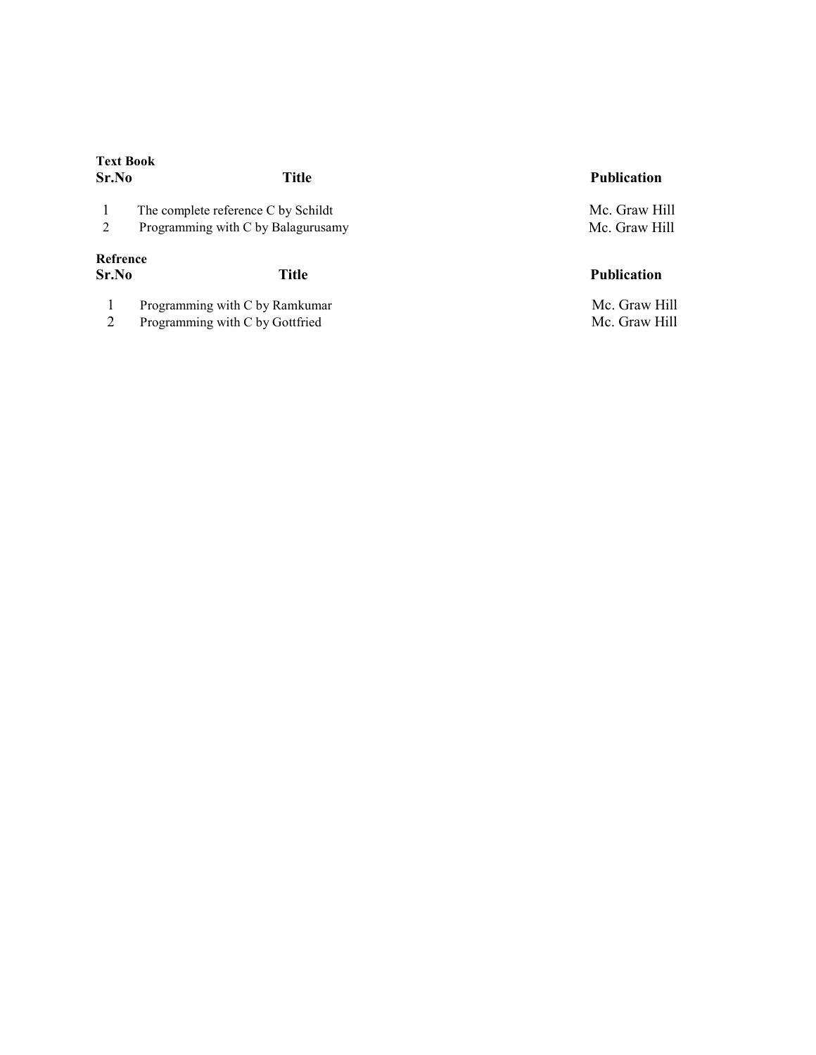**Text Book**

| Sr.No | Title | Publication |
| --- | --- | --- |
| 1 | The complete reference C by Schildt | Mc. Graw Hill |
| 2 | Programming with C by Balagurusamy | Mc. Graw Hill |

**Refrence**

| Sr.No | Title | Publication |
| --- | --- | --- |
| 1 | Programming with C by Ramkumar | Mc. Graw Hill |
| 2 | Programming with C by Gottfried | Mc. Graw Hill |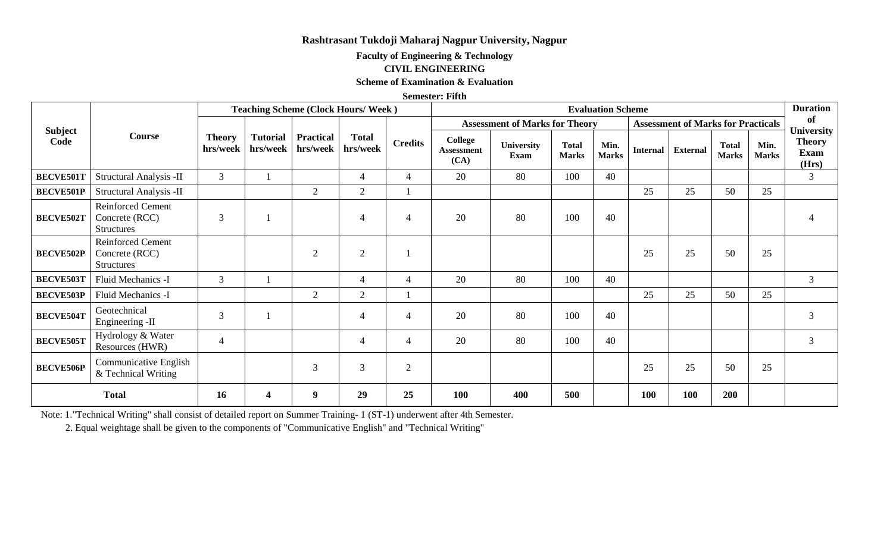**Rashtrasant Tukdoji Maharaj Nagpur University, Nagpur**

**Faculty of Engineering & Technology**

**CIVIL ENGINEERING**

**Scheme of Examination & Evaluation**

**Semester: Fifth**

| Subject Code | Course | Teaching Scheme (Clock Hours/ Week ) | | | | | Evaluation Scheme | | | | | | | | Duration of University Theory Exam (Hrs) |
|---|---|---|---|---|---|---|---|---|---|---|---|---|---|---|---|
| | | | | | | | Assessment of Marks for Theory | | | | Assessment of Marks for Practicals | | | | |
| | | Theory hrs/week | Tutorial hrs/week | Practical hrs/week | Total hrs/week | Credits | College Assessment (CA) | University Exam | Total Marks | Min. Marks | Internal | External | Total Marks | Min. Marks | |
| **BECVE501T** | Structural Analysis -II | 3 | 1 | | 4 | 4 | 20 | 80 | 100 | 40 | | | | | 3 |
| **BECVE501P** | Structural Analysis -II | | | 2 | 2 | 1 | | | | | 25 | 25 | 50 | 25 | |
| **BECVE502T** | Reinforced Cement Concrete (RCC) Structures | 3 | 1 | | 4 | 4 | 20 | 80 | 100 | 40 | | | | | 4 |
| **BECVE502P** | Reinforced Cement Concrete (RCC) Structures | | | 2 | 2 | 1 | | | | | 25 | 25 | 50 | 25 | |
| **BECVE503T** | Fluid Mechanics -I | 3 | 1 | | 4 | 4 | 20 | 80 | 100 | 40 | | | | | 3 |
| **BECVE503P** | Fluid Mechanics -I | | | 2 | 2 | 1 | | | | | 25 | 25 | 50 | 25 | |
| **BECVE504T** | Geotechnical Engineering -II | 3 | 1 | | 4 | 4 | 20 | 80 | 100 | 40 | | | | | 3 |
| **BECVE505T** | Hydrology & Water Resources (HWR) | 4 | | | 4 | 4 | 20 | 80 | 100 | 40 | | | | | 3 |
| **BECVE506P** | Communicative English & Technical Writing | | | 3 | 3 | 2 | | | | | 25 | 25 | 50 | 25 | |
| **Total** | | **16** | **4** | **9** | **29** | **25** | **100** | **400** | **500** | | **100** | **100** | **200** | | |

Note: 1."Technical Writing" shall consist of detailed report on Summer Training- 1 (ST-1) underwent after 4th Semester.

2. Equal weightage shall be given to the components of "Communicative English" and "Technical Writing"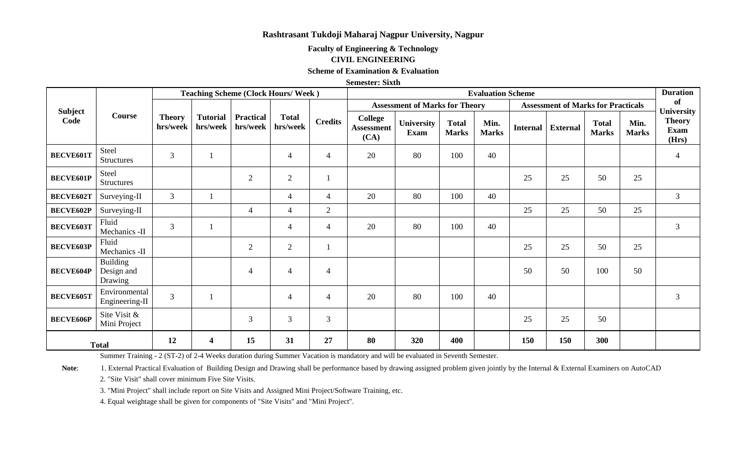**Rashtrasant Tukdoji Maharaj Nagpur University, Nagpur**

**Faculty of Engineering & Technology**

**CIVIL ENGINEERING**

**Scheme of Examination & Evaluation**

**Semester: Sixth**

| Subject Code | Course | Teaching Scheme (Clock Hours/ Week ) | | | | | Evaluation Scheme | | | | | | | | Duration of University Theory Exam (Hrs) |
|---|---|---|---|---|---|---|---|---|---|---|---|---|---|---|---|
| | | | | | | | Assessment of Marks for Theory | | | | Assessment of Marks for Practicals | | | | |
| | | Theory hrs/week | Tutorial hrs/week | Practical hrs/week | Total hrs/week | Credits | College Assessment (CA) | University Exam | Total Marks | Min. Marks | Internal | External | Total Marks | Min. Marks | |
| BECVE601T | Steel Structures | 3 | 1 | | 4 | 4 | 20 | 80 | 100 | 40 | | | | | 4 |
| BECVE601P | Steel Structures | | | 2 | 2 | 1 | | | | | 25 | 25 | 50 | 25 | |
| BECVE602T | Surveying-II | 3 | 1 | | 4 | 4 | 20 | 80 | 100 | 40 | | | | | 3 |
| BECVE602P | Surveying-II | | | 4 | 4 | 2 | | | | | 25 | 25 | 50 | 25 | |
| BECVE603T | Fluid Mechanics -II | 3 | 1 | | 4 | 4 | 20 | 80 | 100 | 40 | | | | | 3 |
| BECVE603P | Fluid Mechanics -II | | | 2 | 2 | 1 | | | | | 25 | 25 | 50 | 25 | |
| BECVE604P | Building Design and Drawing | | | 4 | 4 | 4 | | | | | 50 | 50 | 100 | 50 | |
| BECVE605T | Environmental Engineering-II | 3 | 1 | | 4 | 4 | 20 | 80 | 100 | 40 | | | | | 3 |
| BECVE606P | Site Visit & Mini Project | | | 3 | 3 | 3 | | | | | 25 | 25 | 50 | | |
| **Total** | | **12** | **4** | **15** | **31** | **27** | **80** | **320** | **400** | | **150** | **150** | **300** | | |

Summer Training - 2 (ST-2) of 2-4 Weeks duration during Summer Vacation is mandatory and will be evaluated in Seventh Semester.

**Note**:

1. External Practical Evaluation of Building Design and Drawing shall be performance based by drawing assigned problem given jointly by the Internal & External Examiners on AutoCAD
2. "Site Visit" shall cover minimum Five Site Visits.
3. "Mini Project" shall include report on Site Visits and Assigned Mini Project/Software Training, etc.
4. Equal weightage shall be given for components of "Site Visits" and "Mini Project".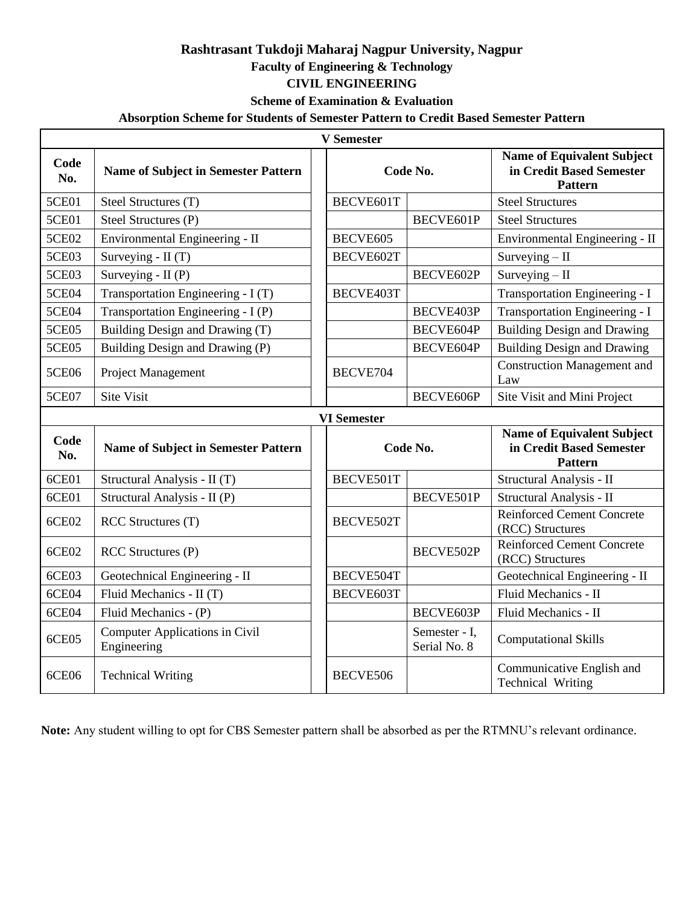**Rashtrasant Tukdoji Maharaj Nagpur University, Nagpur**

**Faculty of Engineering & Technology**

**CIVIL ENGINEERING**

**Scheme of Examination & Evaluation**

**Absorption Scheme for Students of Semester Pattern to Credit Based Semester Pattern**

| V Semester | | | | | |
|---|---|---|---|---|---|
| **Code No.** | **Name of Subject in Semester Pattern** | | **Code No.** | | **Name of Equivalent Subject in Credit Based Semester Pattern** |
| 5CE01 | Steel Structures (T) | | BECVE601T | | Steel Structures |
| 5CE01 | Steel Structures (P) | | | BECVE601P | Steel Structures |
| 5CE02 | Environmental Engineering - II | | BECVE605 | | Environmental Engineering - II |
| 5CE03 | Surveying - II (T) | | BECVE602T | | Surveying – II |
| 5CE03 | Surveying - II (P) | | | BECVE602P | Surveying – II |
| 5CE04 | Transportation Engineering - I (T) | | BECVE403T | | Transportation Engineering - I |
| 5CE04 | Transportation Engineering - I (P) | | | BECVE403P | Transportation Engineering - I |
| 5CE05 | Building Design and Drawing (T) | | | BECVE604P | Building Design and Drawing |
| 5CE05 | Building Design and Drawing (P) | | | BECVE604P | Building Design and Drawing |
| 5CE06 | Project Management | | BECVE704 | | Construction Management and Law |
| 5CE07 | Site Visit | | | BECVE606P | Site Visit and Mini Project |

| VI Semester | | | | | |
|---|---|---|---|---|---|
| **Code No.** | **Name of Subject in Semester Pattern** | | **Code No.** | | **Name of Equivalent Subject in Credit Based Semester Pattern** |
| 6CE01 | Structural Analysis - II (T) | | BECVE501T | | Structural Analysis - II |
| 6CE01 | Structural Analysis - II (P) | | | BECVE501P | Structural Analysis - II |
| 6CE02 | RCC Structures (T) | | BECVE502T | | Reinforced Cement Concrete (RCC) Structures |
| 6CE02 | RCC Structures (P) | | | BECVE502P | Reinforced Cement Concrete (RCC) Structures |
| 6CE03 | Geotechnical Engineering - II | | BECVE504T | | Geotechnical Engineering - II |
| 6CE04 | Fluid Mechanics - II (T) | | BECVE603T | | Fluid Mechanics - II |
| 6CE04 | Fluid Mechanics - (P) | | | BECVE603P | Fluid Mechanics - II |
| 6CE05 | Computer Applications in Civil Engineering | | | Semester - I, Serial No. 8 | Computational Skills |
| 6CE06 | Technical Writing | | BECVE506 | | Communicative English and Technical Writing |

**Note:** Any student willing to opt for CBS Semester pattern shall be absorbed as per the RTMNU's relevant ordinance.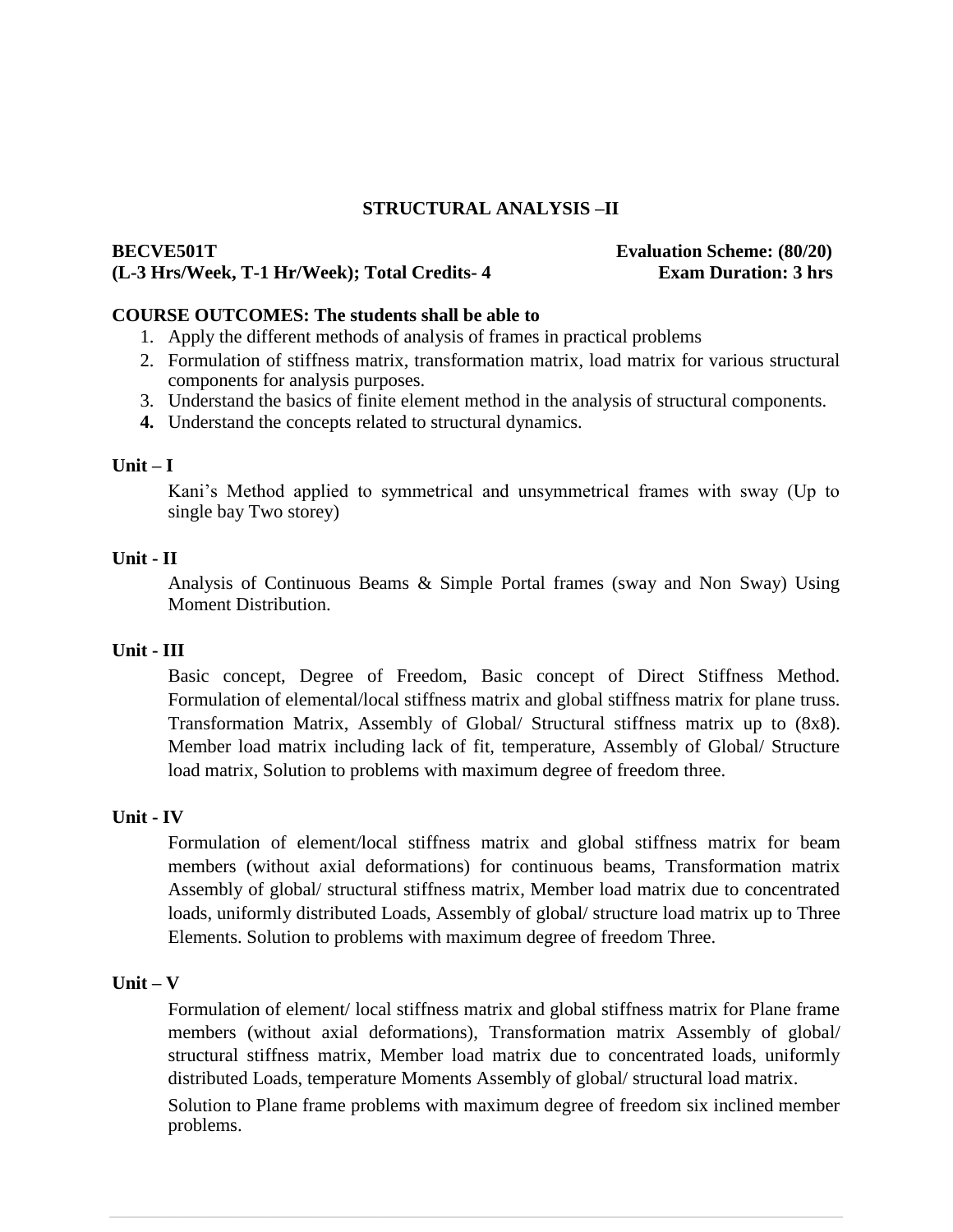## STRUCTURAL ANALYSIS –II

**BECVE501T** **Evaluation Scheme: (80/20)**
**(L-3 Hrs/Week, T-1 Hr/Week); Total Credits- 4** **Exam Duration: 3 hrs**

**COURSE OUTCOMES: The students shall be able to**

1. Apply the different methods of analysis of frames in practical problems
2. Formulation of stiffness matrix, transformation matrix, load matrix for various structural components for analysis purposes.
3. Understand the basics of finite element method in the analysis of structural components.
4. Understand the concepts related to structural dynamics.

**Unit – I**

Kani's Method applied to symmetrical and unsymmetrical frames with sway (Up to single bay Two storey)

**Unit - II**

Analysis of Continuous Beams & Simple Portal frames (sway and Non Sway) Using Moment Distribution.

**Unit - III**

Basic concept, Degree of Freedom, Basic concept of Direct Stiffness Method. Formulation of elemental/local stiffness matrix and global stiffness matrix for plane truss. Transformation Matrix, Assembly of Global/ Structural stiffness matrix up to (8x8). Member load matrix including lack of fit, temperature, Assembly of Global/ Structure load matrix, Solution to problems with maximum degree of freedom three.

**Unit - IV**

Formulation of element/local stiffness matrix and global stiffness matrix for beam members (without axial deformations) for continuous beams, Transformation matrix Assembly of global/ structural stiffness matrix, Member load matrix due to concentrated loads, uniformly distributed Loads, Assembly of global/ structure load matrix up to Three Elements. Solution to problems with maximum degree of freedom Three.

**Unit – V**

Formulation of element/ local stiffness matrix and global stiffness matrix for Plane frame members (without axial deformations), Transformation matrix Assembly of global/ structural stiffness matrix, Member load matrix due to concentrated loads, uniformly distributed Loads, temperature Moments Assembly of global/ structural load matrix.

Solution to Plane frame problems with maximum degree of freedom six inclined member problems.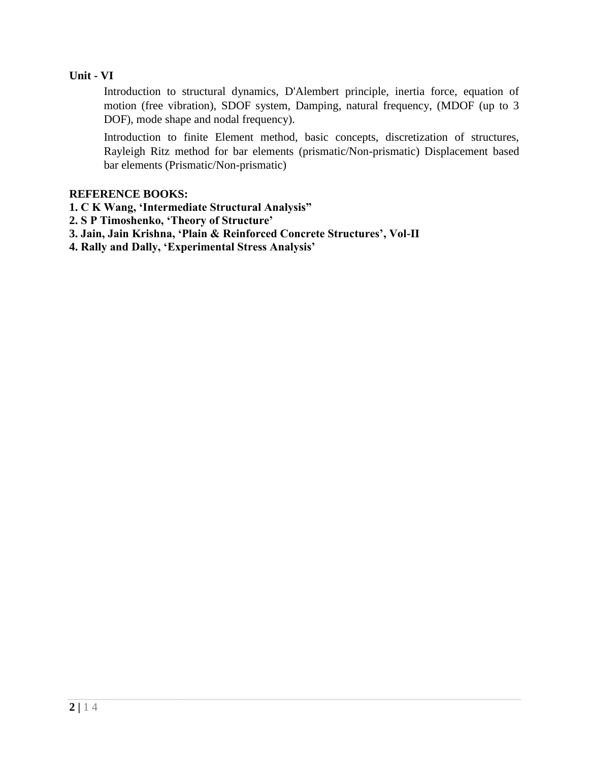**Unit - VI**

Introduction to structural dynamics, D'Alembert principle, inertia force, equation of motion (free vibration), SDOF system, Damping, natural frequency, (MDOF (up to 3 DOF), mode shape and nodal frequency).

Introduction to finite Element method, basic concepts, discretization of structures, Rayleigh Ritz method for bar elements (prismatic/Non-prismatic) Displacement based bar elements (Prismatic/Non-prismatic)

**REFERENCE BOOKS:**

**1. C K Wang, 'Intermediate Structural Analysis"**
**2. S P Timoshenko, 'Theory of Structure'**
**3. Jain, Jain Krishna, 'Plain & Reinforced Concrete Structures', Vol-II**
**4. Rally and Dally, 'Experimental Stress Analysis'**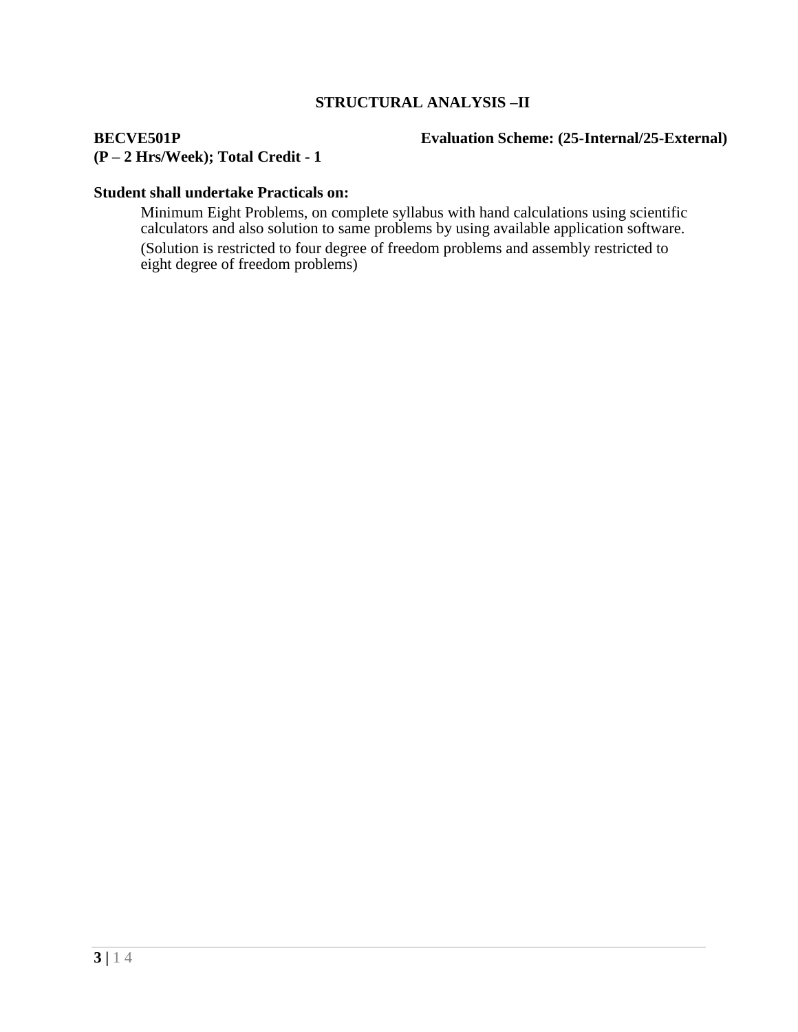## STRUCTURAL ANALYSIS –II

**BECVE501P** **Evaluation Scheme: (25-Internal/25-External)**
**(P – 2 Hrs/Week); Total Credit - 1**

**Student shall undertake Practicals on:**

Minimum Eight Problems, on complete syllabus with hand calculations using scientific calculators and also solution to same problems by using available application software.

(Solution is restricted to four degree of freedom problems and assembly restricted to eight degree of freedom problems)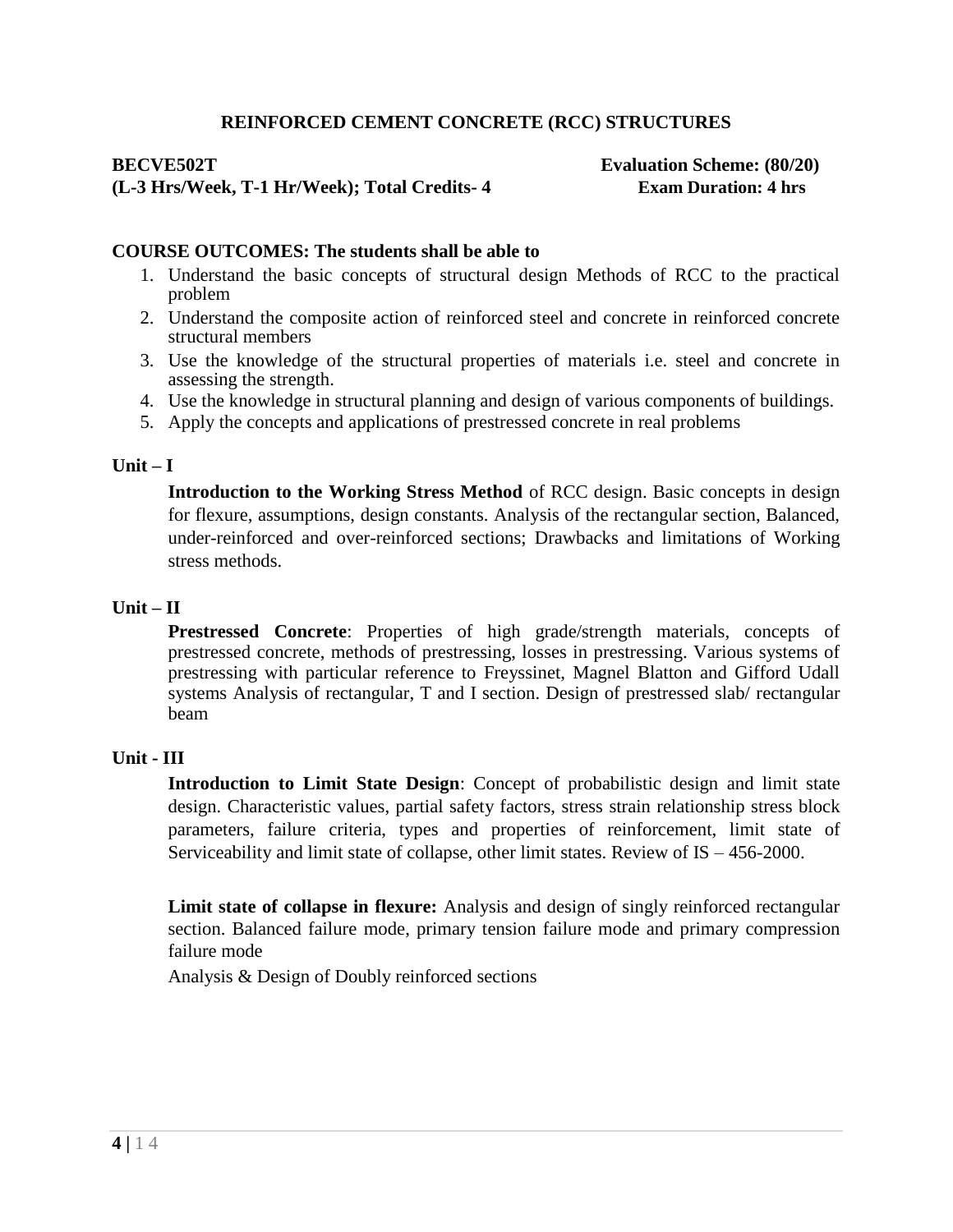## REINFORCED CEMENT CONCRETE (RCC) STRUCTURES

**BECVE502T** **Evaluation Scheme: (80/20)**
**(L-3 Hrs/Week, T-1 Hr/Week); Total Credits- 4** **Exam Duration: 4 hrs**

**COURSE OUTCOMES: The students shall be able to**

1. Understand the basic concepts of structural design Methods of RCC to the practical problem
2. Understand the composite action of reinforced steel and concrete in reinforced concrete structural members
3. Use the knowledge of the structural properties of materials i.e. steel and concrete in assessing the strength.
4. Use the knowledge in structural planning and design of various components of buildings.
5. Apply the concepts and applications of prestressed concrete in real problems

**Unit – I**

**Introduction to the Working Stress Method** of RCC design. Basic concepts in design for flexure, assumptions, design constants. Analysis of the rectangular section, Balanced, under-reinforced and over-reinforced sections; Drawbacks and limitations of Working stress methods.

**Unit – II**

**Prestressed Concrete**: Properties of high grade/strength materials, concepts of prestressed concrete, methods of prestressing, losses in prestressing. Various systems of prestressing with particular reference to Freyssinet, Magnel Blatton and Gifford Udall systems Analysis of rectangular, T and I section. Design of prestressed slab/ rectangular beam

**Unit - III**

**Introduction to Limit State Design**: Concept of probabilistic design and limit state design. Characteristic values, partial safety factors, stress strain relationship stress block parameters, failure criteria, types and properties of reinforcement, limit state of Serviceability and limit state of collapse, other limit states. Review of IS – 456-2000.

**Limit state of collapse in flexure:** Analysis and design of singly reinforced rectangular section. Balanced failure mode, primary tension failure mode and primary compression failure mode

Analysis & Design of Doubly reinforced sections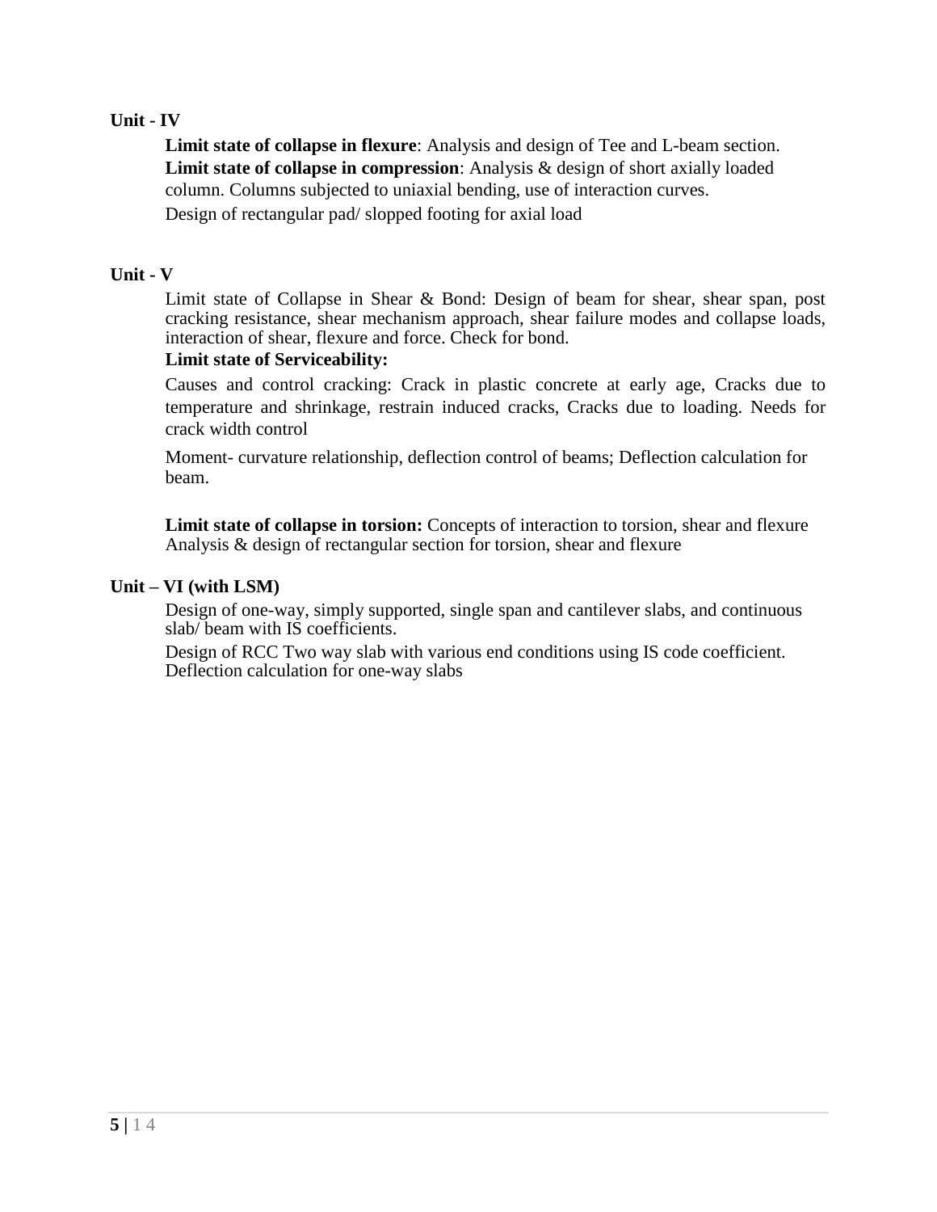**Unit - IV**

**Limit state of collapse in flexure**: Analysis and design of Tee and L-beam section.
**Limit state of collapse in compression**: Analysis & design of short axially loaded column. Columns subjected to uniaxial bending, use of interaction curves.
Design of rectangular pad/ slopped footing for axial load

**Unit - V**

Limit state of Collapse in Shear & Bond: Design of beam for shear, shear span, post cracking resistance, shear mechanism approach, shear failure modes and collapse loads, interaction of shear, flexure and force. Check for bond.

**Limit state of Serviceability:**

Causes and control cracking: Crack in plastic concrete at early age, Cracks due to temperature and shrinkage, restrain induced cracks, Cracks due to loading. Needs for crack width control

Moment- curvature relationship, deflection control of beams; Deflection calculation for beam.

**Limit state of collapse in torsion:** Concepts of interaction to torsion, shear and flexure Analysis & design of rectangular section for torsion, shear and flexure

**Unit – VI (with LSM)**

Design of one-way, simply supported, single span and cantilever slabs, and continuous slab/ beam with IS coefficients.

Design of RCC Two way slab with various end conditions using IS code coefficient.
Deflection calculation for one-way slabs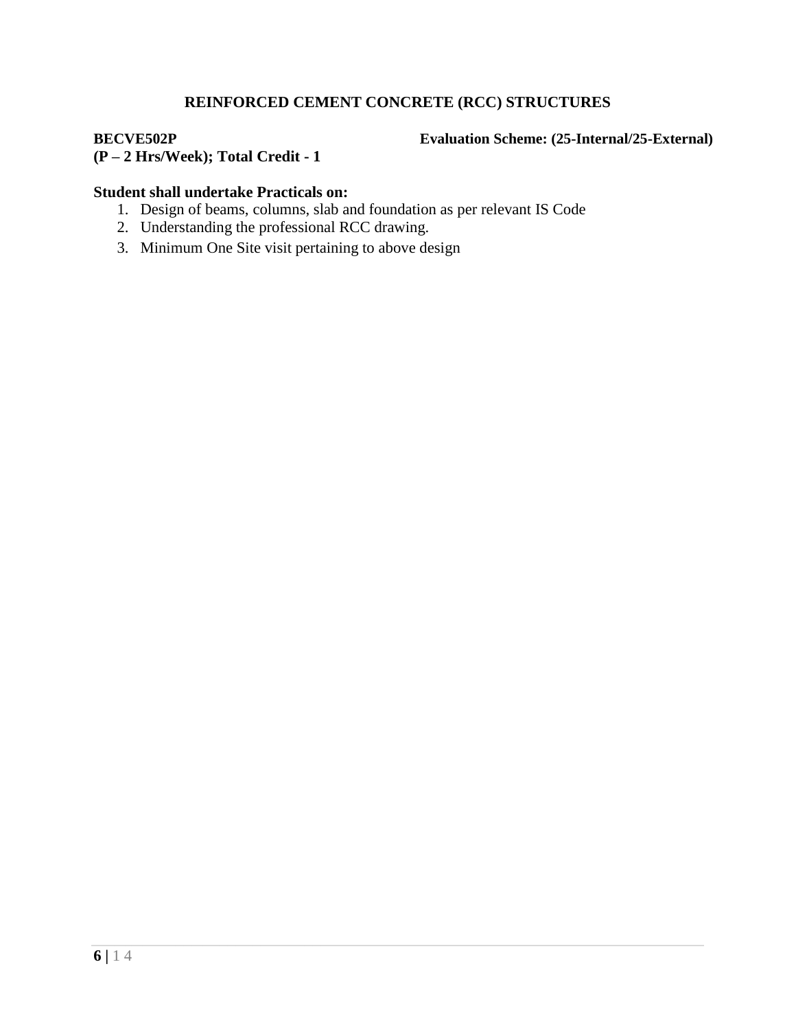## REINFORCED CEMENT CONCRETE (RCC) STRUCTURES

**BECVE502P** **Evaluation Scheme: (25-Internal/25-External)**
**(P – 2 Hrs/Week); Total Credit - 1**

**Student shall undertake Practicals on:**

1. Design of beams, columns, slab and foundation as per relevant IS Code
2. Understanding the professional RCC drawing.
3. Minimum One Site visit pertaining to above design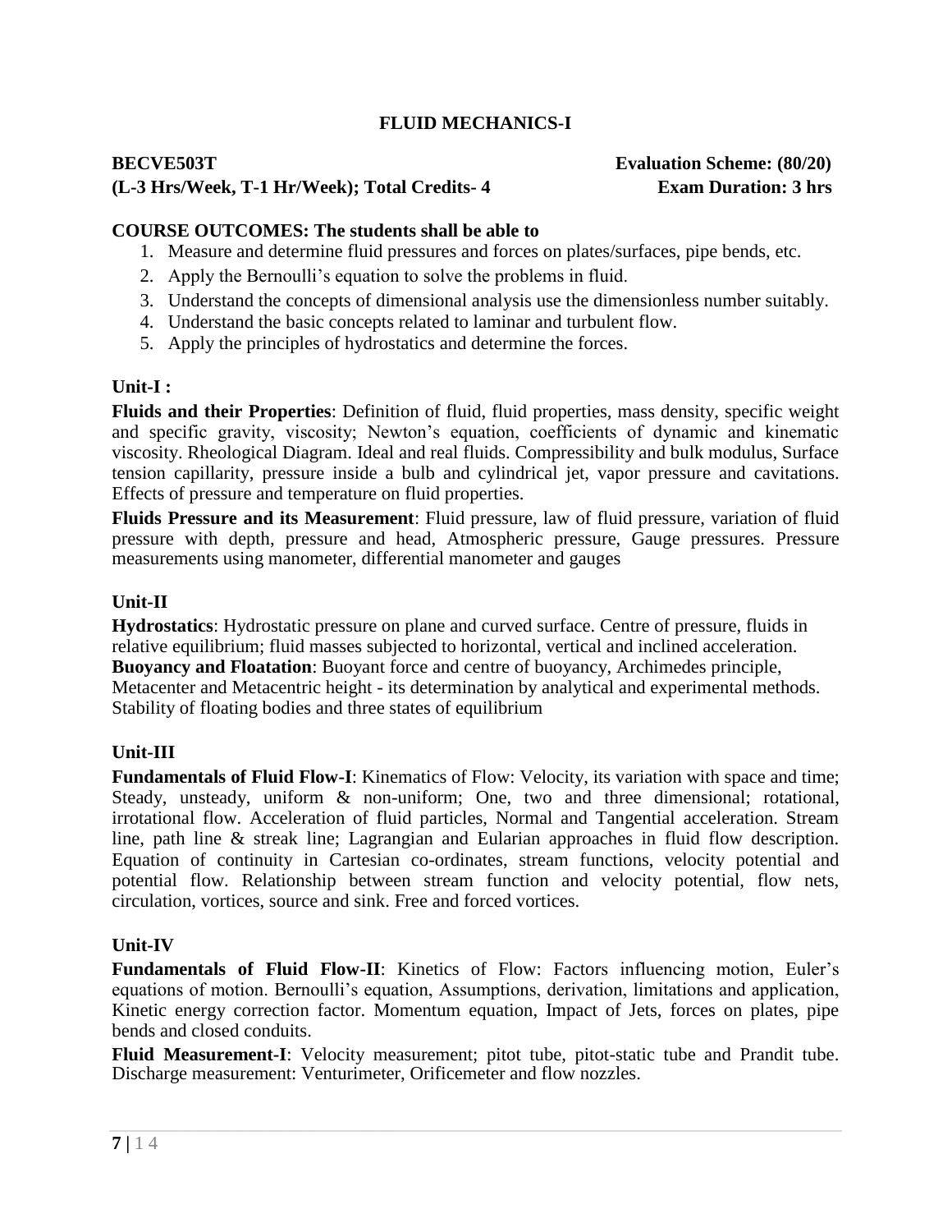# FLUID MECHANICS-I

**BECVE503T** **Evaluation Scheme: (80/20)**
**(L-3 Hrs/Week, T-1 Hr/Week); Total Credits- 4** **Exam Duration: 3 hrs**

**COURSE OUTCOMES: The students shall be able to**

1. Measure and determine fluid pressures and forces on plates/surfaces, pipe bends, etc.
2. Apply the Bernoulli's equation to solve the problems in fluid.
3. Understand the concepts of dimensional analysis use the dimensionless number suitably.
4. Understand the basic concepts related to laminar and turbulent flow.
5. Apply the principles of hydrostatics and determine the forces.

## Unit-I :

**Fluids and their Properties**: Definition of fluid, fluid properties, mass density, specific weight and specific gravity, viscosity; Newton's equation, coefficients of dynamic and kinematic viscosity. Rheological Diagram. Ideal and real fluids. Compressibility and bulk modulus, Surface tension capillarity, pressure inside a bulb and cylindrical jet, vapor pressure and cavitations. Effects of pressure and temperature on fluid properties.

**Fluids Pressure and its Measurement**: Fluid pressure, law of fluid pressure, variation of fluid pressure with depth, pressure and head, Atmospheric pressure, Gauge pressures. Pressure measurements using manometer, differential manometer and gauges

## Unit-II

**Hydrostatics**: Hydrostatic pressure on plane and curved surface. Centre of pressure, fluids in relative equilibrium; fluid masses subjected to horizontal, vertical and inclined acceleration.
**Buoyancy and Floatation**: Buoyant force and centre of buoyancy, Archimedes principle, Metacenter and Metacentric height - its determination by analytical and experimental methods. Stability of floating bodies and three states of equilibrium

## Unit-III

**Fundamentals of Fluid Flow-I**: Kinematics of Flow: Velocity, its variation with space and time; Steady, unsteady, uniform & non-uniform; One, two and three dimensional; rotational, irrotational flow. Acceleration of fluid particles, Normal and Tangential acceleration. Stream line, path line & streak line; Lagrangian and Eularian approaches in fluid flow description. Equation of continuity in Cartesian co-ordinates, stream functions, velocity potential and potential flow. Relationship between stream function and velocity potential, flow nets, circulation, vortices, source and sink. Free and forced vortices.

## Unit-IV

**Fundamentals of Fluid Flow-II**: Kinetics of Flow: Factors influencing motion, Euler's equations of motion. Bernoulli's equation, Assumptions, derivation, limitations and application, Kinetic energy correction factor. Momentum equation, Impact of Jets, forces on plates, pipe bends and closed conduits.

**Fluid Measurement-I**: Velocity measurement; pitot tube, pitot-static tube and Prandit tube. Discharge measurement: Venturimeter, Orificemeter and flow nozzles.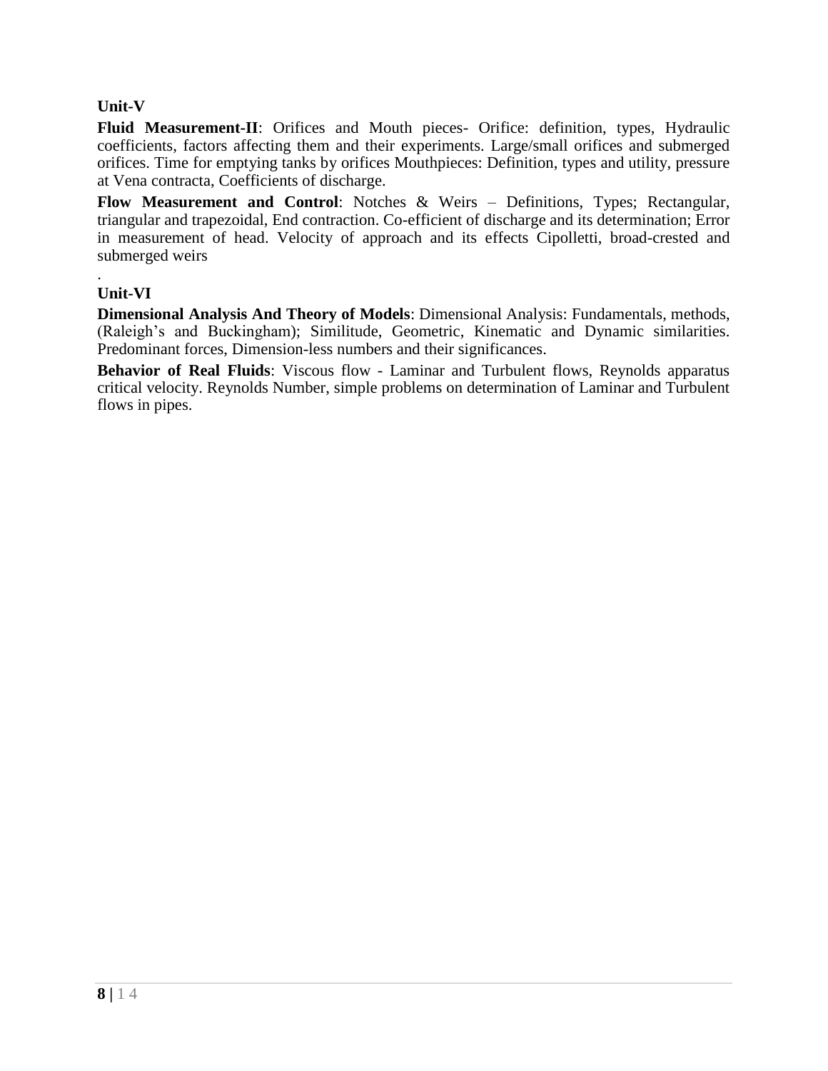**Unit-V**

**Fluid Measurement-II**: Orifices and Mouth pieces- Orifice: definition, types, Hydraulic coefficients, factors affecting them and their experiments. Large/small orifices and submerged orifices. Time for emptying tanks by orifices Mouthpieces: Definition, types and utility, pressure at Vena contracta, Coefficients of discharge.

**Flow Measurement and Control**: Notches & Weirs – Definitions, Types; Rectangular, triangular and trapezoidal, End contraction. Co-efficient of discharge and its determination; Error in measurement of head. Velocity of approach and its effects Cipolletti, broad-crested and submerged weirs

.

**Unit-VI**

**Dimensional Analysis And Theory of Models**: Dimensional Analysis: Fundamentals, methods, (Raleigh's and Buckingham); Similitude, Geometric, Kinematic and Dynamic similarities. Predominant forces, Dimension-less numbers and their significances.

**Behavior of Real Fluids**: Viscous flow - Laminar and Turbulent flows, Reynolds apparatus critical velocity. Reynolds Number, simple problems on determination of Laminar and Turbulent flows in pipes.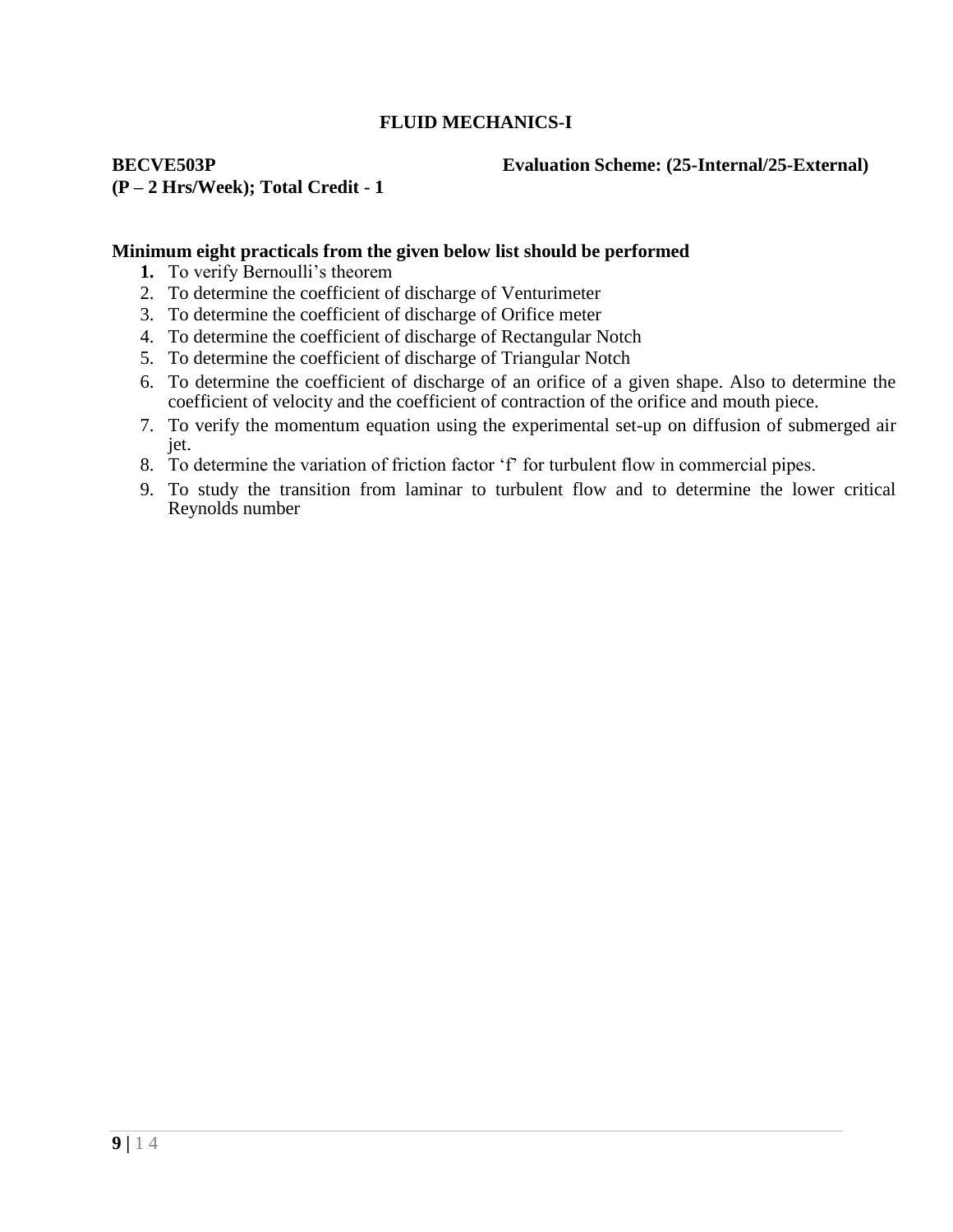# FLUID MECHANICS-I

**BECVE503P** **Evaluation Scheme: (25-Internal/25-External)**
**(P – 2 Hrs/Week); Total Credit - 1**

**Minimum eight practicals from the given below list should be performed**

1. To verify Bernoulli's theorem
2. To determine the coefficient of discharge of Venturimeter
3. To determine the coefficient of discharge of Orifice meter
4. To determine the coefficient of discharge of Rectangular Notch
5. To determine the coefficient of discharge of Triangular Notch
6. To determine the coefficient of discharge of an orifice of a given shape. Also to determine the coefficient of velocity and the coefficient of contraction of the orifice and mouth piece.
7. To verify the momentum equation using the experimental set-up on diffusion of submerged air jet.
8. To determine the variation of friction factor 'f' for turbulent flow in commercial pipes.
9. To study the transition from laminar to turbulent flow and to determine the lower critical Reynolds number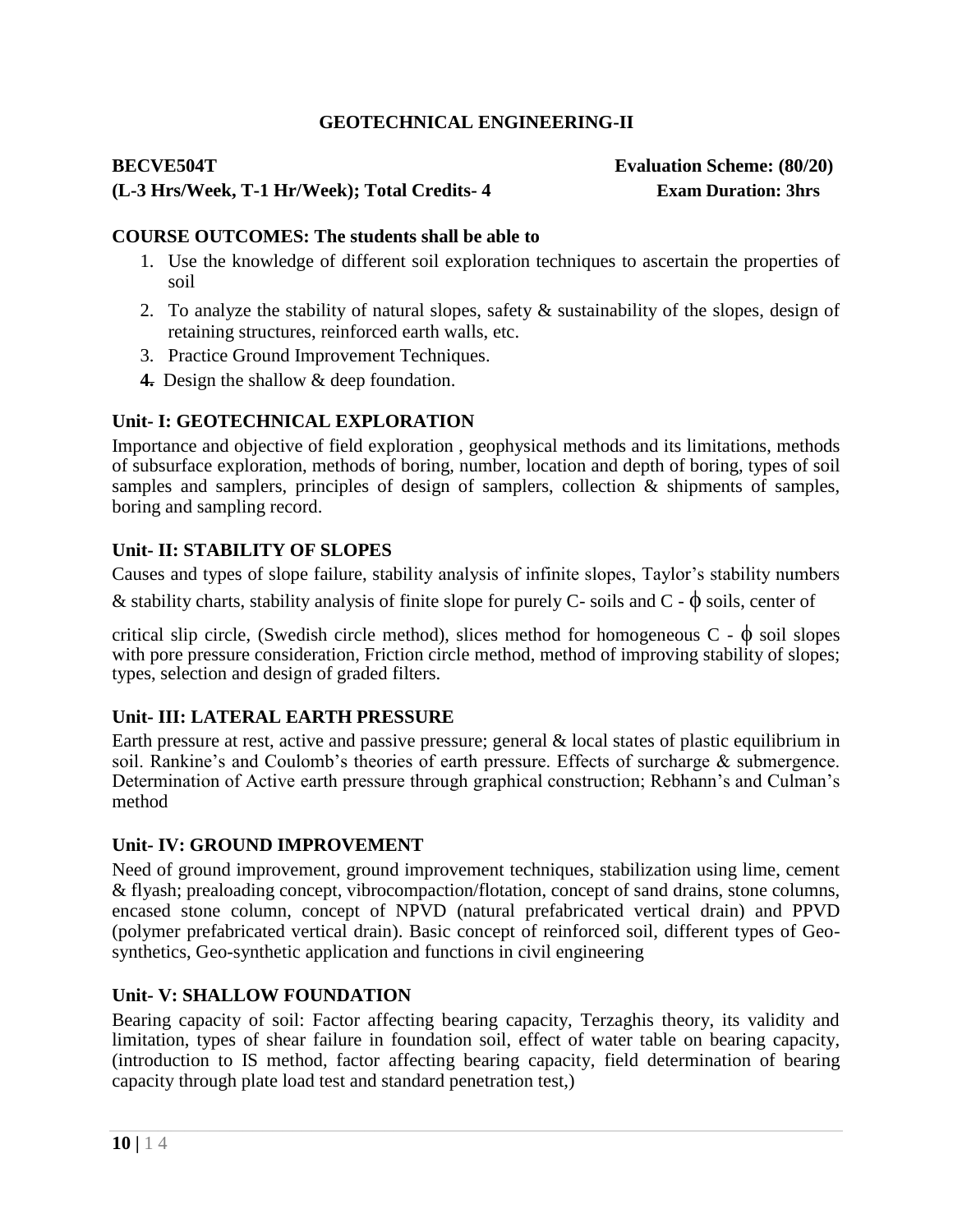## GEOTECHNICAL ENGINEERING-II

**BECVE504T** **Evaluation Scheme: (80/20)**

**(L-3 Hrs/Week, T-1 Hr/Week); Total Credits- 4** **Exam Duration: 3hrs**

**COURSE OUTCOMES: The students shall be able to**

1. Use the knowledge of different soil exploration techniques to ascertain the properties of soil
2. To analyze the stability of natural slopes, safety & sustainability of the slopes, design of retaining structures, reinforced earth walls, etc.
3. Practice Ground Improvement Techniques.
4. Design the shallow & deep foundation.

### Unit- I: GEOTECHNICAL EXPLORATION

Importance and objective of field exploration , geophysical methods and its limitations, methods of subsurface exploration, methods of boring, number, location and depth of boring, types of soil samples and samplers, principles of design of samplers, collection & shipments of samples, boring and sampling record.

### Unit- II: STABILITY OF SLOPES

Causes and types of slope failure, stability analysis of infinite slopes, Taylor's stability numbers & stability charts, stability analysis of finite slope for purely C- soils and C - $\phi$ soils, center of critical slip circle, (Swedish circle method), slices method for homogeneous C - $\phi$ soil slopes with pore pressure consideration, Friction circle method, method of improving stability of slopes; types, selection and design of graded filters.

### Unit- III: LATERAL EARTH PRESSURE

Earth pressure at rest, active and passive pressure; general & local states of plastic equilibrium in soil. Rankine's and Coulomb's theories of earth pressure. Effects of surcharge & submergence. Determination of Active earth pressure through graphical construction; Rebhann's and Culman's method

### Unit- IV: GROUND IMPROVEMENT

Need of ground improvement, ground improvement techniques, stabilization using lime, cement & flyash; prealoading concept, vibrocompaction/flotation, concept of sand drains, stone columns, encased stone column, concept of NPVD (natural prefabricated vertical drain) and PPVD (polymer prefabricated vertical drain). Basic concept of reinforced soil, different types of Geo-synthetics, Geo-synthetic application and functions in civil engineering

### Unit- V: SHALLOW FOUNDATION

Bearing capacity of soil: Factor affecting bearing capacity, Terzaghis theory, its validity and limitation, types of shear failure in foundation soil, effect of water table on bearing capacity, (introduction to IS method, factor affecting bearing capacity, field determination of bearing capacity through plate load test and standard penetration test,)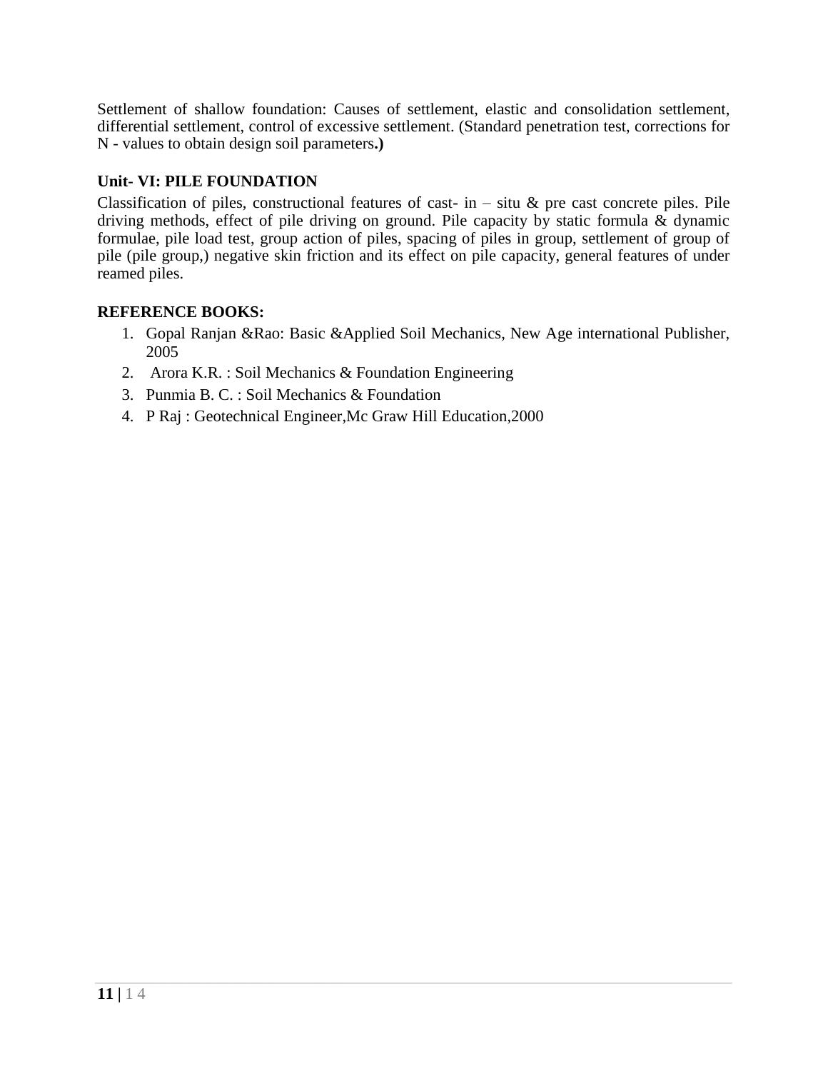Settlement of shallow foundation: Causes of settlement, elastic and consolidation settlement, differential settlement, control of excessive settlement. (Standard penetration test, corrections for N - values to obtain design soil parameters**.)**

**Unit- VI: PILE FOUNDATION**

Classification of piles, constructional features of cast- in – situ & pre cast concrete piles. Pile driving methods, effect of pile driving on ground. Pile capacity by static formula & dynamic formulae, pile load test, group action of piles, spacing of piles in group, settlement of group of pile (pile group,) negative skin friction and its effect on pile capacity, general features of under reamed piles.

**REFERENCE BOOKS:**

1. Gopal Ranjan &Rao: Basic &Applied Soil Mechanics, New Age international Publisher, 2005
2. Arora K.R. : Soil Mechanics & Foundation Engineering
3. Punmia B. C. : Soil Mechanics & Foundation
4. P Raj : Geotechnical Engineer,Mc Graw Hill Education,2000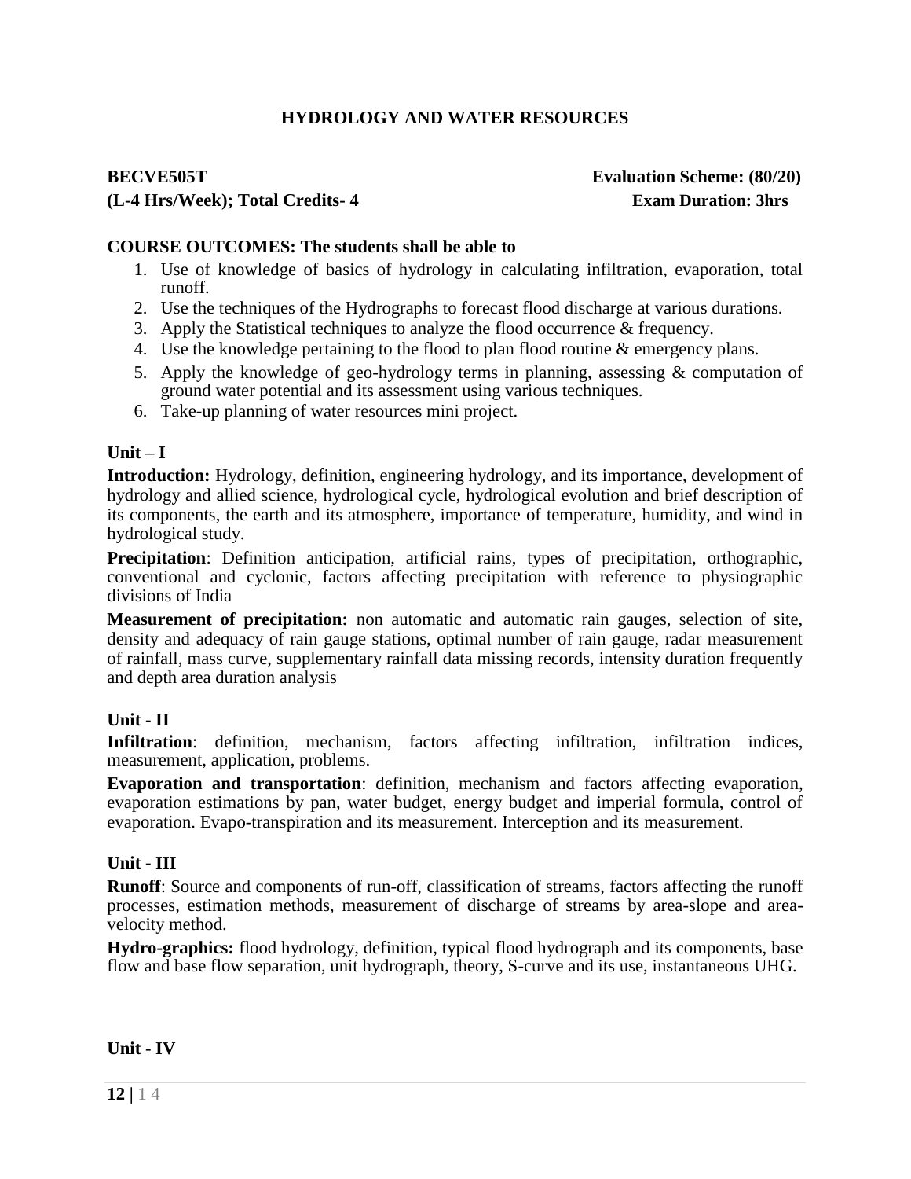## HYDROLOGY AND WATER RESOURCES

**BECVE505T** **Evaluation Scheme: (80/20)**
**(L-4 Hrs/Week); Total Credits- 4** **Exam Duration: 3hrs**

**COURSE OUTCOMES: The students shall be able to**

1. Use of knowledge of basics of hydrology in calculating infiltration, evaporation, total runoff.
2. Use the techniques of the Hydrographs to forecast flood discharge at various durations.
3. Apply the Statistical techniques to analyze the flood occurrence & frequency.
4. Use the knowledge pertaining to the flood to plan flood routine & emergency plans.
5. Apply the knowledge of geo-hydrology terms in planning, assessing & computation of ground water potential and its assessment using various techniques.
6. Take-up planning of water resources mini project.

### Unit – I

**Introduction:** Hydrology, definition, engineering hydrology, and its importance, development of hydrology and allied science, hydrological cycle, hydrological evolution and brief description of its components, the earth and its atmosphere, importance of temperature, humidity, and wind in hydrological study.

**Precipitation**: Definition anticipation, artificial rains, types of precipitation, orthographic, conventional and cyclonic, factors affecting precipitation with reference to physiographic divisions of India

**Measurement of precipitation:** non automatic and automatic rain gauges, selection of site, density and adequacy of rain gauge stations, optimal number of rain gauge, radar measurement of rainfall, mass curve, supplementary rainfall data missing records, intensity duration frequently and depth area duration analysis

### Unit - II

**Infiltration**: definition, mechanism, factors affecting infiltration, infiltration indices, measurement, application, problems.

**Evaporation and transportation**: definition, mechanism and factors affecting evaporation, evaporation estimations by pan, water budget, energy budget and imperial formula, control of evaporation. Evapo-transpiration and its measurement. Interception and its measurement.

### Unit - III

**Runoff**: Source and components of run-off, classification of streams, factors affecting the runoff processes, estimation methods, measurement of discharge of streams by area-slope and area-velocity method.

**Hydro-graphics:** flood hydrology, definition, typical flood hydrograph and its components, base flow and base flow separation, unit hydrograph, theory, S-curve and its use, instantaneous UHG.

### Unit - IV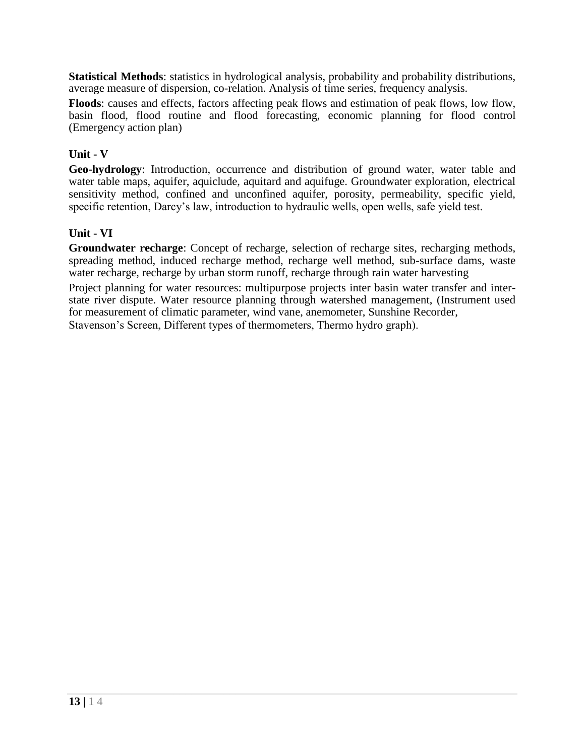**Statistical Methods**: statistics in hydrological analysis, probability and probability distributions, average measure of dispersion, co-relation. Analysis of time series, frequency analysis.

**Floods**: causes and effects, factors affecting peak flows and estimation of peak flows, low flow, basin flood, flood routine and flood forecasting, economic planning for flood control (Emergency action plan)

### Unit - V

**Geo-hydrology**: Introduction, occurrence and distribution of ground water, water table and water table maps, aquifer, aquiclude, aquitard and aquifuge. Groundwater exploration, electrical sensitivity method, confined and unconfined aquifer, porosity, permeability, specific yield, specific retention, Darcy's law, introduction to hydraulic wells, open wells, safe yield test.

### Unit - VI

**Groundwater recharge**: Concept of recharge, selection of recharge sites, recharging methods, spreading method, induced recharge method, recharge well method, sub-surface dams, waste water recharge, recharge by urban storm runoff, recharge through rain water harvesting

Project planning for water resources: multipurpose projects inter basin water transfer and inter-state river dispute. Water resource planning through watershed management, (Instrument used for measurement of climatic parameter, wind vane, anemometer, Sunshine Recorder, Stavenson's Screen, Different types of thermometers, Thermo hydro graph).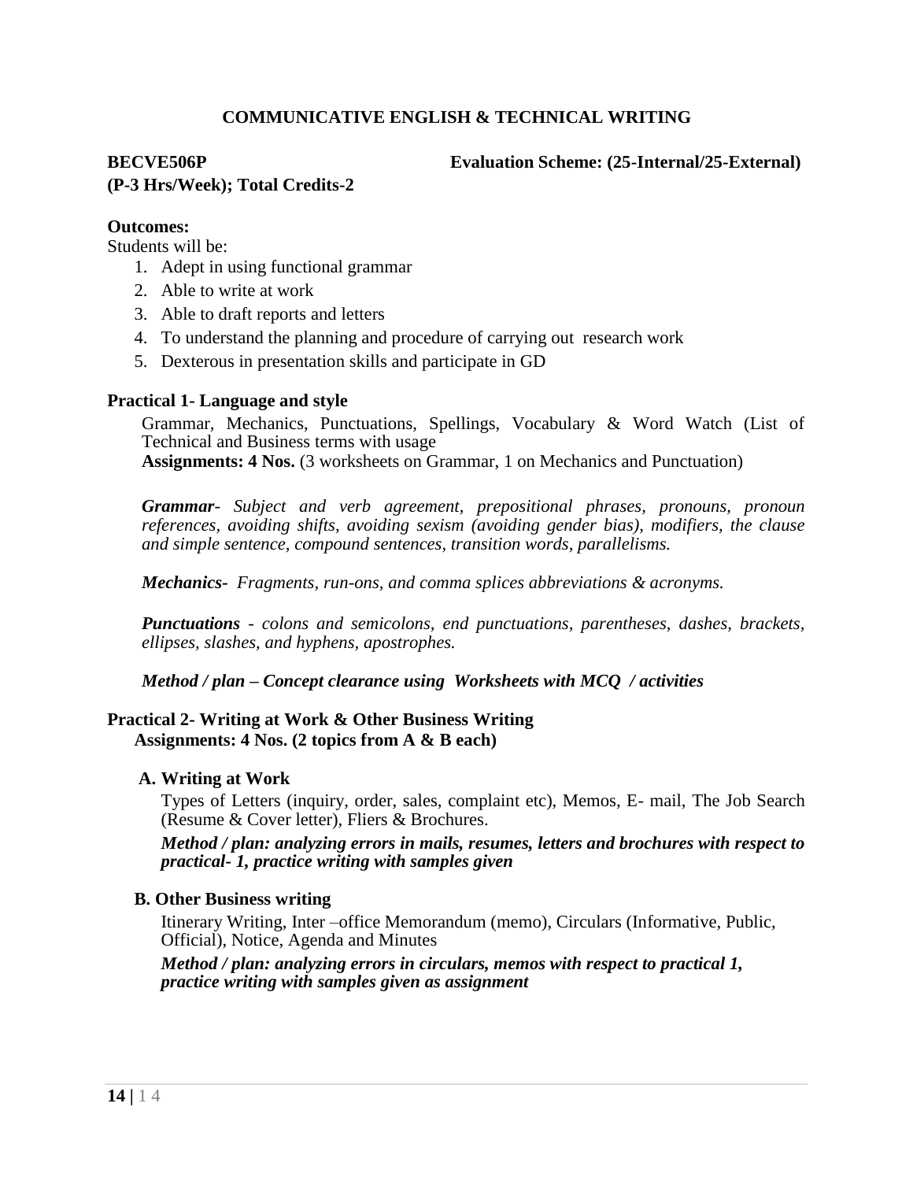# COMMUNICATIVE ENGLISH & TECHNICAL WRITING

**BECVE506P** **Evaluation Scheme: (25-Internal/25-External)**

**(P-3 Hrs/Week); Total Credits-2**

**Outcomes:**

Students will be:

1. Adept in using functional grammar
2. Able to write at work
3. Able to draft reports and letters
4. To understand the planning and procedure of carrying out research work
5. Dexterous in presentation skills and participate in GD

**Practical 1- Language and style**

Grammar, Mechanics, Punctuations, Spellings, Vocabulary & Word Watch (List of Technical and Business terms with usage

**Assignments: 4 Nos.** (3 worksheets on Grammar, 1 on Mechanics and Punctuation)

***Grammar****- Subject and verb agreement, prepositional phrases, pronouns, pronoun references, avoiding shifts, avoiding sexism (avoiding gender bias), modifiers, the clause and simple sentence, compound sentences, transition words, parallelisms.*

***Mechanics****- Fragments, run-ons, and comma splices abbreviations & acronyms.*

***Punctuations*** *- colons and semicolons, end punctuations, parentheses, dashes, brackets, ellipses, slashes, and hyphens, apostrophes.*

***Method / plan – Concept clearance using Worksheets with MCQ / activities***

**Practical 2- Writing at Work & Other Business Writing**

**Assignments: 4 Nos. (2 topics from A & B each)**

**A. Writing at Work**

Types of Letters (inquiry, order, sales, complaint etc), Memos, E- mail, The Job Search (Resume & Cover letter), Fliers & Brochures.

***Method / plan: analyzing errors in mails, resumes, letters and brochures with respect to practical- 1, practice writing with samples given***

**B. Other Business writing**

Itinerary Writing, Inter –office Memorandum (memo), Circulars (Informative, Public, Official), Notice, Agenda and Minutes

***Method / plan: analyzing errors in circulars, memos with respect to practical 1, practice writing with samples given as assignment***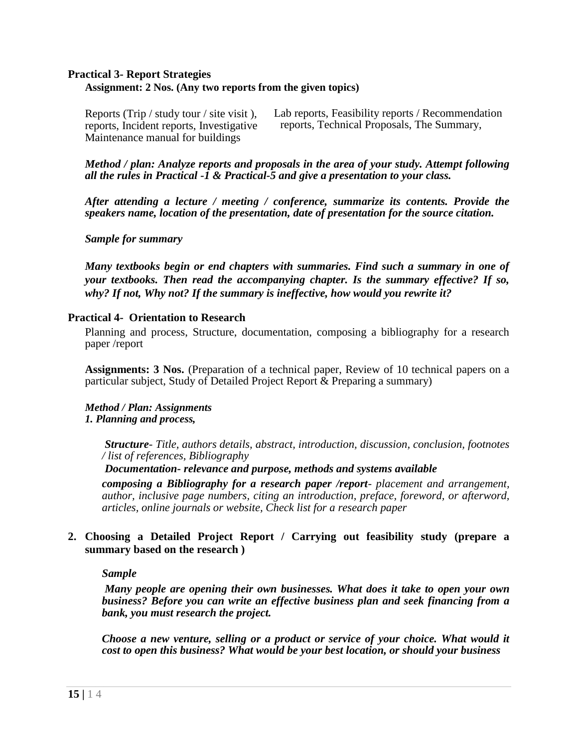**Practical 3- Report Strategies**

**Assignment: 2 Nos. (Any two reports from the given topics)**

Reports (Trip / study tour / site visit ), Lab reports, Feasibility reports / Recommendation reports, Incident reports, Investigative reports, Technical Proposals, The Summary, Maintenance manual for buildings

***Method / plan: Analyze reports and proposals in the area of your study. Attempt following all the rules in Practical -1 & Practical-5 and give a presentation to your class.***

***After attending a lecture / meeting / conference, summarize its contents. Provide the speakers name, location of the presentation, date of presentation for the source citation.***

***Sample for summary***

***Many textbooks begin or end chapters with summaries. Find such a summary in one of your textbooks. Then read the accompanying chapter. Is the summary effective? If so, why? If not, Why not? If the summary is ineffective, how would you rewrite it?***

**Practical 4- Orientation to Research**

Planning and process, Structure, documentation, composing a bibliography for a research paper /report

**Assignments: 3 Nos.** (Preparation of a technical paper, Review of 10 technical papers on a particular subject, Study of Detailed Project Report & Preparing a summary)

***Method / Plan: Assignments***
***1. Planning and process,***

***Structure****- Title, authors details, abstract, introduction, discussion, conclusion, footnotes / list of references, Bibliography*

***Documentation- relevance and purpose, methods and systems available***

***composing a Bibliography for a research paper /report****- placement and arrangement, author, inclusive page numbers, citing an introduction, preface, foreword, or afterword, articles, online journals or website, Check list for a research paper*

**2. Choosing a Detailed Project Report / Carrying out feasibility study (prepare a summary based on the research )**

***Sample***

***Many people are opening their own businesses. What does it take to open your own business? Before you can write an effective business plan and seek financing from a bank, you must research the project.***

***Choose a new venture, selling or a product or service of your choice. What would it cost to open this business? What would be your best location, or should your business***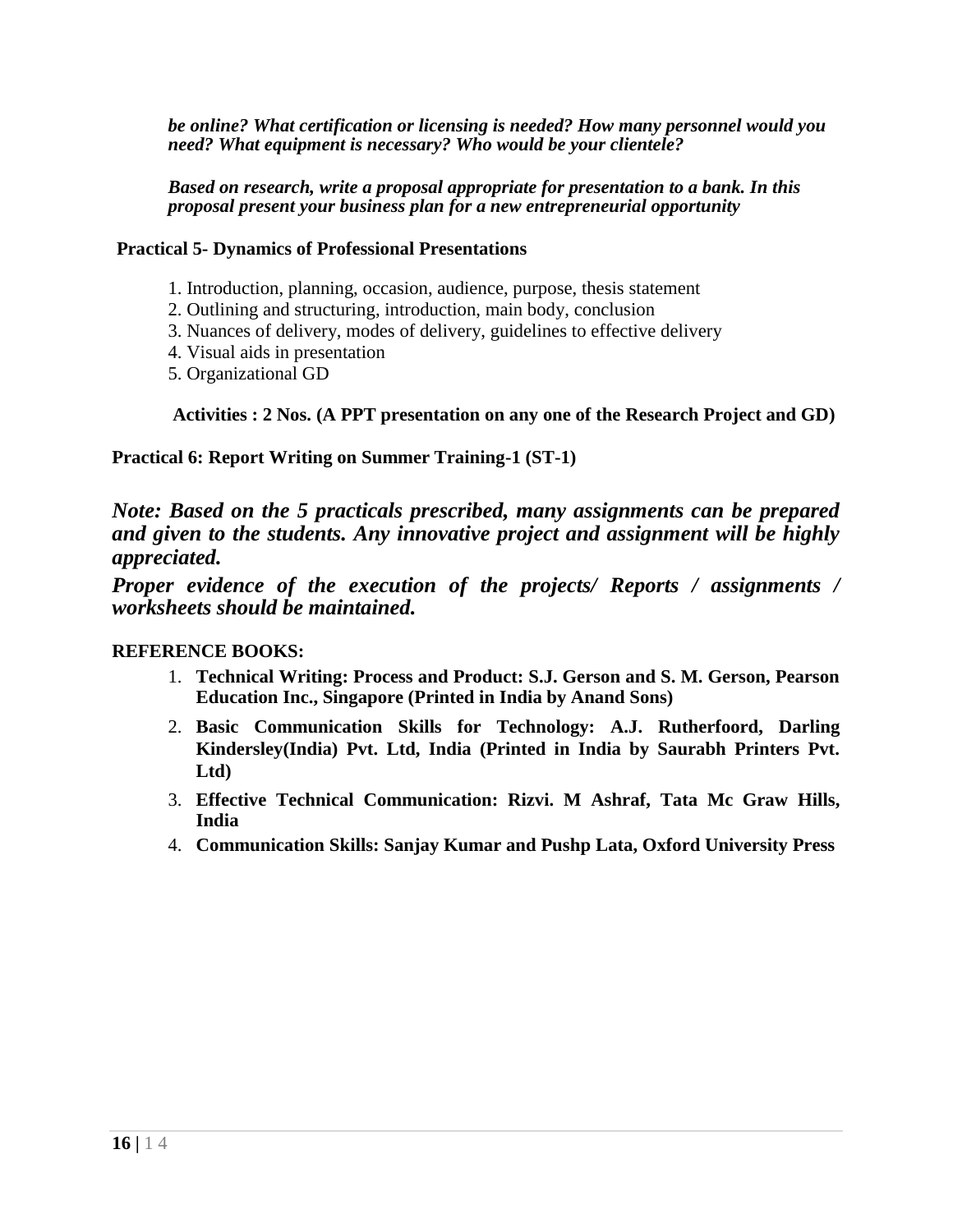***be online? What certification or licensing is needed? How many personnel would you need? What equipment is necessary? Who would be your clientele?***

***Based on research, write a proposal appropriate for presentation to a bank. In this proposal present your business plan for a new entrepreneurial opportunity***

**Practical 5- Dynamics of Professional Presentations**

1. Introduction, planning, occasion, audience, purpose, thesis statement
2. Outlining and structuring, introduction, main body, conclusion
3. Nuances of delivery, modes of delivery, guidelines to effective delivery
4. Visual aids in presentation
5. Organizational GD

**Activities : 2 Nos. (A PPT presentation on any one of the Research Project and GD)**

**Practical 6: Report Writing on Summer Training-1 (ST-1)**

***Note: Based on the 5 practicals prescribed, many assignments can be prepared and given to the students. Any innovative project and assignment will be highly appreciated.***

***Proper evidence of the execution of the projects/ Reports / assignments / worksheets should be maintained.***

**REFERENCE BOOKS:**

1. **Technical Writing: Process and Product: S.J. Gerson and S. M. Gerson, Pearson Education Inc., Singapore (Printed in India by Anand Sons)**
2. **Basic Communication Skills for Technology: A.J. Rutherfoord, Darling Kindersley(India) Pvt. Ltd, India (Printed in India by Saurabh Printers Pvt. Ltd)**
3. **Effective Technical Communication: Rizvi. M Ashraf, Tata Mc Graw Hills, India**
4. **Communication Skills: Sanjay Kumar and Pushp Lata, Oxford University Press**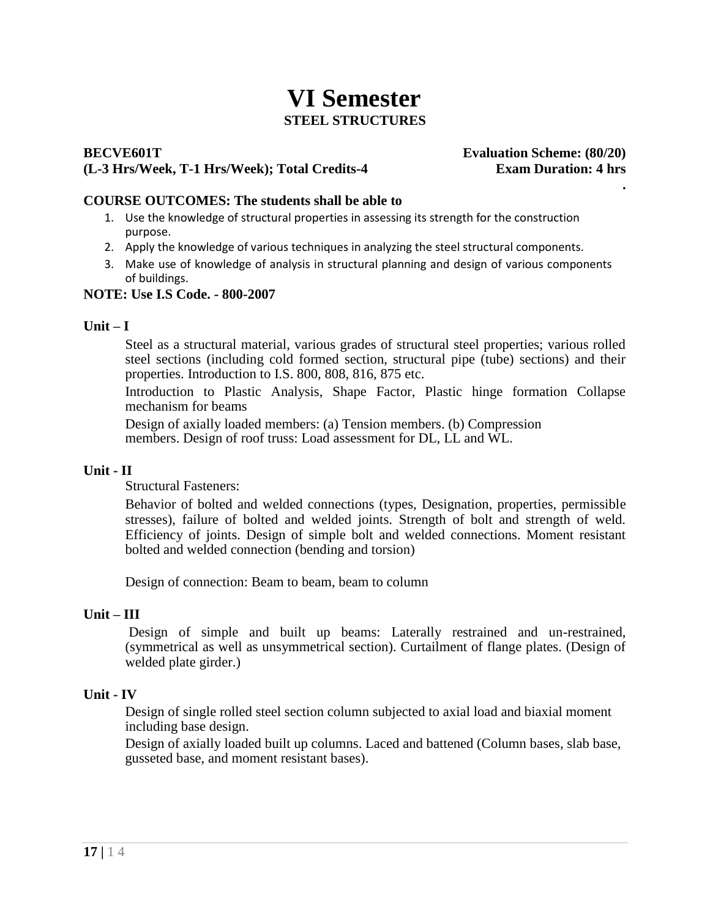# VI Semester

## STEEL STRUCTURES

**BECVE601T** **Evaluation Scheme: (80/20)**

**(L-3 Hrs/Week, T-1 Hrs/Week); Total Credits-4** **Exam Duration: 4 hrs**

**COURSE OUTCOMES: The students shall be able to**

1. Use the knowledge of structural properties in assessing its strength for the construction purpose.
2. Apply the knowledge of various techniques in analyzing the steel structural components.
3. Make use of knowledge of analysis in structural planning and design of various components of buildings.

**NOTE: Use I.S Code. - 800-2007**

**Unit – I**

Steel as a structural material, various grades of structural steel properties; various rolled steel sections (including cold formed section, structural pipe (tube) sections) and their properties. Introduction to I.S. 800, 808, 816, 875 etc.

Introduction to Plastic Analysis, Shape Factor, Plastic hinge formation Collapse mechanism for beams

Design of axially loaded members: (a) Tension members. (b) Compression members. Design of roof truss: Load assessment for DL, LL and WL.

**Unit - II**

Structural Fasteners:

Behavior of bolted and welded connections (types, Designation, properties, permissible stresses), failure of bolted and welded joints. Strength of bolt and strength of weld. Efficiency of joints. Design of simple bolt and welded connections. Moment resistant bolted and welded connection (bending and torsion)

Design of connection: Beam to beam, beam to column

**Unit – III**

Design of simple and built up beams: Laterally restrained and un-restrained, (symmetrical as well as unsymmetrical section). Curtailment of flange plates. (Design of welded plate girder.)

**Unit - IV**

Design of single rolled steel section column subjected to axial load and biaxial moment including base design.

Design of axially loaded built up columns. Laced and battened (Column bases, slab base, gusseted base, and moment resistant bases).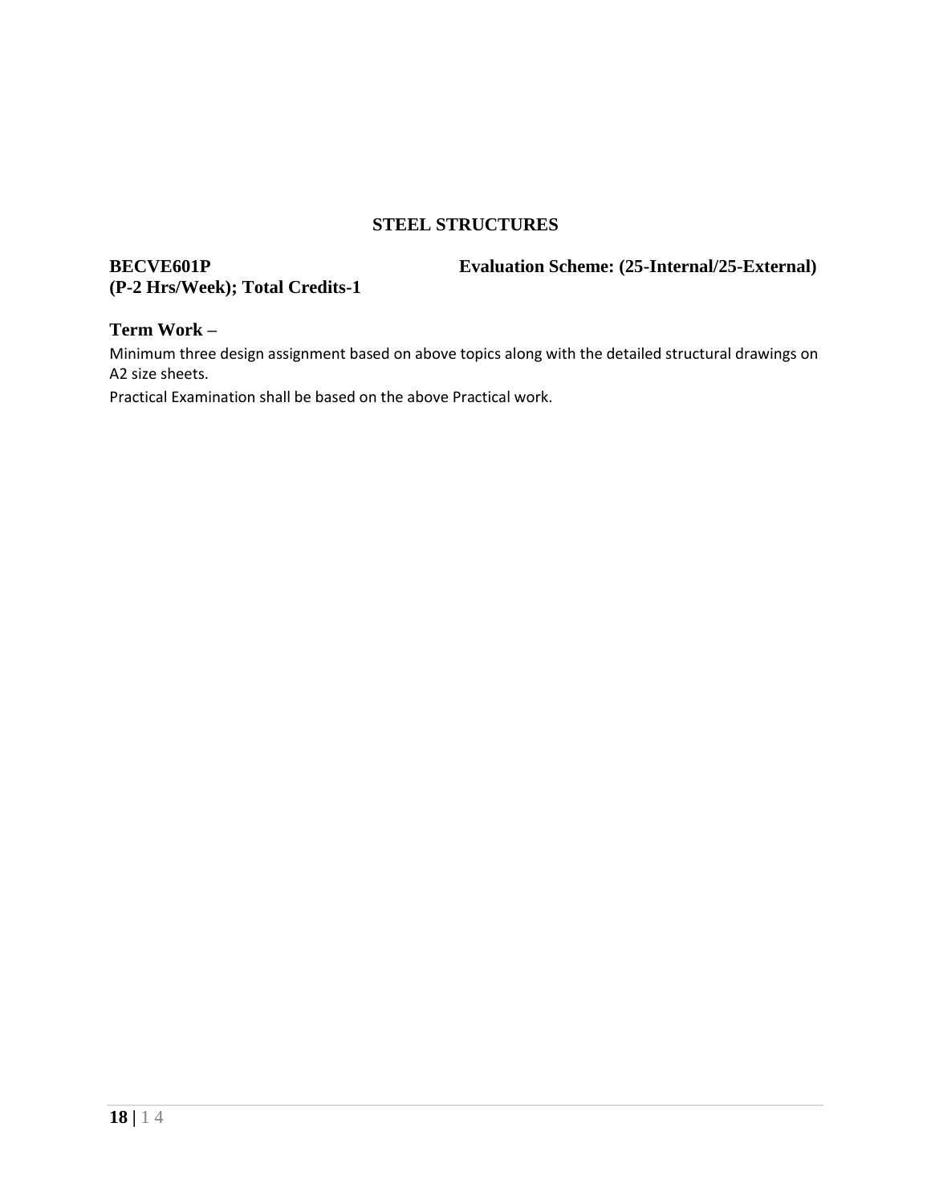## STEEL STRUCTURES

**BECVE601P** **Evaluation Scheme: (25-Internal/25-External)**
**(P-2 Hrs/Week); Total Credits-1**

### Term Work –

Minimum three design assignment based on above topics along with the detailed structural drawings on A2 size sheets.

Practical Examination shall be based on the above Practical work.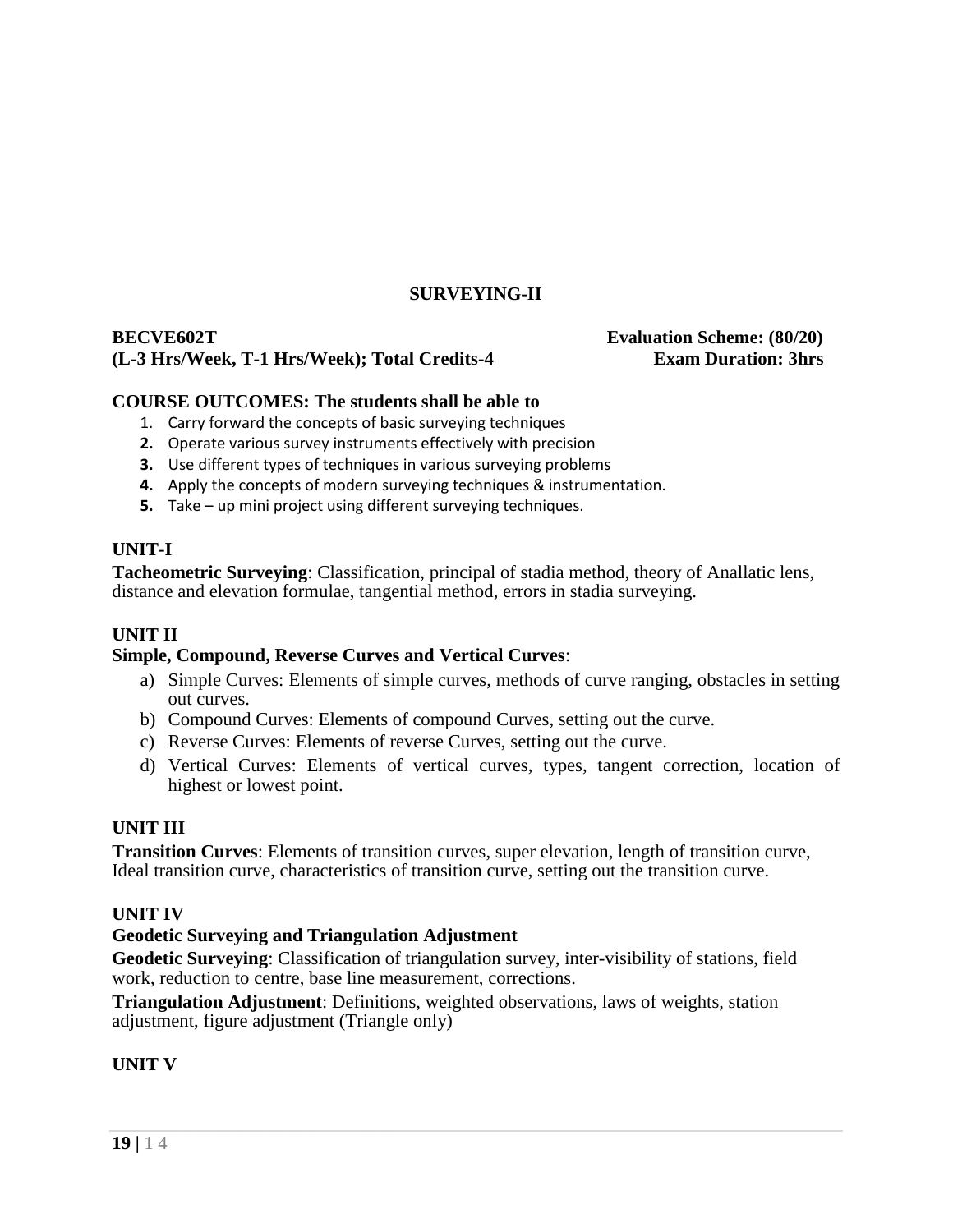# SURVEYING-II

**BECVE602T** **Evaluation Scheme: (80/20)**

**(L-3 Hrs/Week, T-1 Hrs/Week); Total Credits-4** **Exam Duration: 3hrs**

**COURSE OUTCOMES: The students shall be able to**

1. Carry forward the concepts of basic surveying techniques
2. Operate various survey instruments effectively with precision
3. Use different types of techniques in various surveying problems
4. Apply the concepts of modern surveying techniques & instrumentation.
5. Take – up mini project using different surveying techniques.

**UNIT-I**

**Tacheometric Surveying**: Classification, principal of stadia method, theory of Anallatic lens, distance and elevation formulae, tangential method, errors in stadia surveying.

**UNIT II**

**Simple, Compound, Reverse Curves and Vertical Curves**:

a) Simple Curves: Elements of simple curves, methods of curve ranging, obstacles in setting out curves.
b) Compound Curves: Elements of compound Curves, setting out the curve.
c) Reverse Curves: Elements of reverse Curves, setting out the curve.
d) Vertical Curves: Elements of vertical curves, types, tangent correction, location of highest or lowest point.

**UNIT III**

**Transition Curves**: Elements of transition curves, super elevation, length of transition curve, Ideal transition curve, characteristics of transition curve, setting out the transition curve.

**UNIT IV**

**Geodetic Surveying and Triangulation Adjustment**

**Geodetic Surveying**: Classification of triangulation survey, inter-visibility of stations, field work, reduction to centre, base line measurement, corrections.

**Triangulation Adjustment**: Definitions, weighted observations, laws of weights, station adjustment, figure adjustment (Triangle only)

**UNIT V**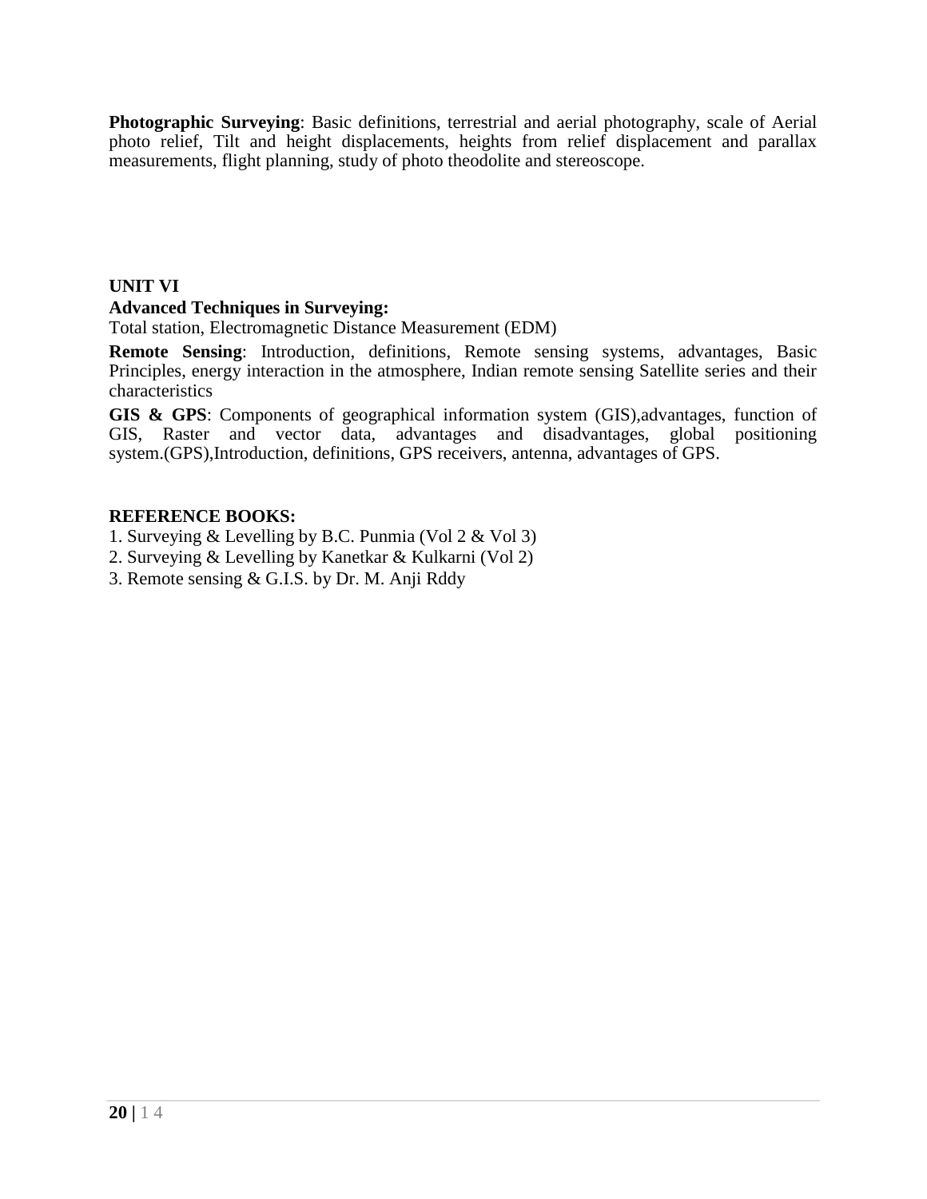**Photographic Surveying**: Basic definitions, terrestrial and aerial photography, scale of Aerial photo relief, Tilt and height displacements, heights from relief displacement and parallax measurements, flight planning, study of photo theodolite and stereoscope.

**UNIT VI**

**Advanced Techniques in Surveying:**

Total station, Electromagnetic Distance Measurement (EDM)

**Remote Sensing**: Introduction, definitions, Remote sensing systems, advantages, Basic Principles, energy interaction in the atmosphere, Indian remote sensing Satellite series and their characteristics

**GIS & GPS**: Components of geographical information system (GIS),advantages, function of GIS, Raster and vector data, advantages and disadvantages, global positioning system.(GPS),Introduction, definitions, GPS receivers, antenna, advantages of GPS.

**REFERENCE BOOKS:**

1. Surveying & Levelling by B.C. Punmia (Vol 2 & Vol 3)
2. Surveying & Levelling by Kanetkar & Kulkarni (Vol 2)
3. Remote sensing & G.I.S. by Dr. M. Anji Rddy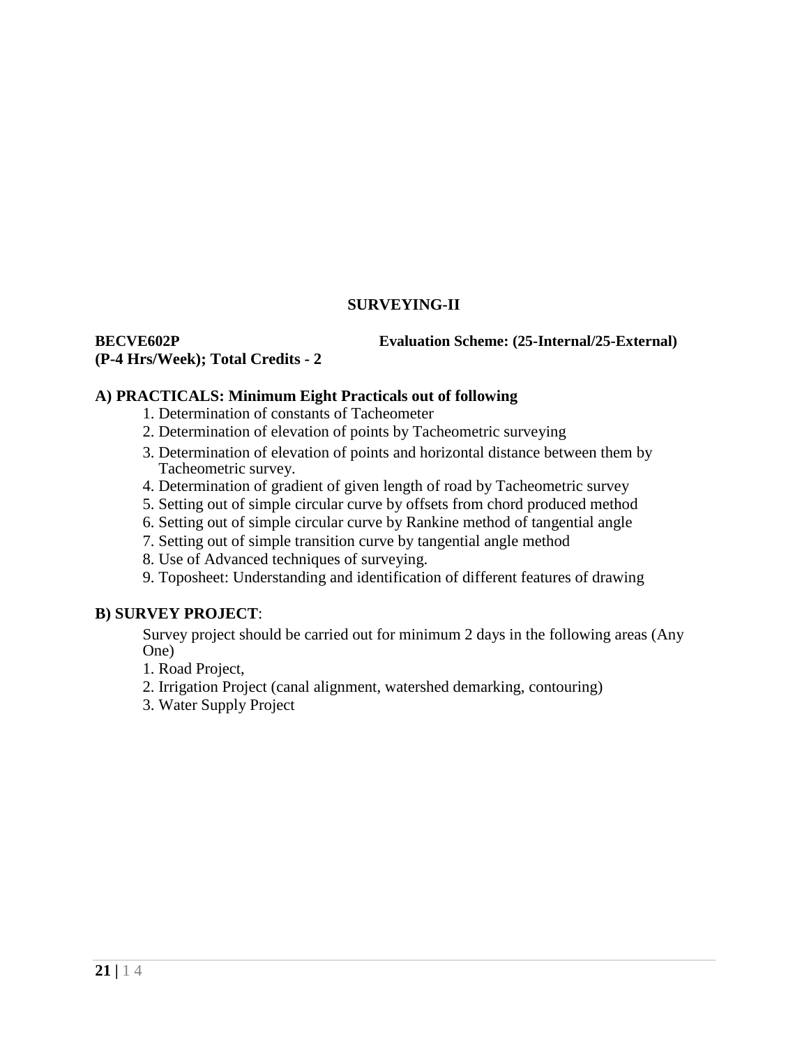## SURVEYING-II

**BECVE602P** **Evaluation Scheme: (25-Internal/25-External)**
**(P-4 Hrs/Week); Total Credits - 2**

### A) PRACTICALS: Minimum Eight Practicals out of following

1. Determination of constants of Tacheometer
2. Determination of elevation of points by Tacheometric surveying
3. Determination of elevation of points and horizontal distance between them by Tacheometric survey.
4. Determination of gradient of given length of road by Tacheometric survey
5. Setting out of simple circular curve by offsets from chord produced method
6. Setting out of simple circular curve by Rankine method of tangential angle
7. Setting out of simple transition curve by tangential angle method
8. Use of Advanced techniques of surveying.
9. Toposheet: Understanding and identification of different features of drawing

### B) SURVEY PROJECT:

Survey project should be carried out for minimum 2 days in the following areas (Any One)

1. Road Project,
2. Irrigation Project (canal alignment, watershed demarking, contouring)
3. Water Supply Project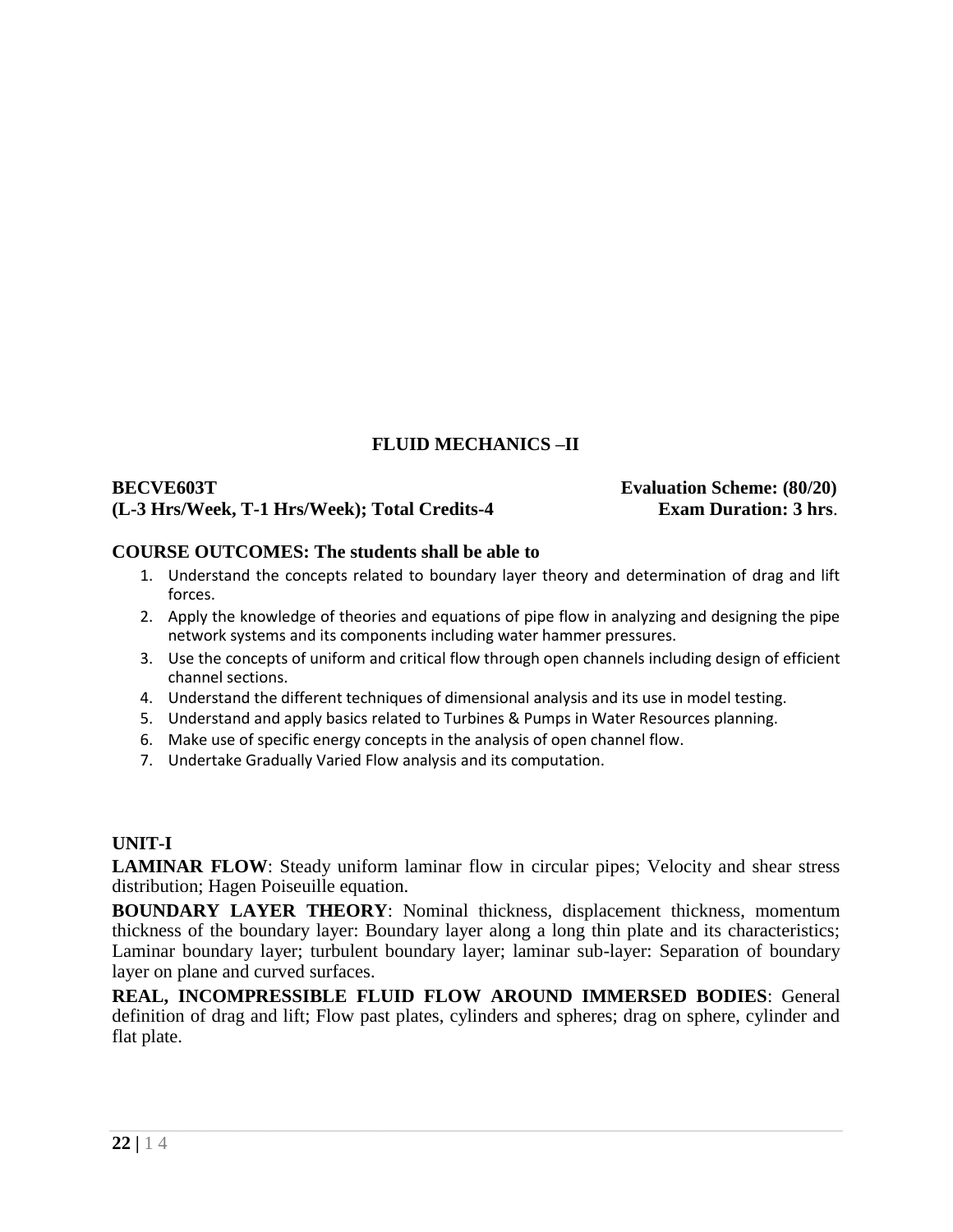# FLUID MECHANICS –II

**BECVE603T** **Evaluation Scheme: (80/20)**
**(L-3 Hrs/Week, T-1 Hrs/Week); Total Credits-4** **Exam Duration: 3 hrs**.

**COURSE OUTCOMES: The students shall be able to**

1. Understand the concepts related to boundary layer theory and determination of drag and lift forces.
2. Apply the knowledge of theories and equations of pipe flow in analyzing and designing the pipe network systems and its components including water hammer pressures.
3. Use the concepts of uniform and critical flow through open channels including design of efficient channel sections.
4. Understand the different techniques of dimensional analysis and its use in model testing.
5. Understand and apply basics related to Turbines & Pumps in Water Resources planning.
6. Make use of specific energy concepts in the analysis of open channel flow.
7. Undertake Gradually Varied Flow analysis and its computation.

**UNIT-I**

**LAMINAR FLOW**: Steady uniform laminar flow in circular pipes; Velocity and shear stress distribution; Hagen Poiseuille equation.

**BOUNDARY LAYER THEORY**: Nominal thickness, displacement thickness, momentum thickness of the boundary layer: Boundary layer along a long thin plate and its characteristics; Laminar boundary layer; turbulent boundary layer; laminar sub-layer: Separation of boundary layer on plane and curved surfaces.

**REAL, INCOMPRESSIBLE FLUID FLOW AROUND IMMERSED BODIES**: General definition of drag and lift; Flow past plates, cylinders and spheres; drag on sphere, cylinder and flat plate.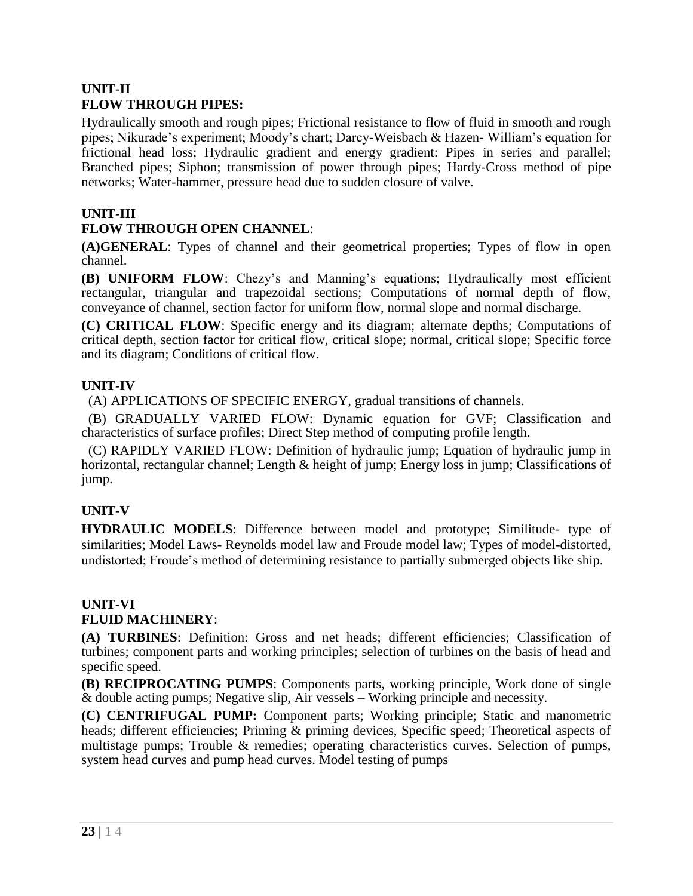## UNIT-II
## FLOW THROUGH PIPES:

Hydraulically smooth and rough pipes; Frictional resistance to flow of fluid in smooth and rough pipes; Nikurade's experiment; Moody's chart; Darcy-Weisbach & Hazen- William's equation for frictional head loss; Hydraulic gradient and energy gradient: Pipes in series and parallel; Branched pipes; Siphon; transmission of power through pipes; Hardy-Cross method of pipe networks; Water-hammer, pressure head due to sudden closure of valve.

## UNIT-III
## FLOW THROUGH OPEN CHANNEL:

**(A)GENERAL**: Types of channel and their geometrical properties; Types of flow in open channel.

**(B) UNIFORM FLOW**: Chezy's and Manning's equations; Hydraulically most efficient rectangular, triangular and trapezoidal sections; Computations of normal depth of flow, conveyance of channel, section factor for uniform flow, normal slope and normal discharge.

**(C) CRITICAL FLOW**: Specific energy and its diagram; alternate depths; Computations of critical depth, section factor for critical flow, critical slope; normal, critical slope; Specific force and its diagram; Conditions of critical flow.

## UNIT-IV

(A) APPLICATIONS OF SPECIFIC ENERGY, gradual transitions of channels.

(B) GRADUALLY VARIED FLOW: Dynamic equation for GVF; Classification and characteristics of surface profiles; Direct Step method of computing profile length.

(C) RAPIDLY VARIED FLOW: Definition of hydraulic jump; Equation of hydraulic jump in horizontal, rectangular channel; Length & height of jump; Energy loss in jump; Classifications of jump.

## UNIT-V

**HYDRAULIC MODELS**: Difference between model and prototype; Similitude- type of similarities; Model Laws- Reynolds model law and Froude model law; Types of model-distorted, undistorted; Froude's method of determining resistance to partially submerged objects like ship.

## UNIT-VI
## FLUID MACHINERY:

**(A) TURBINES**: Definition: Gross and net heads; different efficiencies; Classification of turbines; component parts and working principles; selection of turbines on the basis of head and specific speed.

**(B) RECIPROCATING PUMPS**: Components parts, working principle, Work done of single & double acting pumps; Negative slip, Air vessels – Working principle and necessity.

**(C) CENTRIFUGAL PUMP:** Component parts; Working principle; Static and manometric heads; different efficiencies; Priming & priming devices, Specific speed; Theoretical aspects of multistage pumps; Trouble & remedies; operating characteristics curves. Selection of pumps, system head curves and pump head curves. Model testing of pumps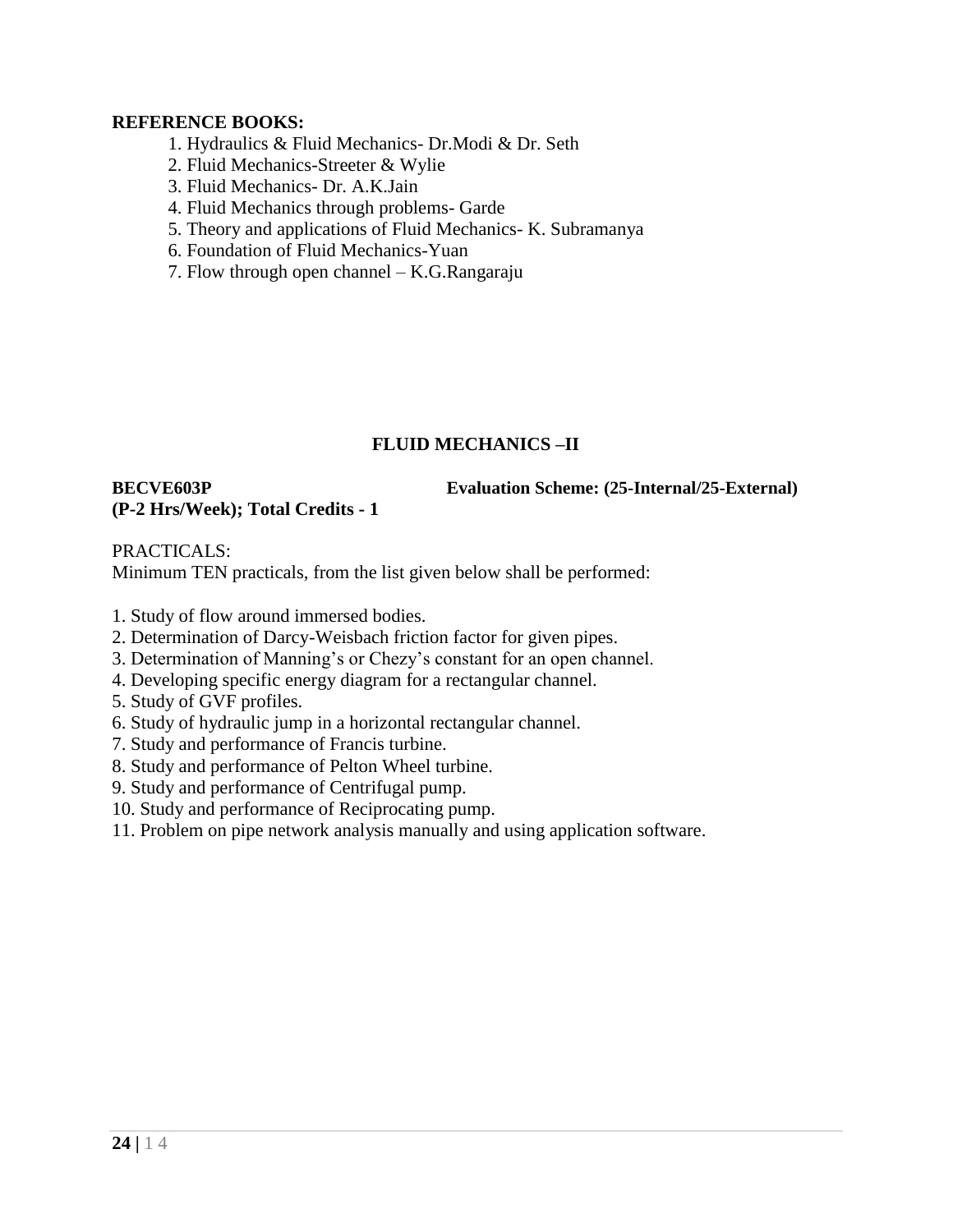**REFERENCE BOOKS:**

1. Hydraulics & Fluid Mechanics- Dr.Modi & Dr. Seth
2. Fluid Mechanics-Streeter & Wylie
3. Fluid Mechanics- Dr. A.K.Jain
4. Fluid Mechanics through problems- Garde
5. Theory and applications of Fluid Mechanics- K. Subramanya
6. Foundation of Fluid Mechanics-Yuan
7. Flow through open channel – K.G.Rangaraju

## FLUID MECHANICS –II

**BECVE603P** **Evaluation Scheme: (25-Internal/25-External)**
**(P-2 Hrs/Week); Total Credits - 1**

PRACTICALS:
Minimum TEN practicals, from the list given below shall be performed:

1. Study of flow around immersed bodies.
2. Determination of Darcy-Weisbach friction factor for given pipes.
3. Determination of Manning's or Chezy's constant for an open channel.
4. Developing specific energy diagram for a rectangular channel.
5. Study of GVF profiles.
6. Study of hydraulic jump in a horizontal rectangular channel.
7. Study and performance of Francis turbine.
8. Study and performance of Pelton Wheel turbine.
9. Study and performance of Centrifugal pump.
10. Study and performance of Reciprocating pump.
11. Problem on pipe network analysis manually and using application software.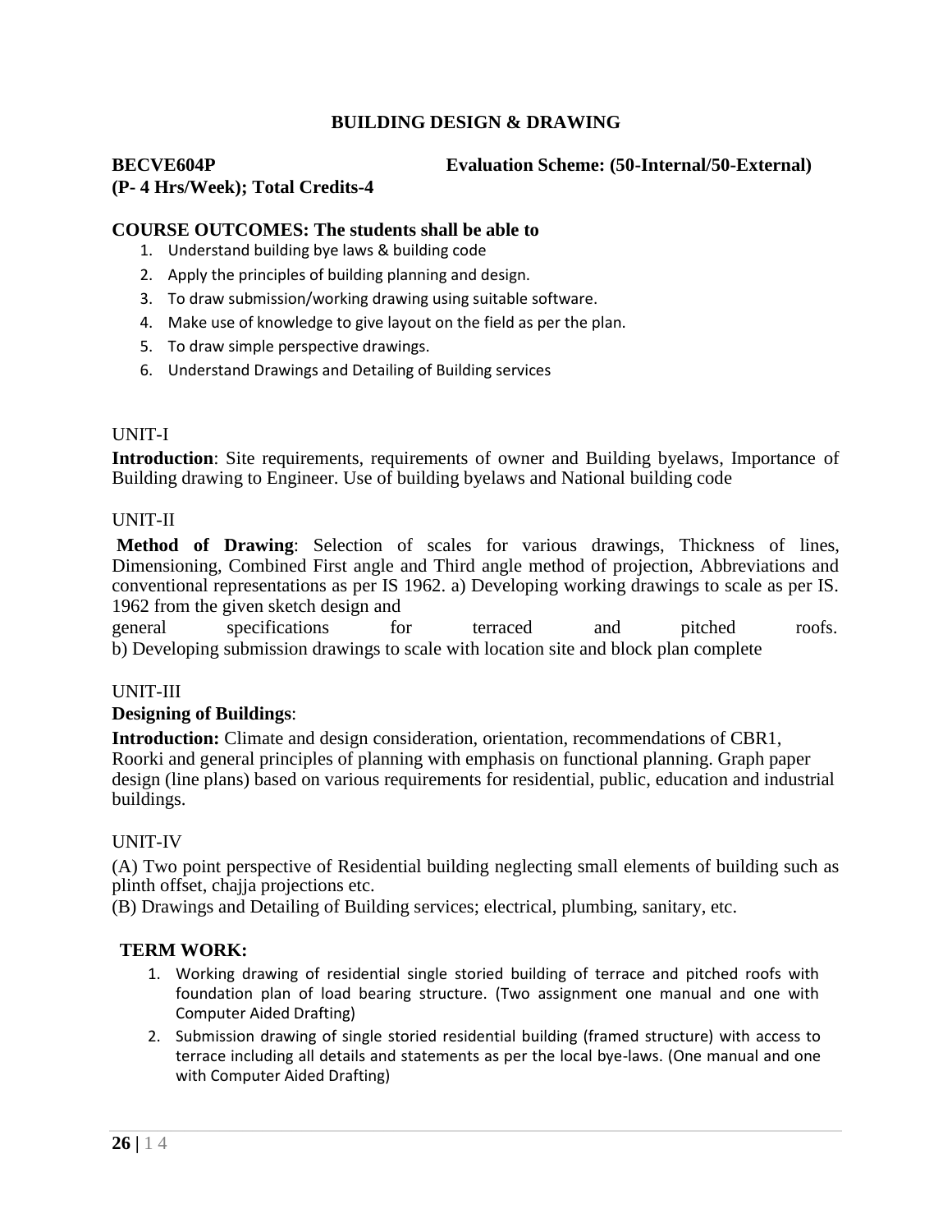## BUILDING DESIGN & DRAWING

**BECVE604P** **Evaluation Scheme: (50-Internal/50-External)**
**(P- 4 Hrs/Week); Total Credits-4**

### COURSE OUTCOMES: The students shall be able to

1. Understand building bye laws & building code
2. Apply the principles of building planning and design.
3. To draw submission/working drawing using suitable software.
4. Make use of knowledge to give layout on the field as per the plan.
5. To draw simple perspective drawings.
6. Understand Drawings and Detailing of Building services

UNIT-I

**Introduction**: Site requirements, requirements of owner and Building byelaws, Importance of Building drawing to Engineer. Use of building byelaws and National building code

UNIT-II

**Method of Drawing**: Selection of scales for various drawings, Thickness of lines, Dimensioning, Combined First angle and Third angle method of projection, Abbreviations and conventional representations as per IS 1962. a) Developing working drawings to scale as per IS. 1962 from the given sketch design and general specifications for terraced and pitched roofs.
b) Developing submission drawings to scale with location site and block plan complete

UNIT-III

**Designing of Buildings**:

**Introduction:** Climate and design consideration, orientation, recommendations of CBR1, Roorki and general principles of planning with emphasis on functional planning. Graph paper design (line plans) based on various requirements for residential, public, education and industrial buildings.

UNIT-IV

(A) Two point perspective of Residential building neglecting small elements of building such as plinth offset, chajja projections etc.
(B) Drawings and Detailing of Building services; electrical, plumbing, sanitary, etc.

### TERM WORK:

1. Working drawing of residential single storied building of terrace and pitched roofs with foundation plan of load bearing structure. (Two assignment one manual and one with Computer Aided Drafting)
2. Submission drawing of single storied residential building (framed structure) with access to terrace including all details and statements as per the local bye-laws. (One manual and one with Computer Aided Drafting)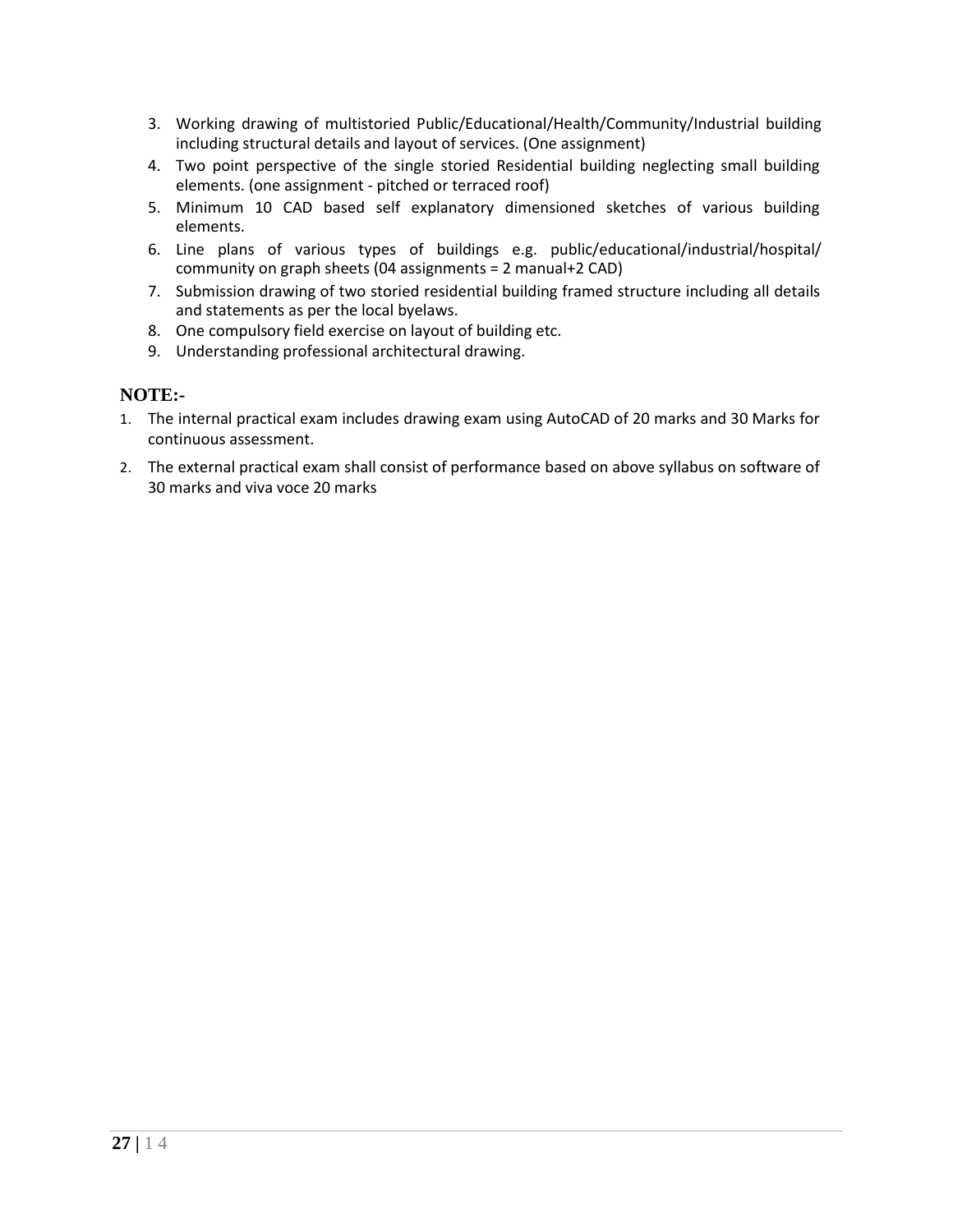3. Working drawing of multistoried Public/Educational/Health/Community/Industrial building including structural details and layout of services. (One assignment)
4. Two point perspective of the single storied Residential building neglecting small building elements. (one assignment - pitched or terraced roof)
5. Minimum 10 CAD based self explanatory dimensioned sketches of various building elements.
6. Line plans of various types of buildings e.g. public/educational/industrial/hospital/ community on graph sheets (04 assignments = 2 manual+2 CAD)
7. Submission drawing of two storied residential building framed structure including all details and statements as per the local byelaws.
8. One compulsory field exercise on layout of building etc.
9. Understanding professional architectural drawing.

**NOTE:-**

1. The internal practical exam includes drawing exam using AutoCAD of 20 marks and 30 Marks for continuous assessment.
2. The external practical exam shall consist of performance based on above syllabus on software of 30 marks and viva voce 20 marks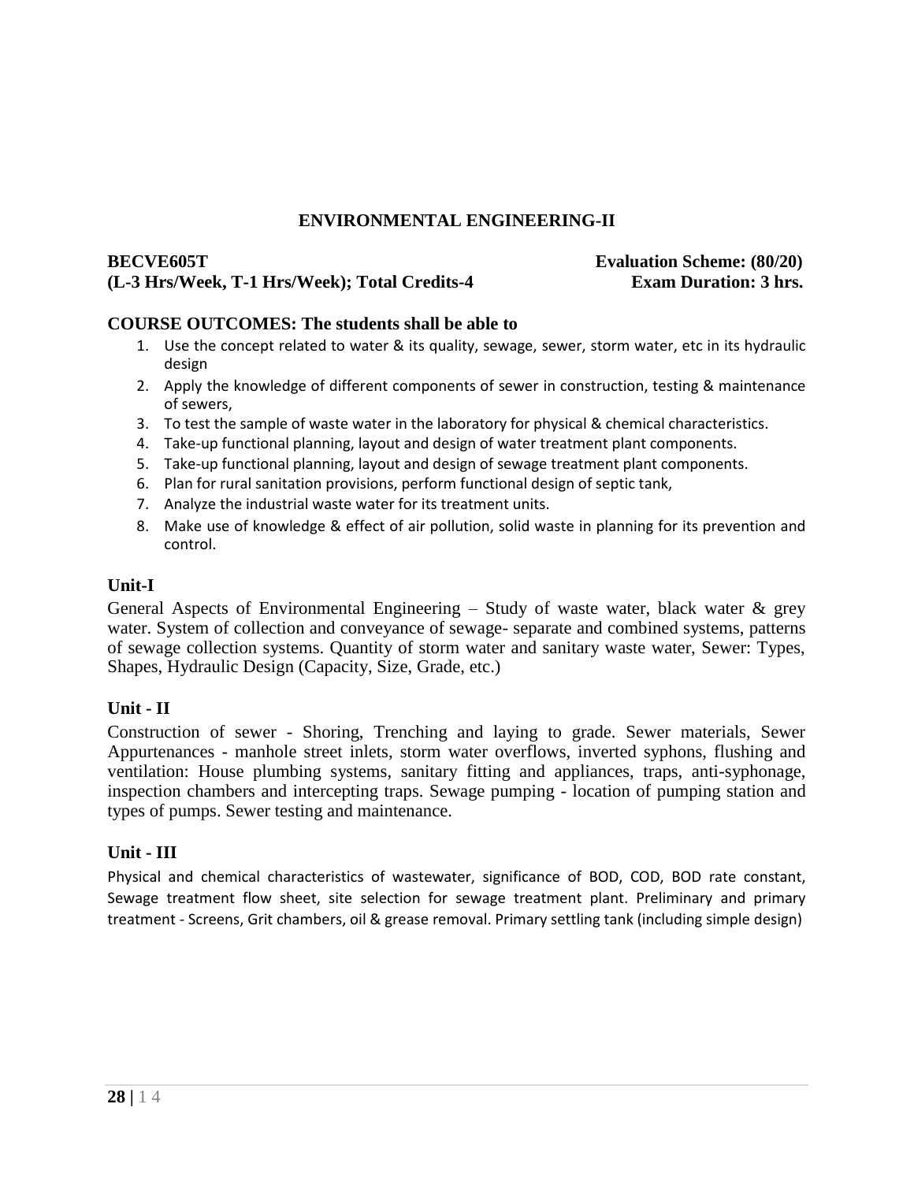## ENVIRONMENTAL ENGINEERING-II

**BECVE605T** **Evaluation Scheme: (80/20)**

**(L-3 Hrs/Week, T-1 Hrs/Week); Total Credits-4** **Exam Duration: 3 hrs.**

**COURSE OUTCOMES: The students shall be able to**

1. Use the concept related to water & its quality, sewage, sewer, storm water, etc in its hydraulic design
2. Apply the knowledge of different components of sewer in construction, testing & maintenance of sewers,
3. To test the sample of waste water in the laboratory for physical & chemical characteristics.
4. Take-up functional planning, layout and design of water treatment plant components.
5. Take-up functional planning, layout and design of sewage treatment plant components.
6. Plan for rural sanitation provisions, perform functional design of septic tank,
7. Analyze the industrial waste water for its treatment units.
8. Make use of knowledge & effect of air pollution, solid waste in planning for its prevention and control.

### Unit-I

General Aspects of Environmental Engineering – Study of waste water, black water & grey water. System of collection and conveyance of sewage- separate and combined systems, patterns of sewage collection systems. Quantity of storm water and sanitary waste water, Sewer: Types, Shapes, Hydraulic Design (Capacity, Size, Grade, etc.)

### Unit - II

Construction of sewer - Shoring, Trenching and laying to grade. Sewer materials, Sewer Appurtenances - manhole street inlets, storm water overflows, inverted syphons, flushing and ventilation: House plumbing systems, sanitary fitting and appliances, traps, anti-syphonage, inspection chambers and intercepting traps. Sewage pumping - location of pumping station and types of pumps. Sewer testing and maintenance.

### Unit - III

Physical and chemical characteristics of wastewater, significance of BOD, COD, BOD rate constant, Sewage treatment flow sheet, site selection for sewage treatment plant. Preliminary and primary treatment - Screens, Grit chambers, oil & grease removal. Primary settling tank (including simple design)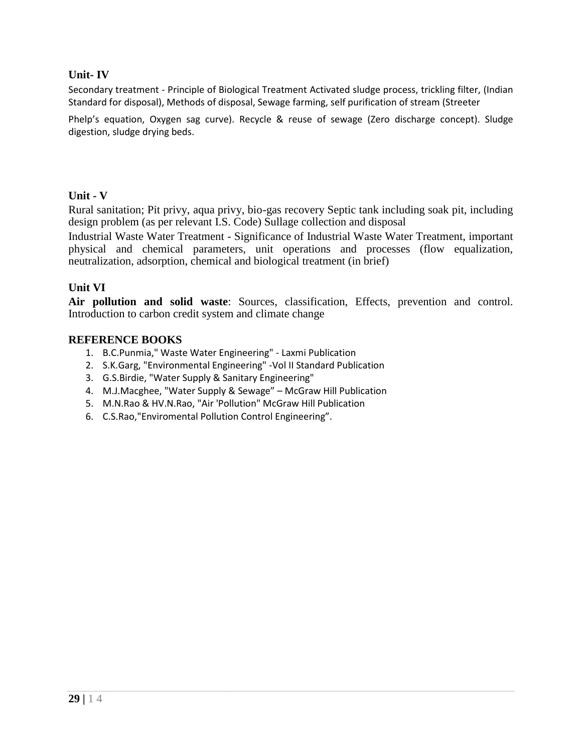### Unit- IV

Secondary treatment - Principle of Biological Treatment Activated sludge process, trickling filter, (Indian Standard for disposal), Methods of disposal, Sewage farming, self purification of stream (Streeter

Phelp's equation, Oxygen sag curve). Recycle & reuse of sewage (Zero discharge concept). Sludge digestion, sludge drying beds.

### Unit - V

Rural sanitation; Pit privy, aqua privy, bio-gas recovery Septic tank including soak pit, including design problem (as per relevant I.S. Code) Sullage collection and disposal

Industrial Waste Water Treatment - Significance of Industrial Waste Water Treatment, important physical and chemical parameters, unit operations and processes (flow equalization, neutralization, adsorption, chemical and biological treatment (in brief)

### Unit VI

**Air pollution and solid waste**: Sources, classification, Effects, prevention and control. Introduction to carbon credit system and climate change

### REFERENCE BOOKS

1. B.C.Punmia," Waste Water Engineering" - Laxmi Publication
2. S.K.Garg, "Environmental Engineering" -Vol II Standard Publication
3. G.S.Birdie, "Water Supply & Sanitary Engineering"
4. M.J.Macghee, "Water Supply & Sewage" – McGraw Hill Publication
5. M.N.Rao & HV.N.Rao, "Air 'Pollution" McGraw Hill Publication
6. C.S.Rao,"Enviromental Pollution Control Engineering".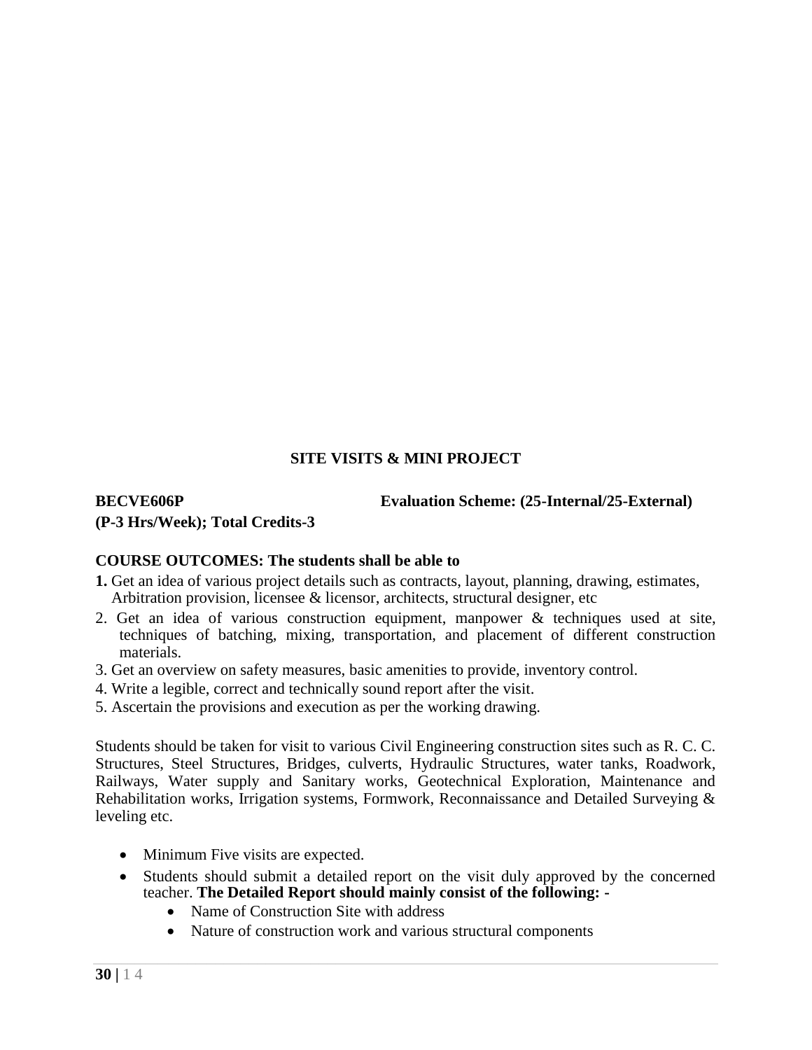## SITE VISITS & MINI PROJECT

**BECVE606P** **Evaluation Scheme: (25-Internal/25-External)**
**(P-3 Hrs/Week); Total Credits-3**

**COURSE OUTCOMES: The students shall be able to**

**1.** Get an idea of various project details such as contracts, layout, planning, drawing, estimates, Arbitration provision, licensee & licensor, architects, structural designer, etc
2. Get an idea of various construction equipment, manpower & techniques used at site, techniques of batching, mixing, transportation, and placement of different construction materials.
3. Get an overview on safety measures, basic amenities to provide, inventory control.
4. Write a legible, correct and technically sound report after the visit.
5. Ascertain the provisions and execution as per the working drawing.

Students should be taken for visit to various Civil Engineering construction sites such as R. C. C. Structures, Steel Structures, Bridges, culverts, Hydraulic Structures, water tanks, Roadwork, Railways, Water supply and Sanitary works, Geotechnical Exploration, Maintenance and Rehabilitation works, Irrigation systems, Formwork, Reconnaissance and Detailed Surveying & leveling etc.

- Minimum Five visits are expected.
- Students should submit a detailed report on the visit duly approved by the concerned teacher. **The Detailed Report should mainly consist of the following: -**
    - Name of Construction Site with address
    - Nature of construction work and various structural components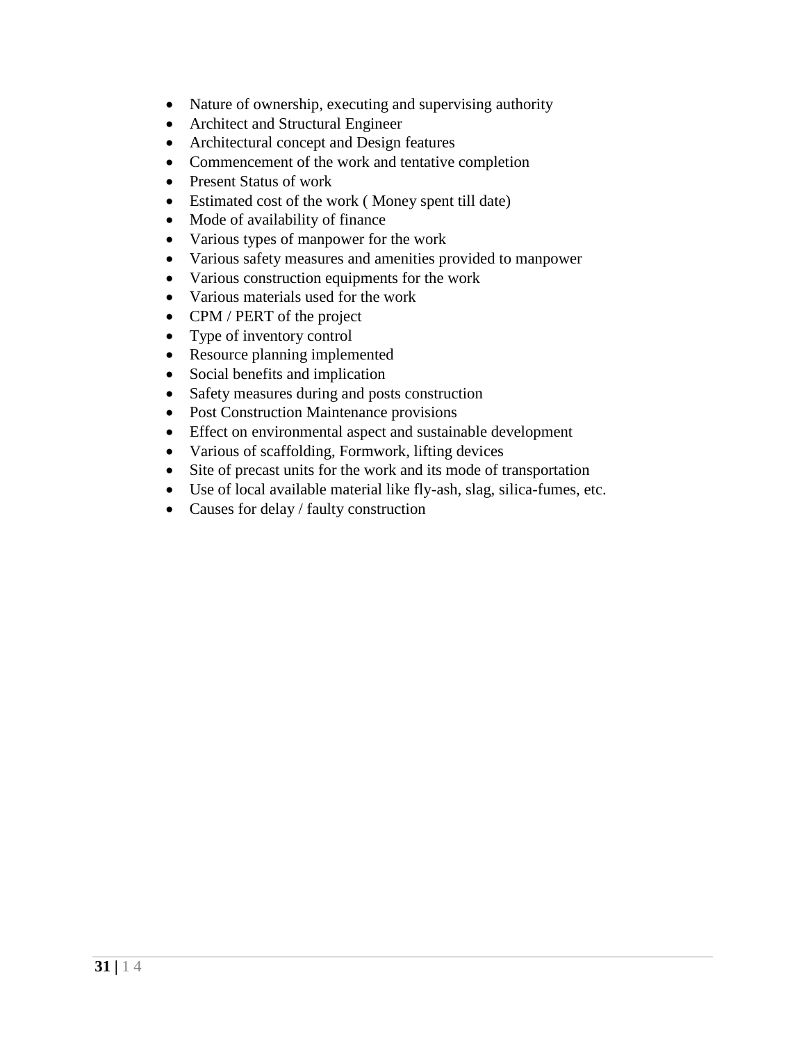- Nature of ownership, executing and supervising authority
- Architect and Structural Engineer
- Architectural concept and Design features
- Commencement of the work and tentative completion
- Present Status of work
- Estimated cost of the work ( Money spent till date)
- Mode of availability of finance
- Various types of manpower for the work
- Various safety measures and amenities provided to manpower
- Various construction equipments for the work
- Various materials used for the work
- CPM / PERT of the project
- Type of inventory control
- Resource planning implemented
- Social benefits and implication
- Safety measures during and posts construction
- Post Construction Maintenance provisions
- Effect on environmental aspect and sustainable development
- Various of scaffolding, Formwork, lifting devices
- Site of precast units for the work and its mode of transportation
- Use of local available material like fly-ash, slag, silica-fumes, etc.
- Causes for delay / faulty construction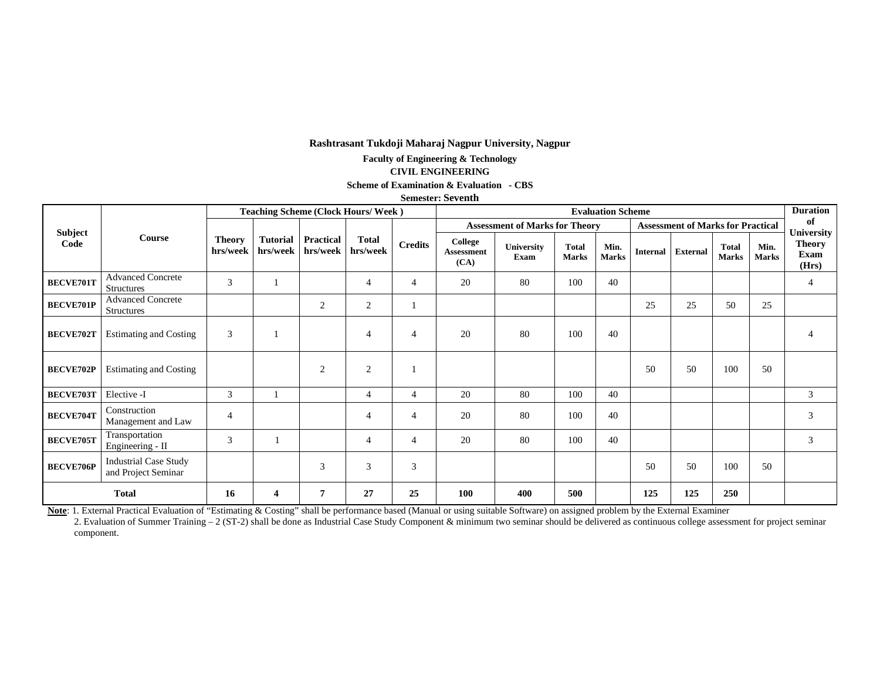**Rashtrasant Tukdoji Maharaj Nagpur University, Nagpur**

**Faculty of Engineering & Technology**

**CIVIL ENGINEERING**

**Scheme of Examination & Evaluation - CBS**

**Semester: Seventh**

| Subject Code | Course | Teaching Scheme (Clock Hours/ Week ) | | | | | Evaluation Scheme | | | | | | | | Duration of University Theory Exam (Hrs) |
|---|---|---|---|---|---|---|---|---|---|---|---|---|---|---|---|
| | | | | | | | Assessment of Marks for Theory | | | | Assessment of Marks for Practical | | | | |
| | | Theory hrs/week | Tutorial hrs/week | Practical hrs/week | Total hrs/week | Credits | College Assessment (CA) | University Exam | Total Marks | Min. Marks | Internal | External | Total Marks | Min. Marks | |
| BECVE701T | Advanced Concrete Structures | 3 | 1 | | 4 | 4 | 20 | 80 | 100 | 40 | | | | | 4 |
| BECVE701P | Advanced Concrete Structures | | | 2 | 2 | 1 | | | | | 25 | 25 | 50 | 25 | |
| BECVE702T | Estimating and Costing | 3 | 1 | | 4 | 4 | 20 | 80 | 100 | 40 | | | | | 4 |
| BECVE702P | Estimating and Costing | | | 2 | 2 | 1 | | | | | 50 | 50 | 100 | 50 | |
| BECVE703T | Elective -I | 3 | 1 | | 4 | 4 | 20 | 80 | 100 | 40 | | | | | 3 |
| BECVE704T | Construction Management and Law | 4 | | | 4 | 4 | 20 | 80 | 100 | 40 | | | | | 3 |
| BECVE705T | Transportation Engineering - II | 3 | 1 | | 4 | 4 | 20 | 80 | 100 | 40 | | | | | 3 |
| BECVE706P | Industrial Case Study and Project Seminar | | | 3 | 3 | 3 | | | | | 50 | 50 | 100 | 50 | |
| **Total** | | **16** | **4** | **7** | **27** | **25** | **100** | **400** | **500** | | **125** | **125** | **250** | | |

**Note**: 1. External Practical Evaluation of "Estimating & Costing" shall be performance based (Manual or using suitable Software) on assigned problem by the External Examiner

2. Evaluation of Summer Training – 2 (ST-2) shall be done as Industrial Case Study Component & minimum two seminar should be delivered as continuous college assessment for project seminar component.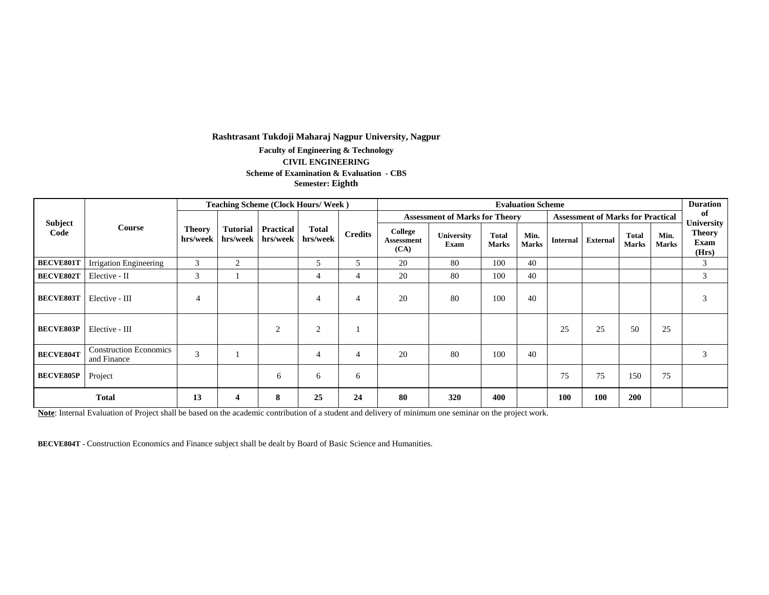**Rashtrasant Tukdoji Maharaj Nagpur University, Nagpur**

**Faculty of Engineering & Technology**

**CIVIL ENGINEERING**

**Scheme of Examination & Evaluation - CBS**

**Semester: Eighth**

| Subject Code | Course | Teaching Scheme (Clock Hours/ Week ) | | | | | Evaluation Scheme | | | | | | | | Duration of University Theory Exam (Hrs) |
|---|---|---|---|---|---|---|---|---|---|---|---|---|---|---|---|
| | | | | | | | Assessment of Marks for Theory | | | | Assessment of Marks for Practical | | | | |
| | | Theory hrs/week | Tutorial hrs/week | Practical hrs/week | Total hrs/week | Credits | College Assessment (CA) | University Exam | Total Marks | Min. Marks | Internal | External | Total Marks | Min. Marks | |
| BECVE801T | Irrigation Engineering | 3 | 2 | | 5 | 5 | 20 | 80 | 100 | 40 | | | | | 3 |
| BECVE802T | Elective - II | 3 | 1 | | 4 | 4 | 20 | 80 | 100 | 40 | | | | | 3 |
| BECVE803T | Elective - III | 4 | | | 4 | 4 | 20 | 80 | 100 | 40 | | | | | 3 |
| BECVE803P | Elective - III | | | 2 | 2 | 1 | | | | | 25 | 25 | 50 | 25 | |
| BECVE804T | Construction Economics and Finance | 3 | 1 | | 4 | 4 | 20 | 80 | 100 | 40 | | | | | 3 |
| BECVE805P | Project | | | 6 | 6 | 6 | | | | | 75 | 75 | 150 | 75 | |
| **Total** | | **13** | **4** | **8** | **25** | **24** | **80** | **320** | **400** | | **100** | **100** | **200** | | |

**Note**: Internal Evaluation of Project shall be based on the academic contribution of a student and delivery of minimum one seminar on the project work.

**BECVE804T** - Construction Economics and Finance subject shall be dealt by Board of Basic Science and Humanities.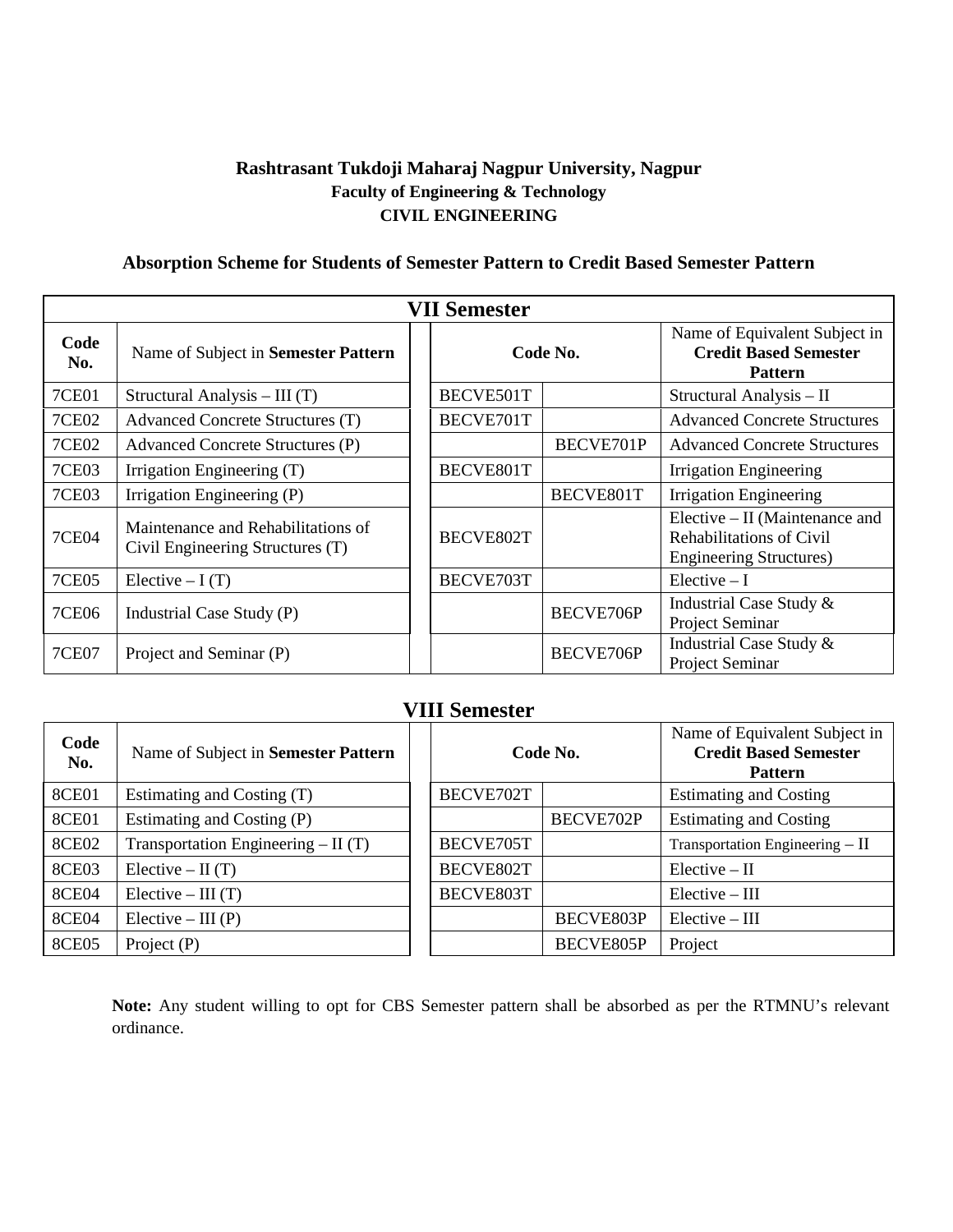**Rashtrasant Tukdoji Maharaj Nagpur University, Nagpur**

**Faculty of Engineering & Technology**

**CIVIL ENGINEERING**

**Absorption Scheme for Students of Semester Pattern to Credit Based Semester Pattern**

| **VII Semester** | | | | |
|---|---|---|---|---|
| **Code No.** | Name of Subject in **Semester Pattern** | **Code No.** | | Name of Equivalent Subject in **Credit Based Semester Pattern** |
| 7CE01 | Structural Analysis – III (T) | BECVE501T | | Structural Analysis – II |
| 7CE02 | Advanced Concrete Structures (T) | BECVE701T | | Advanced Concrete Structures |
| 7CE02 | Advanced Concrete Structures (P) | | BECVE701P | Advanced Concrete Structures |
| 7CE03 | Irrigation Engineering (T) | BECVE801T | | Irrigation Engineering |
| 7CE03 | Irrigation Engineering (P) | | BECVE801T | Irrigation Engineering |
| 7CE04 | Maintenance and Rehabilitations of Civil Engineering Structures (T) | BECVE802T | | Elective – II (Maintenance and Rehabilitations of Civil Engineering Structures) |
| 7CE05 | Elective – I (T) | BECVE703T | | Elective – I |
| 7CE06 | Industrial Case Study (P) | | BECVE706P | Industrial Case Study & Project Seminar |
| 7CE07 | Project and Seminar (P) | | BECVE706P | Industrial Case Study & Project Seminar |

**VIII Semester**

| **Code No.** | Name of Subject in **Semester Pattern** | **Code No.** | | Name of Equivalent Subject in **Credit Based Semester Pattern** |
|---|---|---|---|---|
| 8CE01 | Estimating and Costing (T) | BECVE702T | | Estimating and Costing |
| 8CE01 | Estimating and Costing (P) | | BECVE702P | Estimating and Costing |
| 8CE02 | Transportation Engineering – II (T) | BECVE705T | | Transportation Engineering – II |
| 8CE03 | Elective – II (T) | BECVE802T | | Elective – II |
| 8CE04 | Elective – III (T) | BECVE803T | | Elective – III |
| 8CE04 | Elective – III (P) | | BECVE803P | Elective – III |
| 8CE05 | Project (P) | | BECVE805P | Project |

**Note:** Any student willing to opt for CBS Semester pattern shall be absorbed as per the RTMNU's relevant ordinance.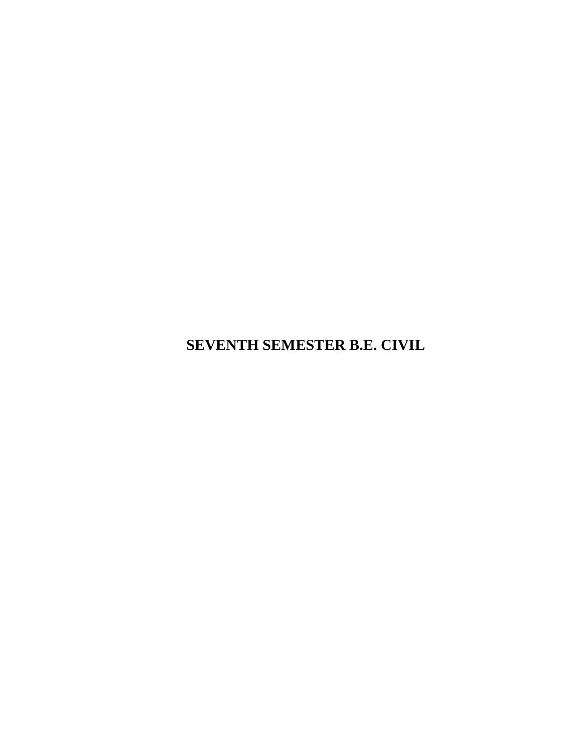# SEVENTH SEMESTER B.E. CIVIL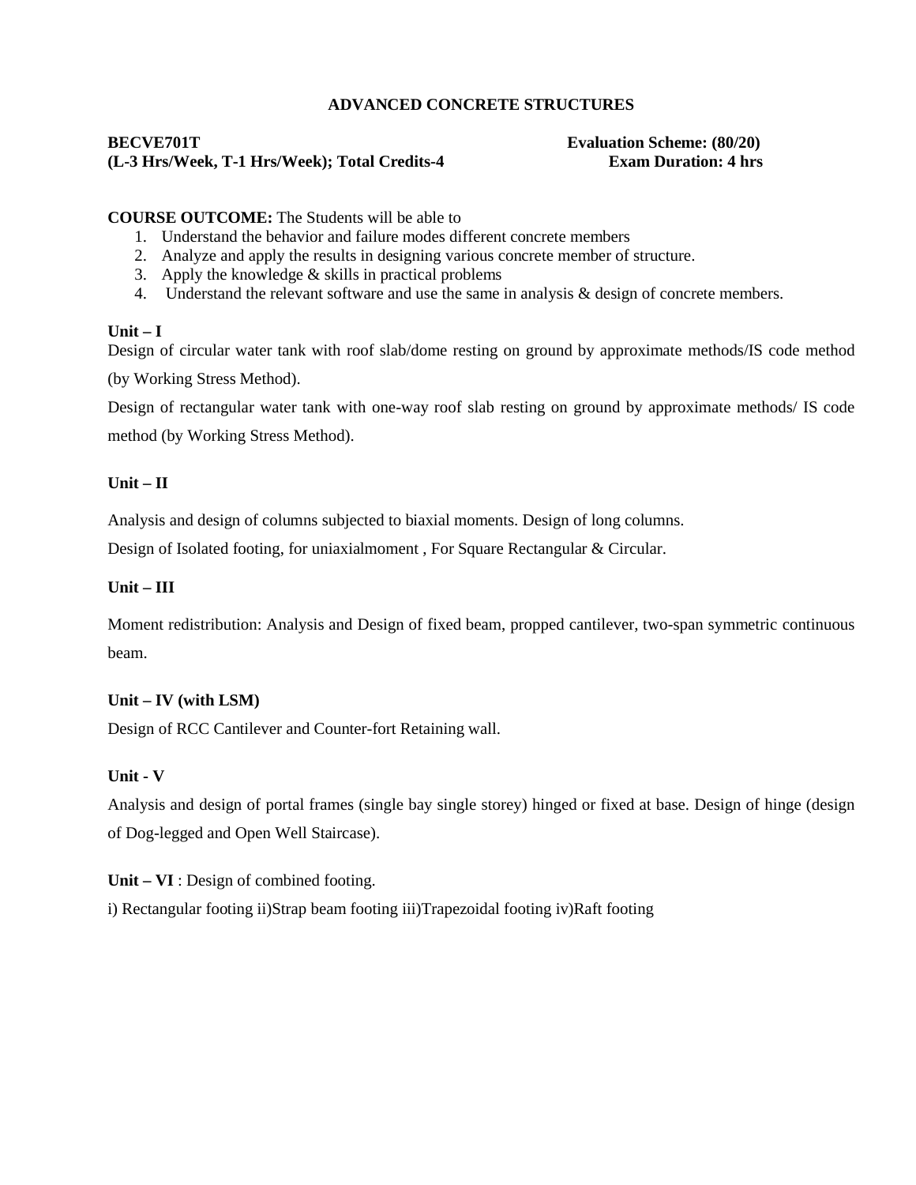# ADVANCED CONCRETE STRUCTURES

**BECVE701T** **Evaluation Scheme: (80/20)**
**(L-3 Hrs/Week, T-1 Hrs/Week); Total Credits-4** **Exam Duration: 4 hrs**

**COURSE OUTCOME:** The Students will be able to

1. Understand the behavior and failure modes different concrete members
2. Analyze and apply the results in designing various concrete member of structure.
3. Apply the knowledge & skills in practical problems
4. Understand the relevant software and use the same in analysis & design of concrete members.

**Unit – I**

Design of circular water tank with roof slab/dome resting on ground by approximate methods/IS code method (by Working Stress Method).

Design of rectangular water tank with one-way roof slab resting on ground by approximate methods/ IS code method (by Working Stress Method).

**Unit – II**

Analysis and design of columns subjected to biaxial moments. Design of long columns.

Design of Isolated footing, for uniaxialmoment , For Square Rectangular & Circular.

**Unit – III**

Moment redistribution: Analysis and Design of fixed beam, propped cantilever, two-span symmetric continuous beam.

**Unit – IV (with LSM)**

Design of RCC Cantilever and Counter-fort Retaining wall.

**Unit - V**

Analysis and design of portal frames (single bay single storey) hinged or fixed at base. Design of hinge (design of Dog-legged and Open Well Staircase).

**Unit – VI** : Design of combined footing.

i) Rectangular footing ii)Strap beam footing iii)Trapezoidal footing iv)Raft footing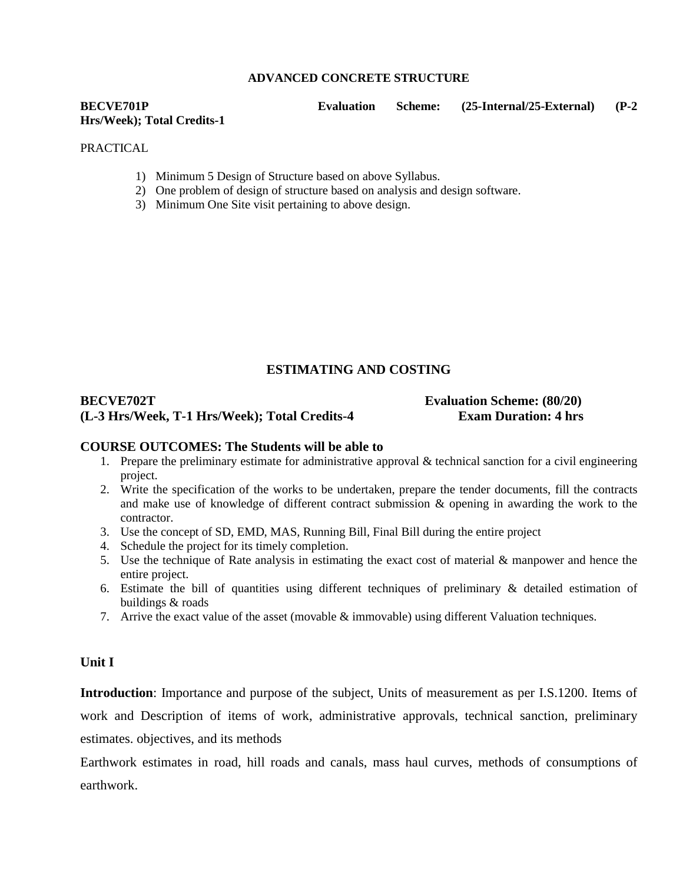## ADVANCED CONCRETE STRUCTURE

**BECVE701P** **Evaluation Scheme: (25-Internal/25-External) (P-2 Hrs/Week); Total Credits-1**

PRACTICAL

1) Minimum 5 Design of Structure based on above Syllabus.
2) One problem of design of structure based on analysis and design software.
3) Minimum One Site visit pertaining to above design.

## ESTIMATING AND COSTING

**BECVE702T** **Evaluation Scheme: (80/20)**
**(L-3 Hrs/Week, T-1 Hrs/Week); Total Credits-4** **Exam Duration: 4 hrs**

**COURSE OUTCOMES: The Students will be able to**

1. Prepare the preliminary estimate for administrative approval & technical sanction for a civil engineering project.
2. Write the specification of the works to be undertaken, prepare the tender documents, fill the contracts and make use of knowledge of different contract submission & opening in awarding the work to the contractor.
3. Use the concept of SD, EMD, MAS, Running Bill, Final Bill during the entire project
4. Schedule the project for its timely completion.
5. Use the technique of Rate analysis in estimating the exact cost of material & manpower and hence the entire project.
6. Estimate the bill of quantities using different techniques of preliminary & detailed estimation of buildings & roads
7. Arrive the exact value of the asset (movable & immovable) using different Valuation techniques.

**Unit I**

**Introduction**: Importance and purpose of the subject, Units of measurement as per I.S.1200. Items of work and Description of items of work, administrative approvals, technical sanction, preliminary estimates. objectives, and its methods

Earthwork estimates in road, hill roads and canals, mass haul curves, methods of consumptions of earthwork.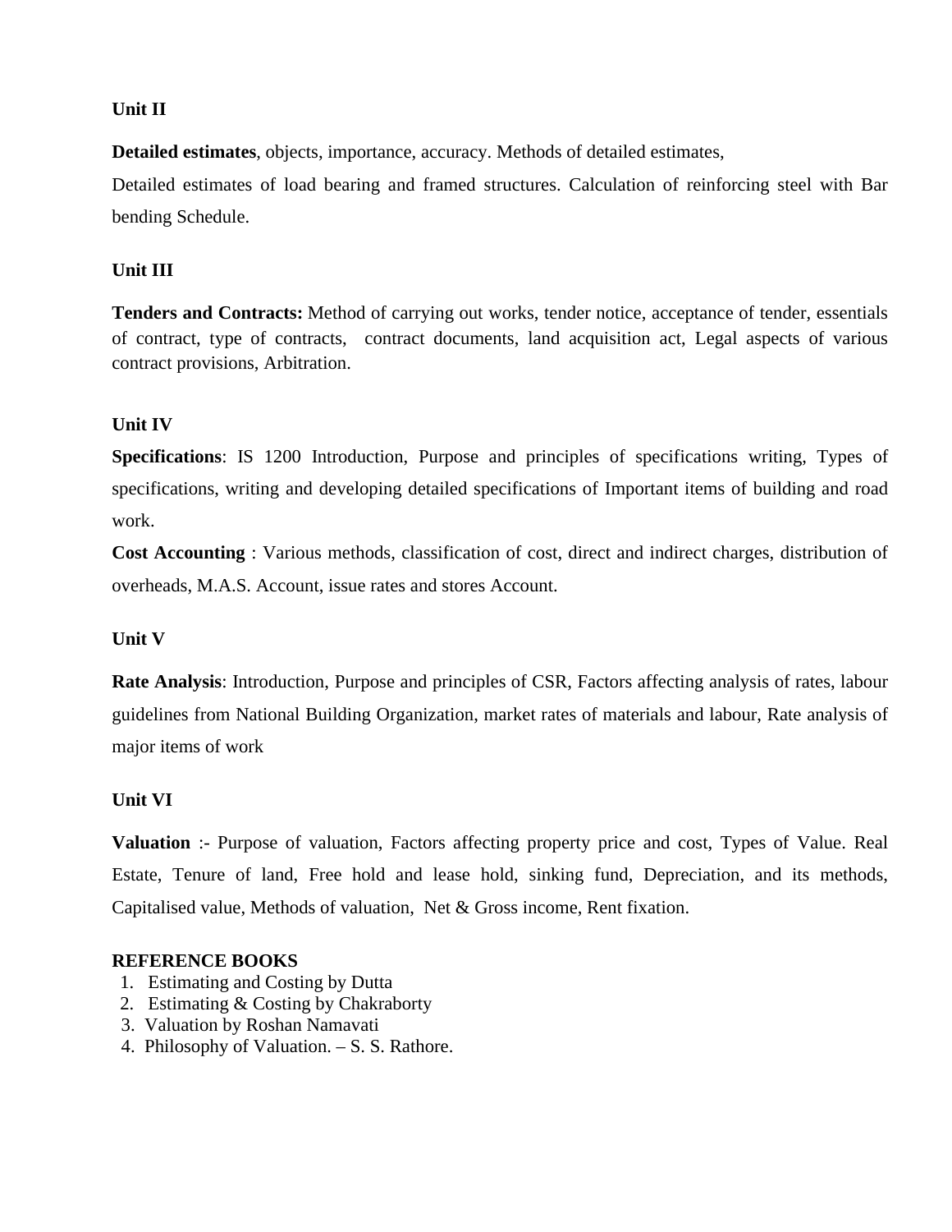**Unit II**

**Detailed estimates**, objects, importance, accuracy. Methods of detailed estimates,

Detailed estimates of load bearing and framed structures. Calculation of reinforcing steel with Bar bending Schedule.

**Unit III**

**Tenders and Contracts:** Method of carrying out works, tender notice, acceptance of tender, essentials of contract, type of contracts, contract documents, land acquisition act, Legal aspects of various contract provisions, Arbitration.

**Unit IV**

**Specifications**: IS 1200 Introduction, Purpose and principles of specifications writing, Types of specifications, writing and developing detailed specifications of Important items of building and road work.

**Cost Accounting** : Various methods, classification of cost, direct and indirect charges, distribution of overheads, M.A.S. Account, issue rates and stores Account.

**Unit V**

**Rate Analysis**: Introduction, Purpose and principles of CSR, Factors affecting analysis of rates, labour guidelines from National Building Organization, market rates of materials and labour, Rate analysis of major items of work

**Unit VI**

**Valuation** :- Purpose of valuation, Factors affecting property price and cost, Types of Value. Real Estate, Tenure of land, Free hold and lease hold, sinking fund, Depreciation, and its methods, Capitalised value, Methods of valuation, Net & Gross income, Rent fixation.

**REFERENCE BOOKS**

1. Estimating and Costing by Dutta
2. Estimating & Costing by Chakraborty
3. Valuation by Roshan Namavati
4. Philosophy of Valuation. – S. S. Rathore.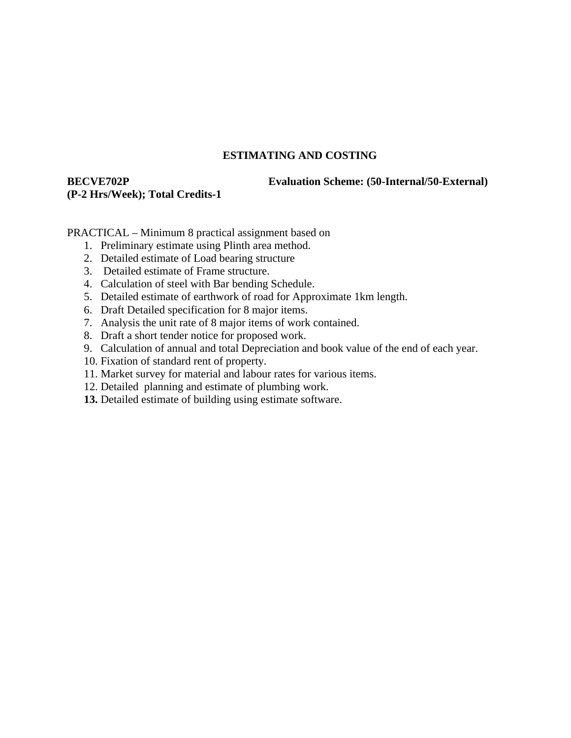## ESTIMATING AND COSTING

**BECVE702P** **Evaluation Scheme: (50-Internal/50-External)**
**(P-2 Hrs/Week); Total Credits-1**

PRACTICAL – Minimum 8 practical assignment based on

1. Preliminary estimate using Plinth area method.
2. Detailed estimate of Load bearing structure
3. Detailed estimate of Frame structure.
4. Calculation of steel with Bar bending Schedule.
5. Detailed estimate of earthwork of road for Approximate 1km length.
6. Draft Detailed specification for 8 major items.
7. Analysis the unit rate of 8 major items of work contained.
8. Draft a short tender notice for proposed work.
9. Calculation of annual and total Depreciation and book value of the end of each year.
10. Fixation of standard rent of property.
11. Market survey for material and labour rates for various items.
12. Detailed planning and estimate of plumbing work.
13. Detailed estimate of building using estimate software.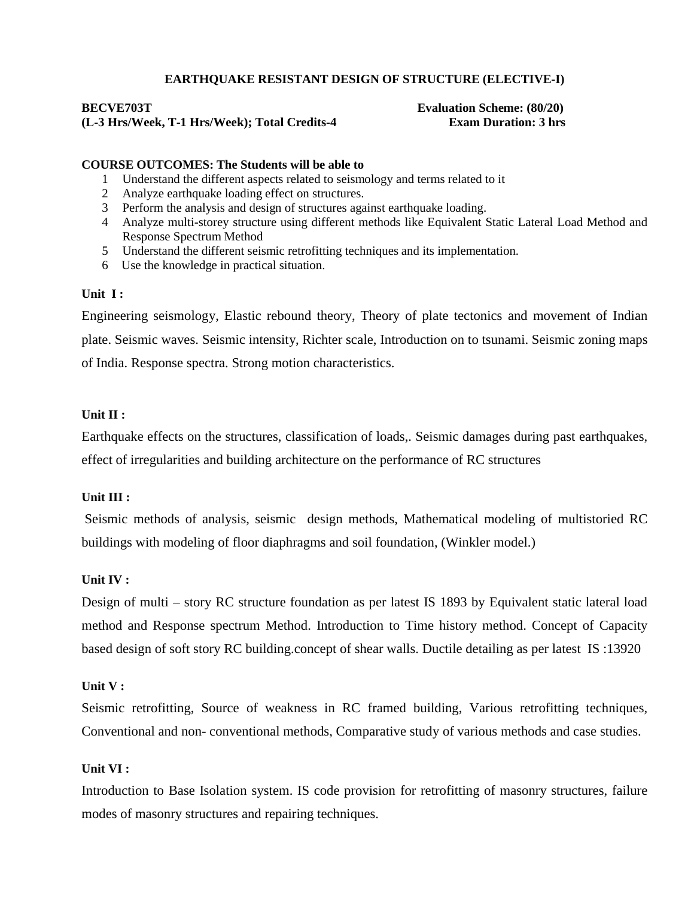## EARTHQUAKE RESISTANT DESIGN OF STRUCTURE (ELECTIVE-I)

**BECVE703T** **Evaluation Scheme: (80/20)**
**(L-3 Hrs/Week, T-1 Hrs/Week); Total Credits-4** **Exam Duration: 3 hrs**

**COURSE OUTCOMES: The Students will be able to**

1. Understand the different aspects related to seismology and terms related to it
2. Analyze earthquake loading effect on structures.
3. Perform the analysis and design of structures against earthquake loading.
4. Analyze multi-storey structure using different methods like Equivalent Static Lateral Load Method and Response Spectrum Method
5. Understand the different seismic retrofitting techniques and its implementation.
6. Use the knowledge in practical situation.

**Unit I :**

Engineering seismology, Elastic rebound theory, Theory of plate tectonics and movement of Indian plate. Seismic waves. Seismic intensity, Richter scale, Introduction on to tsunami. Seismic zoning maps of India. Response spectra. Strong motion characteristics.

**Unit II :**

Earthquake effects on the structures, classification of loads,. Seismic damages during past earthquakes, effect of irregularities and building architecture on the performance of RC structures

**Unit III :**

Seismic methods of analysis, seismic design methods, Mathematical modeling of multistoried RC buildings with modeling of floor diaphragms and soil foundation, (Winkler model.)

**Unit IV :**

Design of multi – story RC structure foundation as per latest IS 1893 by Equivalent static lateral load method and Response spectrum Method. Introduction to Time history method. Concept of Capacity based design of soft story RC building.concept of shear walls. Ductile detailing as per latest IS :13920

**Unit V :**

Seismic retrofitting, Source of weakness in RC framed building, Various retrofitting techniques, Conventional and non- conventional methods, Comparative study of various methods and case studies.

**Unit VI :**

Introduction to Base Isolation system. IS code provision for retrofitting of masonry structures, failure modes of masonry structures and repairing techniques.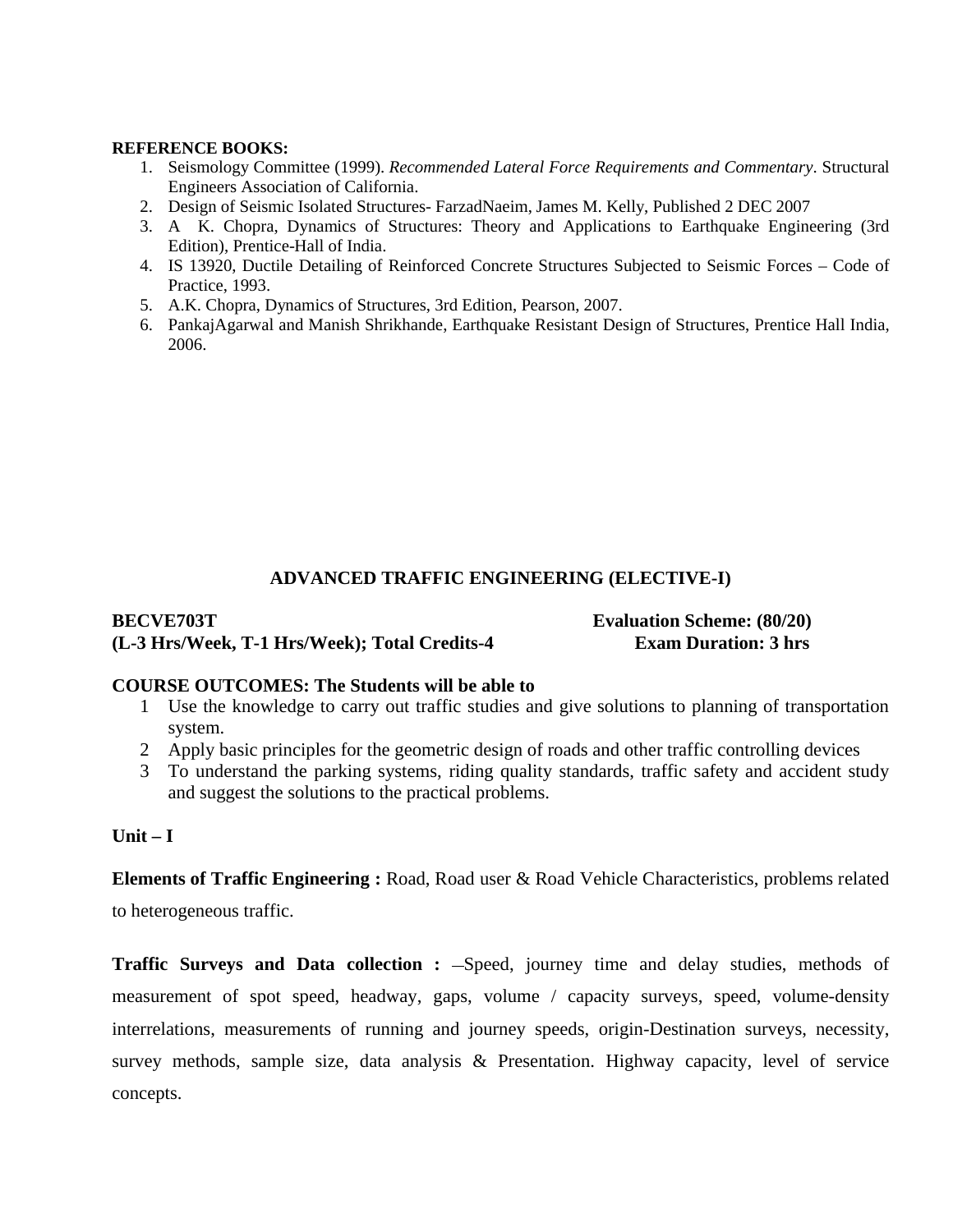**REFERENCE BOOKS:**

1. Seismology Committee (1999). *Recommended Lateral Force Requirements and Commentary*. Structural Engineers Association of California.
2. Design of Seismic Isolated Structures- FarzadNaeim, James M. Kelly, Published 2 DEC 2007
3. A K. Chopra, Dynamics of Structures: Theory and Applications to Earthquake Engineering (3rd Edition), Prentice-Hall of India.
4. IS 13920, Ductile Detailing of Reinforced Concrete Structures Subjected to Seismic Forces – Code of Practice, 1993.
5. A.K. Chopra, Dynamics of Structures, 3rd Edition, Pearson, 2007.
6. PankajAgarwal and Manish Shrikhande, Earthquake Resistant Design of Structures, Prentice Hall India, 2006.

## ADVANCED TRAFFIC ENGINEERING (ELECTIVE-I)

**BECVE703T** **Evaluation Scheme: (80/20)**
**(L-3 Hrs/Week, T-1 Hrs/Week); Total Credits-4** **Exam Duration: 3 hrs**

**COURSE OUTCOMES: The Students will be able to**

1. Use the knowledge to carry out traffic studies and give solutions to planning of transportation system.
2. Apply basic principles for the geometric design of roads and other traffic controlling devices
3. To understand the parking systems, riding quality standards, traffic safety and accident study and suggest the solutions to the practical problems.

**Unit – I**

**Elements of Traffic Engineering :** Road, Road user & Road Vehicle Characteristics, problems related to heterogeneous traffic.

**Traffic Surveys and Data collection :** –Speed, journey time and delay studies, methods of measurement of spot speed, headway, gaps, volume / capacity surveys, speed, volume-density interrelations, measurements of running and journey speeds, origin-Destination surveys, necessity, survey methods, sample size, data analysis & Presentation. Highway capacity, level of service concepts.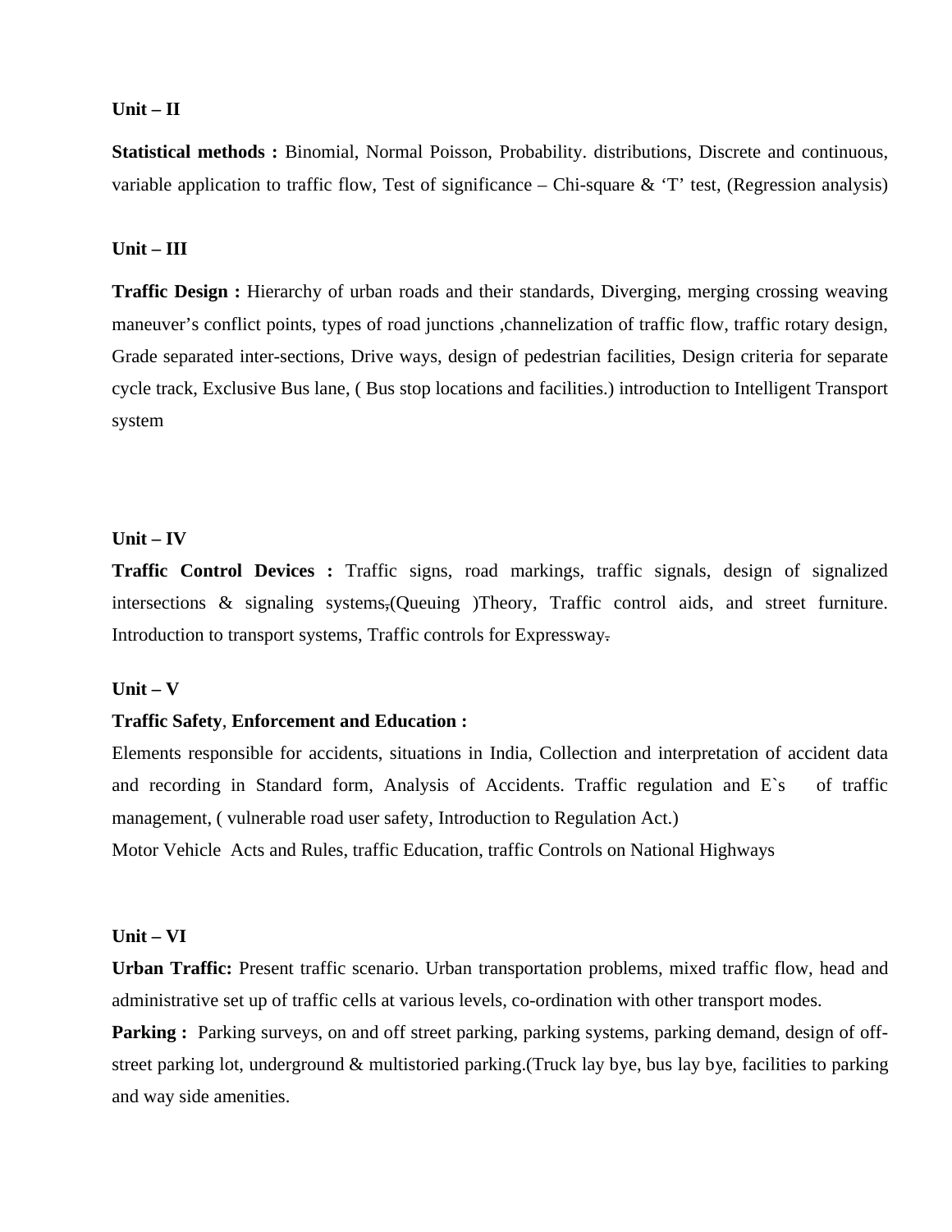**Unit – II**

**Statistical methods :** Binomial, Normal Poisson, Probability. distributions, Discrete and continuous, variable application to traffic flow, Test of significance – Chi-square & 'T' test, (Regression analysis)

**Unit – III**

**Traffic Design :** Hierarchy of urban roads and their standards, Diverging, merging crossing weaving maneuver's conflict points, types of road junctions ,channelization of traffic flow, traffic rotary design, Grade separated inter-sections, Drive ways, design of pedestrian facilities, Design criteria for separate cycle track, Exclusive Bus lane, ( Bus stop locations and facilities.) introduction to Intelligent Transport system

**Unit – IV**

**Traffic Control Devices :** Traffic signs, road markings, traffic signals, design of signalized intersections & signaling systems,(Queuing )Theory, Traffic control aids, and street furniture. Introduction to transport systems, Traffic controls for Expressway.

**Unit – V**

**Traffic Safety**, **Enforcement and Education :**

Elements responsible for accidents, situations in India, Collection and interpretation of accident data and recording in Standard form, Analysis of Accidents. Traffic regulation and E`s of traffic management, ( vulnerable road user safety, Introduction to Regulation Act.)

Motor Vehicle Acts and Rules, traffic Education, traffic Controls on National Highways

**Unit – VI**

**Urban Traffic:** Present traffic scenario. Urban transportation problems, mixed traffic flow, head and administrative set up of traffic cells at various levels, co-ordination with other transport modes.

**Parking :** Parking surveys, on and off street parking, parking systems, parking demand, design of off-street parking lot, underground & multistoried parking.(Truck lay bye, bus lay bye, facilities to parking and way side amenities.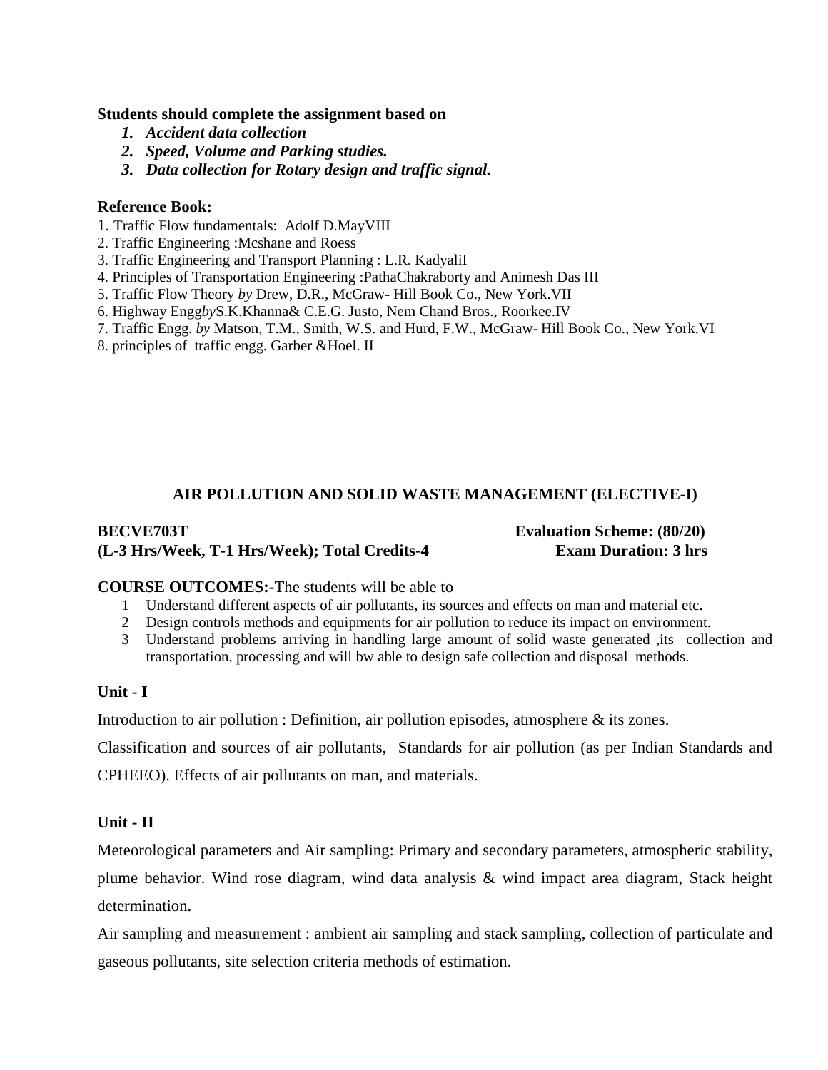**Students should complete the assignment based on**

1. ***Accident data collection***
2. ***Speed, Volume and Parking studies.***
3. ***Data collection for Rotary design and traffic signal.***

**Reference Book:**

1. Traffic Flow fundamentals: Adolf D.MayVIII
2. Traffic Engineering :Mcshane and Roess
3. Traffic Engineering and Transport Planning : L.R. KadyaliI
4. Principles of Transportation Engineering :PathaChakraborty and Animesh Das III
5. Traffic Flow Theory *by* Drew, D.R., McGraw- Hill Book Co., New York.VII
6. Highway Engg*by*S.K.Khanna& C.E.G. Justo, Nem Chand Bros., Roorkee.IV
7. Traffic Engg. *by* Matson, T.M., Smith, W.S. and Hurd, F.W., McGraw- Hill Book Co., New York.VI
8. principles of traffic engg. Garber &Hoel. II

## AIR POLLUTION AND SOLID WASTE MANAGEMENT (ELECTIVE-I)

**BECVE703T** **Evaluation Scheme: (80/20)**
**(L-3 Hrs/Week, T-1 Hrs/Week); Total Credits-4** **Exam Duration: 3 hrs**

**COURSE OUTCOMES:-**The students will be able to

1. Understand different aspects of air pollutants, its sources and effects on man and material etc.
2. Design controls methods and equipments for air pollution to reduce its impact on environment.
3. Understand problems arriving in handling large amount of solid waste generated ,its collection and transportation, processing and will bw able to design safe collection and disposal methods.

**Unit - I**

Introduction to air pollution : Definition, air pollution episodes, atmosphere & its zones.

Classification and sources of air pollutants, Standards for air pollution (as per Indian Standards and CPHEEO). Effects of air pollutants on man, and materials.

**Unit - II**

Meteorological parameters and Air sampling: Primary and secondary parameters, atmospheric stability, plume behavior. Wind rose diagram, wind data analysis & wind impact area diagram, Stack height determination.

Air sampling and measurement : ambient air sampling and stack sampling, collection of particulate and gaseous pollutants, site selection criteria methods of estimation.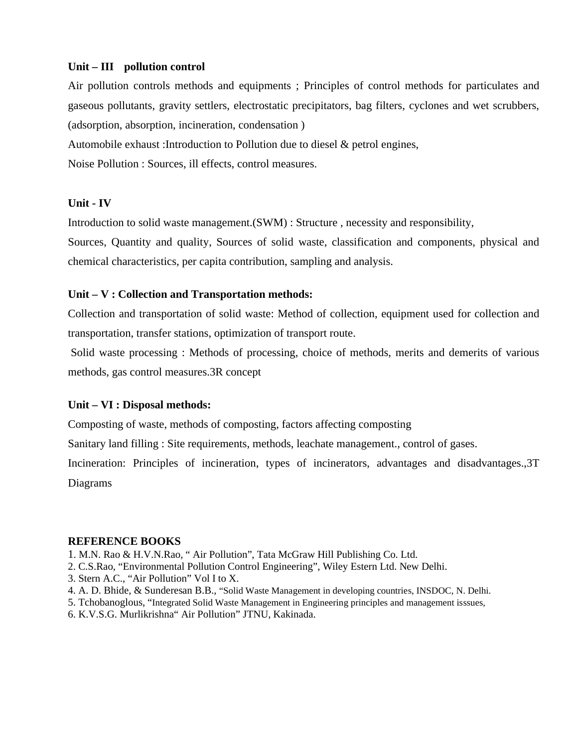**Unit – III pollution control**

Air pollution controls methods and equipments ; Principles of control methods for particulates and gaseous pollutants, gravity settlers, electrostatic precipitators, bag filters, cyclones and wet scrubbers, (adsorption, absorption, incineration, condensation )

Automobile exhaust :Introduction to Pollution due to diesel & petrol engines,

Noise Pollution : Sources, ill effects, control measures.

**Unit - IV**

Introduction to solid waste management.(SWM) : Structure , necessity and responsibility,

Sources, Quantity and quality, Sources of solid waste, classification and components, physical and chemical characteristics, per capita contribution, sampling and analysis.

**Unit – V : Collection and Transportation methods:**

Collection and transportation of solid waste: Method of collection, equipment used for collection and transportation, transfer stations, optimization of transport route.

Solid waste processing : Methods of processing, choice of methods, merits and demerits of various methods, gas control measures.3R concept

**Unit – VI : Disposal methods:**

Composting of waste, methods of composting, factors affecting composting

Sanitary land filling : Site requirements, methods, leachate management., control of gases.

Incineration: Principles of incineration, types of incinerators, advantages and disadvantages.,3T Diagrams

**REFERENCE BOOKS**

1. M.N. Rao & H.V.N.Rao, " Air Pollution", Tata McGraw Hill Publishing Co. Ltd.
2. C.S.Rao, "Environmental Pollution Control Engineering", Wiley Estern Ltd. New Delhi.
3. Stern A.C., "Air Pollution" Vol I to X.
4. A. D. Bhide, & Sunderesan B.B., "Solid Waste Management in developing countries, INSDOC, N. Delhi.
5. Tchobanoglous, "Integrated Solid Waste Management in Engineering principles and management isssues,
6. K.V.S.G. Murlikrishna" Air Pollution" JTNU, Kakinada.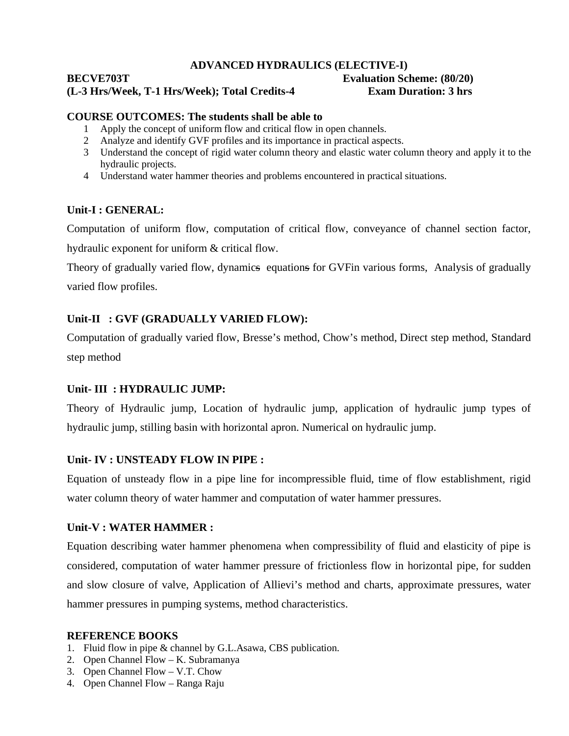# ADVANCED HYDRAULICS (ELECTIVE-I)

**BECVE703T** **Evaluation Scheme: (80/20)**

**(L-3 Hrs/Week, T-1 Hrs/Week); Total Credits-4** **Exam Duration: 3 hrs**

**COURSE OUTCOMES: The students shall be able to**

1. Apply the concept of uniform flow and critical flow in open channels.
2. Analyze and identify GVF profiles and its importance in practical aspects.
3. Understand the concept of rigid water column theory and elastic water column theory and apply it to the hydraulic projects.
4. Understand water hammer theories and problems encountered in practical situations.

## Unit-I : GENERAL:

Computation of uniform flow, computation of critical flow, conveyance of channel section factor, hydraulic exponent for uniform & critical flow.

Theory of gradually varied flow, ~~dynamics~~ dynamic equations for GVFin various forms, Analysis of gradually varied flow profiles.

## Unit-II : GVF (GRADUALLY VARIED FLOW):

Computation of gradually varied flow, Bresse's method, Chow's method, Direct step method, Standard step method

## Unit- III : HYDRAULIC JUMP:

Theory of Hydraulic jump, Location of hydraulic jump, application of hydraulic jump types of hydraulic jump, stilling basin with horizontal apron. Numerical on hydraulic jump.

## Unit- IV : UNSTEADY FLOW IN PIPE :

Equation of unsteady flow in a pipe line for incompressible fluid, time of flow establishment, rigid water column theory of water hammer and computation of water hammer pressures.

## Unit-V : WATER HAMMER :

Equation describing water hammer phenomena when compressibility of fluid and elasticity of pipe is considered, computation of water hammer pressure of frictionless flow in horizontal pipe, for sudden and slow closure of valve, Application of Allievi's method and charts, approximate pressures, water hammer pressures in pumping systems, method characteristics.

## REFERENCE BOOKS

1. Fluid flow in pipe & channel by G.L.Asawa, CBS publication.
2. Open Channel Flow – K. Subramanya
3. Open Channel Flow – V.T. Chow
4. Open Channel Flow – Ranga Raju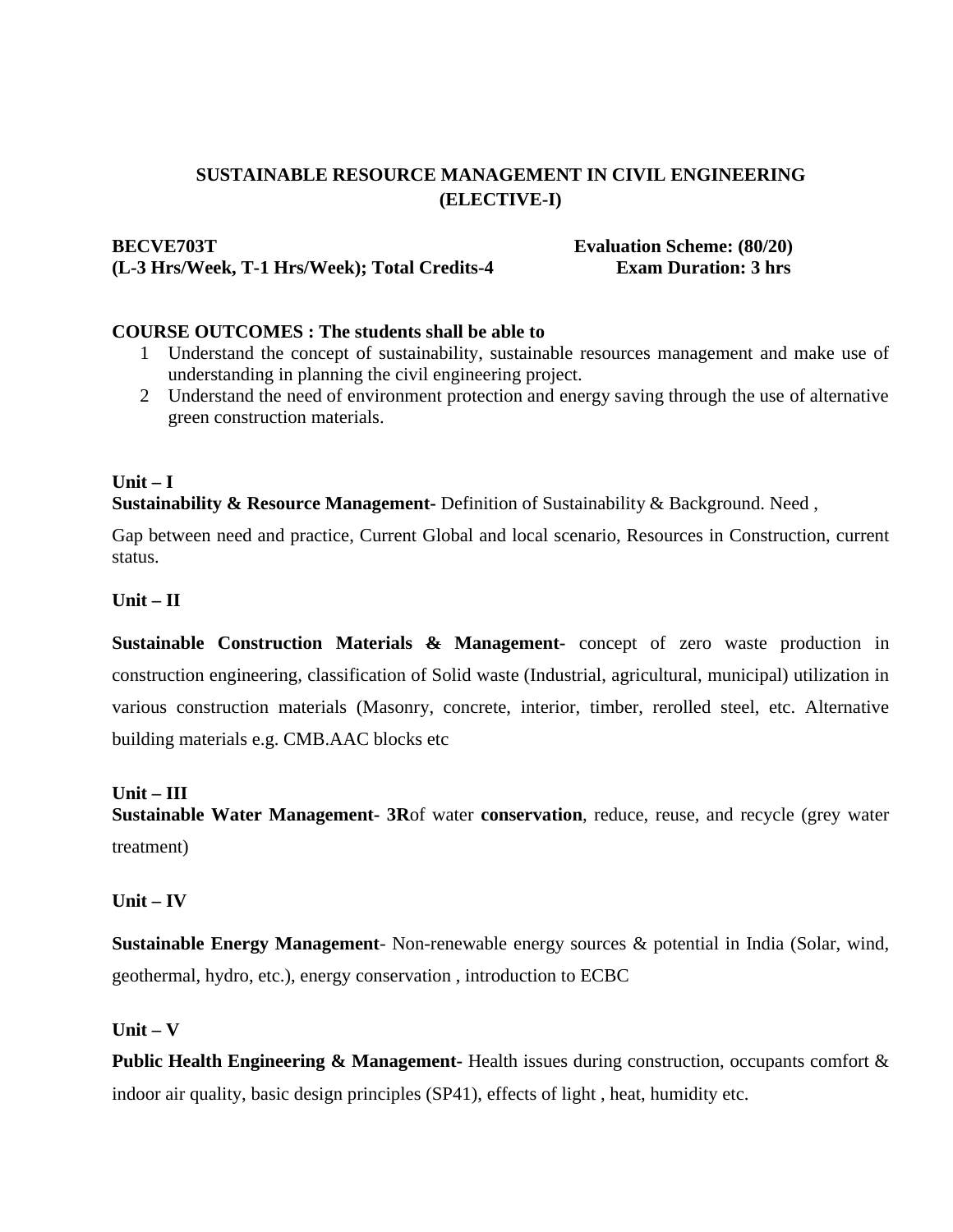## SUSTAINABLE RESOURCE MANAGEMENT IN CIVIL ENGINEERING (ELECTIVE-I)

**BECVE703T** **Evaluation Scheme: (80/20)**
**(L-3 Hrs/Week, T-1 Hrs/Week); Total Credits-4** **Exam Duration: 3 hrs**

**COURSE OUTCOMES : The students shall be able to**

1. Understand the concept of sustainability, sustainable resources management and make use of understanding in planning the civil engineering project.
2. Understand the need of environment protection and energy saving through the use of alternative green construction materials.

**Unit – I**

**Sustainability & Resource Management-** Definition of Sustainability & Background. Need ,

Gap between need and practice, Current Global and local scenario, Resources in Construction, current status.

**Unit – II**

**Sustainable Construction Materials & Management-** concept of zero waste production in construction engineering, classification of Solid waste (Industrial, agricultural, municipal) utilization in various construction materials (Masonry, concrete, interior, timber, rerolled steel, etc. Alternative building materials e.g. CMB.AAC blocks etc

**Unit – III**

**Sustainable Water Management- 3R**of water **conservation**, reduce, reuse, and recycle (grey water treatment)

**Unit – IV**

**Sustainable Energy Management**- Non-renewable energy sources & potential in India (Solar, wind, geothermal, hydro, etc.), energy conservation , introduction to ECBC

**Unit – V**

**Public Health Engineering & Management**- Health issues during construction, occupants comfort & indoor air quality, basic design principles (SP41), effects of light , heat, humidity etc.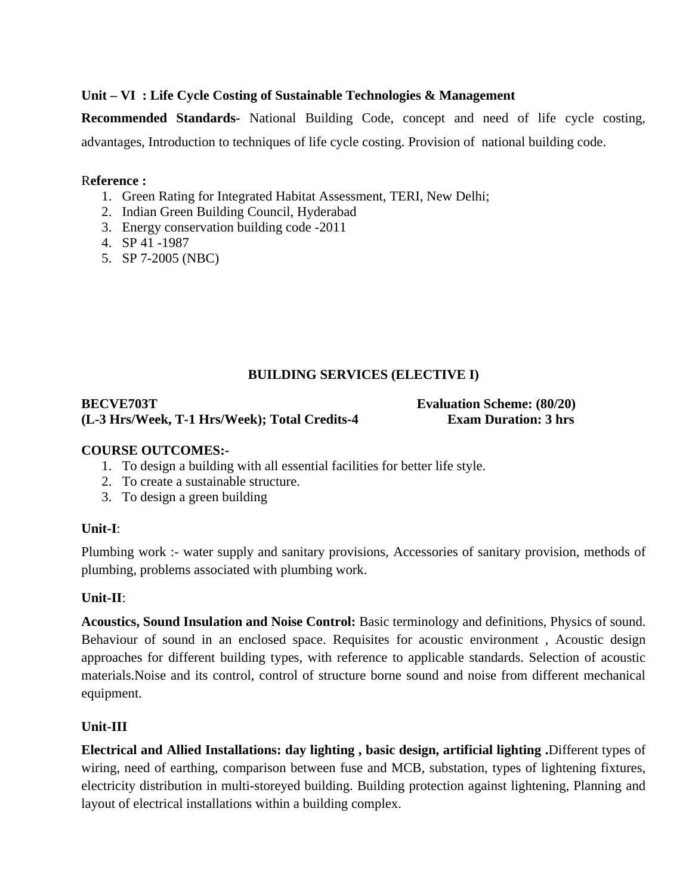**Unit – VI : Life Cycle Costing of Sustainable Technologies & Management**

**Recommended Standards-** National Building Code, concept and need of life cycle costing, advantages, Introduction to techniques of life cycle costing. Provision of national building code.

R**eference :**

1. Green Rating for Integrated Habitat Assessment, TERI, New Delhi;
2. Indian Green Building Council, Hyderabad
3. Energy conservation building code -2011
4. SP 41 -1987
5. SP 7-2005 (NBC)

## BUILDING SERVICES (ELECTIVE I)

**BECVE703T** **Evaluation Scheme: (80/20)**
**(L-3 Hrs/Week, T-1 Hrs/Week); Total Credits-4** **Exam Duration: 3 hrs**

**COURSE OUTCOMES:-**

1. To design a building with all essential facilities for better life style.
2. To create a sustainable structure.
3. To design a green building

**Unit-I**:

Plumbing work :- water supply and sanitary provisions, Accessories of sanitary provision, methods of plumbing, problems associated with plumbing work.

**Unit-II**:

**Acoustics, Sound Insulation and Noise Control:** Basic terminology and definitions, Physics of sound. Behaviour of sound in an enclosed space. Requisites for acoustic environment , Acoustic design approaches for different building types, with reference to applicable standards. Selection of acoustic materials.Noise and its control, control of structure borne sound and noise from different mechanical equipment.

**Unit-III**

**Electrical and Allied Installations: day lighting , basic design, artificial lighting .**Different types of wiring, need of earthing, comparison between fuse and MCB, substation, types of lightening fixtures, electricity distribution in multi-storeyed building. Building protection against lightening, Planning and layout of electrical installations within a building complex.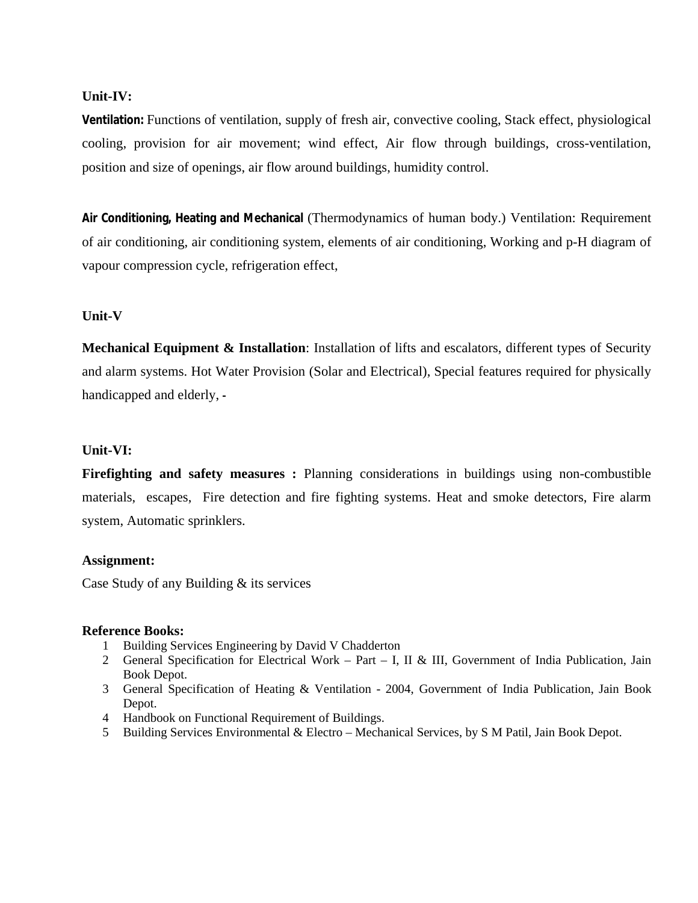**Unit-IV:**

**Ventilation:** Functions of ventilation, supply of fresh air, convective cooling, Stack effect, physiological cooling, provision for air movement; wind effect, Air flow through buildings, cross-ventilation, position and size of openings, air flow around buildings, humidity control.

**Air Conditioning, Heating and Mechanical** (Thermodynamics of human body.) Ventilation: Requirement of air conditioning, air conditioning system, elements of air conditioning, Working and p-H diagram of vapour compression cycle, refrigeration effect,

**Unit-V**

**Mechanical Equipment & Installation**: Installation of lifts and escalators, different types of Security and alarm systems. Hot Water Provision (Solar and Electrical), Special features required for physically handicapped and elderly, -

**Unit-VI:**

**Firefighting and safety measures :** Planning considerations in buildings using non-combustible materials, escapes, Fire detection and fire fighting systems. Heat and smoke detectors, Fire alarm system, Automatic sprinklers.

**Assignment:**

Case Study of any Building & its services

**Reference Books:**

1. Building Services Engineering by David V Chadderton
2. General Specification for Electrical Work – Part – I, II & III, Government of India Publication, Jain Book Depot.
3. General Specification of Heating & Ventilation - 2004, Government of India Publication, Jain Book Depot.
4. Handbook on Functional Requirement of Buildings.
5. Building Services Environmental & Electro – Mechanical Services, by S M Patil, Jain Book Depot.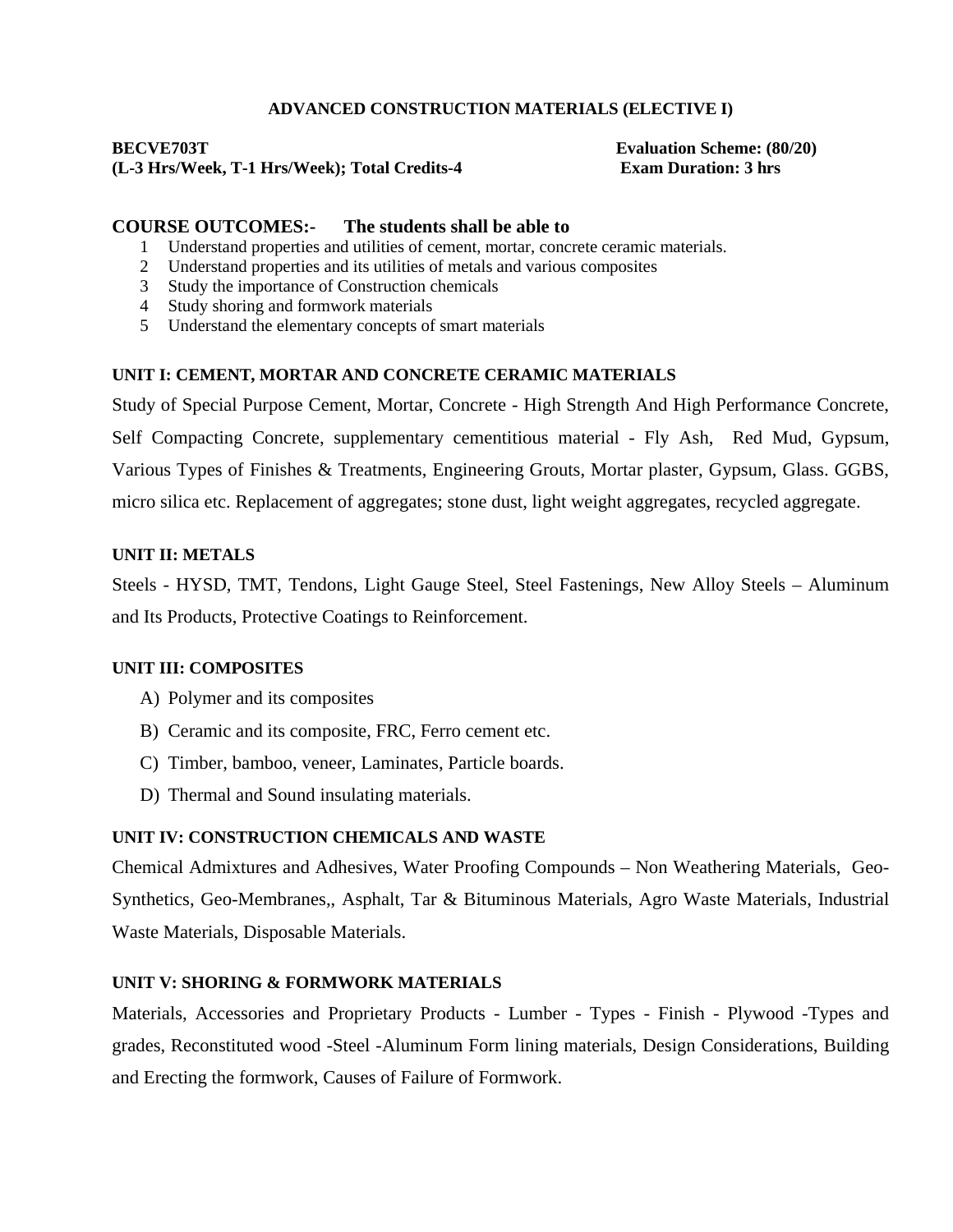**ADVANCED CONSTRUCTION MATERIALS (ELECTIVE I)**

**BECVE703T** **Evaluation Scheme: (80/20)**
**(L-3 Hrs/Week, T-1 Hrs/Week); Total Credits-4** **Exam Duration: 3 hrs**

## COURSE OUTCOMES:- The students shall be able to

1. Understand properties and utilities of cement, mortar, concrete ceramic materials.
2. Understand properties and its utilities of metals and various composites
3. Study the importance of Construction chemicals
4. Study shoring and formwork materials
5. Understand the elementary concepts of smart materials

### UNIT I: CEMENT, MORTAR AND CONCRETE CERAMIC MATERIALS

Study of Special Purpose Cement, Mortar, Concrete - High Strength And High Performance Concrete, Self Compacting Concrete, supplementary cementitious material - Fly Ash, Red Mud, Gypsum, Various Types of Finishes & Treatments, Engineering Grouts, Mortar plaster, Gypsum, Glass. GGBS, micro silica etc. Replacement of aggregates; stone dust, light weight aggregates, recycled aggregate.

### UNIT II: METALS

Steels - HYSD, TMT, Tendons, Light Gauge Steel, Steel Fastenings, New Alloy Steels – Aluminum and Its Products, Protective Coatings to Reinforcement.

### UNIT III: COMPOSITES

A) Polymer and its composites
B) Ceramic and its composite, FRC, Ferro cement etc.
C) Timber, bamboo, veneer, Laminates, Particle boards.
D) Thermal and Sound insulating materials.

### UNIT IV: CONSTRUCTION CHEMICALS AND WASTE

Chemical Admixtures and Adhesives, Water Proofing Compounds – Non Weathering Materials, Geo-Synthetics, Geo-Membranes,, Asphalt, Tar & Bituminous Materials, Agro Waste Materials, Industrial Waste Materials, Disposable Materials.

### UNIT V: SHORING & FORMWORK MATERIALS

Materials, Accessories and Proprietary Products - Lumber - Types - Finish - Plywood -Types and grades, Reconstituted wood -Steel -Aluminum Form lining materials, Design Considerations, Building and Erecting the formwork, Causes of Failure of Formwork.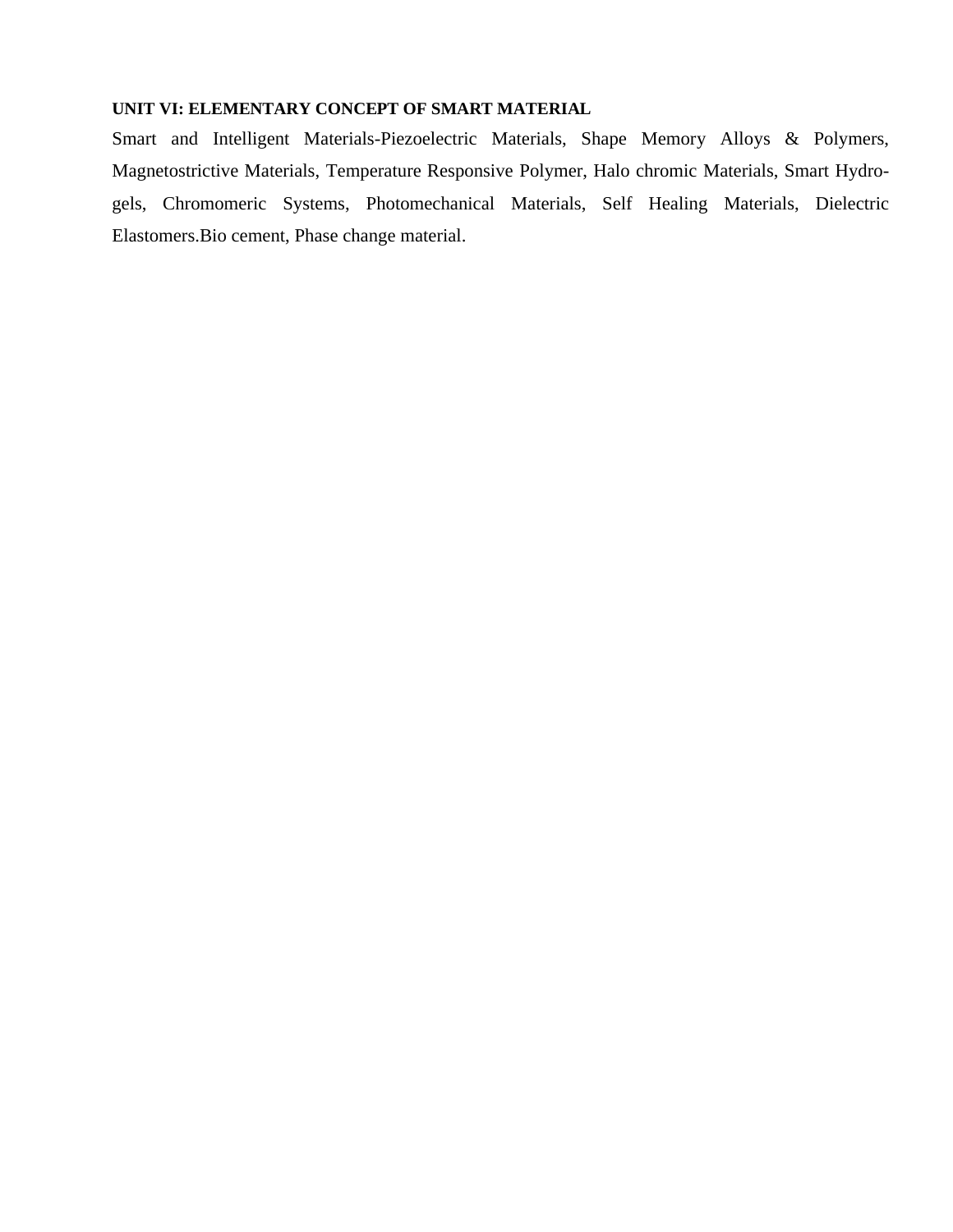**UNIT VI: ELEMENTARY CONCEPT OF SMART MATERIAL**

Smart and Intelligent Materials-Piezoelectric Materials, Shape Memory Alloys & Polymers, Magnetostrictive Materials, Temperature Responsive Polymer, Halo chromic Materials, Smart Hydro-gels, Chromomeric Systems, Photomechanical Materials, Self Healing Materials, Dielectric Elastomers.Bio cement, Phase change material.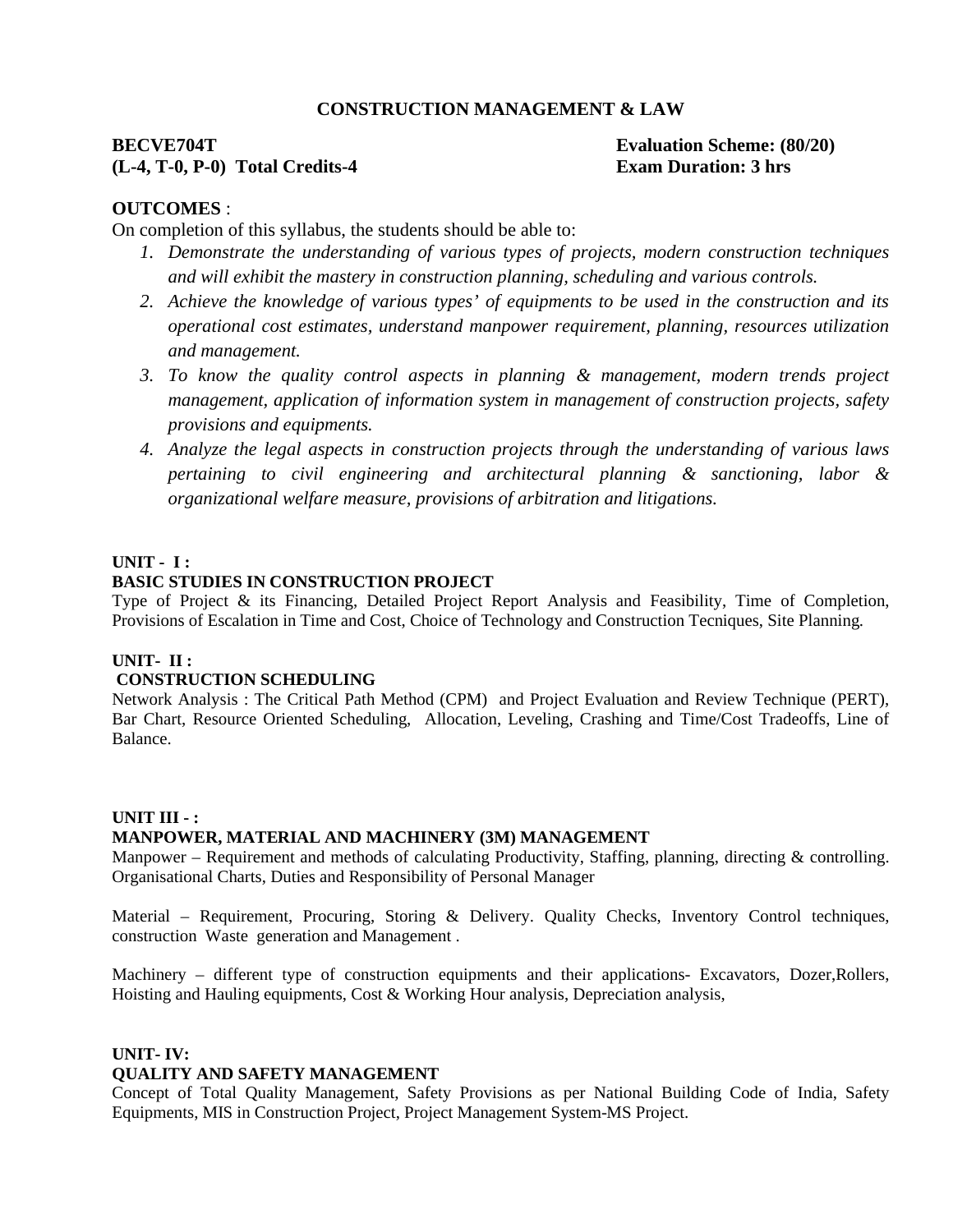## CONSTRUCTION MANAGEMENT & LAW

**BECVE704T** **Evaluation Scheme: (80/20)**
**(L-4, T-0, P-0) Total Credits-4** **Exam Duration: 3 hrs**

**OUTCOMES** :

On completion of this syllabus, the students should be able to:

1. *Demonstrate the understanding of various types of projects, modern construction techniques and will exhibit the mastery in construction planning, scheduling and various controls.*
2. *Achieve the knowledge of various types' of equipments to be used in the construction and its operational cost estimates, understand manpower requirement, planning, resources utilization and management.*
3. *To know the quality control aspects in planning & management, modern trends project management, application of information system in management of construction projects, safety provisions and equipments.*
4. *Analyze the legal aspects in construction projects through the understanding of various laws pertaining to civil engineering and architectural planning & sanctioning, labor & organizational welfare measure, provisions of arbitration and litigations.*

**UNIT - I :**
**BASIC STUDIES IN CONSTRUCTION PROJECT**

Type of Project & its Financing, Detailed Project Report Analysis and Feasibility, Time of Completion, Provisions of Escalation in Time and Cost, Choice of Technology and Construction Tecniques, Site Planning.

**UNIT- II :**
**CONSTRUCTION SCHEDULING**

Network Analysis : The Critical Path Method (CPM) and Project Evaluation and Review Technique (PERT), Bar Chart, Resource Oriented Scheduling, Allocation, Leveling, Crashing and Time/Cost Tradeoffs, Line of Balance.

**UNIT III - :**
**MANPOWER, MATERIAL AND MACHINERY (3M) MANAGEMENT**

Manpower – Requirement and methods of calculating Productivity, Staffing, planning, directing & controlling. Organisational Charts, Duties and Responsibility of Personal Manager

Material – Requirement, Procuring, Storing & Delivery. Quality Checks, Inventory Control techniques, construction Waste generation and Management .

Machinery – different type of construction equipments and their applications- Excavators, Dozer,Rollers, Hoisting and Hauling equipments, Cost & Working Hour analysis, Depreciation analysis,

**UNIT- IV:**
**QUALITY AND SAFETY MANAGEMENT**

Concept of Total Quality Management, Safety Provisions as per National Building Code of India, Safety Equipments, MIS in Construction Project, Project Management System-MS Project.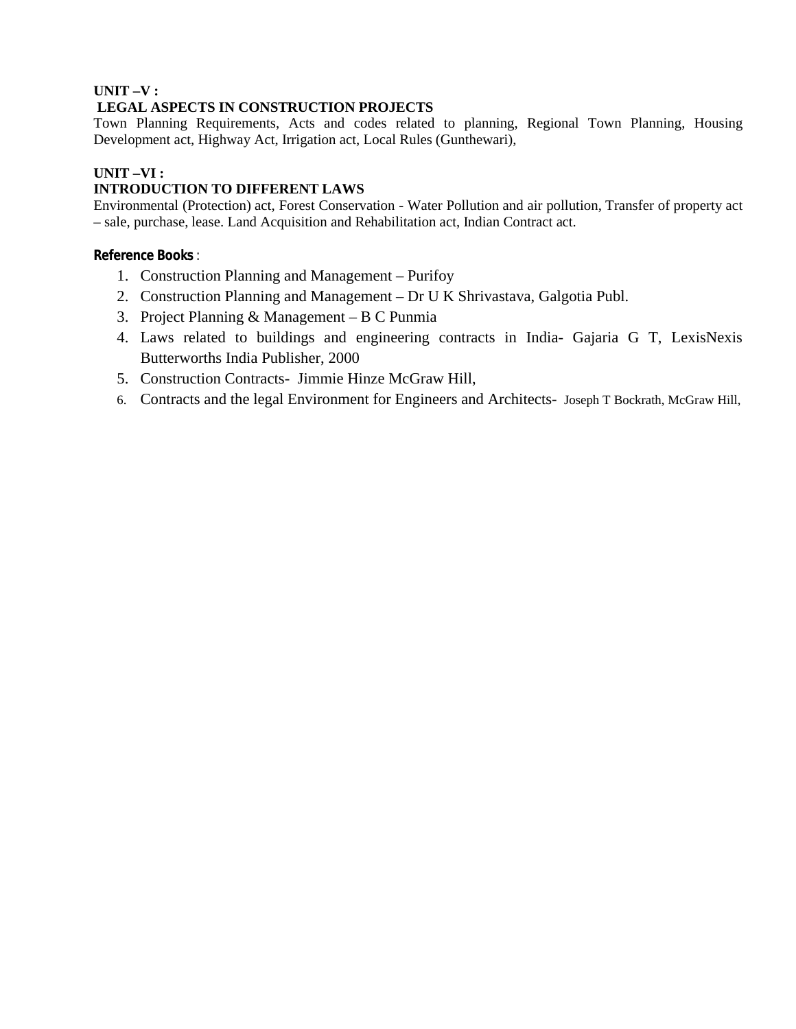**UNIT –V :**

**LEGAL ASPECTS IN CONSTRUCTION PROJECTS**

Town Planning Requirements, Acts and codes related to planning, Regional Town Planning, Housing Development act, Highway Act, Irrigation act, Local Rules (Gunthewari),

**UNIT –VI :**

**INTRODUCTION TO DIFFERENT LAWS**

Environmental (Protection) act, Forest Conservation - Water Pollution and air pollution, Transfer of property act – sale, purchase, lease. Land Acquisition and Rehabilitation act, Indian Contract act.

**Reference Books** :

1. Construction Planning and Management – Purifoy
2. Construction Planning and Management – Dr U K Shrivastava, Galgotia Publ.
3. Project Planning & Management – B C Punmia
4. Laws related to buildings and engineering contracts in India- Gajaria G T, LexisNexis Butterworths India Publisher, 2000
5. Construction Contracts- Jimmie Hinze McGraw Hill,
6. Contracts and the legal Environment for Engineers and Architects- Joseph T Bockrath, McGraw Hill,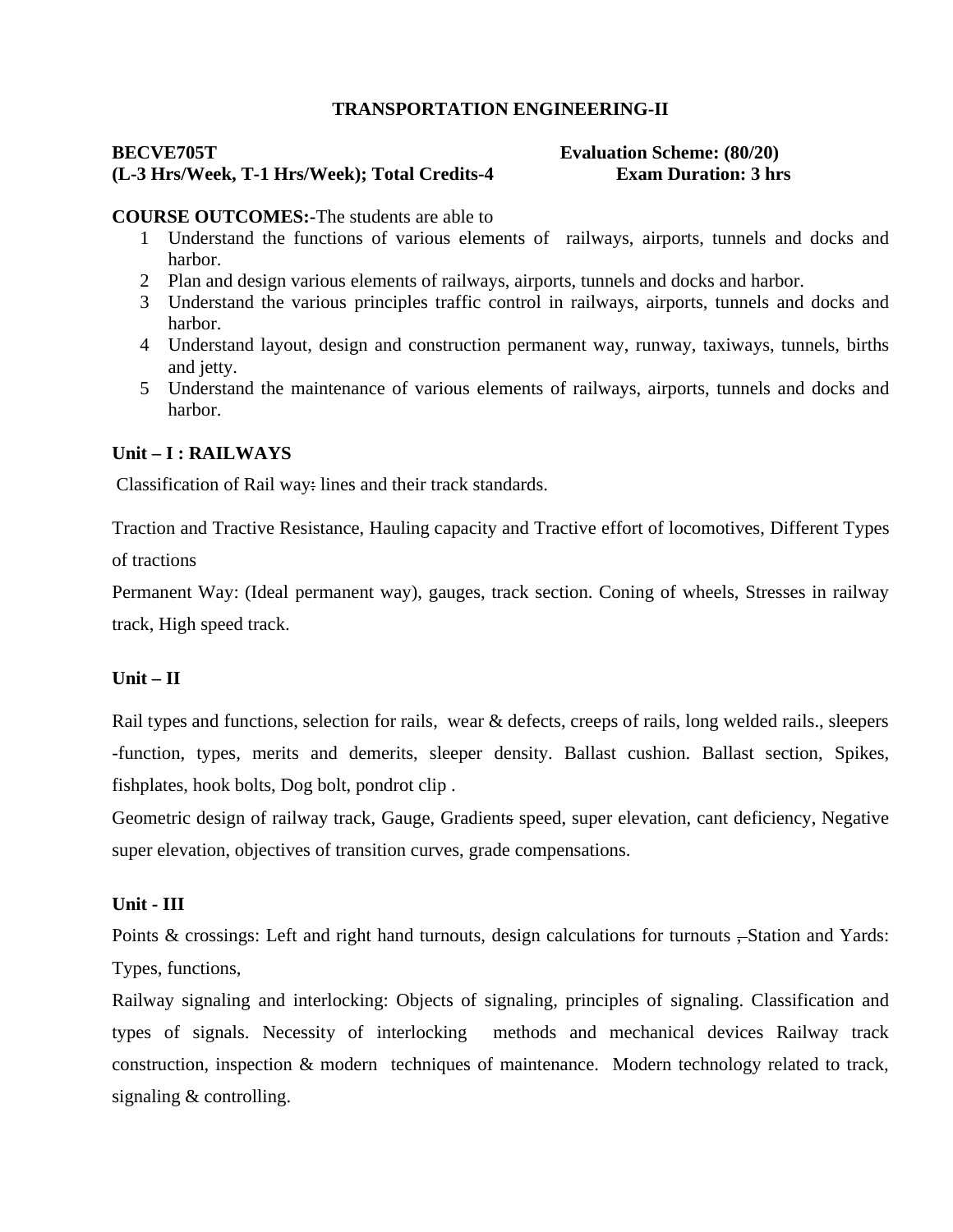## TRANSPORTATION ENGINEERING-II

**BECVE705T** **Evaluation Scheme: (80/20)**
**(L-3 Hrs/Week, T-1 Hrs/Week); Total Credits-4** **Exam Duration: 3 hrs**

**COURSE OUTCOMES:-**The students are able to

1. Understand the functions of various elements of railways, airports, tunnels and docks and harbor.
2. Plan and design various elements of railways, airports, tunnels and docks and harbor.
3. Understand the various principles traffic control in railways, airports, tunnels and docks and harbor.
4. Understand layout, design and construction permanent way, runway, taxiways, tunnels, births and jetty.
5. Understand the maintenance of various elements of railways, airports, tunnels and docks and harbor.

### Unit – I : RAILWAYS

Classification of Rail way: lines and their track standards.

Traction and Tractive Resistance, Hauling capacity and Tractive effort of locomotives, Different Types of tractions

Permanent Way: (Ideal permanent way), gauges, track section. Coning of wheels, Stresses in railway track, High speed track.

### Unit – II

Rail types and functions, selection for rails, wear & defects, creeps of rails, long welded rails., sleepers -function, types, merits and demerits, sleeper density. Ballast cushion. Ballast section, Spikes, fishplates, hook bolts, Dog bolt, pondrot clip .

Geometric design of railway track, Gauge, Gradients speed, super elevation, cant deficiency, Negative super elevation, objectives of transition curves, grade compensations.

### Unit - III

Points & crossings: Left and right hand turnouts, design calculations for turnouts , Station and Yards: Types, functions,

Railway signaling and interlocking: Objects of signaling, principles of signaling. Classification and types of signals. Necessity of interlocking methods and mechanical devices Railway track construction, inspection & modern techniques of maintenance. Modern technology related to track, signaling & controlling.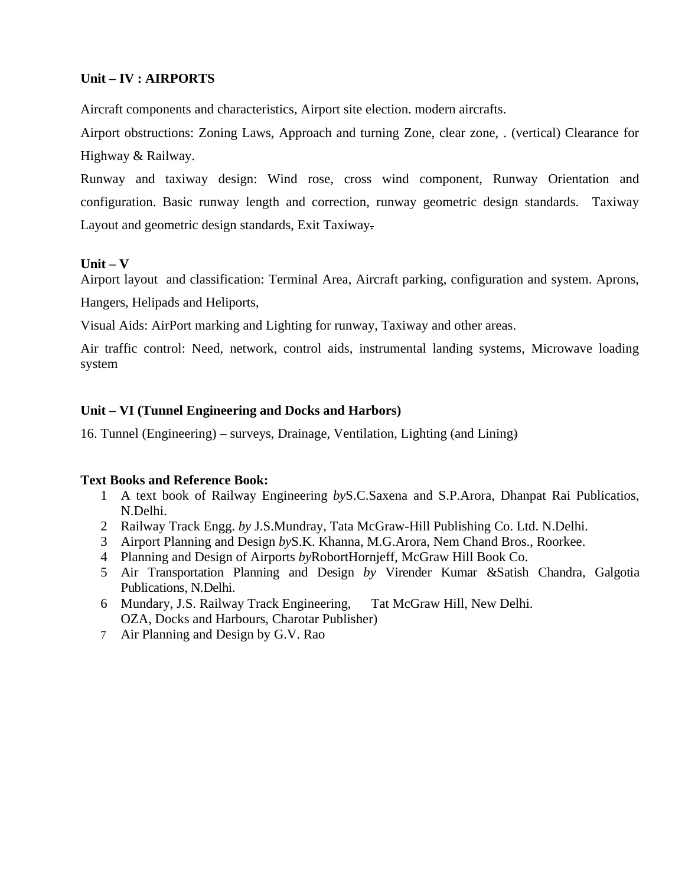**Unit – IV : AIRPORTS**

Aircraft components and characteristics, Airport site election. modern aircrafts.

Airport obstructions: Zoning Laws, Approach and turning Zone, clear zone, . (vertical) Clearance for Highway & Railway.

Runway and taxiway design: Wind rose, cross wind component, Runway Orientation and configuration. Basic runway length and correction, runway geometric design standards. Taxiway Layout and geometric design standards, Exit Taxiway.

**Unit – V**

Airport layout and classification: Terminal Area, Aircraft parking, configuration and system. Aprons, Hangers, Helipads and Heliports,

Visual Aids: AirPort marking and Lighting for runway, Taxiway and other areas.

Air traffic control: Need, network, control aids, instrumental landing systems, Microwave loading system

**Unit – VI (Tunnel Engineering and Docks and Harbors)**

16. Tunnel (Engineering) – surveys, Drainage, Ventilation, Lighting (and Lining)

**Text Books and Reference Book:**

1. A text book of Railway Engineering *by*S.C.Saxena and S.P.Arora, Dhanpat Rai Publicatios, N.Delhi.
2. Railway Track Engg. *by* J.S.Mundray, Tata McGraw-Hill Publishing Co. Ltd. N.Delhi.
3. Airport Planning and Design *by*S.K. Khanna, M.G.Arora, Nem Chand Bros., Roorkee.
4. Planning and Design of Airports *by*RobortHornjeff, McGraw Hill Book Co.
5. Air Transportation Planning and Design *by* Virender Kumar &Satish Chandra, Galgotia Publications, N.Delhi.
6. Mundary, J.S. Railway Track Engineering, Tat McGraw Hill, New Delhi.
   OZA, Docks and Harbours, Charotar Publisher)
7. Air Planning and Design by G.V. Rao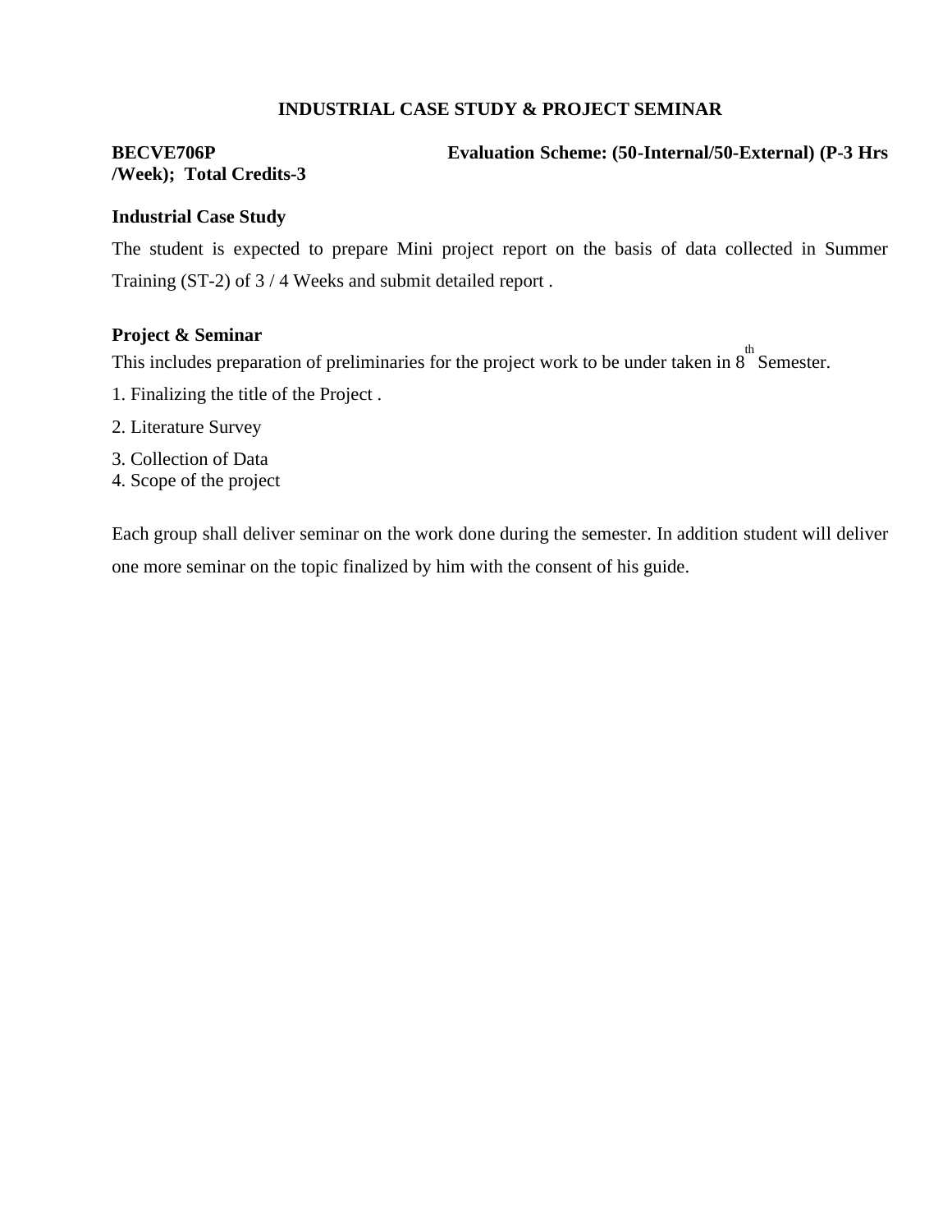**INDUSTRIAL CASE STUDY & PROJECT SEMINAR**

**BECVE706P** **Evaluation Scheme: (50-Internal/50-External) (P-3 Hrs /Week); Total Credits-3**

**Industrial Case Study**

The student is expected to prepare Mini project report on the basis of data collected in Summer Training (ST-2) of 3 / 4 Weeks and submit detailed report .

**Project & Seminar**

This includes preparation of preliminaries for the project work to be under taken in 8th Semester.

1. Finalizing the title of the Project .
2. Literature Survey
3. Collection of Data
4. Scope of the project

Each group shall deliver seminar on the work done during the semester. In addition student will deliver one more seminar on the topic finalized by him with the consent of his guide.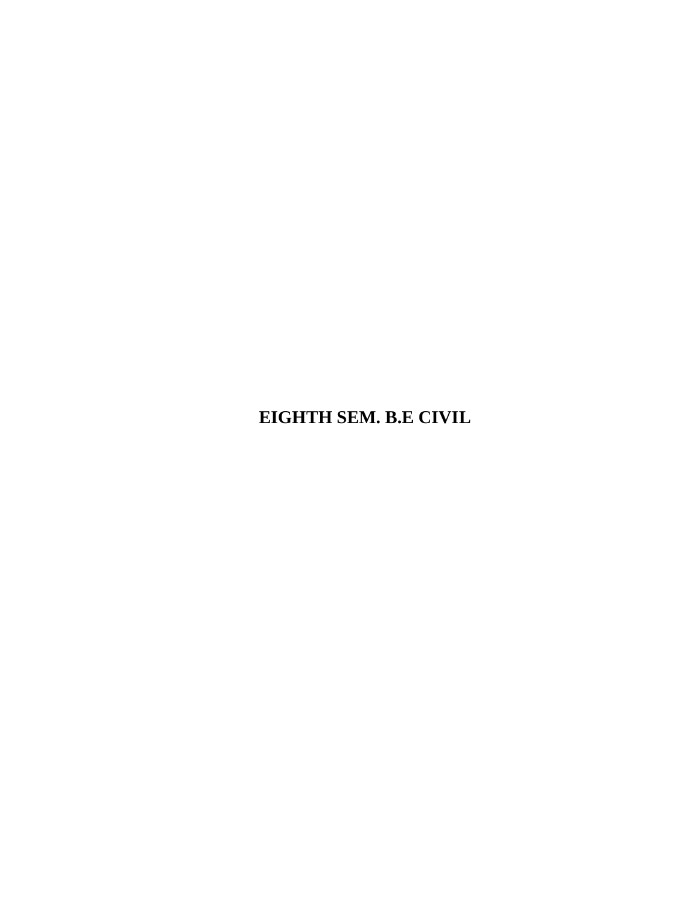# EIGHTH SEM. B.E CIVIL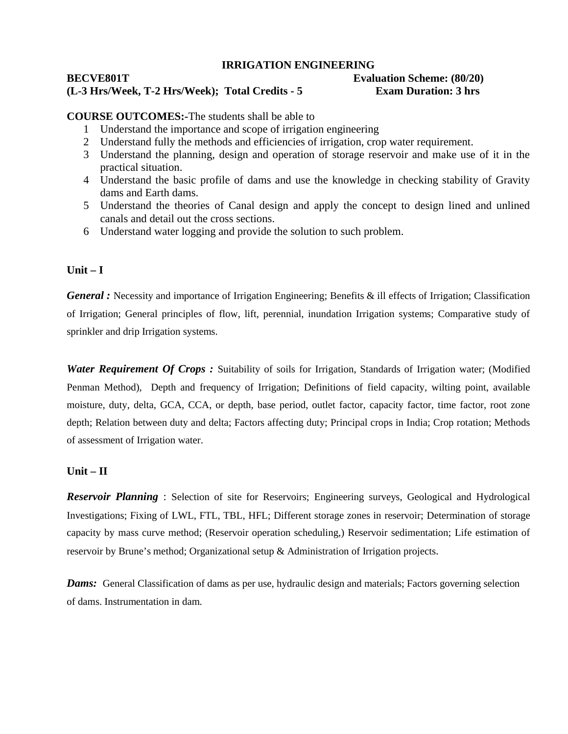## IRRIGATION ENGINEERING

**BECVE801T** **Evaluation Scheme: (80/20)**
**(L-3 Hrs/Week, T-2 Hrs/Week); Total Credits - 5** **Exam Duration: 3 hrs**

**COURSE OUTCOMES:-**The students shall be able to

1. Understand the importance and scope of irrigation engineering
2. Understand fully the methods and efficiencies of irrigation, crop water requirement.
3. Understand the planning, design and operation of storage reservoir and make use of it in the practical situation.
4. Understand the basic profile of dams and use the knowledge in checking stability of Gravity dams and Earth dams.
5. Understand the theories of Canal design and apply the concept to design lined and unlined canals and detail out the cross sections.
6. Understand water logging and provide the solution to such problem.

### Unit – I

***General :*** Necessity and importance of Irrigation Engineering; Benefits & ill effects of Irrigation; Classification of Irrigation; General principles of flow, lift, perennial, inundation Irrigation systems; Comparative study of sprinkler and drip Irrigation systems.

***Water Requirement Of Crops :*** Suitability of soils for Irrigation, Standards of Irrigation water; (Modified Penman Method), Depth and frequency of Irrigation; Definitions of field capacity, wilting point, available moisture, duty, delta, GCA, CCA, or depth, base period, outlet factor, capacity factor, time factor, root zone depth; Relation between duty and delta; Factors affecting duty; Principal crops in India; Crop rotation; Methods of assessment of Irrigation water.

### Unit – II

***Reservoir Planning*** : Selection of site for Reservoirs; Engineering surveys, Geological and Hydrological Investigations; Fixing of LWL, FTL, TBL, HFL; Different storage zones in reservoir; Determination of storage capacity by mass curve method; (Reservoir operation scheduling,) Reservoir sedimentation; Life estimation of reservoir by Brune's method; Organizational setup & Administration of Irrigation projects.

***Dams:*** General Classification of dams as per use, hydraulic design and materials; Factors governing selection of dams. Instrumentation in dam.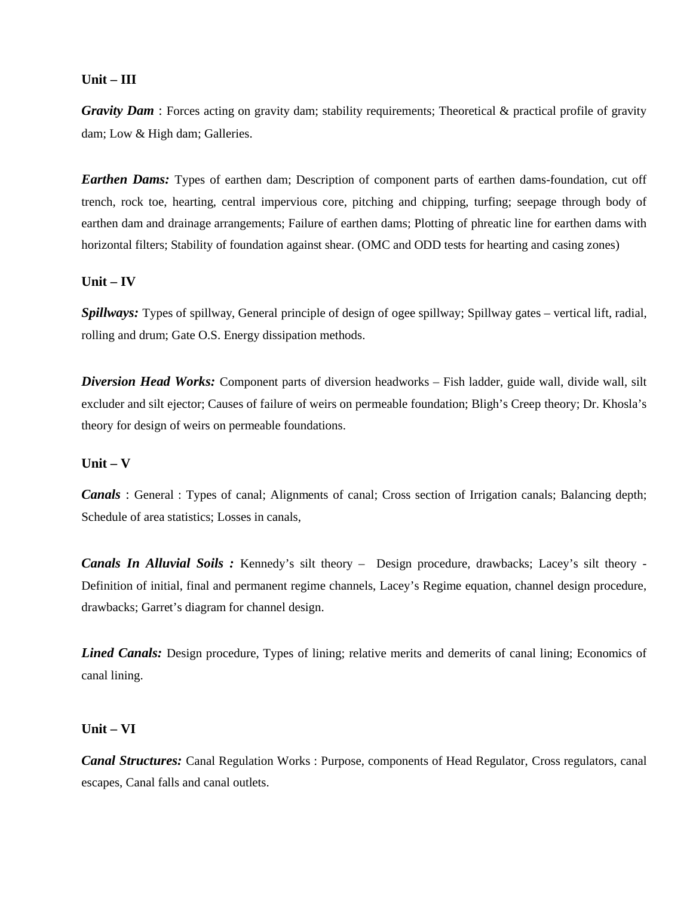**Unit – III**

***Gravity Dam*** : Forces acting on gravity dam; stability requirements; Theoretical & practical profile of gravity dam; Low & High dam; Galleries.

***Earthen Dams:*** Types of earthen dam; Description of component parts of earthen dams-foundation, cut off trench, rock toe, hearting, central impervious core, pitching and chipping, turfing; seepage through body of earthen dam and drainage arrangements; Failure of earthen dams; Plotting of phreatic line for earthen dams with horizontal filters; Stability of foundation against shear. (OMC and ODD tests for hearting and casing zones)

**Unit – IV**

***Spillways:*** Types of spillway, General principle of design of ogee spillway; Spillway gates – vertical lift, radial, rolling and drum; Gate O.S. Energy dissipation methods.

***Diversion Head Works:*** Component parts of diversion headworks – Fish ladder, guide wall, divide wall, silt excluder and silt ejector; Causes of failure of weirs on permeable foundation; Bligh's Creep theory; Dr. Khosla's theory for design of weirs on permeable foundations.

**Unit – V**

***Canals*** : General : Types of canal; Alignments of canal; Cross section of Irrigation canals; Balancing depth; Schedule of area statistics; Losses in canals,

***Canals In Alluvial Soils :*** Kennedy's silt theory – Design procedure, drawbacks; Lacey's silt theory - Definition of initial, final and permanent regime channels, Lacey's Regime equation, channel design procedure, drawbacks; Garret's diagram for channel design.

***Lined Canals:*** Design procedure, Types of lining; relative merits and demerits of canal lining; Economics of canal lining.

**Unit – VI**

***Canal Structures:*** Canal Regulation Works : Purpose, components of Head Regulator, Cross regulators, canal escapes, Canal falls and canal outlets.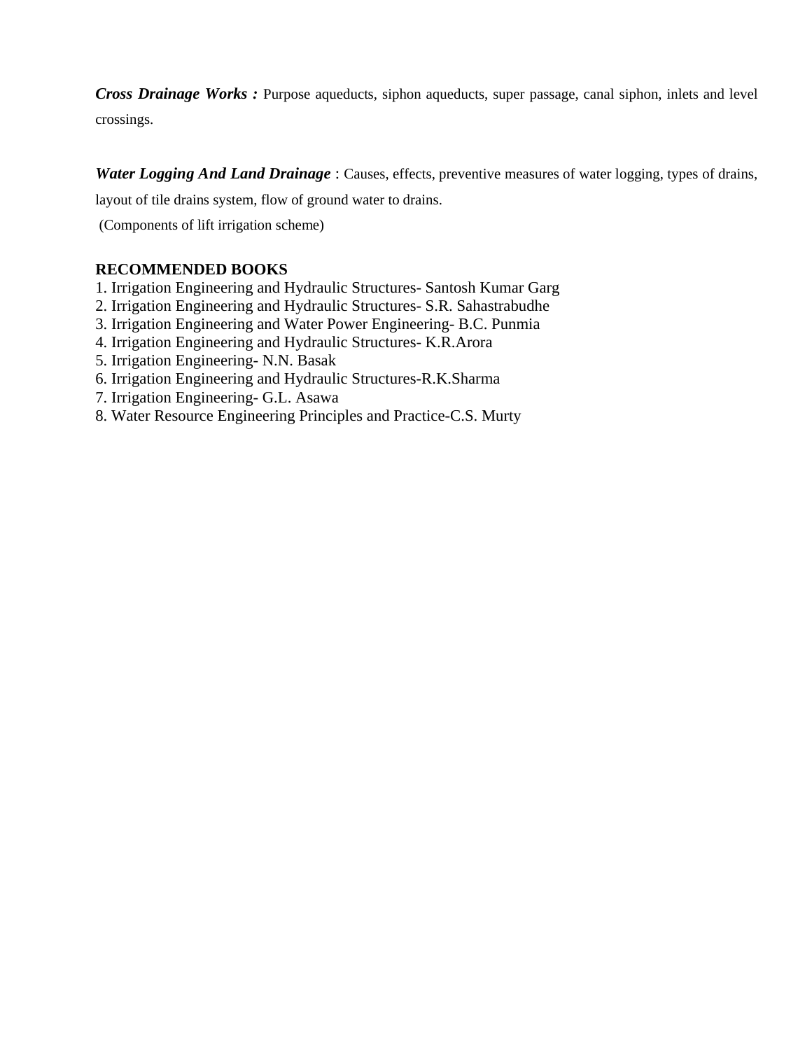***Cross Drainage Works :*** Purpose aqueducts, siphon aqueducts, super passage, canal siphon, inlets and level crossings.

***Water Logging And Land Drainage*** : Causes, effects, preventive measures of water logging, types of drains, layout of tile drains system, flow of ground water to drains.

(Components of lift irrigation scheme)

**RECOMMENDED BOOKS**

1. Irrigation Engineering and Hydraulic Structures- Santosh Kumar Garg
2. Irrigation Engineering and Hydraulic Structures- S.R. Sahastrabudhe
3. Irrigation Engineering and Water Power Engineering- B.C. Punmia
4. Irrigation Engineering and Hydraulic Structures- K.R.Arora
5. Irrigation Engineering- N.N. Basak
6. Irrigation Engineering and Hydraulic Structures-R.K.Sharma
7. Irrigation Engineering- G.L. Asawa
8. Water Resource Engineering Principles and Practice-C.S. Murty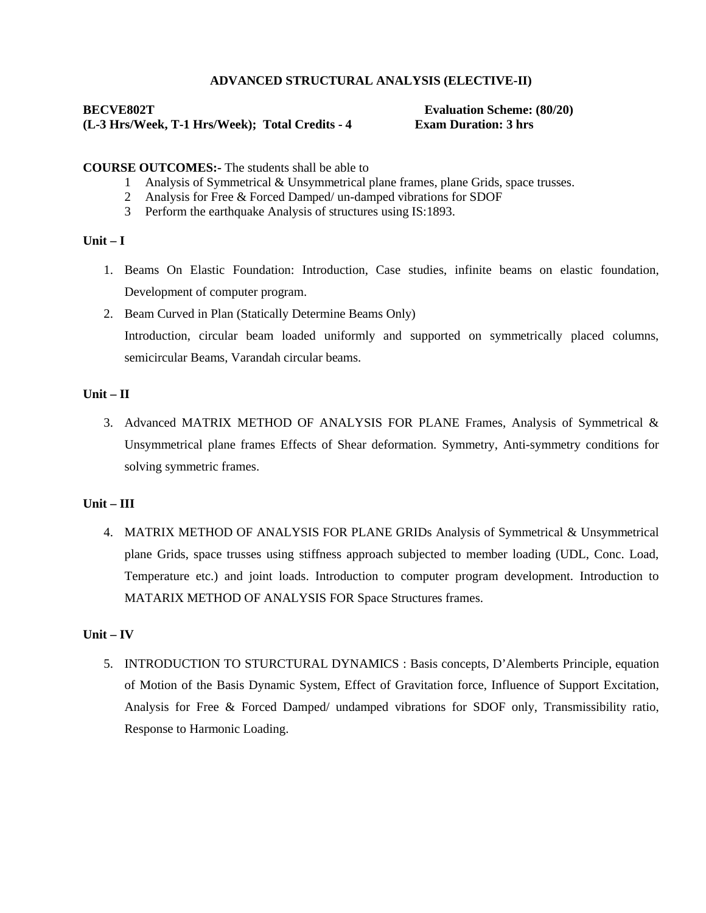## ADVANCED STRUCTURAL ANALYSIS (ELECTIVE-II)

**BECVE802T** **Evaluation Scheme: (80/20)**
**(L-3 Hrs/Week, T-1 Hrs/Week); Total Credits - 4** **Exam Duration: 3 hrs**

**COURSE OUTCOMES:-** The students shall be able to

1. Analysis of Symmetrical & Unsymmetrical plane frames, plane Grids, space trusses.
2. Analysis for Free & Forced Damped/ un-damped vibrations for SDOF
3. Perform the earthquake Analysis of structures using IS:1893.

**Unit – I**

1. Beams On Elastic Foundation: Introduction, Case studies, infinite beams on elastic foundation, Development of computer program.
2. Beam Curved in Plan (Statically Determine Beams Only)
   Introduction, circular beam loaded uniformly and supported on symmetrically placed columns, semicircular Beams, Varandah circular beams.

**Unit – II**

3. Advanced MATRIX METHOD OF ANALYSIS FOR PLANE Frames, Analysis of Symmetrical & Unsymmetrical plane frames Effects of Shear deformation. Symmetry, Anti-symmetry conditions for solving symmetric frames.

**Unit – III**

4. MATRIX METHOD OF ANALYSIS FOR PLANE GRIDs Analysis of Symmetrical & Unsymmetrical plane Grids, space trusses using stiffness approach subjected to member loading (UDL, Conc. Load, Temperature etc.) and joint loads. Introduction to computer program development. Introduction to MATARIX METHOD OF ANALYSIS FOR Space Structures frames.

**Unit – IV**

5. INTRODUCTION TO STURCTURAL DYNAMICS : Basis concepts, D'Alemberts Principle, equation of Motion of the Basis Dynamic System, Effect of Gravitation force, Influence of Support Excitation, Analysis for Free & Forced Damped/ undamped vibrations for SDOF only, Transmissibility ratio, Response to Harmonic Loading.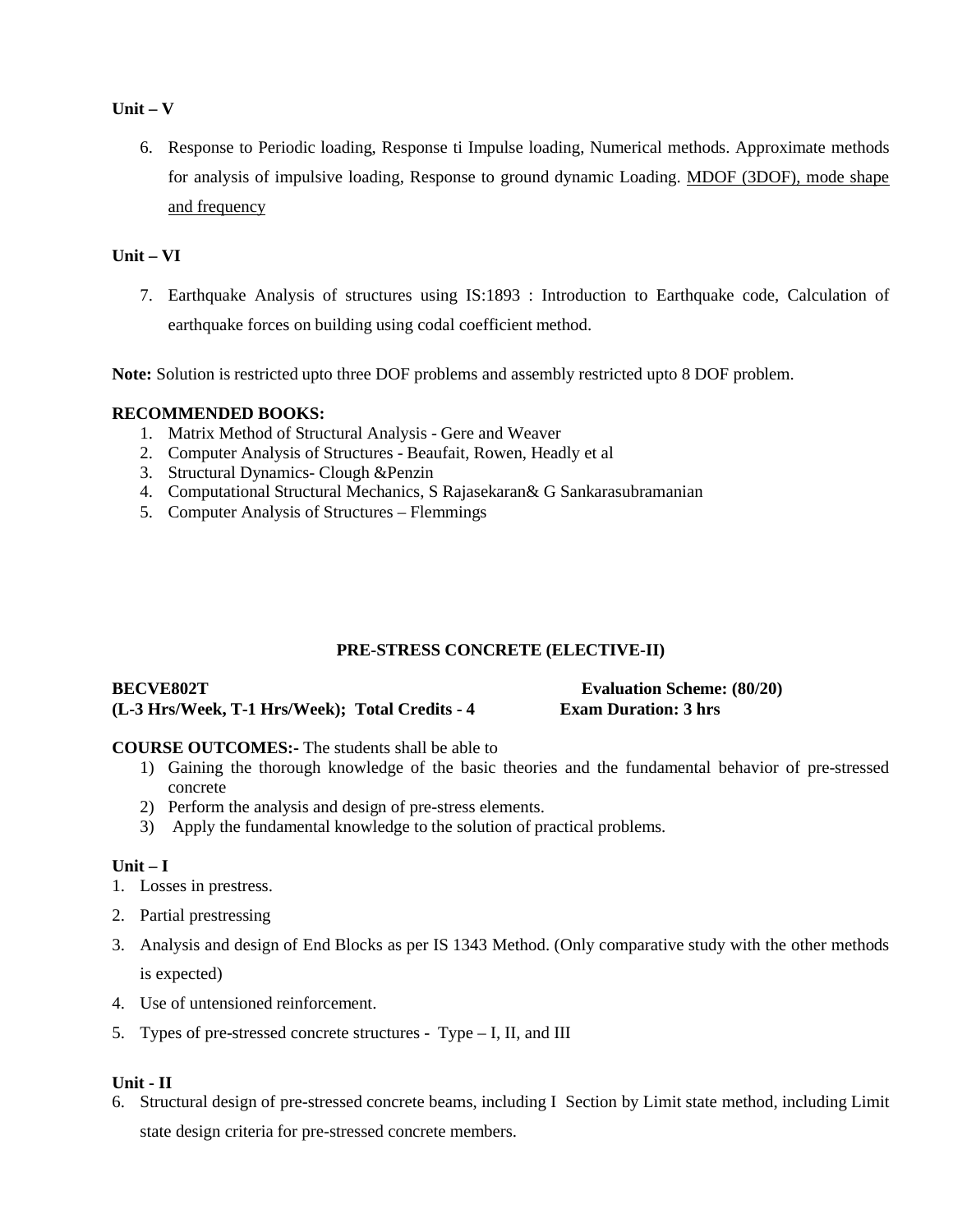**Unit – V**

6. Response to Periodic loading, Response ti Impulse loading, Numerical methods. Approximate methods for analysis of impulsive loading, Response to ground dynamic Loading. <u>MDOF (3DOF), mode shape and frequency</u>

**Unit – VI**

7. Earthquake Analysis of structures using IS:1893 : Introduction to Earthquake code, Calculation of earthquake forces on building using codal coefficient method.

**Note:** Solution is restricted upto three DOF problems and assembly restricted upto 8 DOF problem.

**RECOMMENDED BOOKS:**

1. Matrix Method of Structural Analysis - Gere and Weaver
2. Computer Analysis of Structures - Beaufait, Rowen, Headly et al
3. Structural Dynamics- Clough &Penzin
4. Computational Structural Mechanics, S Rajasekaran& G Sankarasubramanian
5. Computer Analysis of Structures – Flemmings

## PRE-STRESS CONCRETE (ELECTIVE-II)

**BECVE802T** **Evaluation Scheme: (80/20)**
**(L-3 Hrs/Week, T-1 Hrs/Week); Total Credits - 4** **Exam Duration: 3 hrs**

**COURSE OUTCOMES:-** The students shall be able to

1) Gaining the thorough knowledge of the basic theories and the fundamental behavior of pre-stressed concrete
2) Perform the analysis and design of pre-stress elements.
3) Apply the fundamental knowledge to the solution of practical problems.

**Unit – I**

1. Losses in prestress.
2. Partial prestressing
3. Analysis and design of End Blocks as per IS 1343 Method. (Only comparative study with the other methods is expected)
4. Use of untensioned reinforcement.
5. Types of pre-stressed concrete structures - Type – I, II, and III

**Unit - II**

6. Structural design of pre-stressed concrete beams, including I Section by Limit state method, including Limit state design criteria for pre-stressed concrete members.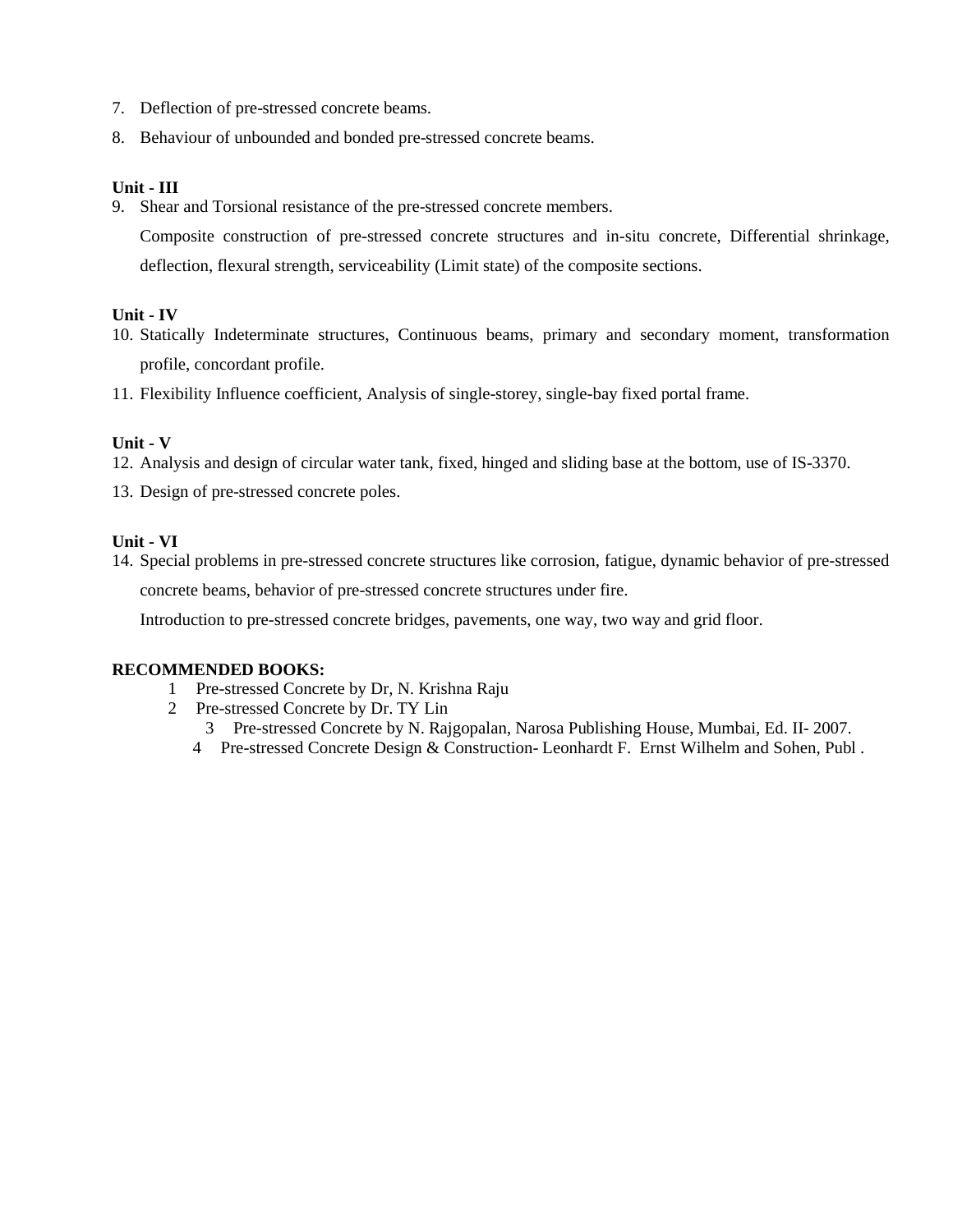7. Deflection of pre-stressed concrete beams.
8. Behaviour of unbounded and bonded pre-stressed concrete beams.

**Unit - III**

9. Shear and Torsional resistance of the pre-stressed concrete members.

   Composite construction of pre-stressed concrete structures and in-situ concrete, Differential shrinkage, deflection, flexural strength, serviceability (Limit state) of the composite sections.

**Unit - IV**

10. Statically Indeterminate structures, Continuous beams, primary and secondary moment, transformation profile, concordant profile.
11. Flexibility Influence coefficient, Analysis of single-storey, single-bay fixed portal frame.

**Unit - V**

12. Analysis and design of circular water tank, fixed, hinged and sliding base at the bottom, use of IS-3370.
13. Design of pre-stressed concrete poles.

**Unit - VI**

14. Special problems in pre-stressed concrete structures like corrosion, fatigue, dynamic behavior of pre-stressed concrete beams, behavior of pre-stressed concrete structures under fire.

    Introduction to pre-stressed concrete bridges, pavements, one way, two way and grid floor.

**RECOMMENDED BOOKS:**

1. Pre-stressed Concrete by Dr, N. Krishna Raju
2. Pre-stressed Concrete by Dr. TY Lin
3. Pre-stressed Concrete by N. Rajgopalan, Narosa Publishing House, Mumbai, Ed. II- 2007.
4. Pre-stressed Concrete Design & Construction- Leonhardt F. Ernst Wilhelm and Sohen, Publ .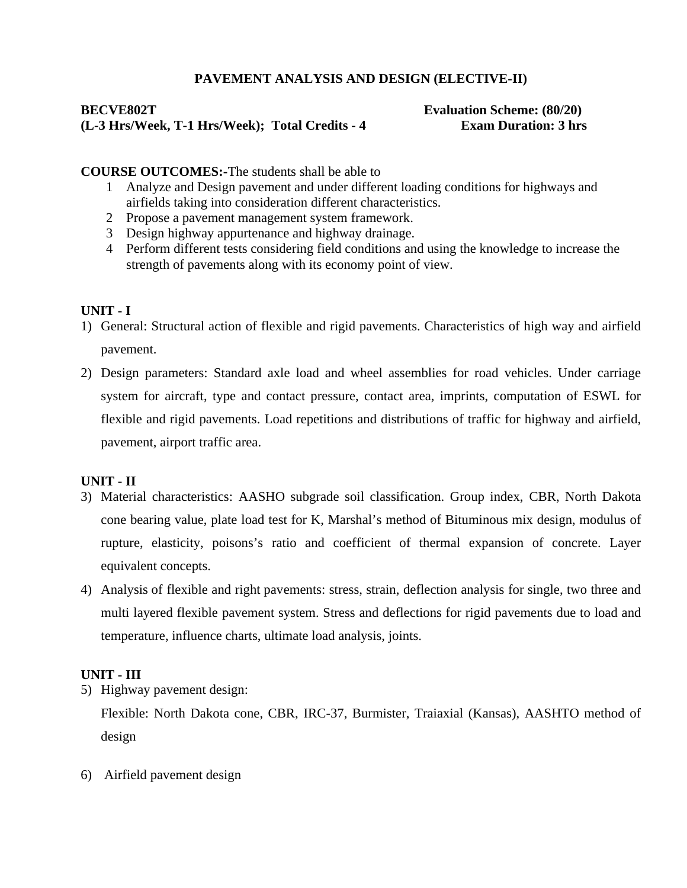## PAVEMENT ANALYSIS AND DESIGN (ELECTIVE-II)

**BECVE802T** **Evaluation Scheme: (80/20)**
**(L-3 Hrs/Week, T-1 Hrs/Week); Total Credits - 4** **Exam Duration: 3 hrs**

**COURSE OUTCOMES:-**The students shall be able to

1. Analyze and Design pavement and under different loading conditions for highways and airfields taking into consideration different characteristics.
2. Propose a pavement management system framework.
3. Design highway appurtenance and highway drainage.
4. Perform different tests considering field conditions and using the knowledge to increase the strength of pavements along with its economy point of view.

**UNIT - I**

1) General: Structural action of flexible and rigid pavements. Characteristics of high way and airfield pavement.
2) Design parameters: Standard axle load and wheel assemblies for road vehicles. Under carriage system for aircraft, type and contact pressure, contact area, imprints, computation of ESWL for flexible and rigid pavements. Load repetitions and distributions of traffic for highway and airfield, pavement, airport traffic area.

**UNIT - II**

3) Material characteristics: AASHO subgrade soil classification. Group index, CBR, North Dakota cone bearing value, plate load test for K, Marshal's method of Bituminous mix design, modulus of rupture, elasticity, poisons's ratio and coefficient of thermal expansion of concrete. Layer equivalent concepts.
4) Analysis of flexible and right pavements: stress, strain, deflection analysis for single, two three and multi layered flexible pavement system. Stress and deflections for rigid pavements due to load and temperature, influence charts, ultimate load analysis, joints.

**UNIT - III**

5) Highway pavement design:

   Flexible: North Dakota cone, CBR, IRC-37, Burmister, Traiaxial (Kansas), AASHTO method of design

6) Airfield pavement design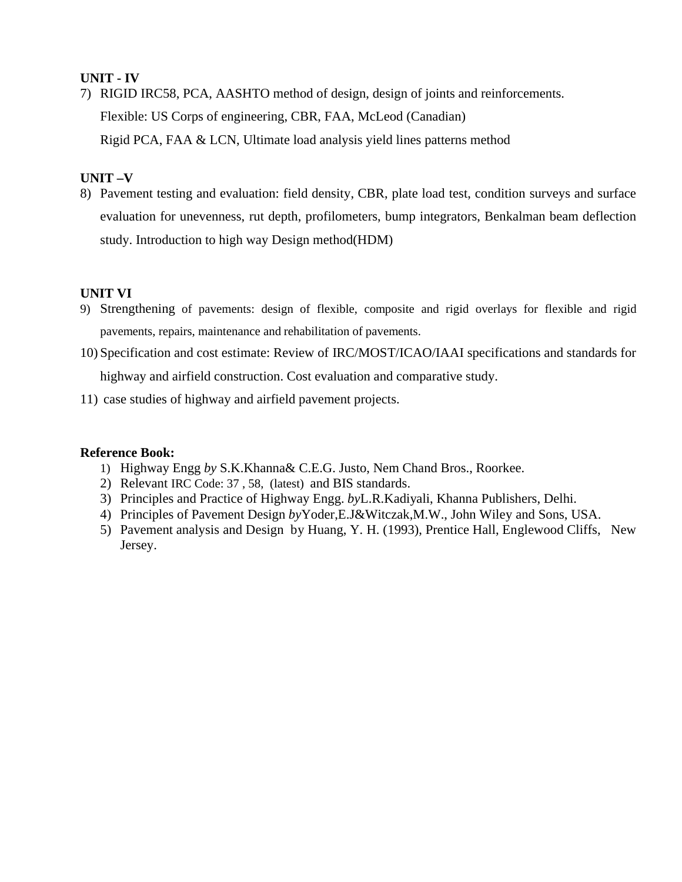**UNIT - IV**

7) RIGID IRC58, PCA, AASHTO method of design, design of joints and reinforcements.

   Flexible: US Corps of engineering, CBR, FAA, McLeod (Canadian)

   Rigid PCA, FAA & LCN, Ultimate load analysis yield lines patterns method

**UNIT –V**

8) Pavement testing and evaluation: field density, CBR, plate load test, condition surveys and surface evaluation for unevenness, rut depth, profilometers, bump integrators, Benkalman beam deflection study. Introduction to high way Design method(HDM)

**UNIT VI**

9) Strengthening of pavements: design of flexible, composite and rigid overlays for flexible and rigid pavements, repairs, maintenance and rehabilitation of pavements.

10) Specification and cost estimate: Review of IRC/MOST/ICAO/IAAI specifications and standards for highway and airfield construction. Cost evaluation and comparative study.

11) case studies of highway and airfield pavement projects.

**Reference Book:**

1) Highway Engg *by* S.K.Khanna& C.E.G. Justo, Nem Chand Bros., Roorkee.
2) Relevant IRC Code: 37 , 58, (latest) and BIS standards.
3) Principles and Practice of Highway Engg. *by*L.R.Kadiyali, Khanna Publishers, Delhi.
4) Principles of Pavement Design *by*Yoder,E.J&Witczak,M.W., John Wiley and Sons, USA.
5) Pavement analysis and Design by Huang, Y. H. (1993), Prentice Hall, Englewood Cliffs, New Jersey.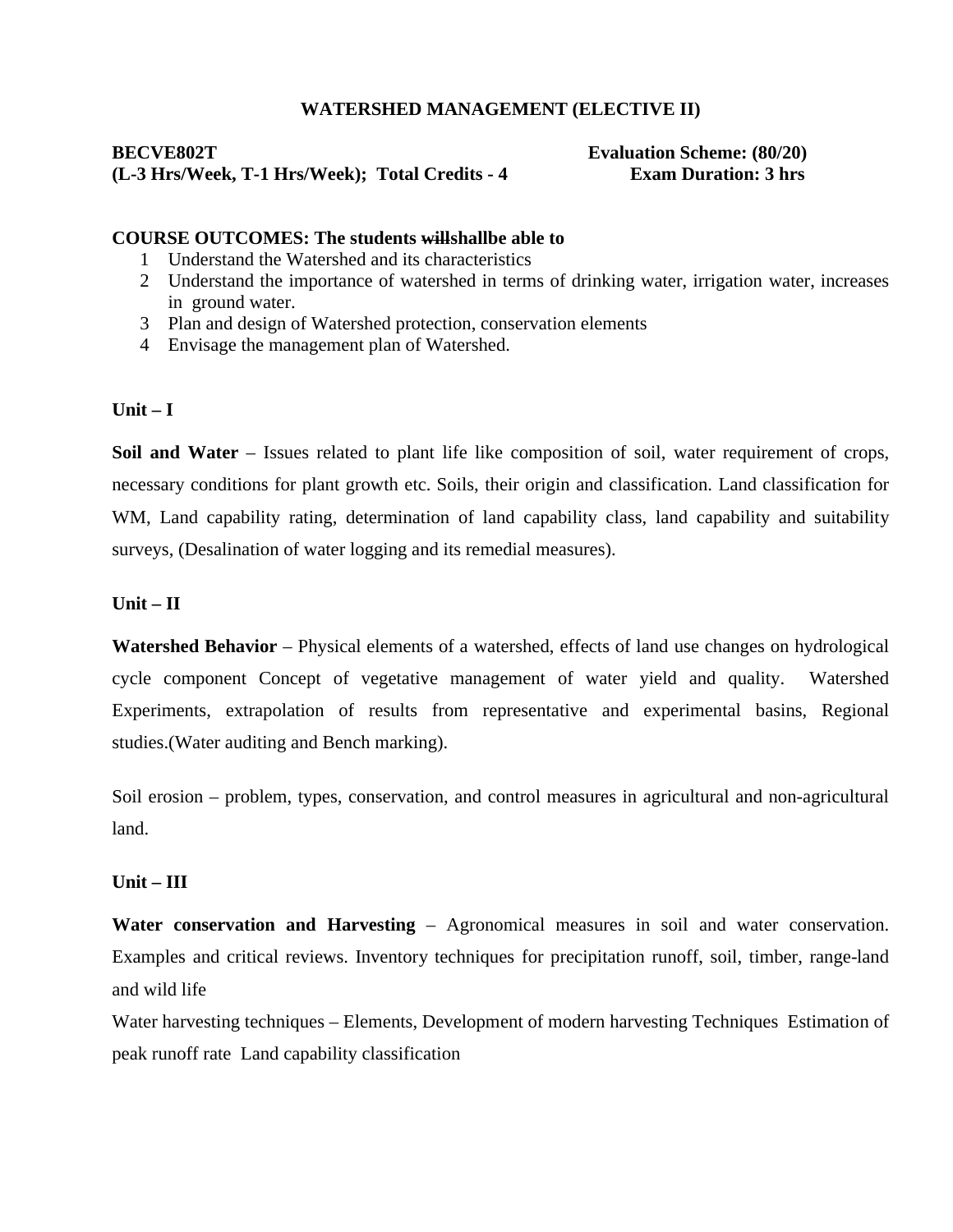**WATERSHED MANAGEMENT (ELECTIVE II)**

**BECVE802T** **Evaluation Scheme: (80/20)**
**(L-3 Hrs/Week, T-1 Hrs/Week); Total Credits - 4** **Exam Duration: 3 hrs**

**COURSE OUTCOMES: The students ~~will~~shallbe able to**

1. Understand the Watershed and its characteristics
2. Understand the importance of watershed in terms of drinking water, irrigation water, increases in ground water.
3. Plan and design of Watershed protection, conservation elements
4. Envisage the management plan of Watershed.

**Unit – I**

**Soil and Water** – Issues related to plant life like composition of soil, water requirement of crops, necessary conditions for plant growth etc. Soils, their origin and classification. Land classification for WM, Land capability rating, determination of land capability class, land capability and suitability surveys, (Desalination of water logging and its remedial measures).

**Unit – II**

**Watershed Behavior** – Physical elements of a watershed, effects of land use changes on hydrological cycle component Concept of vegetative management of water yield and quality. Watershed Experiments, extrapolation of results from representative and experimental basins, Regional studies.(Water auditing and Bench marking).

Soil erosion – problem, types, conservation, and control measures in agricultural and non-agricultural land.

**Unit – III**

**Water conservation and Harvesting** – Agronomical measures in soil and water conservation. Examples and critical reviews. Inventory techniques for precipitation runoff, soil, timber, range-land and wild life

Water harvesting techniques – Elements, Development of modern harvesting Techniques Estimation of peak runoff rate Land capability classification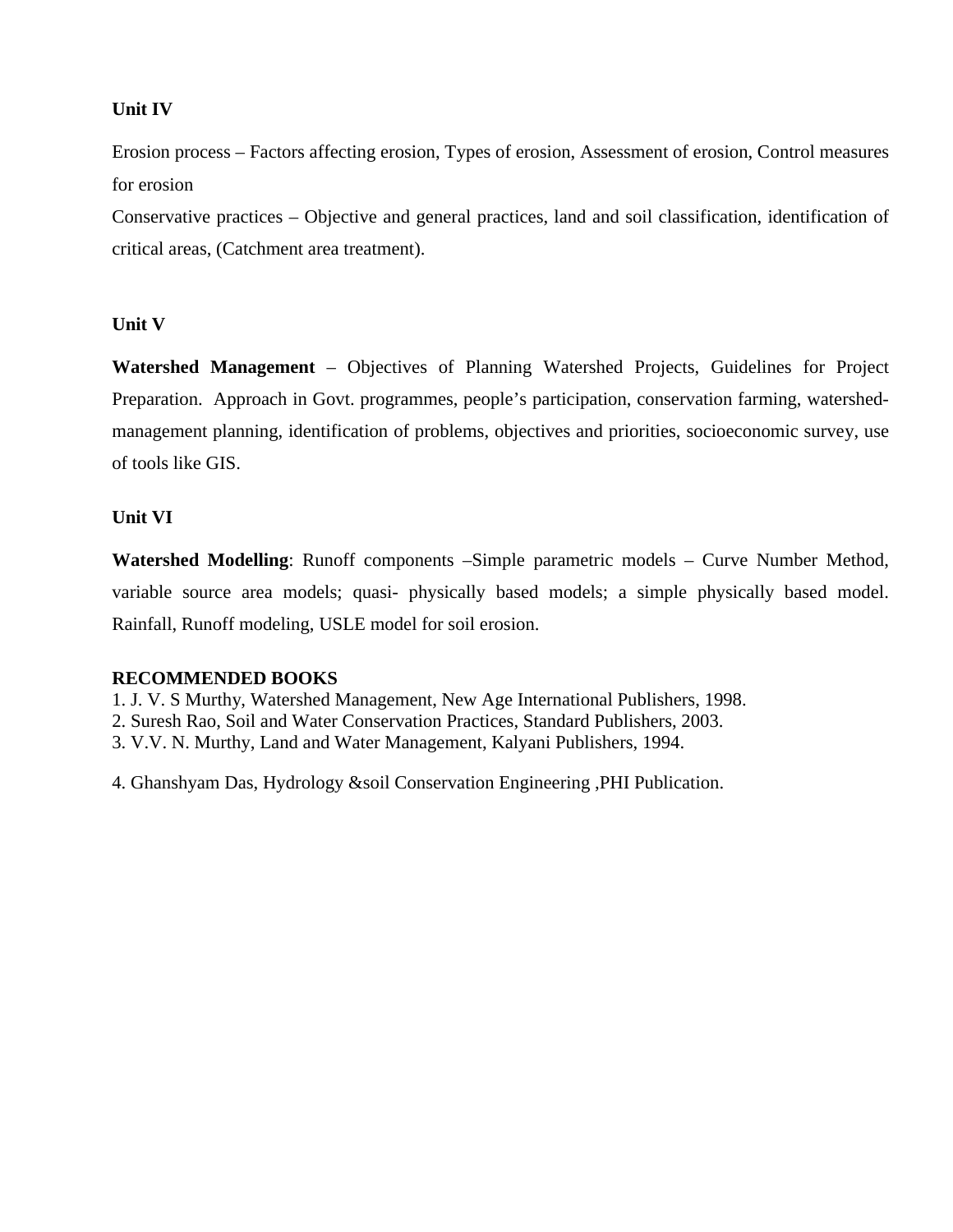**Unit IV**

Erosion process – Factors affecting erosion, Types of erosion, Assessment of erosion, Control measures for erosion

Conservative practices – Objective and general practices, land and soil classification, identification of critical areas, (Catchment area treatment).

**Unit V**

**Watershed Management** – Objectives of Planning Watershed Projects, Guidelines for Project Preparation. Approach in Govt. programmes, people's participation, conservation farming, watershed-management planning, identification of problems, objectives and priorities, socioeconomic survey, use of tools like GIS.

**Unit VI**

**Watershed Modelling**: Runoff components –Simple parametric models – Curve Number Method, variable source area models; quasi- physically based models; a simple physically based model. Rainfall, Runoff modeling, USLE model for soil erosion.

**RECOMMENDED BOOKS**

1. J. V. S Murthy, Watershed Management, New Age International Publishers, 1998.
2. Suresh Rao, Soil and Water Conservation Practices, Standard Publishers, 2003.
3. V.V. N. Murthy, Land and Water Management, Kalyani Publishers, 1994.
4. Ghanshyam Das, Hydrology &soil Conservation Engineering ,PHI Publication.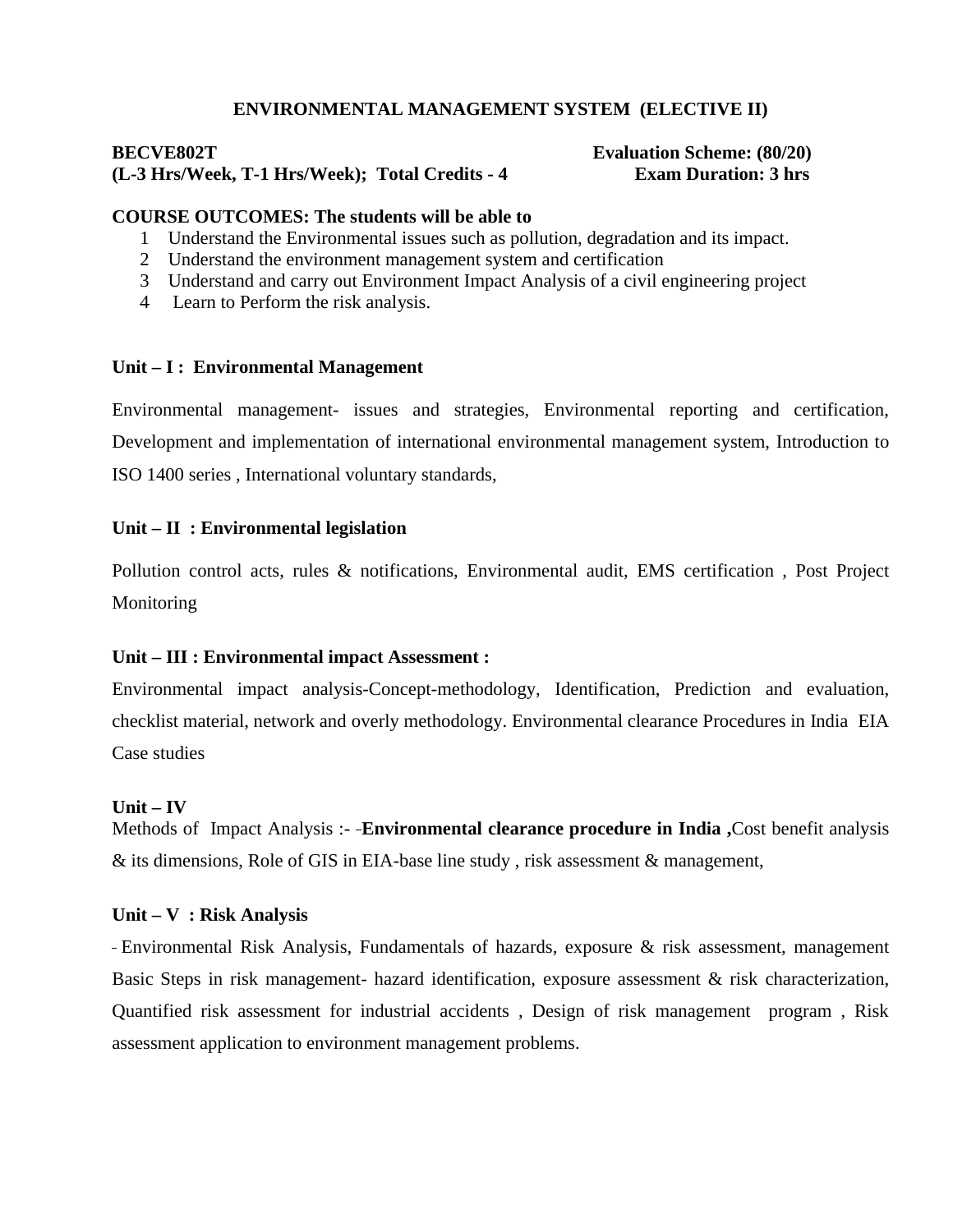## ENVIRONMENTAL MANAGEMENT SYSTEM (ELECTIVE II)

**BECVE802T** **Evaluation Scheme: (80/20)**
**(L-3 Hrs/Week, T-1 Hrs/Week); Total Credits - 4** **Exam Duration: 3 hrs**

**COURSE OUTCOMES: The students will be able to**

1. Understand the Environmental issues such as pollution, degradation and its impact.
2. Understand the environment management system and certification
3. Understand and carry out Environment Impact Analysis of a civil engineering project
4. Learn to Perform the risk analysis.

### Unit – I : Environmental Management

Environmental management- issues and strategies, Environmental reporting and certification, Development and implementation of international environmental management system, Introduction to ISO 1400 series , International voluntary standards,

### Unit – II : Environmental legislation

Pollution control acts, rules & notifications, Environmental audit, EMS certification , Post Project Monitoring

### Unit – III : Environmental impact Assessment :

Environmental impact analysis-Concept-methodology, Identification, Prediction and evaluation, checklist material, network and overly methodology. Environmental clearance Procedures in India EIA Case studies

### Unit – IV

Methods of Impact Analysis :- -**Environmental clearance procedure in India ,**Cost benefit analysis & its dimensions, Role of GIS in EIA-base line study , risk assessment & management,

### Unit – V : Risk Analysis

- Environmental Risk Analysis, Fundamentals of hazards, exposure & risk assessment, management Basic Steps in risk management- hazard identification, exposure assessment & risk characterization, Quantified risk assessment for industrial accidents , Design of risk management program , Risk assessment application to environment management problems.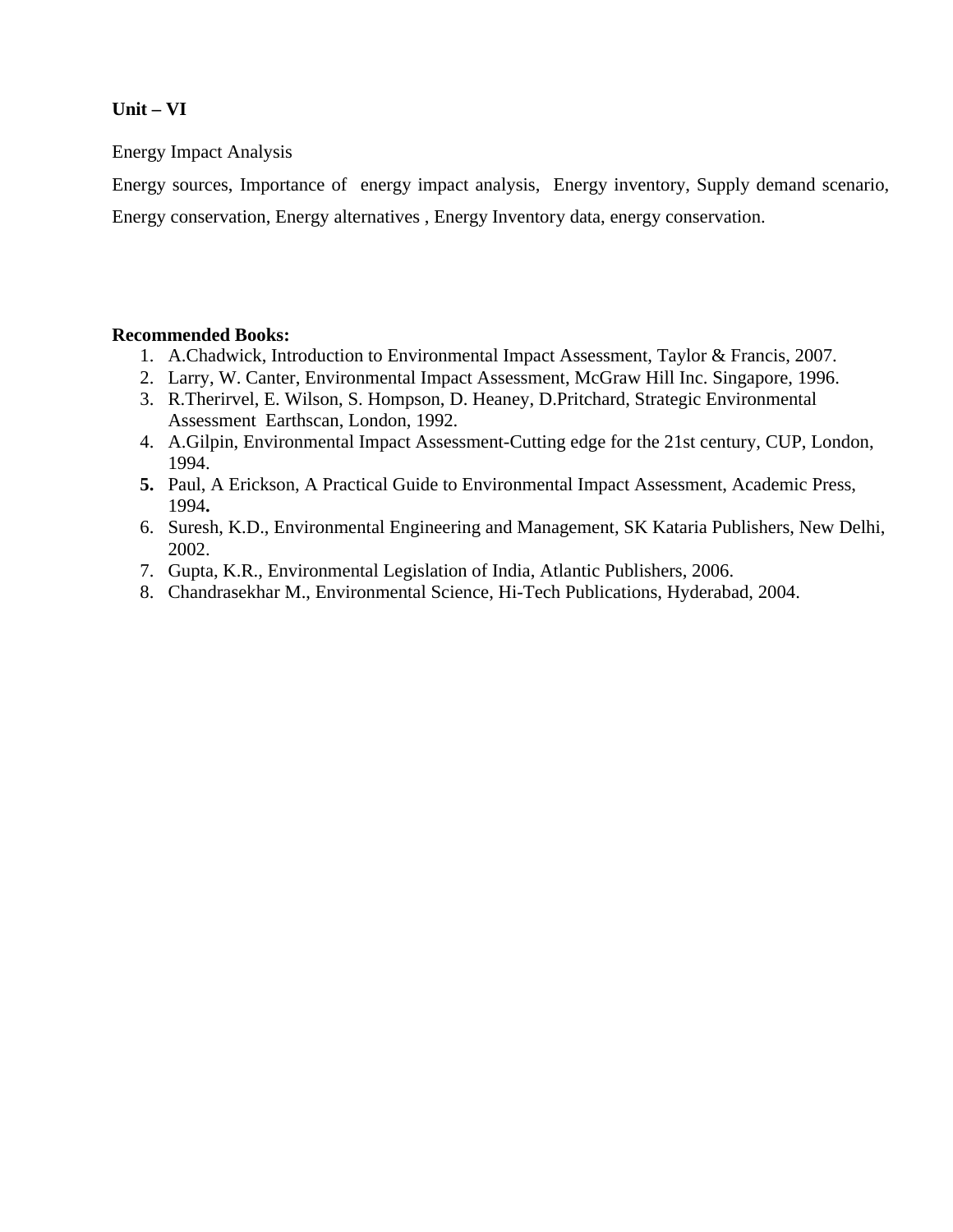**Unit – VI**

Energy Impact Analysis

Energy sources, Importance of energy impact analysis, Energy inventory, Supply demand scenario, Energy conservation, Energy alternatives , Energy Inventory data, energy conservation.

**Recommended Books:**

1. A.Chadwick, Introduction to Environmental Impact Assessment, Taylor & Francis, 2007.
2. Larry, W. Canter, Environmental Impact Assessment, McGraw Hill Inc. Singapore, 1996.
3. R.Therirvel, E. Wilson, S. Hompson, D. Heaney, D.Pritchard, Strategic Environmental Assessment Earthscan, London, 1992.
4. A.Gilpin, Environmental Impact Assessment-Cutting edge for the 21st century, CUP, London, 1994.
5. Paul, A Erickson, A Practical Guide to Environmental Impact Assessment, Academic Press, 1994.
6. Suresh, K.D., Environmental Engineering and Management, SK Kataria Publishers, New Delhi, 2002.
7. Gupta, K.R., Environmental Legislation of India, Atlantic Publishers, 2006.
8. Chandrasekhar M., Environmental Science, Hi-Tech Publications, Hyderabad, 2004.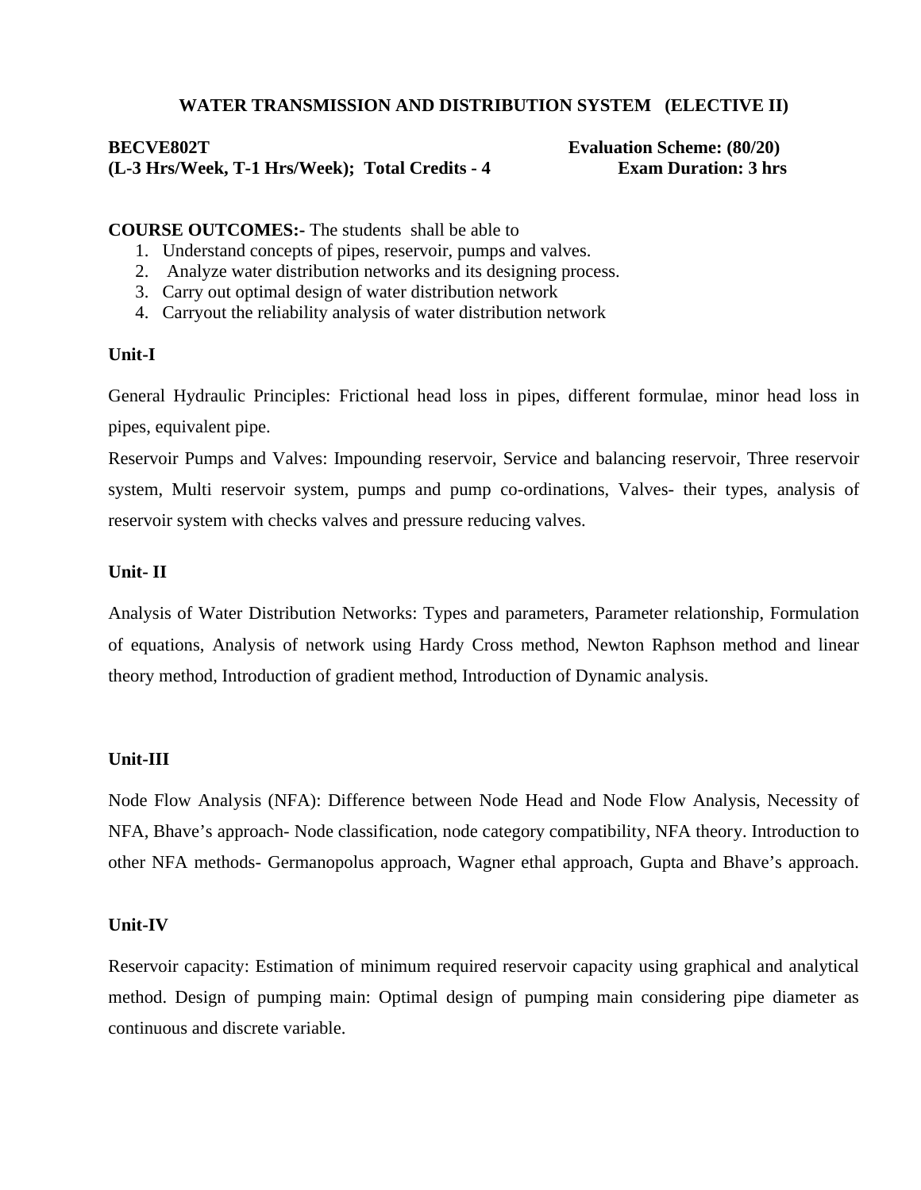## WATER TRANSMISSION AND DISTRIBUTION SYSTEM (ELECTIVE II)

**BECVE802T** **Evaluation Scheme: (80/20)**
**(L-3 Hrs/Week, T-1 Hrs/Week); Total Credits - 4** **Exam Duration: 3 hrs**

**COURSE OUTCOMES:-** The students shall be able to

1. Understand concepts of pipes, reservoir, pumps and valves.
2. Analyze water distribution networks and its designing process.
3. Carry out optimal design of water distribution network
4. Carryout the reliability analysis of water distribution network

**Unit-I**

General Hydraulic Principles: Frictional head loss in pipes, different formulae, minor head loss in pipes, equivalent pipe.

Reservoir Pumps and Valves: Impounding reservoir, Service and balancing reservoir, Three reservoir system, Multi reservoir system, pumps and pump co-ordinations, Valves- their types, analysis of reservoir system with checks valves and pressure reducing valves.

**Unit- II**

Analysis of Water Distribution Networks: Types and parameters, Parameter relationship, Formulation of equations, Analysis of network using Hardy Cross method, Newton Raphson method and linear theory method, Introduction of gradient method, Introduction of Dynamic analysis.

**Unit-III**

Node Flow Analysis (NFA): Difference between Node Head and Node Flow Analysis, Necessity of NFA, Bhave's approach- Node classification, node category compatibility, NFA theory. Introduction to other NFA methods- Germanopolus approach, Wagner ethal approach, Gupta and Bhave's approach.

**Unit-IV**

Reservoir capacity: Estimation of minimum required reservoir capacity using graphical and analytical method. Design of pumping main: Optimal design of pumping main considering pipe diameter as continuous and discrete variable.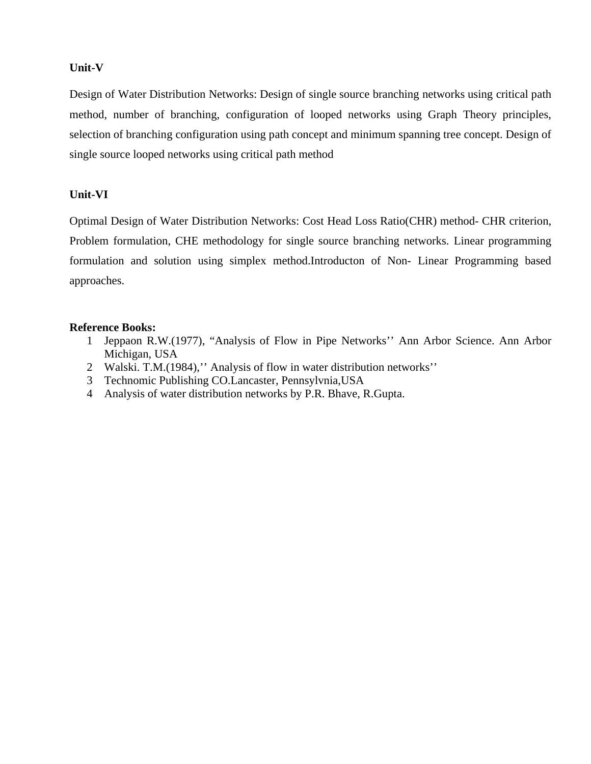**Unit-V**

Design of Water Distribution Networks: Design of single source branching networks using critical path method, number of branching, configuration of looped networks using Graph Theory principles, selection of branching configuration using path concept and minimum spanning tree concept. Design of single source looped networks using critical path method

**Unit-VI**

Optimal Design of Water Distribution Networks: Cost Head Loss Ratio(CHR) method- CHR criterion, Problem formulation, CHE methodology for single source branching networks. Linear programming formulation and solution using simplex method.Introducton of Non- Linear Programming based approaches.

**Reference Books:**

1. Jeppaon R.W.(1977), "Analysis of Flow in Pipe Networks'' Ann Arbor Science. Ann Arbor Michigan, USA
2. Walski. T.M.(1984),'' Analysis of flow in water distribution networks''
3. Technomic Publishing CO.Lancaster, Pennsylvnia,USA
4. Analysis of water distribution networks by P.R. Bhave, R.Gupta.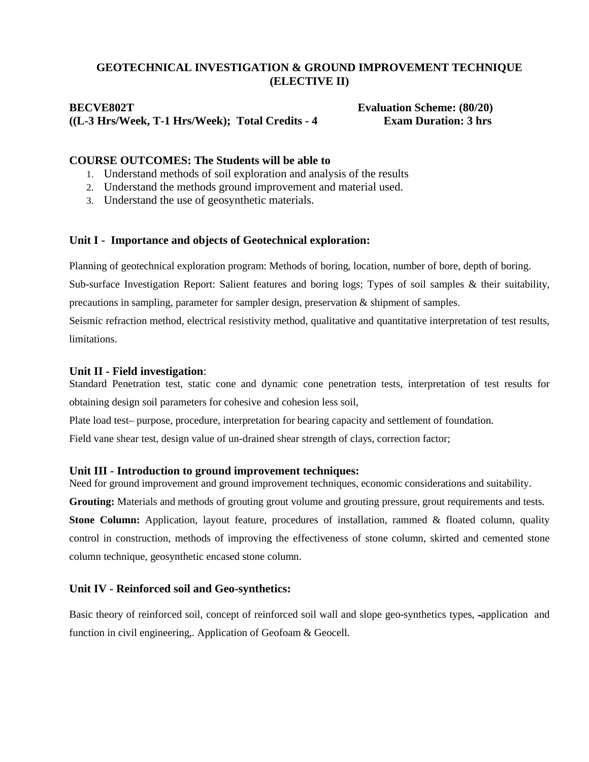## GEOTECHNICAL INVESTIGATION & GROUND IMPROVEMENT TECHNIQUE (ELECTIVE II)

**BECVE802T** **Evaluation Scheme: (80/20)**
**((L-3 Hrs/Week, T-1 Hrs/Week); Total Credits - 4** **Exam Duration: 3 hrs**

**COURSE OUTCOMES: The Students will be able to**

1. Understand methods of soil exploration and analysis of the results
2. Understand the methods ground improvement and material used.
3. Understand the use of geosynthetic materials.

### Unit I - Importance and objects of Geotechnical exploration:

Planning of geotechnical exploration program: Methods of boring, location, number of bore, depth of boring.

Sub-surface Investigation Report: Salient features and boring logs; Types of soil samples & their suitability, precautions in sampling, parameter for sampler design, preservation & shipment of samples.

Seismic refraction method, electrical resistivity method, qualitative and quantitative interpretation of test results, limitations.

### Unit II - Field investigation:

Standard Penetration test, static cone and dynamic cone penetration tests, interpretation of test results for obtaining design soil parameters for cohesive and cohesion less soil,

Plate load test– purpose, procedure, interpretation for bearing capacity and settlement of foundation.

Field vane shear test, design value of un-drained shear strength of clays, correction factor;

### Unit III - Introduction to ground improvement techniques:

Need for ground improvement and ground improvement techniques, economic considerations and suitability.

**Grouting:** Materials and methods of grouting grout volume and grouting pressure, grout requirements and tests.

**Stone Column:** Application, layout feature, procedures of installation, rammed & floated column, quality control in construction, methods of improving the effectiveness of stone column, skirted and cemented stone column technique, geosynthetic encased stone column.

### Unit IV - Reinforced soil and Geo-synthetics:

Basic theory of reinforced soil, concept of reinforced soil wall and slope geo-synthetics types, -application and function in civil engineering,. Application of Geofoam & Geocell.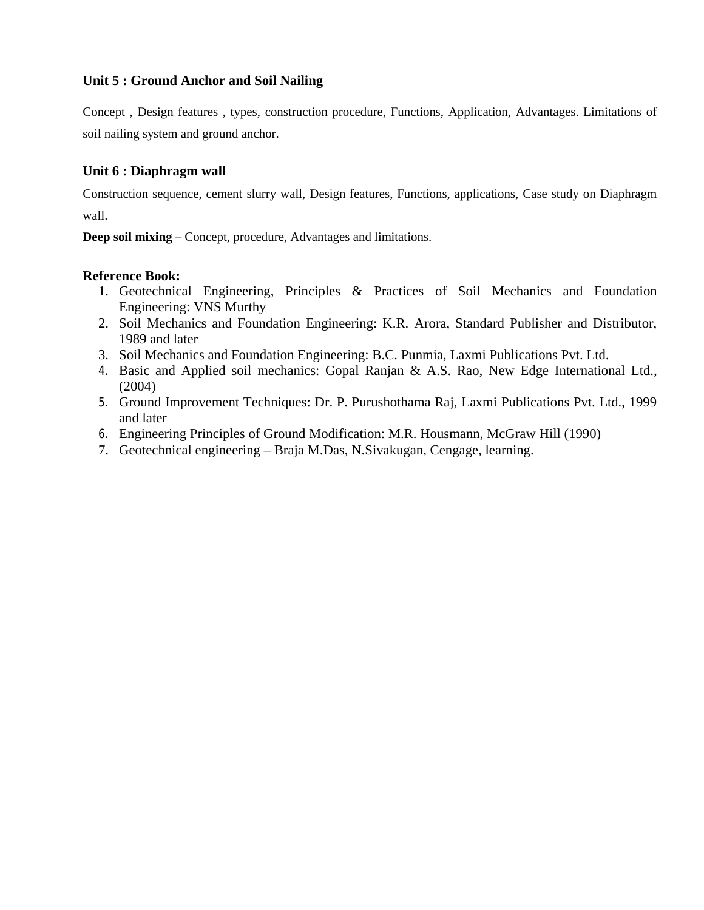### Unit 5 : Ground Anchor and Soil Nailing

Concept , Design features , types, construction procedure, Functions, Application, Advantages. Limitations of soil nailing system and ground anchor.

### Unit 6 : Diaphragm wall

Construction sequence, cement slurry wall, Design features, Functions, applications, Case study on Diaphragm wall.

**Deep soil mixing** – Concept, procedure, Advantages and limitations.

### Reference Book:

1. Geotechnical Engineering, Principles & Practices of Soil Mechanics and Foundation Engineering: VNS Murthy
2. Soil Mechanics and Foundation Engineering: K.R. Arora, Standard Publisher and Distributor, 1989 and later
3. Soil Mechanics and Foundation Engineering: B.C. Punmia, Laxmi Publications Pvt. Ltd.
4. Basic and Applied soil mechanics: Gopal Ranjan & A.S. Rao, New Edge International Ltd., (2004)
5. Ground Improvement Techniques: Dr. P. Purushothama Raj, Laxmi Publications Pvt. Ltd., 1999 and later
6. Engineering Principles of Ground Modification: M.R. Housmann, McGraw Hill (1990)
7. Geotechnical engineering – Braja M.Das, N.Sivakugan, Cengage, learning.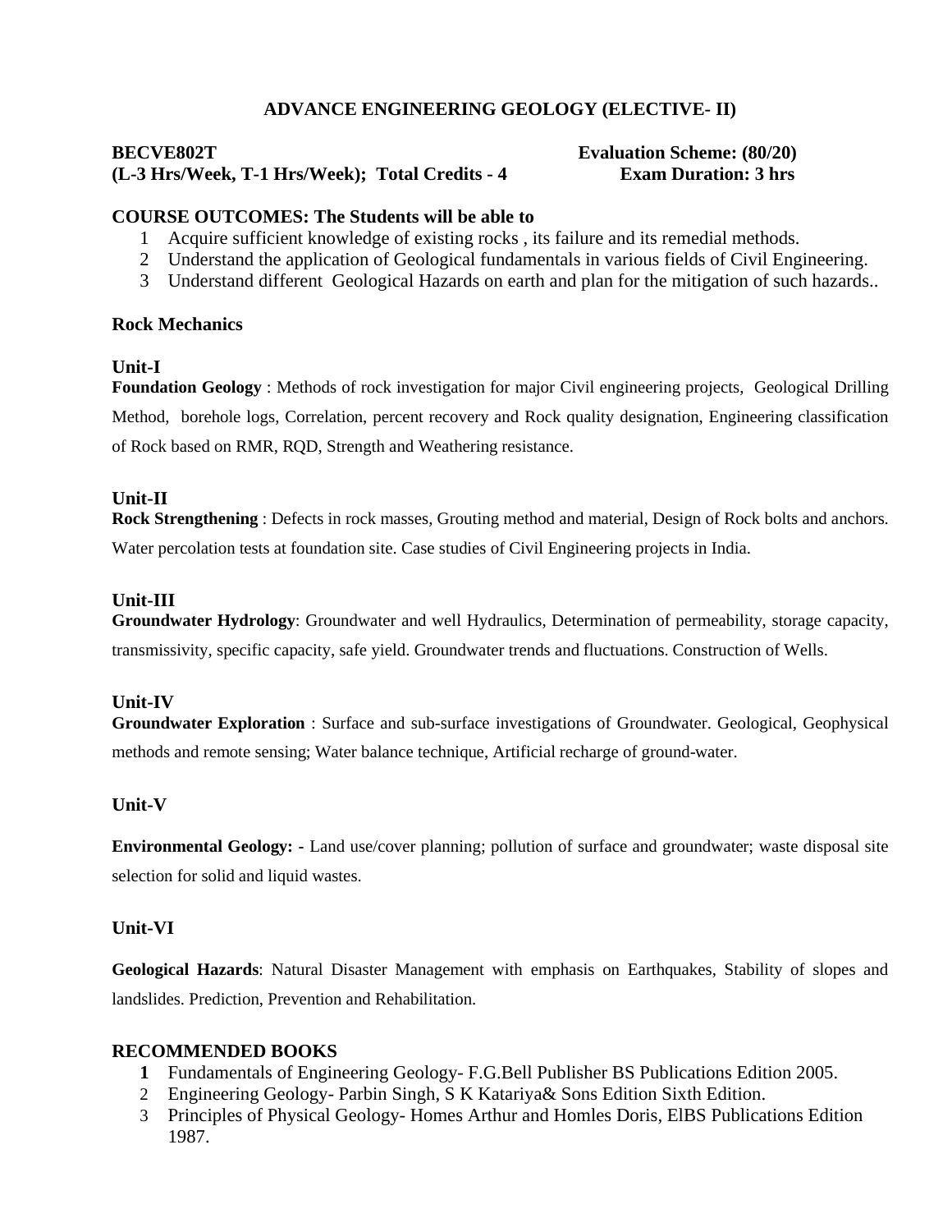# ADVANCE ENGINEERING GEOLOGY (ELECTIVE- II)

**BECVE802T** **Evaluation Scheme: (80/20)**
**(L-3 Hrs/Week, T-1 Hrs/Week); Total Credits - 4** **Exam Duration: 3 hrs**

**COURSE OUTCOMES: The Students will be able to**

1. Acquire sufficient knowledge of existing rocks , its failure and its remedial methods.
2. Understand the application of Geological fundamentals in various fields of Civil Engineering.
3. Understand different Geological Hazards on earth and plan for the mitigation of such hazards..

## Rock Mechanics

### Unit-I

**Foundation Geology** : Methods of rock investigation for major Civil engineering projects, Geological Drilling Method, borehole logs, Correlation, percent recovery and Rock quality designation, Engineering classification of Rock based on RMR, RQD, Strength and Weathering resistance.

### Unit-II

**Rock Strengthening** : Defects in rock masses, Grouting method and material, Design of Rock bolts and anchors. Water percolation tests at foundation site. Case studies of Civil Engineering projects in India.

### Unit-III

**Groundwater Hydrology**: Groundwater and well Hydraulics, Determination of permeability, storage capacity, transmissivity, specific capacity, safe yield. Groundwater trends and fluctuations. Construction of Wells.

### Unit-IV

**Groundwater Exploration** : Surface and sub-surface investigations of Groundwater. Geological, Geophysical methods and remote sensing; Water balance technique, Artificial recharge of ground-water.

### Unit-V

**Environmental Geology: -** Land use/cover planning; pollution of surface and groundwater; waste disposal site selection for solid and liquid wastes.

### Unit-VI

**Geological Hazards**: Natural Disaster Management with emphasis on Earthquakes, Stability of slopes and landslides. Prediction, Prevention and Rehabilitation.

## RECOMMENDED BOOKS

1. Fundamentals of Engineering Geology- F.G.Bell Publisher BS Publications Edition 2005.
2. Engineering Geology- Parbin Singh, S K Katariya& Sons Edition Sixth Edition.
3. Principles of Physical Geology- Homes Arthur and Homles Doris, ElBS Publications Edition 1987.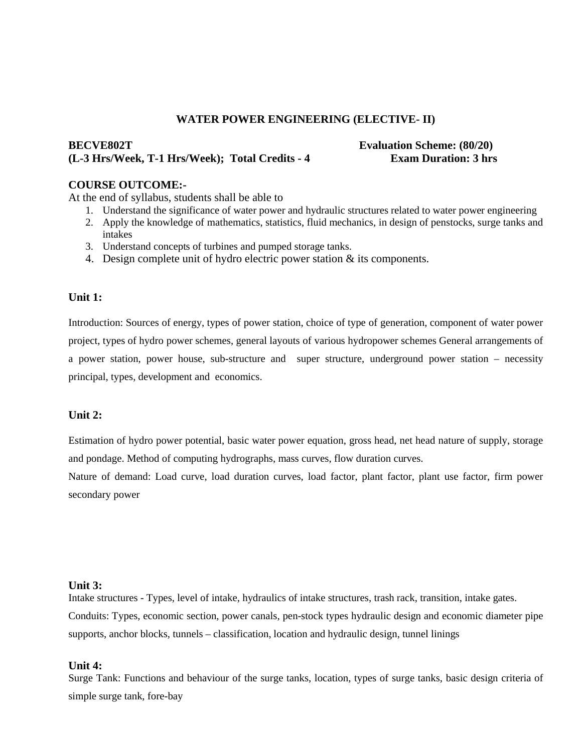## WATER POWER ENGINEERING (ELECTIVE- II)

**BECVE802T** **Evaluation Scheme: (80/20)**
**(L-3 Hrs/Week, T-1 Hrs/Week); Total Credits - 4** **Exam Duration: 3 hrs**

**COURSE OUTCOME:-**

At the end of syllabus, students shall be able to

1. Understand the significance of water power and hydraulic structures related to water power engineering
2. Apply the knowledge of mathematics, statistics, fluid mechanics, in design of penstocks, surge tanks and intakes
3. Understand concepts of turbines and pumped storage tanks.
4. Design complete unit of hydro electric power station & its components.

**Unit 1:**

Introduction: Sources of energy, types of power station, choice of type of generation, component of water power project, types of hydro power schemes, general layouts of various hydropower schemes General arrangements of a power station, power house, sub-structure and super structure, underground power station – necessity principal, types, development and economics.

**Unit 2:**

Estimation of hydro power potential, basic water power equation, gross head, net head nature of supply, storage and pondage. Method of computing hydrographs, mass curves, flow duration curves.

Nature of demand: Load curve, load duration curves, load factor, plant factor, plant use factor, firm power secondary power

**Unit 3:**

Intake structures - Types, level of intake, hydraulics of intake structures, trash rack, transition, intake gates.

Conduits: Types, economic section, power canals, pen-stock types hydraulic design and economic diameter pipe supports, anchor blocks, tunnels – classification, location and hydraulic design, tunnel linings

**Unit 4:**

Surge Tank: Functions and behaviour of the surge tanks, location, types of surge tanks, basic design criteria of simple surge tank, fore-bay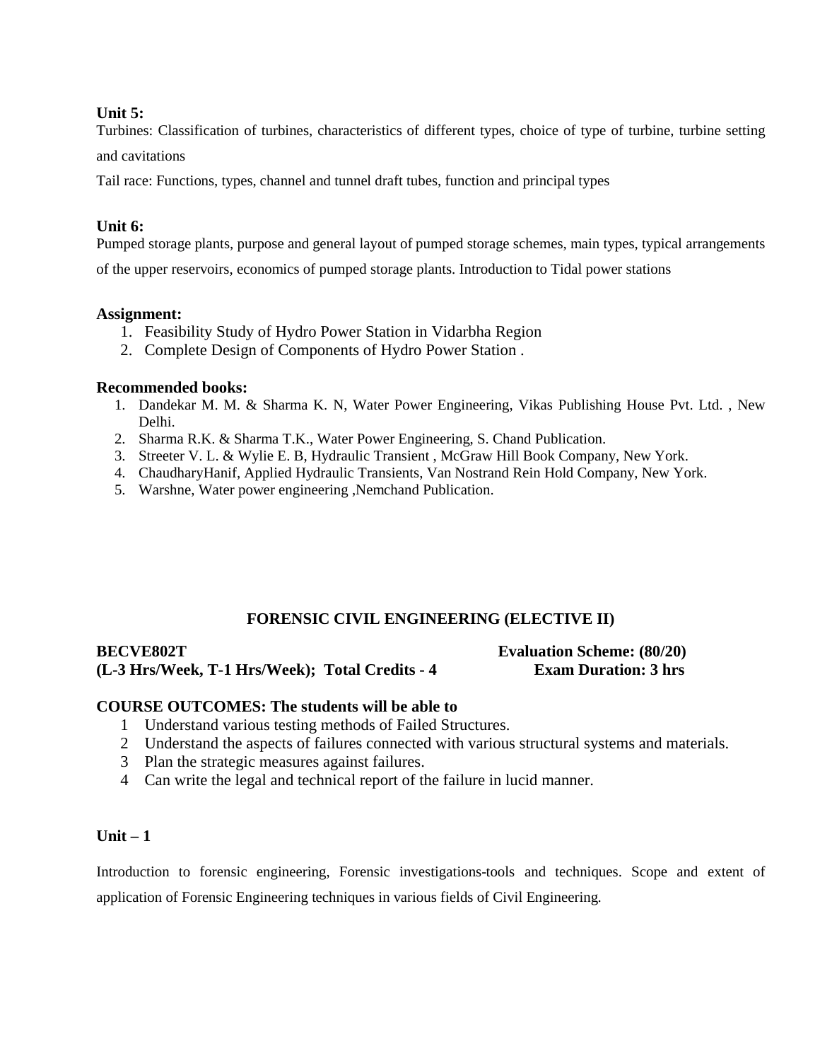**Unit 5:**

Turbines: Classification of turbines, characteristics of different types, choice of type of turbine, turbine setting and cavitations

Tail race: Functions, types, channel and tunnel draft tubes, function and principal types

**Unit 6:**

Pumped storage plants, purpose and general layout of pumped storage schemes, main types, typical arrangements of the upper reservoirs, economics of pumped storage plants. Introduction to Tidal power stations

**Assignment:**

1. Feasibility Study of Hydro Power Station in Vidarbha Region
2. Complete Design of Components of Hydro Power Station .

**Recommended books:**

1. Dandekar M. M. & Sharma K. N, Water Power Engineering, Vikas Publishing House Pvt. Ltd. , New Delhi.
2. Sharma R.K. & Sharma T.K., Water Power Engineering, S. Chand Publication.
3. Streeter V. L. & Wylie E. B, Hydraulic Transient , McGraw Hill Book Company, New York.
4. ChaudharyHanif, Applied Hydraulic Transients, Van Nostrand Rein Hold Company, New York.
5. Warshne, Water power engineering ,Nemchand Publication.

## FORENSIC CIVIL ENGINEERING (ELECTIVE II)

**BECVE802T** **Evaluation Scheme: (80/20)**
**(L-3 Hrs/Week, T-1 Hrs/Week); Total Credits - 4** **Exam Duration: 3 hrs**

**COURSE OUTCOMES: The students will be able to**

1. Understand various testing methods of Failed Structures.
2. Understand the aspects of failures connected with various structural systems and materials.
3. Plan the strategic measures against failures.
4. Can write the legal and technical report of the failure in lucid manner.

**Unit – 1**

Introduction to forensic engineering, Forensic investigations-tools and techniques. Scope and extent of application of Forensic Engineering techniques in various fields of Civil Engineering.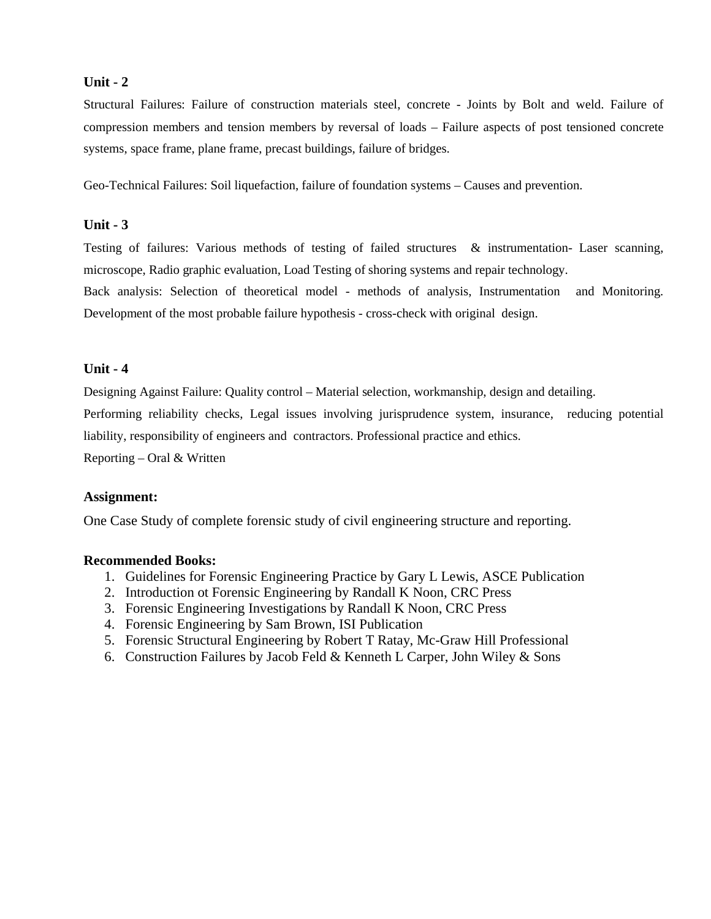**Unit - 2**

Structural Failures: Failure of construction materials steel, concrete - Joints by Bolt and weld. Failure of compression members and tension members by reversal of loads – Failure aspects of post tensioned concrete systems, space frame, plane frame, precast buildings, failure of bridges.

Geo-Technical Failures: Soil liquefaction, failure of foundation systems – Causes and prevention.

**Unit - 3**

Testing of failures: Various methods of testing of failed structures & instrumentation- Laser scanning, microscope, Radio graphic evaluation, Load Testing of shoring systems and repair technology.

Back analysis: Selection of theoretical model - methods of analysis, Instrumentation and Monitoring. Development of the most probable failure hypothesis - cross-check with original design.

**Unit - 4**

Designing Against Failure: Quality control – Material selection, workmanship, design and detailing.

Performing reliability checks, Legal issues involving jurisprudence system, insurance, reducing potential liability, responsibility of engineers and contractors. Professional practice and ethics.

Reporting – Oral & Written

**Assignment:**

One Case Study of complete forensic study of civil engineering structure and reporting.

**Recommended Books:**

1. Guidelines for Forensic Engineering Practice by Gary L Lewis, ASCE Publication
2. Introduction ot Forensic Engineering by Randall K Noon, CRC Press
3. Forensic Engineering Investigations by Randall K Noon, CRC Press
4. Forensic Engineering by Sam Brown, ISI Publication
5. Forensic Structural Engineering by Robert T Ratay, Mc-Graw Hill Professional
6. Construction Failures by Jacob Feld & Kenneth L Carper, John Wiley & Sons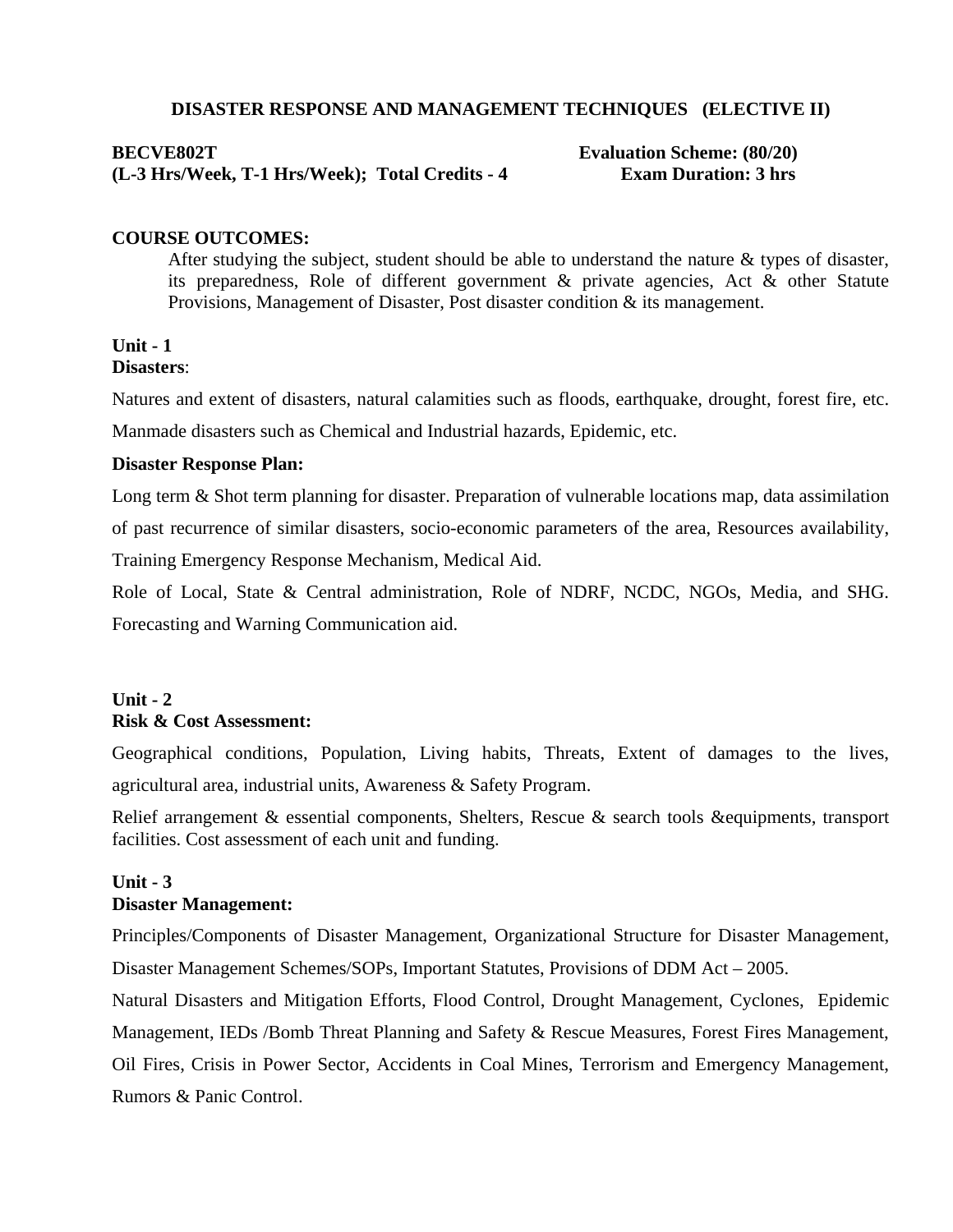## DISASTER RESPONSE AND MANAGEMENT TECHNIQUES (ELECTIVE II)

**BECVE802T** **Evaluation Scheme: (80/20)**
**(L-3 Hrs/Week, T-1 Hrs/Week); Total Credits - 4** **Exam Duration: 3 hrs**

**COURSE OUTCOMES:**

After studying the subject, student should be able to understand the nature & types of disaster, its preparedness, Role of different government & private agencies, Act & other Statute Provisions, Management of Disaster, Post disaster condition & its management.

**Unit - 1**
**Disasters**:

Natures and extent of disasters, natural calamities such as floods, earthquake, drought, forest fire, etc. Manmade disasters such as Chemical and Industrial hazards, Epidemic, etc.

**Disaster Response Plan:**

Long term & Shot term planning for disaster. Preparation of vulnerable locations map, data assimilation of past recurrence of similar disasters, socio-economic parameters of the area, Resources availability, Training Emergency Response Mechanism, Medical Aid.

Role of Local, State & Central administration, Role of NDRF, NCDC, NGOs, Media, and SHG. Forecasting and Warning Communication aid.

**Unit - 2**
**Risk & Cost Assessment:**

Geographical conditions, Population, Living habits, Threats, Extent of damages to the lives, agricultural area, industrial units, Awareness & Safety Program.

Relief arrangement & essential components, Shelters, Rescue & search tools &equipments, transport facilities. Cost assessment of each unit and funding.

**Unit - 3**
**Disaster Management:**

Principles/Components of Disaster Management, Organizational Structure for Disaster Management, Disaster Management Schemes/SOPs, Important Statutes, Provisions of DDM Act – 2005.

Natural Disasters and Mitigation Efforts, Flood Control, Drought Management, Cyclones, Epidemic Management, IEDs /Bomb Threat Planning and Safety & Rescue Measures, Forest Fires Management, Oil Fires, Crisis in Power Sector, Accidents in Coal Mines, Terrorism and Emergency Management, Rumors & Panic Control.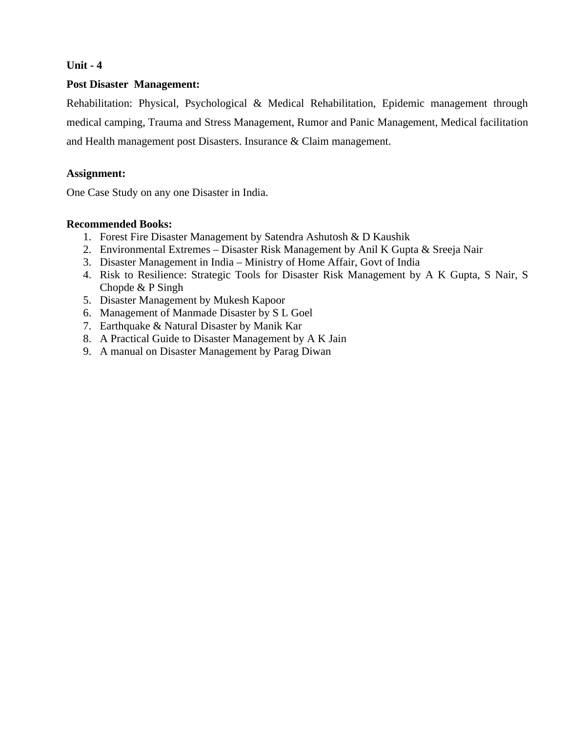**Unit - 4**

**Post Disaster Management:**

Rehabilitation: Physical, Psychological & Medical Rehabilitation, Epidemic management through medical camping, Trauma and Stress Management, Rumor and Panic Management, Medical facilitation and Health management post Disasters. Insurance & Claim management.

**Assignment:**

One Case Study on any one Disaster in India.

**Recommended Books:**

1. Forest Fire Disaster Management by Satendra Ashutosh & D Kaushik
2. Environmental Extremes – Disaster Risk Management by Anil K Gupta & Sreeja Nair
3. Disaster Management in India – Ministry of Home Affair, Govt of India
4. Risk to Resilience: Strategic Tools for Disaster Risk Management by A K Gupta, S Nair, S Chopde & P Singh
5. Disaster Management by Mukesh Kapoor
6. Management of Manmade Disaster by S L Goel
7. Earthquake & Natural Disaster by Manik Kar
8. A Practical Guide to Disaster Management by A K Jain
9. A manual on Disaster Management by Parag Diwan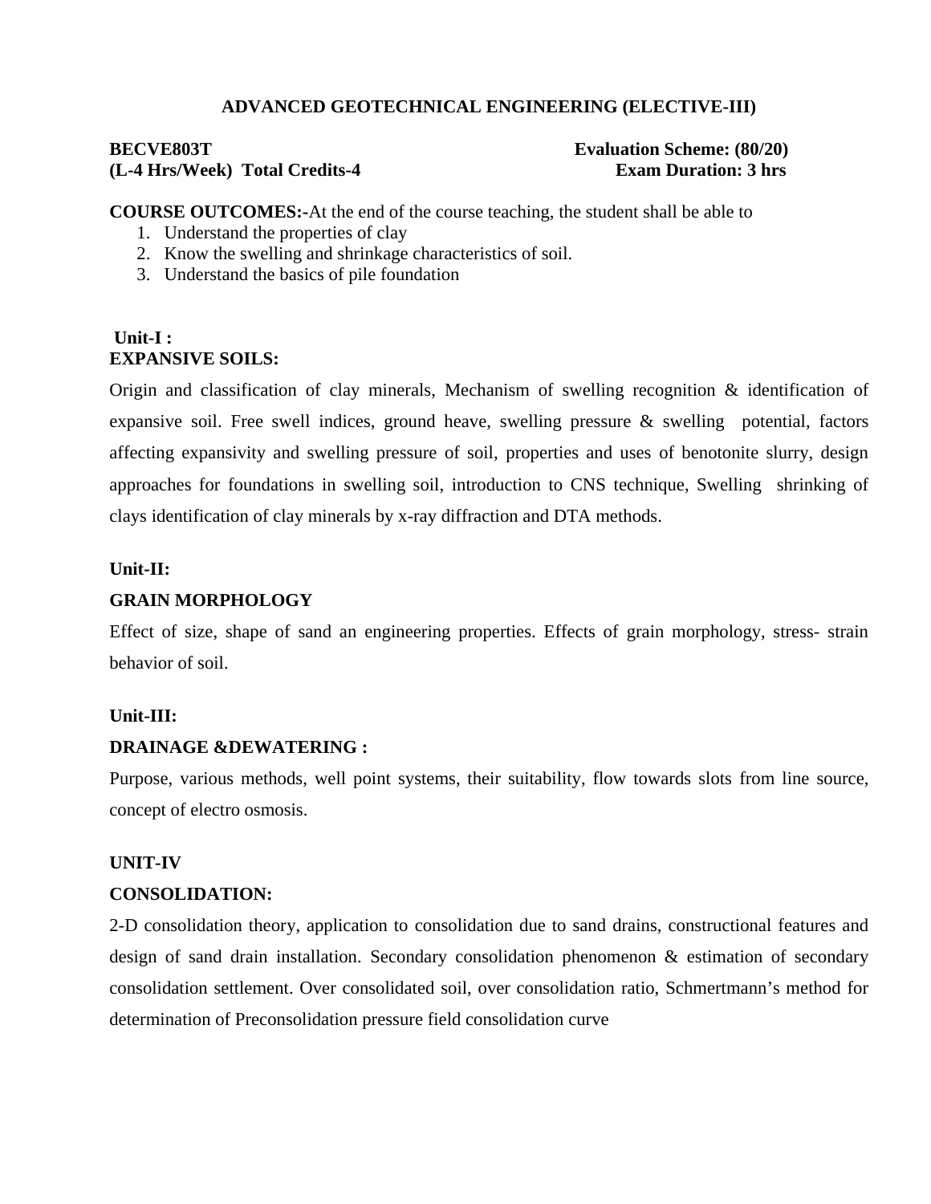## ADVANCED GEOTECHNICAL ENGINEERING (ELECTIVE-III)

**BECVE803T** **Evaluation Scheme: (80/20)**
**(L-4 Hrs/Week) Total Credits-4** **Exam Duration: 3 hrs**

**COURSE OUTCOMES:-**At the end of the course teaching, the student shall be able to

1. Understand the properties of clay
2. Know the swelling and shrinkage characteristics of soil.
3. Understand the basics of pile foundation

**Unit-I :**
**EXPANSIVE SOILS:**

Origin and classification of clay minerals, Mechanism of swelling recognition & identification of expansive soil. Free swell indices, ground heave, swelling pressure & swelling potential, factors affecting expansivity and swelling pressure of soil, properties and uses of benotonite slurry, design approaches for foundations in swelling soil, introduction to CNS technique, Swelling shrinking of clays identification of clay minerals by x-ray diffraction and DTA methods.

**Unit-II:**

**GRAIN MORPHOLOGY**

Effect of size, shape of sand an engineering properties. Effects of grain morphology, stress- strain behavior of soil.

**Unit-III:**

**DRAINAGE &DEWATERING :**

Purpose, various methods, well point systems, their suitability, flow towards slots from line source, concept of electro osmosis.

**UNIT-IV**

**CONSOLIDATION:**

2-D consolidation theory, application to consolidation due to sand drains, constructional features and design of sand drain installation. Secondary consolidation phenomenon & estimation of secondary consolidation settlement. Over consolidated soil, over consolidation ratio, Schmertmann's method for determination of Preconsolidation pressure field consolidation curve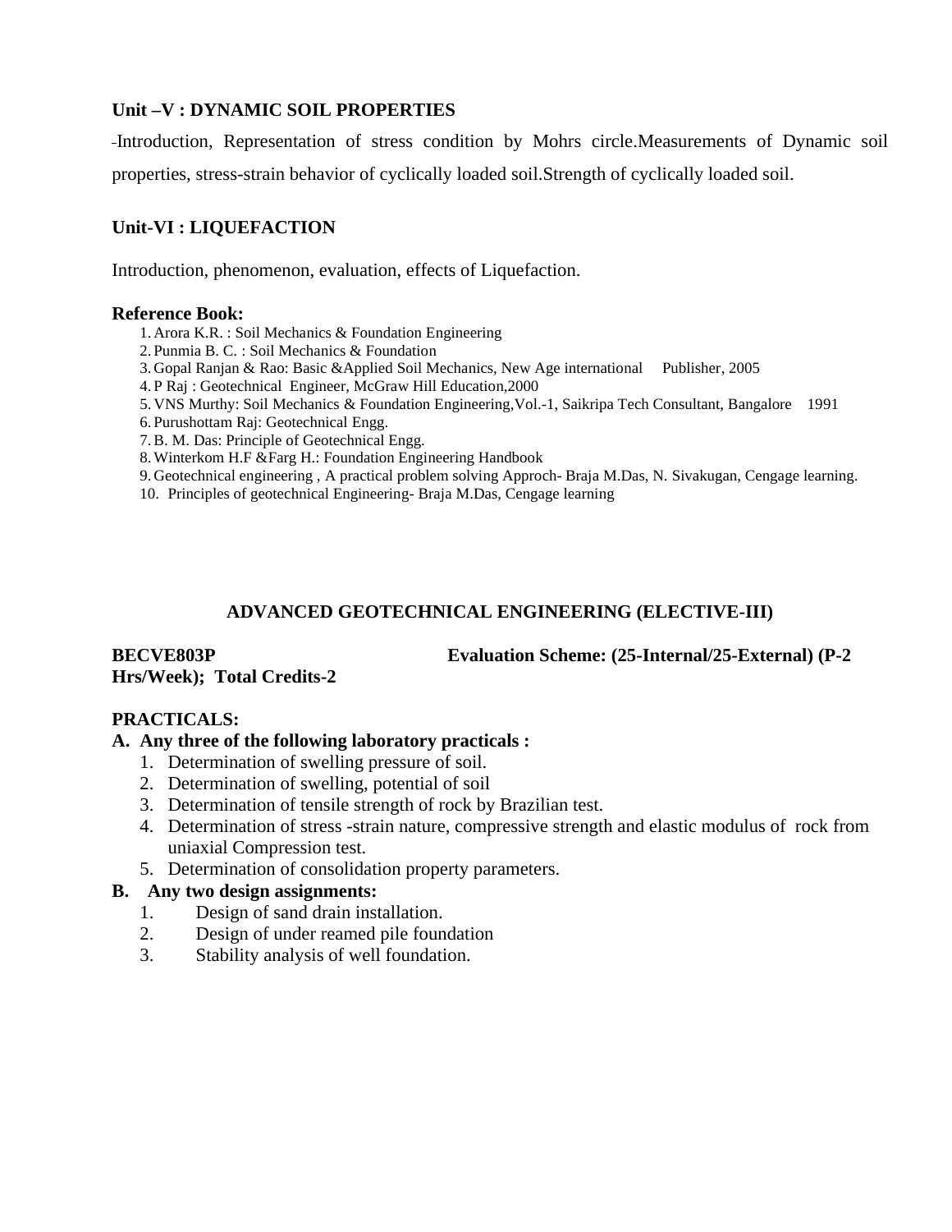**Unit –V : DYNAMIC SOIL PROPERTIES**

-Introduction, Representation of stress condition by Mohrs circle.Measurements of Dynamic soil properties, stress-strain behavior of cyclically loaded soil.Strength of cyclically loaded soil.

**Unit-VI : LIQUEFACTION**

Introduction, phenomenon, evaluation, effects of Liquefaction.

**Reference Book:**

1. Arora K.R. : Soil Mechanics & Foundation Engineering
2. Punmia B. C. : Soil Mechanics & Foundation
3. Gopal Ranjan & Rao: Basic &Applied Soil Mechanics, New Age international Publisher, 2005
4. P Raj : Geotechnical Engineer, McGraw Hill Education,2000
5. VNS Murthy: Soil Mechanics & Foundation Engineering,Vol.-1, Saikripa Tech Consultant, Bangalore 1991
6. Purushottam Raj: Geotechnical Engg.
7. B. M. Das: Principle of Geotechnical Engg.
8. Winterkom H.F &Farg H.: Foundation Engineering Handbook
9. Geotechnical engineering , A practical problem solving Approch- Braja M.Das, N. Sivakugan, Cengage learning.
10. Principles of geotechnical Engineering- Braja M.Das, Cengage learning

## ADVANCED GEOTECHNICAL ENGINEERING (ELECTIVE-III)

**BECVE803P** **Evaluation Scheme: (25-Internal/25-External) (P-2 Hrs/Week); Total Credits-2**

**PRACTICALS:**

**A. Any three of the following laboratory practicals :**

1. Determination of swelling pressure of soil.
2. Determination of swelling, potential of soil
3. Determination of tensile strength of rock by Brazilian test.
4. Determination of stress -strain nature, compressive strength and elastic modulus of rock from uniaxial Compression test.
5. Determination of consolidation property parameters.

**B. Any two design assignments:**

1. Design of sand drain installation.
2. Design of under reamed pile foundation
3. Stability analysis of well foundation.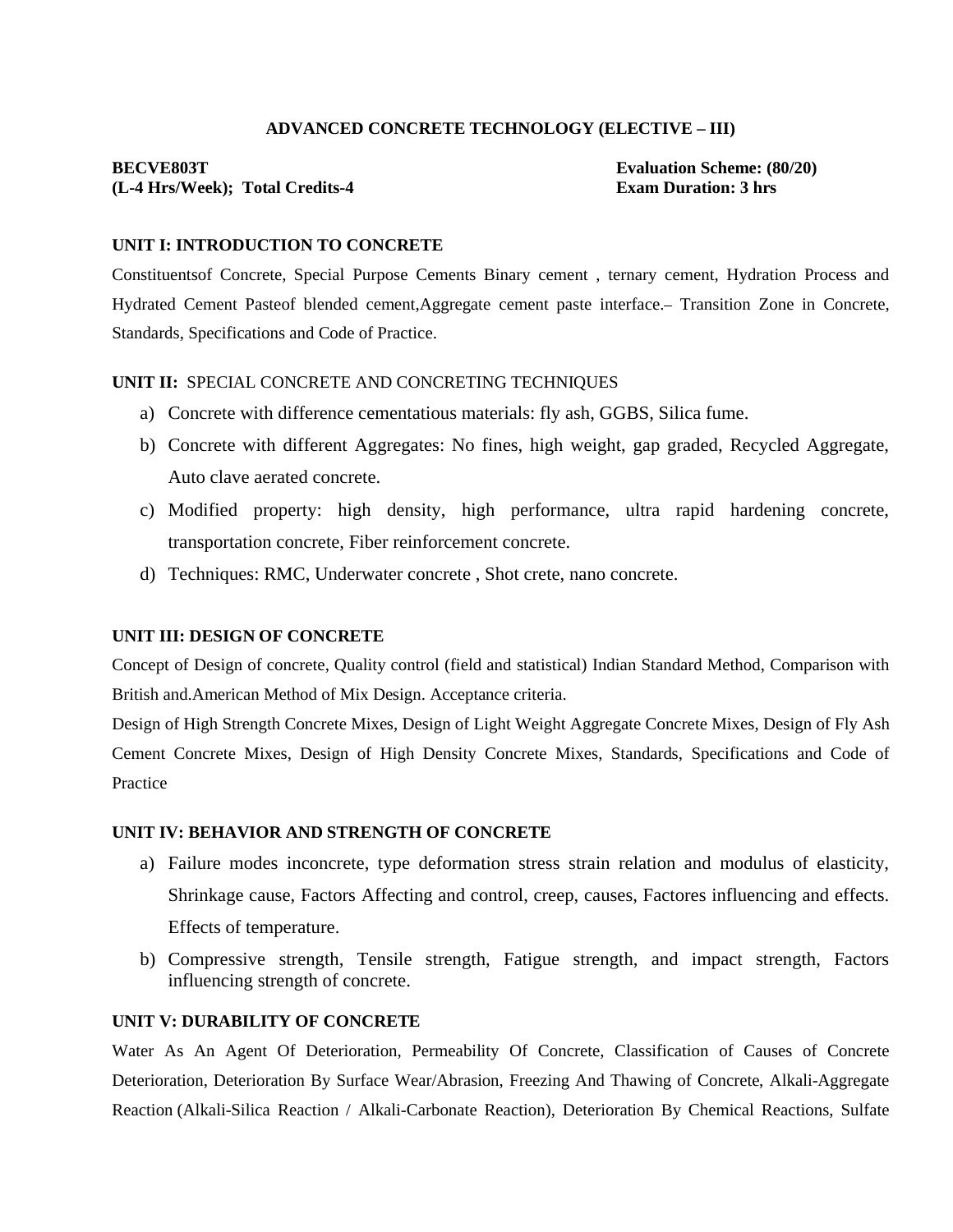**ADVANCED CONCRETE TECHNOLOGY (ELECTIVE – III)**

**BECVE803T** **Evaluation Scheme: (80/20)**
**(L-4 Hrs/Week); Total Credits-4** **Exam Duration: 3 hrs**

**UNIT I: INTRODUCTION TO CONCRETE**

Constituentsof Concrete, Special Purpose Cements Binary cement , ternary cement, Hydration Process and Hydrated Cement Pasteof blended cement,Aggregate cement paste interface.– Transition Zone in Concrete, Standards, Specifications and Code of Practice.

**UNIT II:** SPECIAL CONCRETE AND CONCRETING TECHNIQUES

a) Concrete with difference cementatious materials: fly ash, GGBS, Silica fume.
b) Concrete with different Aggregates: No fines, high weight, gap graded, Recycled Aggregate, Auto clave aerated concrete.
c) Modified property: high density, high performance, ultra rapid hardening concrete, transportation concrete, Fiber reinforcement concrete.
d) Techniques: RMC, Underwater concrete , Shot crete, nano concrete.

**UNIT III: DESIGN OF CONCRETE**

Concept of Design of concrete, Quality control (field and statistical) Indian Standard Method, Comparison with British and.American Method of Mix Design. Acceptance criteria.

Design of High Strength Concrete Mixes, Design of Light Weight Aggregate Concrete Mixes, Design of Fly Ash Cement Concrete Mixes, Design of High Density Concrete Mixes, Standards, Specifications and Code of Practice

**UNIT IV: BEHAVIOR AND STRENGTH OF CONCRETE**

a) Failure modes inconcrete, type deformation stress strain relation and modulus of elasticity, Shrinkage cause, Factors Affecting and control, creep, causes, Factores influencing and effects. Effects of temperature.
b) Compressive strength, Tensile strength, Fatigue strength, and impact strength, Factors influencing strength of concrete.

**UNIT V: DURABILITY OF CONCRETE**

Water As An Agent Of Deterioration, Permeability Of Concrete, Classification of Causes of Concrete Deterioration, Deterioration By Surface Wear/Abrasion, Freezing And Thawing of Concrete, Alkali-Aggregate Reaction (Alkali-Silica Reaction / Alkali-Carbonate Reaction), Deterioration By Chemical Reactions, Sulfate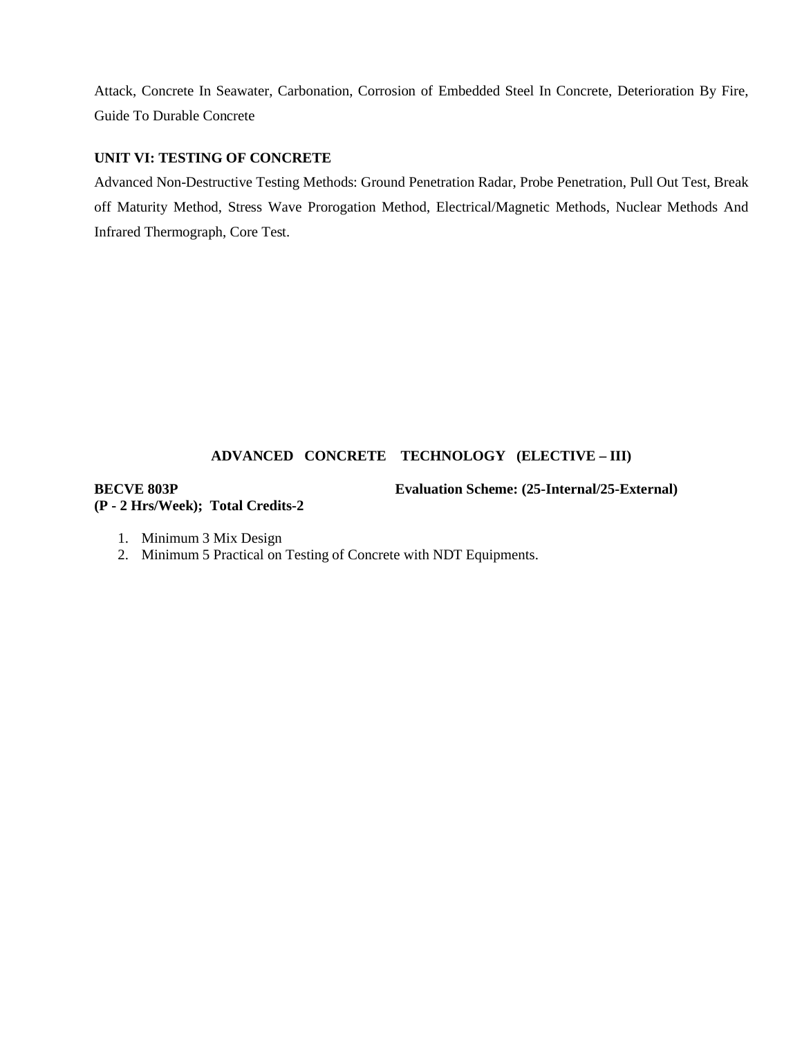Attack, Concrete In Seawater, Carbonation, Corrosion of Embedded Steel In Concrete, Deterioration By Fire, Guide To Durable Concrete

**UNIT VI: TESTING OF CONCRETE**

Advanced Non-Destructive Testing Methods: Ground Penetration Radar, Probe Penetration, Pull Out Test, Break off Maturity Method, Stress Wave Prorogation Method, Electrical/Magnetic Methods, Nuclear Methods And Infrared Thermograph, Core Test.

## ADVANCED CONCRETE TECHNOLOGY (ELECTIVE – III)

**BECVE 803P** **Evaluation Scheme: (25-Internal/25-External)**
**(P - 2 Hrs/Week); Total Credits-2**

1. Minimum 3 Mix Design
2. Minimum 5 Practical on Testing of Concrete with NDT Equipments.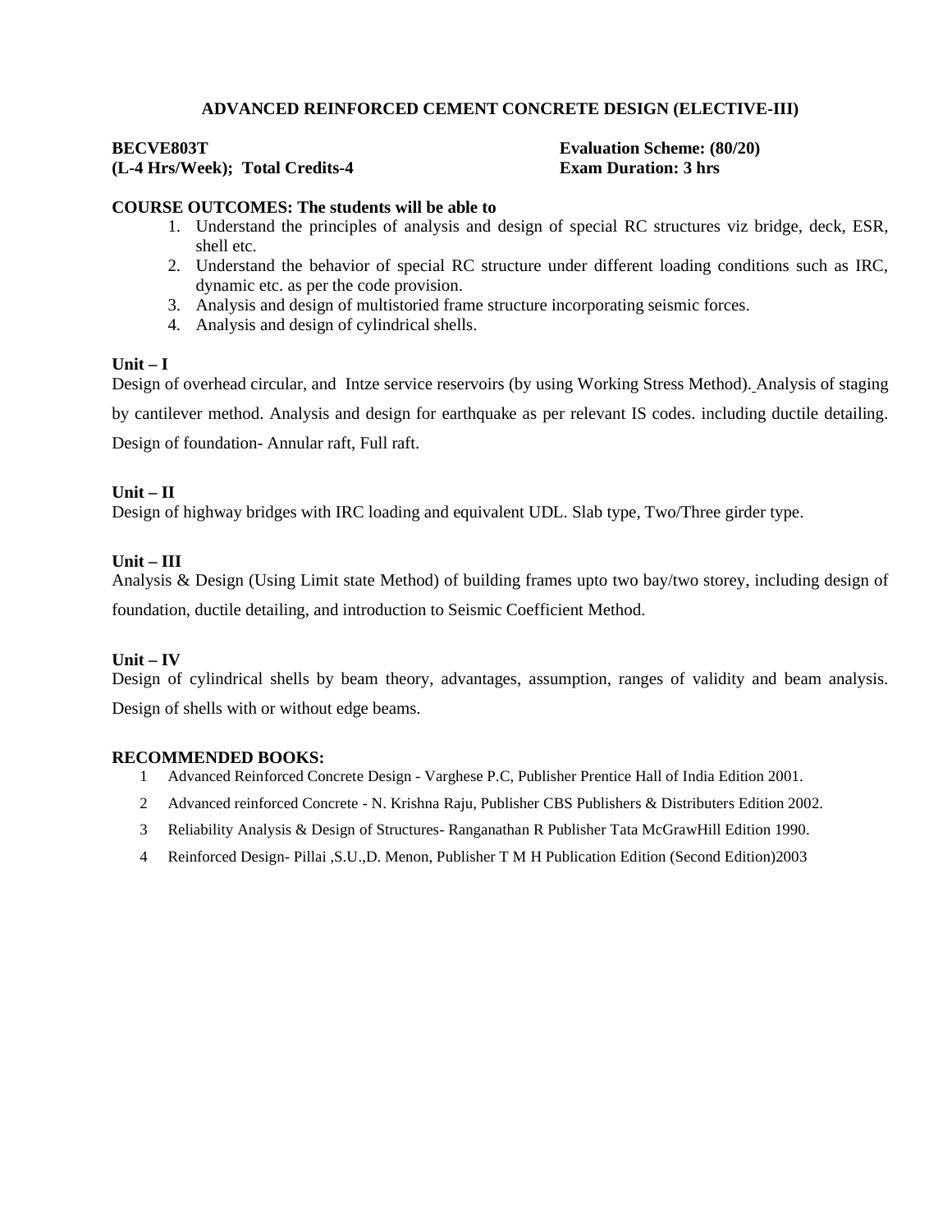## ADVANCED REINFORCED CEMENT CONCRETE DESIGN (ELECTIVE-III)

**BECVE803T** **Evaluation Scheme: (80/20)**
**(L-4 Hrs/Week); Total Credits-4** **Exam Duration: 3 hrs**

**COURSE OUTCOMES: The students will be able to**

1. Understand the principles of analysis and design of special RC structures viz bridge, deck, ESR, shell etc.
2. Understand the behavior of special RC structure under different loading conditions such as IRC, dynamic etc. as per the code provision.
3. Analysis and design of multistoried frame structure incorporating seismic forces.
4. Analysis and design of cylindrical shells.

**Unit – I**

Design of overhead circular, and Intze service reservoirs (by using Working Stress Method). Analysis of staging by cantilever method. Analysis and design for earthquake as per relevant IS codes. including ductile detailing. Design of foundation- Annular raft, Full raft.

**Unit – II**

Design of highway bridges with IRC loading and equivalent UDL. Slab type, Two/Three girder type.

**Unit – III**

Analysis & Design (Using Limit state Method) of building frames upto two bay/two storey, including design of foundation, ductile detailing, and introduction to Seismic Coefficient Method.

**Unit – IV**

Design of cylindrical shells by beam theory, advantages, assumption, ranges of validity and beam analysis. Design of shells with or without edge beams.

**RECOMMENDED BOOKS:**

1 Advanced Reinforced Concrete Design - Varghese P.C, Publisher Prentice Hall of India Edition 2001.

2 Advanced reinforced Concrete - N. Krishna Raju, Publisher CBS Publishers & Distributers Edition 2002.

3 Reliability Analysis & Design of Structures- Ranganathan R Publisher Tata McGrawHill Edition 1990.

4 Reinforced Design- Pillai ,S.U.,D. Menon, Publisher T M H Publication Edition (Second Edition)2003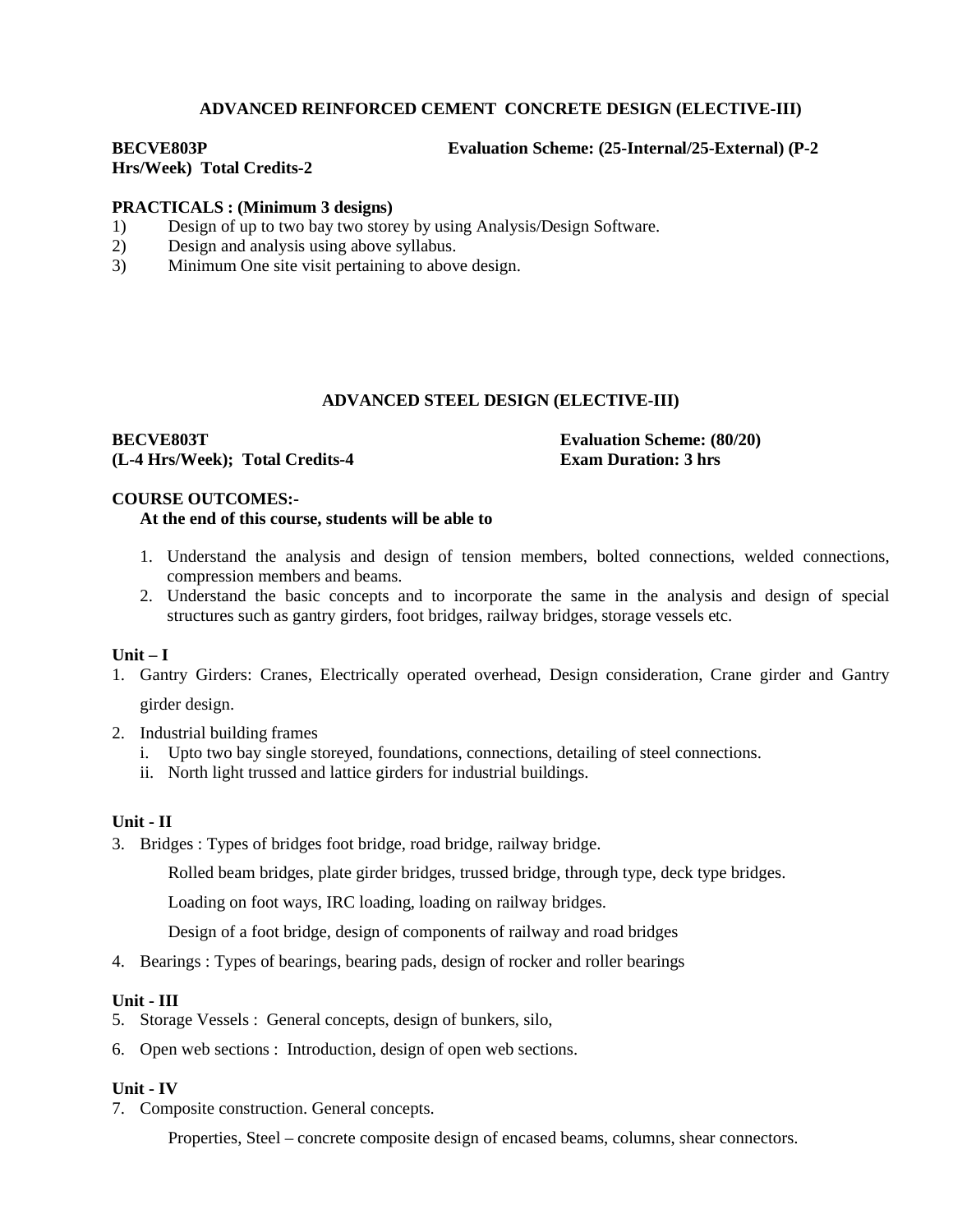## ADVANCED REINFORCED CEMENT CONCRETE DESIGN (ELECTIVE-III)

**BECVE803P** **Evaluation Scheme: (25-Internal/25-External) (P-2 Hrs/Week) Total Credits-2**

**PRACTICALS : (Minimum 3 designs)**

1) Design of up to two bay two storey by using Analysis/Design Software.
2) Design and analysis using above syllabus.
3) Minimum One site visit pertaining to above design.

## ADVANCED STEEL DESIGN (ELECTIVE-III)

**BECVE803T** **Evaluation Scheme: (80/20)**
**(L-4 Hrs/Week); Total Credits-4** **Exam Duration: 3 hrs**

**COURSE OUTCOMES:-**

**At the end of this course, students will be able to**

1. Understand the analysis and design of tension members, bolted connections, welded connections, compression members and beams.
2. Understand the basic concepts and to incorporate the same in the analysis and design of special structures such as gantry girders, foot bridges, railway bridges, storage vessels etc.

**Unit – I**

1. Gantry Girders: Cranes, Electrically operated overhead, Design consideration, Crane girder and Gantry girder design.
2. Industrial building frames
   i. Upto two bay single storeyed, foundations, connections, detailing of steel connections.
   ii. North light trussed and lattice girders for industrial buildings.

**Unit - II**

3. Bridges : Types of bridges foot bridge, road bridge, railway bridge.

   Rolled beam bridges, plate girder bridges, trussed bridge, through type, deck type bridges.

   Loading on foot ways, IRC loading, loading on railway bridges.

   Design of a foot bridge, design of components of railway and road bridges
4. Bearings : Types of bearings, bearing pads, design of rocker and roller bearings

**Unit - III**

5. Storage Vessels : General concepts, design of bunkers, silo,
6. Open web sections : Introduction, design of open web sections.

**Unit - IV**

7. Composite construction. General concepts.

   Properties, Steel – concrete composite design of encased beams, columns, shear connectors.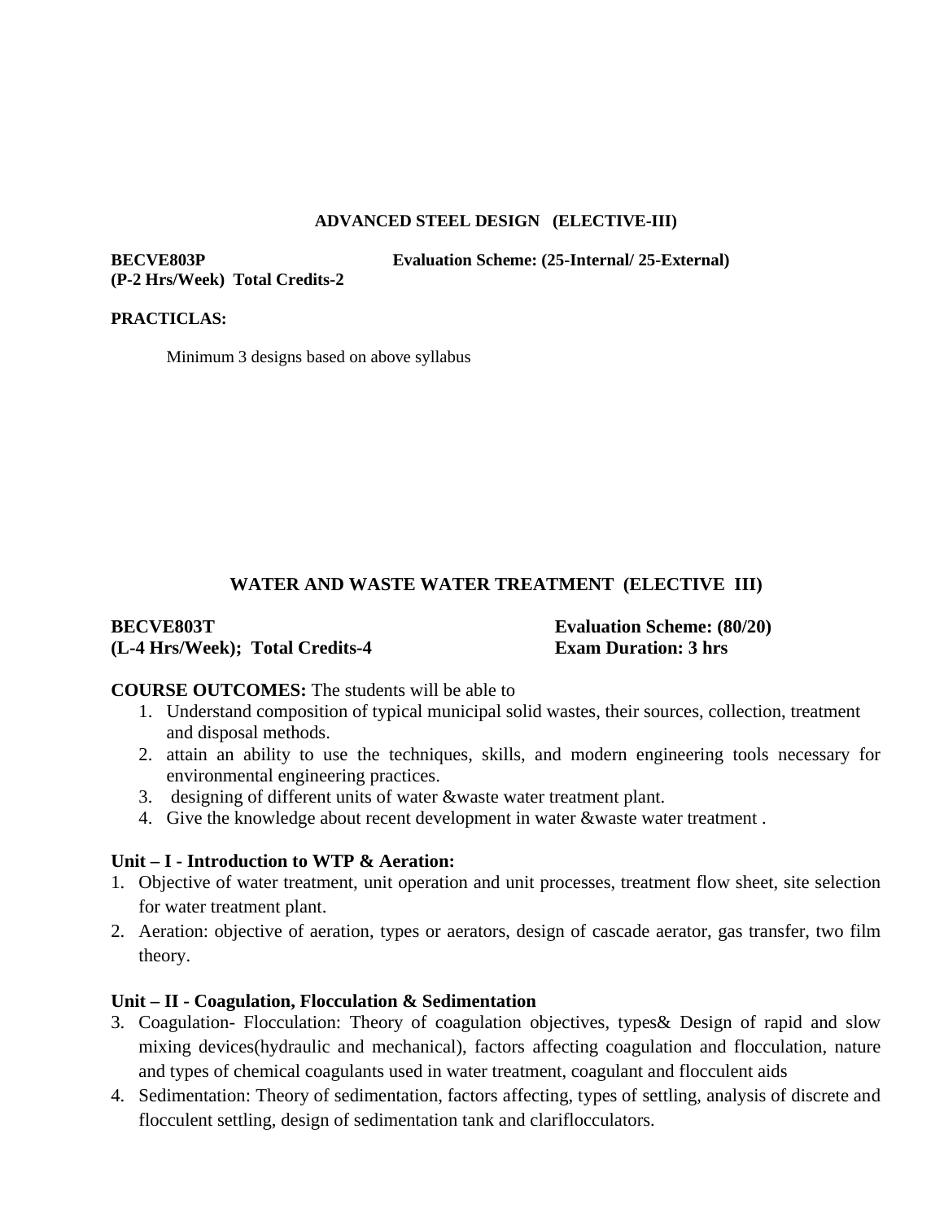## ADVANCED STEEL DESIGN (ELECTIVE-III)

**BECVE803P** **Evaluation Scheme: (25-Internal/ 25-External)**
**(P-2 Hrs/Week) Total Credits-2**

**PRACTICLAS:**

Minimum 3 designs based on above syllabus

## WATER AND WASTE WATER TREATMENT (ELECTIVE III)

**BECVE803T** **Evaluation Scheme: (80/20)**
**(L-4 Hrs/Week); Total Credits-4** **Exam Duration: 3 hrs**

**COURSE OUTCOMES:** The students will be able to

1. Understand composition of typical municipal solid wastes, their sources, collection, treatment and disposal methods.
2. attain an ability to use the techniques, skills, and modern engineering tools necessary for environmental engineering practices.
3. designing of different units of water &waste water treatment plant.
4. Give the knowledge about recent development in water &waste water treatment .

**Unit – I - Introduction to WTP & Aeration:**

1. Objective of water treatment, unit operation and unit processes, treatment flow sheet, site selection for water treatment plant.
2. Aeration: objective of aeration, types or aerators, design of cascade aerator, gas transfer, two film theory.

**Unit – II - Coagulation, Flocculation & Sedimentation**

3. Coagulation- Flocculation: Theory of coagulation objectives, types& Design of rapid and slow mixing devices(hydraulic and mechanical), factors affecting coagulation and flocculation, nature and types of chemical coagulants used in water treatment, coagulant and flocculent aids
4. Sedimentation: Theory of sedimentation, factors affecting, types of settling, analysis of discrete and flocculent settling, design of sedimentation tank and clariflocculators.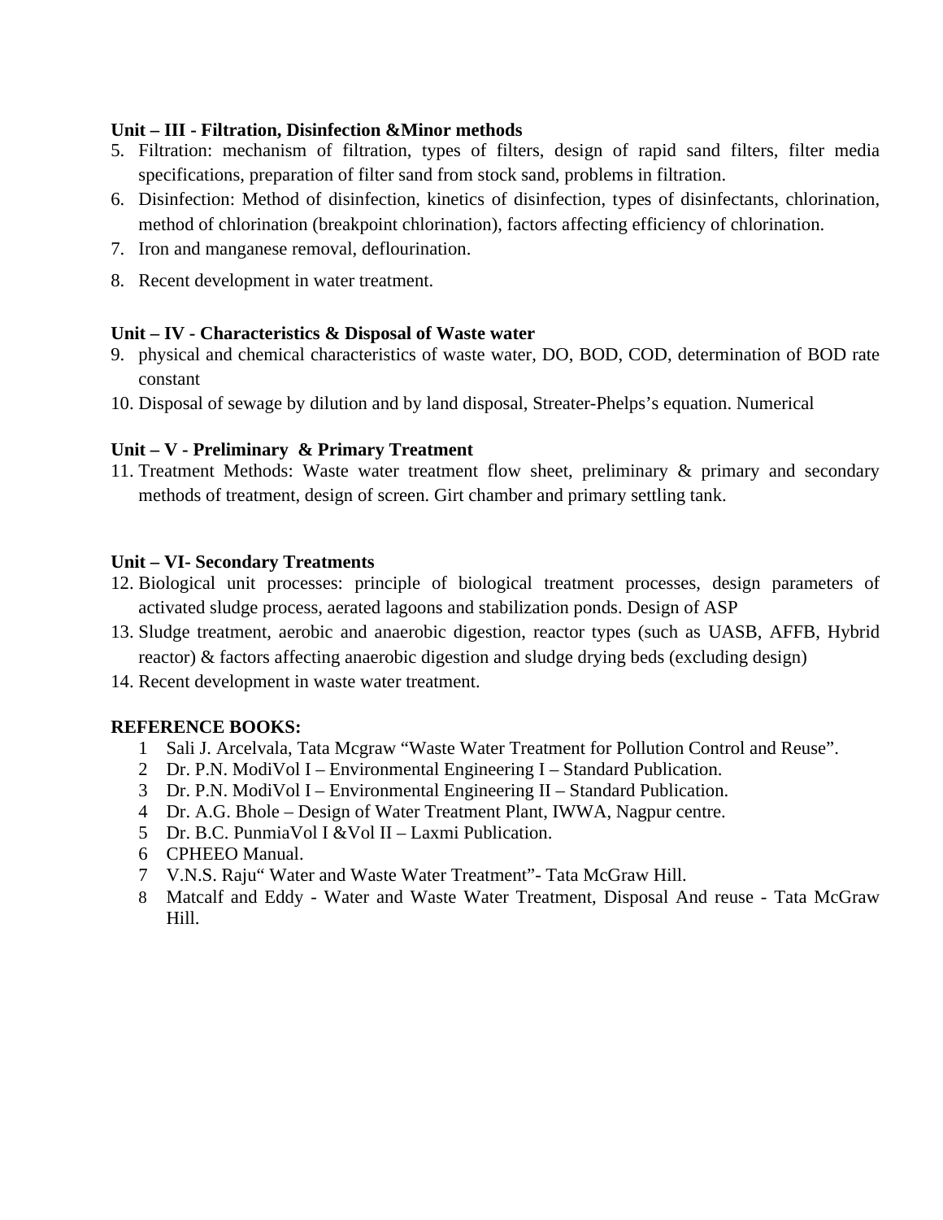**Unit – III - Filtration, Disinfection &Minor methods**

5. Filtration: mechanism of filtration, types of filters, design of rapid sand filters, filter media specifications, preparation of filter sand from stock sand, problems in filtration.
6. Disinfection: Method of disinfection, kinetics of disinfection, types of disinfectants, chlorination, method of chlorination (breakpoint chlorination), factors affecting efficiency of chlorination.
7. Iron and manganese removal, deflourination.
8. Recent development in water treatment.

**Unit – IV - Characteristics & Disposal of Waste water**

9. physical and chemical characteristics of waste water, DO, BOD, COD, determination of BOD rate constant
10. Disposal of sewage by dilution and by land disposal, Streater-Phelps's equation. Numerical

**Unit – V - Preliminary & Primary Treatment**

11. Treatment Methods: Waste water treatment flow sheet, preliminary & primary and secondary methods of treatment, design of screen. Girt chamber and primary settling tank.

**Unit – VI- Secondary Treatments**

12. Biological unit processes: principle of biological treatment processes, design parameters of activated sludge process, aerated lagoons and stabilization ponds. Design of ASP
13. Sludge treatment, aerobic and anaerobic digestion, reactor types (such as UASB, AFFB, Hybrid reactor) & factors affecting anaerobic digestion and sludge drying beds (excluding design)
14. Recent development in waste water treatment.

**REFERENCE BOOKS:**

1. Sali J. Arcelvala, Tata Mcgraw "Waste Water Treatment for Pollution Control and Reuse".
2. Dr. P.N. ModiVol I – Environmental Engineering I – Standard Publication.
3. Dr. P.N. ModiVol I – Environmental Engineering II – Standard Publication.
4. Dr. A.G. Bhole – Design of Water Treatment Plant, IWWA, Nagpur centre.
5. Dr. B.C. PunmiaVol I &Vol II – Laxmi Publication.
6. CPHEEO Manual.
7. V.N.S. Raju" Water and Waste Water Treatment"- Tata McGraw Hill.
8. Matcalf and Eddy - Water and Waste Water Treatment, Disposal And reuse - Tata McGraw Hill.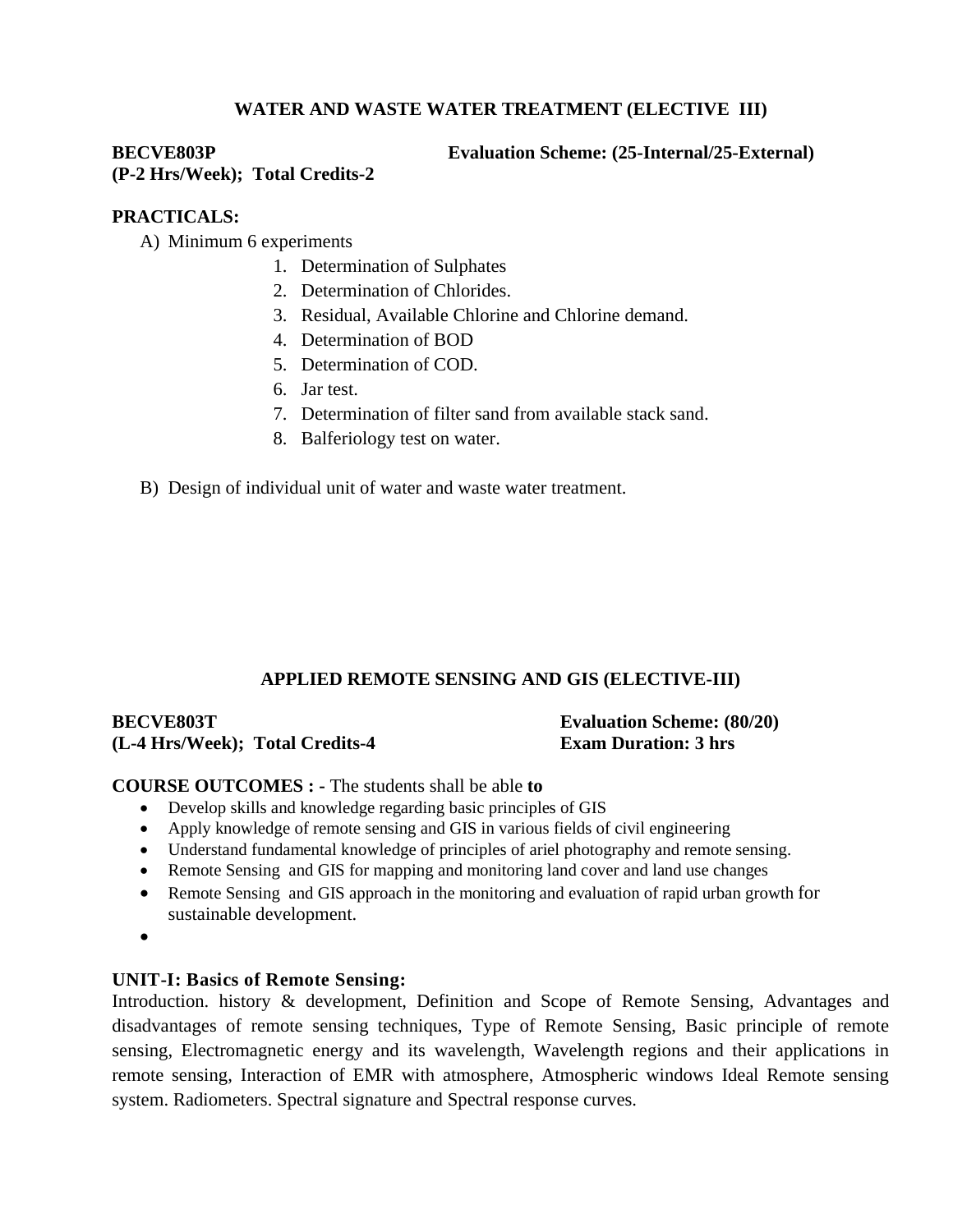## WATER AND WASTE WATER TREATMENT (ELECTIVE III)

**BECVE803P** **Evaluation Scheme: (25-Internal/25-External)**
**(P-2 Hrs/Week); Total Credits-2**

**PRACTICALS:**

A) Minimum 6 experiments

1. Determination of Sulphates
2. Determination of Chlorides.
3. Residual, Available Chlorine and Chlorine demand.
4. Determination of BOD
5. Determination of COD.
6. Jar test.
7. Determination of filter sand from available stack sand.
8. Balferiology test on water.

B) Design of individual unit of water and waste water treatment.

## APPLIED REMOTE SENSING AND GIS (ELECTIVE-III)

**BECVE803T** **Evaluation Scheme: (80/20)**
**(L-4 Hrs/Week); Total Credits-4** **Exam Duration: 3 hrs**

**COURSE OUTCOMES : -** The students shall be able **to**

- Develop skills and knowledge regarding basic principles of GIS
- Apply knowledge of remote sensing and GIS in various fields of civil engineering
- Understand fundamental knowledge of principles of ariel photography and remote sensing.
- Remote Sensing and GIS for mapping and monitoring land cover and land use changes
- Remote Sensing and GIS approach in the monitoring and evaluation of rapid urban growth for sustainable development.
-

**UNIT-I: Basics of Remote Sensing:**
Introduction. history & development, Definition and Scope of Remote Sensing, Advantages and disadvantages of remote sensing techniques, Type of Remote Sensing, Basic principle of remote sensing, Electromagnetic energy and its wavelength, Wavelength regions and their applications in remote sensing, Interaction of EMR with atmosphere, Atmospheric windows Ideal Remote sensing system. Radiometers. Spectral signature and Spectral response curves.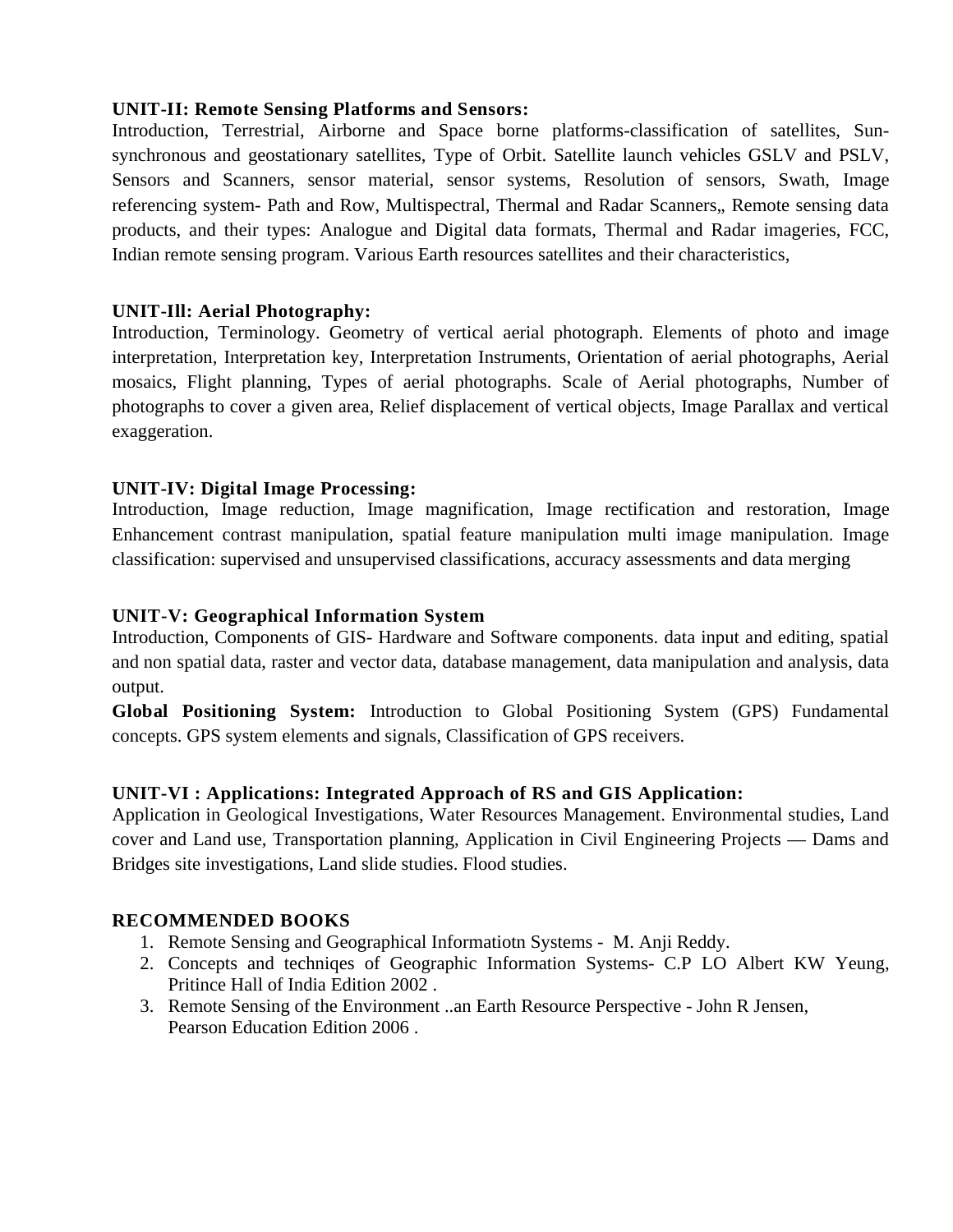**UNIT-II: Remote Sensing Platforms and Sensors:**
Introduction, Terrestrial, Airborne and Space borne platforms-classification of satellites, Sun-synchronous and geostationary satellites, Type of Orbit. Satellite launch vehicles GSLV and PSLV, Sensors and Scanners, sensor material, sensor systems, Resolution of sensors, Swath, Image referencing system- Path and Row, Multispectral, Thermal and Radar Scanners„ Remote sensing data products, and their types: Analogue and Digital data formats, Thermal and Radar imageries, FCC, Indian remote sensing program. Various Earth resources satellites and their characteristics,

**UNIT-Ill: Aerial Photography:**
Introduction, Terminology. Geometry of vertical aerial photograph. Elements of photo and image interpretation, Interpretation key, Interpretation Instruments, Orientation of aerial photographs, Aerial mosaics, Flight planning, Types of aerial photographs. Scale of Aerial photographs, Number of photographs to cover a given area, Relief displacement of vertical objects, Image Parallax and vertical exaggeration.

**UNIT-IV: Digital Image Processing:**
Introduction, Image reduction, Image magnification, Image rectification and restoration, Image Enhancement contrast manipulation, spatial feature manipulation multi image manipulation. Image classification: supervised and unsupervised classifications, accuracy assessments and data merging

**UNIT-V: Geographical Information System**
Introduction, Components of GIS- Hardware and Software components. data input and editing, spatial and non spatial data, raster and vector data, database management, data manipulation and analysis, data output.
**Global Positioning System:** Introduction to Global Positioning System (GPS) Fundamental concepts. GPS system elements and signals, Classification of GPS receivers.

**UNIT-VI : Applications: Integrated Approach of RS and GIS Application:**
Application in Geological Investigations, Water Resources Management. Environmental studies, Land cover and Land use, Transportation planning, Application in Civil Engineering Projects — Dams and Bridges site investigations, Land slide studies. Flood studies.

**RECOMMENDED BOOKS**

1. Remote Sensing and Geographical Informatiotn Systems - M. Anji Reddy.
2. Concepts and techniqes of Geographic Information Systems- C.P LO Albert KW Yeung, Pritince Hall of India Edition 2002 .
3. Remote Sensing of the Environment ..an Earth Resource Perspective - John R Jensen, Pearson Education Edition 2006 .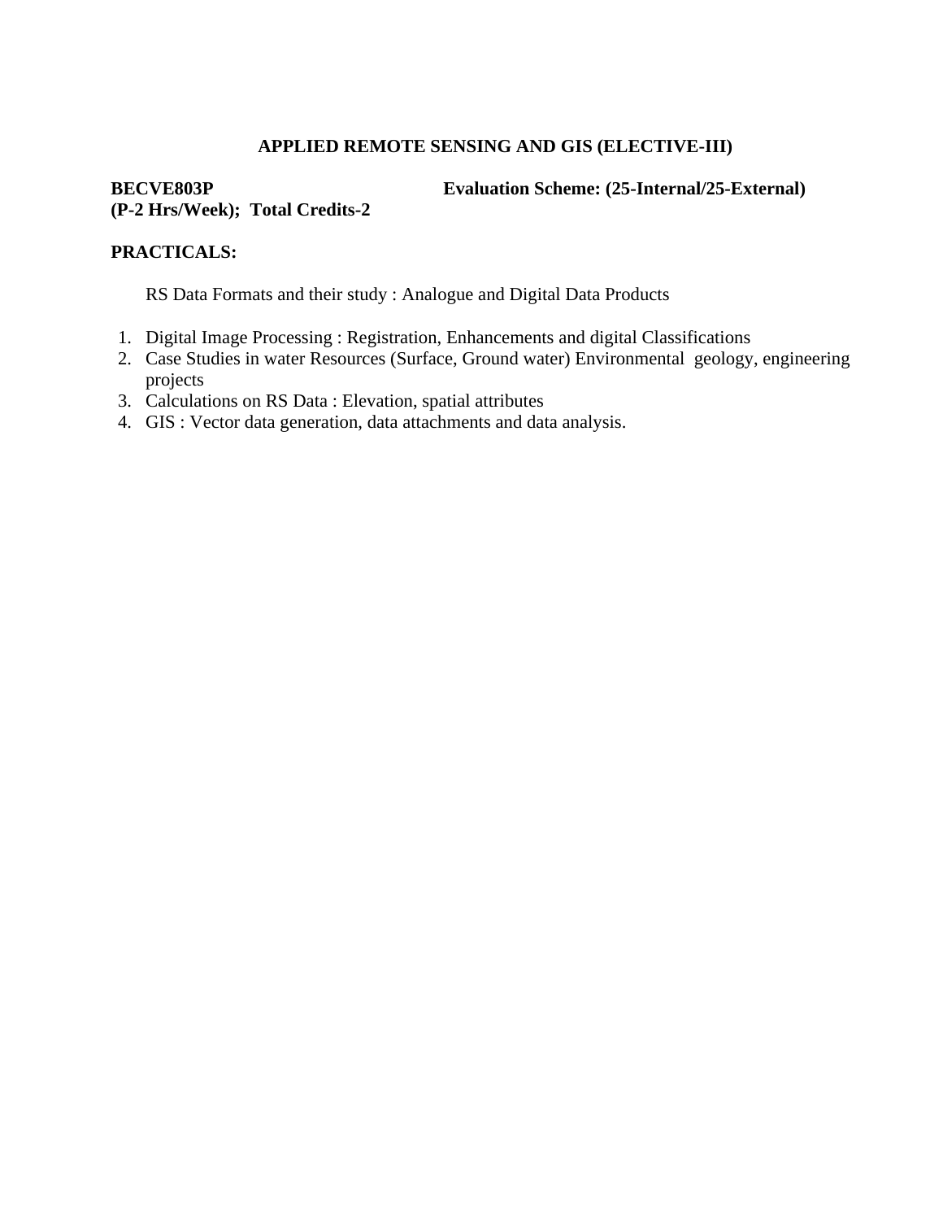## APPLIED REMOTE SENSING AND GIS (ELECTIVE-III)

**BECVE803P** **Evaluation Scheme: (25-Internal/25-External)**
**(P-2 Hrs/Week); Total Credits-2**

**PRACTICALS:**

RS Data Formats and their study : Analogue and Digital Data Products

1. Digital Image Processing : Registration, Enhancements and digital Classifications
2. Case Studies in water Resources (Surface, Ground water) Environmental geology, engineering projects
3. Calculations on RS Data : Elevation, spatial attributes
4. GIS : Vector data generation, data attachments and data analysis.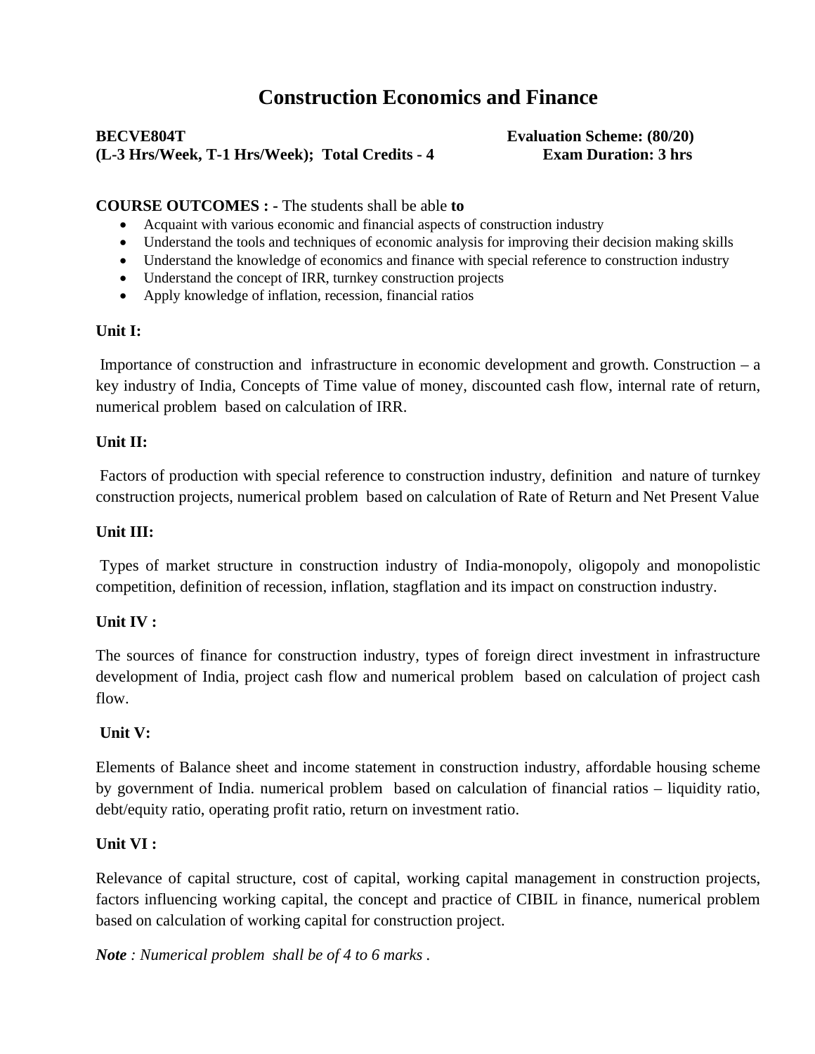# Construction Economics and Finance

**BECVE804T** **Evaluation Scheme: (80/20)**
**(L-3 Hrs/Week, T-1 Hrs/Week); Total Credits - 4** **Exam Duration: 3 hrs**

**COURSE OUTCOMES : -** The students shall be able **to**

- Acquaint with various economic and financial aspects of construction industry
- Understand the tools and techniques of economic analysis for improving their decision making skills
- Understand the knowledge of economics and finance with special reference to construction industry
- Understand the concept of IRR, turnkey construction projects
- Apply knowledge of inflation, recession, financial ratios

**Unit I:**

Importance of construction and infrastructure in economic development and growth. Construction – a key industry of India, Concepts of Time value of money, discounted cash flow, internal rate of return, numerical problem based on calculation of IRR.

**Unit II:**

Factors of production with special reference to construction industry, definition and nature of turnkey construction projects, numerical problem based on calculation of Rate of Return and Net Present Value

**Unit III:**

Types of market structure in construction industry of India-monopoly, oligopoly and monopolistic competition, definition of recession, inflation, stagflation and its impact on construction industry.

**Unit IV :**

The sources of finance for construction industry, types of foreign direct investment in infrastructure development of India, project cash flow and numerical problem based on calculation of project cash flow.

**Unit V:**

Elements of Balance sheet and income statement in construction industry, affordable housing scheme by government of India. numerical problem based on calculation of financial ratios – liquidity ratio, debt/equity ratio, operating profit ratio, return on investment ratio.

**Unit VI :**

Relevance of capital structure, cost of capital, working capital management in construction projects, factors influencing working capital, the concept and practice of CIBIL in finance, numerical problem based on calculation of working capital for construction project.

***Note** : Numerical problem shall be of 4 to 6 marks .*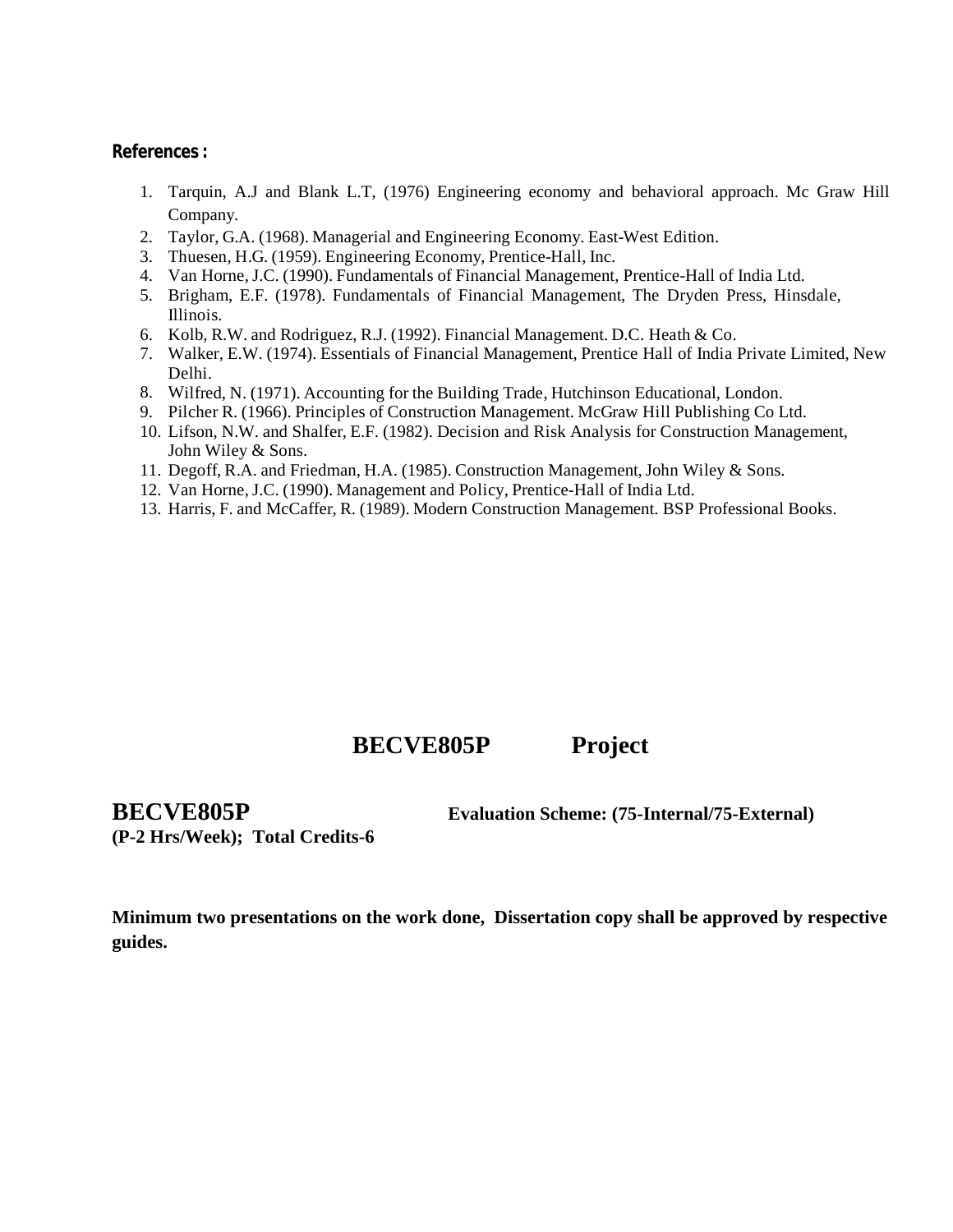**References :**

1. Tarquin, A.J and Blank L.T, (1976) Engineering economy and behavioral approach. Mc Graw Hill Company.
2. Taylor, G.A. (1968). Managerial and Engineering Economy. East-West Edition.
3. Thuesen, H.G. (1959). Engineering Economy, Prentice-Hall, Inc.
4. Van Horne, J.C. (1990). Fundamentals of Financial Management, Prentice-Hall of India Ltd.
5. Brigham, E.F. (1978). Fundamentals of Financial Management, The Dryden Press, Hinsdale, Illinois.
6. Kolb, R.W. and Rodriguez, R.J. (1992). Financial Management. D.C. Heath & Co.
7. Walker, E.W. (1974). Essentials of Financial Management, Prentice Hall of India Private Limited, New Delhi.
8. Wilfred, N. (1971). Accounting for the Building Trade, Hutchinson Educational, London.
9. Pilcher R. (1966). Principles of Construction Management. McGraw Hill Publishing Co Ltd.
10. Lifson, N.W. and Shalfer, E.F. (1982). Decision and Risk Analysis for Construction Management, John Wiley & Sons.
11. Degoff, R.A. and Friedman, H.A. (1985). Construction Management, John Wiley & Sons.
12. Van Horne, J.C. (1990). Management and Policy, Prentice-Hall of India Ltd.
13. Harris, F. and McCaffer, R. (1989). Modern Construction Management. BSP Professional Books.

# BECVE805P Project

**BECVE805P** **Evaluation Scheme: (75-Internal/75-External)**
**(P-2 Hrs/Week); Total Credits-6**

**Minimum two presentations on the work done, Dissertation copy shall be approved by respective guides.**